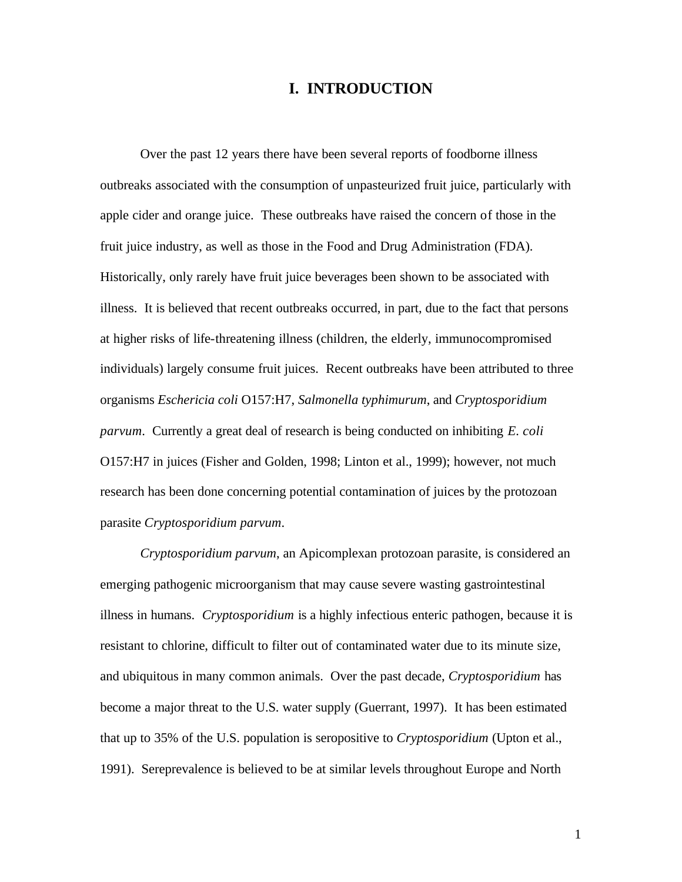# I. INTRODUCTION

Over the past 12 years there have been several reports of foodborne illness outbreaks associated with the consumption of unpasteurized fruit juice, particularly with apple cider and orange juice. These outbreaks have raised the concern of those in the fruit juice industry, as well as those in the Food and Drug Administration (FDA). Historically, only rarely have fruit juice beverages been shown to be associated with illness. It is believed that recent outbreaks occurred, in part, due to the fact that persons at higher risks of life-threatening illness (children, the elderly, immunocompromised individuals) largely consume fruit juices. Recent outbreaks have been attributed to three organisms *Eschericia coli* O157:H7, *Salmonella typhimurum*, and *Cryptosporidium parvum*. Currently a great deal of research is being conducted on inhibiting *E. coli* O157:H7 in juices (Fisher and Golden, 1998; Linton et al., 1999); however, not much research has been done concerning potential contamination of juices by the protozoan parasite *Cryptosporidium parvum*.

*Cryptosporidium parvum*, an Apicomplexan protozoan parasite, is considered an emerging pathogenic microorganism that may cause severe wasting gastrointestinal illness in humans. *Cryptosporidium* is a highly infectious enteric pathogen, because it is resistant to chlorine, difficult to filter out of contaminated water due to its minute size, and ubiquitous in many common animals. Over the past decade, *Cryptosporidium* has become a major threat to the U.S. water supply (Guerrant, 1997). It has been estimated that up to 35% of the U.S. population is seropositive to *Cryptosporidium* (Upton et al., 1991). Sereprevalence is believed to be at similar levels throughout Europe and North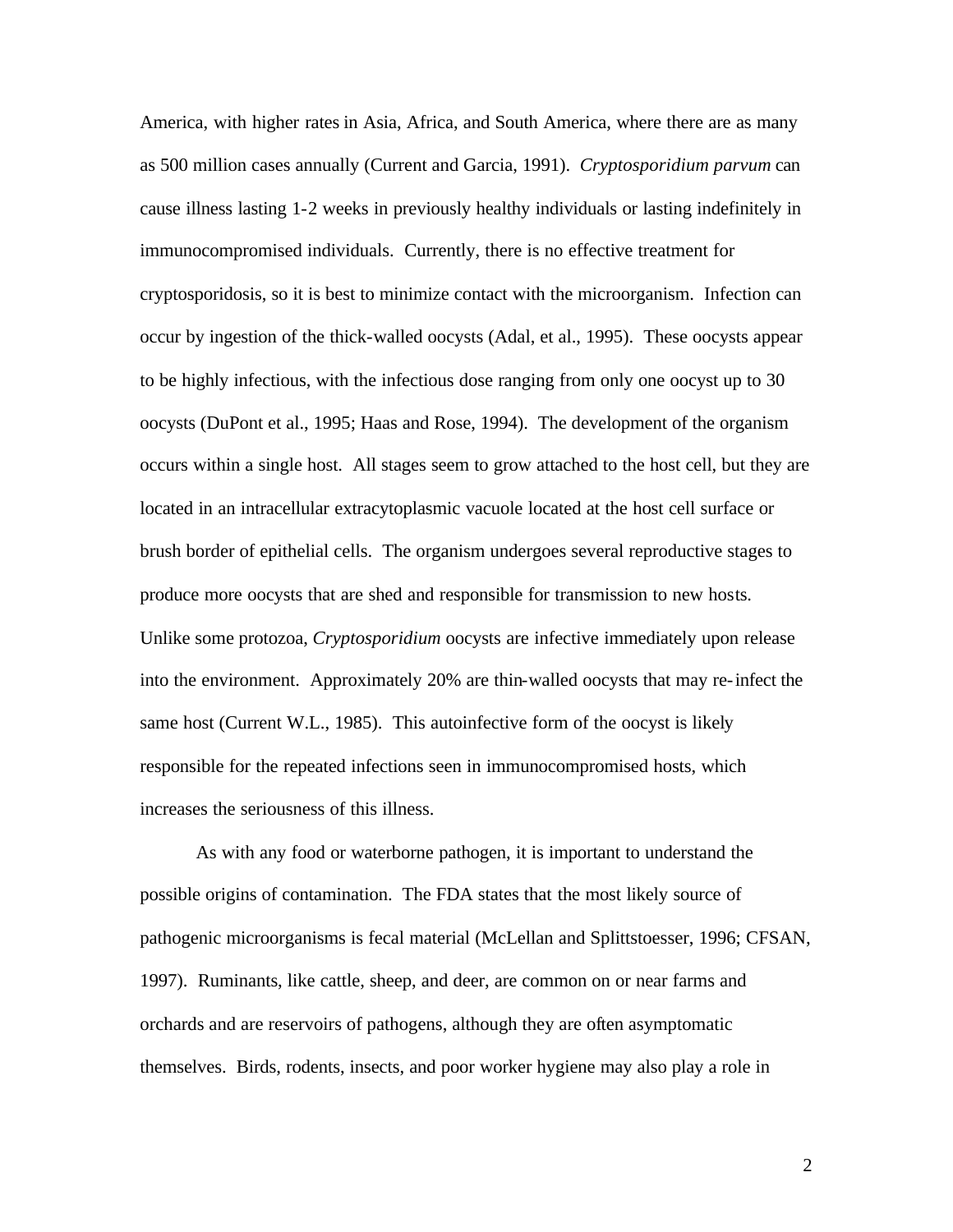America, with higher rates in Asia, Africa, and South America, where there are as many as 500 million cases annually (Current and Garcia, 1991). *Cryptosporidium parvum* can cause illness lasting 1-2 weeks in previously healthy individuals or lasting indefinitely in immunocompromised individuals. Currently, there is no effective treatment for cryptosporidosis, so it is best to minimize contact with the microorganism. Infection can occur by ingestion of the thick-walled oocysts (Adal, et al., 1995). These oocysts appear to be highly infectious, with the infectious dose ranging from only one oocyst up to 30 oocysts (DuPont et al., 1995; Haas and Rose, 1994). The development of the organism occurs within a single host. All stages seem to grow attached to the host cell, but they are located in an intracellular extracytoplasmic vacuole located at the host cell surface or brush border of epithelial cells. The organism undergoes several reproductive stages to produce more oocysts that are shed and responsible for transmission to new hosts. Unlike some protozoa, *Cryptosporidium* oocysts are infective immediately upon release into the environment. Approximately 20% are thin-walled oocysts that may re-infect the same host (Current W.L., 1985). This autoinfective form of the oocyst is likely responsible for the repeated infections seen in immunocompromised hosts, which increases the seriousness of this illness.

As with any food or waterborne pathogen, it is important to understand the possible origins of contamination. The FDA states that the most likely source of pathogenic microorganisms is fecal material (McLellan and Splittstoesser, 1996; CFSAN, 1997). Ruminants, like cattle, sheep, and deer, are common on or near farms and orchards and are reservoirs of pathogens, although they are often asymptomatic themselves. Birds, rodents, insects, and poor worker hygiene may also play a role in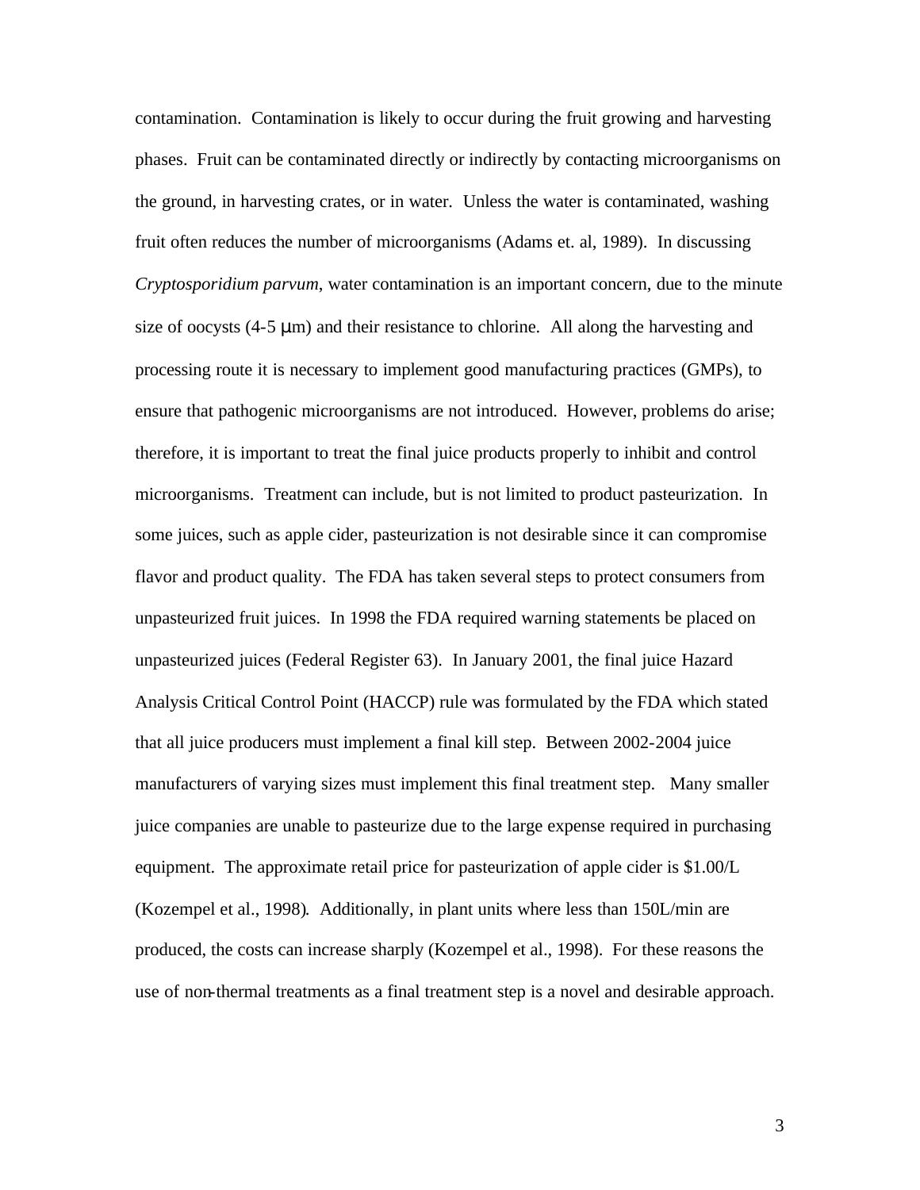contamination. Contamination is likely to occur during the fruit growing and harvesting phases. Fruit can be contaminated directly or indirectly by contacting microorganisms on the ground, in harvesting crates, or in water. Unless the water is contaminated, washing fruit often reduces the number of microorganisms (Adams et. al, 1989). In discussing *Cryptosporidium parvum*, water contamination is an important concern, due to the minute size of oocysts (4-5 μm) and their resistance to chlorine. All along the harvesting and processing route it is necessary to implement good manufacturing practices (GMPs), to ensure that pathogenic microorganisms are not introduced. However, problems do arise; therefore, it is important to treat the final juice products properly to inhibit and control microorganisms. Treatment can include, but is not limited to product pasteurization. In some juices, such as apple cider, pasteurization is not desirable since it can compromise flavor and product quality. The FDA has taken several steps to protect consumers from unpasteurized fruit juices. In 1998 the FDA required warning statements be placed on unpasteurized juices (Federal Register 63). In January 2001, the final juice Hazard Analysis Critical Control Point (HACCP) rule was formulated by the FDA which stated that all juice producers must implement a final kill step. Between 2002-2004 juice manufacturers of varying sizes must implement this final treatment step. Many smaller juice companies are unable to pasteurize due to the large expense required in purchasing equipment. The approximate retail price for pasteurization of apple cider is $1.00/L (Kozempel et al., 1998). Additionally, in plant units where less than 150L/min are produced, the costs can increase sharply (Kozempel et al., 1998). For these reasons the use of non-thermal treatments as a final treatment step is a novel and desirable approach.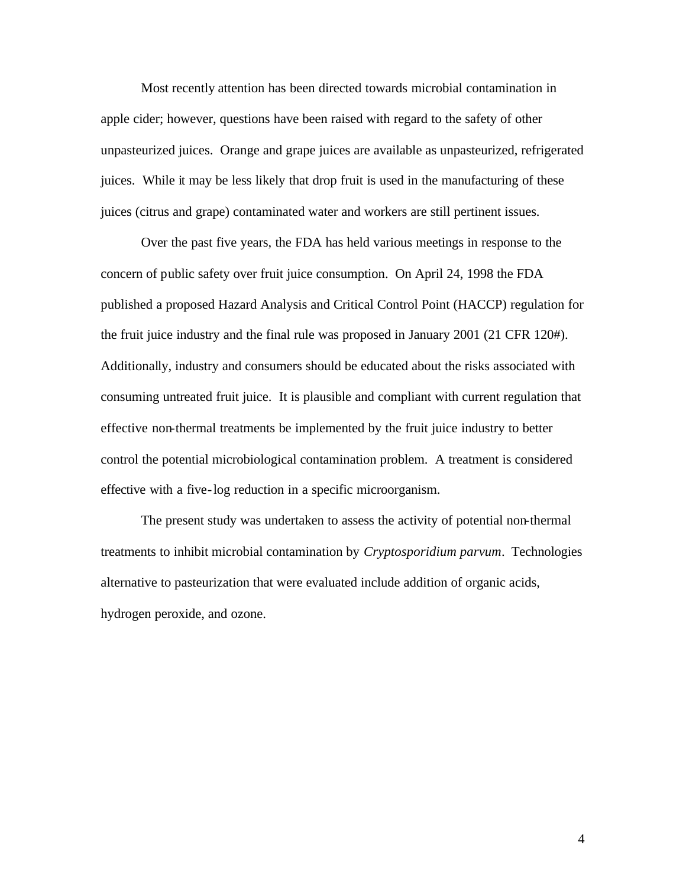Most recently attention has been directed towards microbial contamination in apple cider; however, questions have been raised with regard to the safety of other unpasteurized juices. Orange and grape juices are available as unpasteurized, refrigerated juices. While it may be less likely that drop fruit is used in the manufacturing of these juices (citrus and grape) contaminated water and workers are still pertinent issues.

Over the past five years, the FDA has held various meetings in response to the concern of public safety over fruit juice consumption. On April 24, 1998 the FDA published a proposed Hazard Analysis and Critical Control Point (HACCP) regulation for the fruit juice industry and the final rule was proposed in January 2001 (21 CFR 120#). Additionally, industry and consumers should be educated about the risks associated with consuming untreated fruit juice. It is plausible and compliant with current regulation that effective non-thermal treatments be implemented by the fruit juice industry to better control the potential microbiological contamination problem. A treatment is considered effective with a five-log reduction in a specific microorganism.

The present study was undertaken to assess the activity of potential non-thermal treatments to inhibit microbial contamination by *Cryptosporidium parvum*. Technologies alternative to pasteurization that were evaluated include addition of organic acids, hydrogen peroxide, and ozone.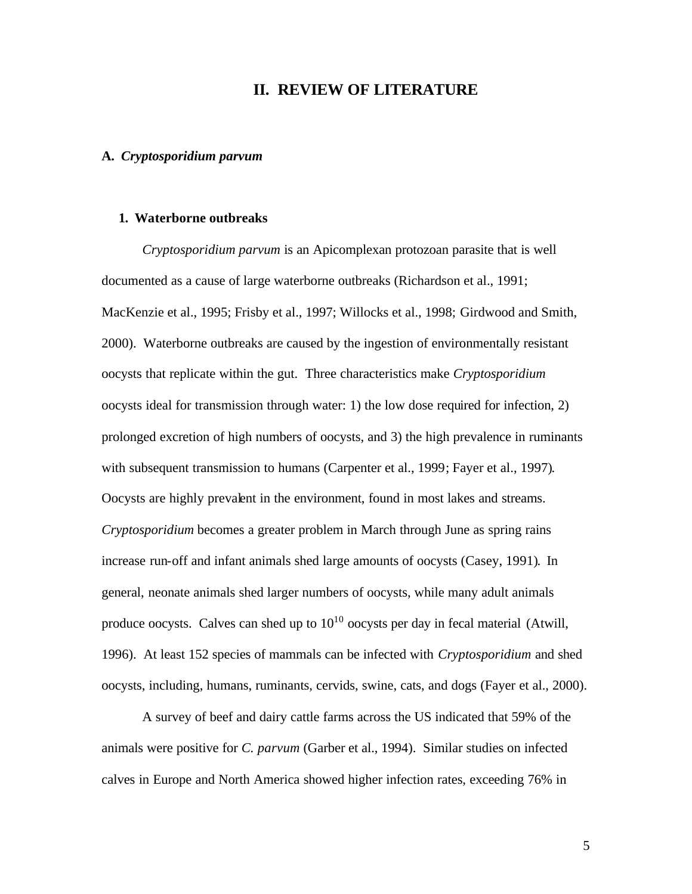# II. REVIEW OF LITERATURE

## A. *Cryptosporidium parvum*

### 1. Waterborne outbreaks

*Cryptosporidium parvum* is an Apicomplexan protozoan parasite that is well documented as a cause of large waterborne outbreaks (Richardson et al., 1991; MacKenzie et al., 1995; Frisby et al., 1997; Willocks et al., 1998; Girdwood and Smith, 2000). Waterborne outbreaks are caused by the ingestion of environmentally resistant oocysts that replicate within the gut. Three characteristics make *Cryptosporidium* oocysts ideal for transmission through water: 1) the low dose required for infection, 2) prolonged excretion of high numbers of oocysts, and 3) the high prevalence in ruminants with subsequent transmission to humans (Carpenter et al., 1999; Fayer et al., 1997). Oocysts are highly prevalent in the environment, found in most lakes and streams. *Cryptosporidium* becomes a greater problem in March through June as spring rains increase run-off and infant animals shed large amounts of oocysts (Casey, 1991). In general, neonate animals shed larger numbers of oocysts, while many adult animals produce oocysts. Calves can shed up to $10^{10}$ oocysts per day in fecal material (Atwill, 1996). At least 152 species of mammals can be infected with *Cryptosporidium* and shed oocysts, including, humans, ruminants, cervids, swine, cats, and dogs (Fayer et al., 2000).

A survey of beef and dairy cattle farms across the US indicated that 59% of the animals were positive for *C. parvum* (Garber et al., 1994). Similar studies on infected calves in Europe and North America showed higher infection rates, exceeding 76% in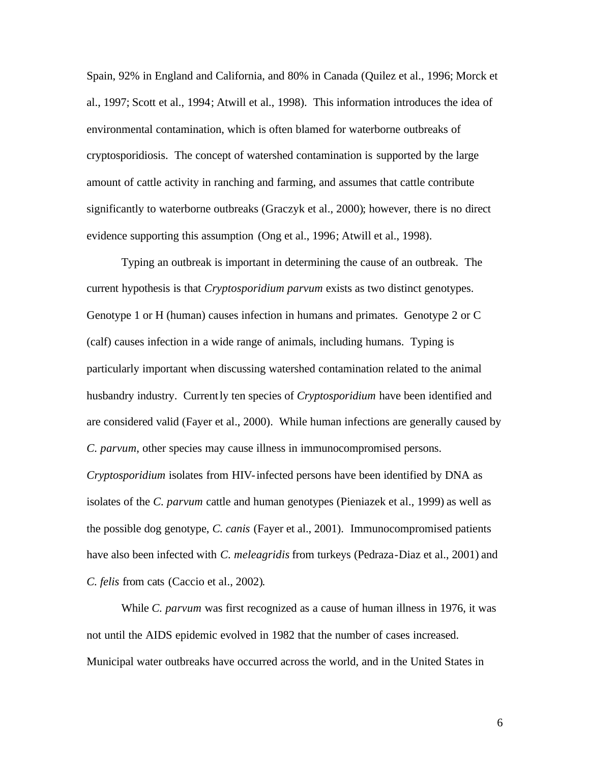Spain, 92% in England and California, and 80% in Canada (Quilez et al., 1996; Morck et al., 1997; Scott et al., 1994; Atwill et al., 1998). This information introduces the idea of environmental contamination, which is often blamed for waterborne outbreaks of cryptosporidiosis. The concept of watershed contamination is supported by the large amount of cattle activity in ranching and farming, and assumes that cattle contribute significantly to waterborne outbreaks (Graczyk et al., 2000); however, there is no direct evidence supporting this assumption (Ong et al., 1996; Atwill et al., 1998).

Typing an outbreak is important in determining the cause of an outbreak. The current hypothesis is that *Cryptosporidium parvum* exists as two distinct genotypes. Genotype 1 or H (human) causes infection in humans and primates. Genotype 2 or C (calf) causes infection in a wide range of animals, including humans. Typing is particularly important when discussing watershed contamination related to the animal husbandry industry. Currently ten species of *Cryptosporidium* have been identified and are considered valid (Fayer et al., 2000). While human infections are generally caused by *C. parvum*, other species may cause illness in immunocompromised persons. *Cryptosporidium* isolates from HIV-infected persons have been identified by DNA as isolates of the *C. parvum* cattle and human genotypes (Pieniazek et al., 1999) as well as the possible dog genotype, *C. canis* (Fayer et al., 2001). Immunocompromised patients have also been infected with *C. meleagridis* from turkeys (Pedraza-Diaz et al., 2001) and *C. felis* from cats (Caccio et al., 2002).

While *C. parvum* was first recognized as a cause of human illness in 1976, it was not until the AIDS epidemic evolved in 1982 that the number of cases increased. Municipal water outbreaks have occurred across the world, and in the United States in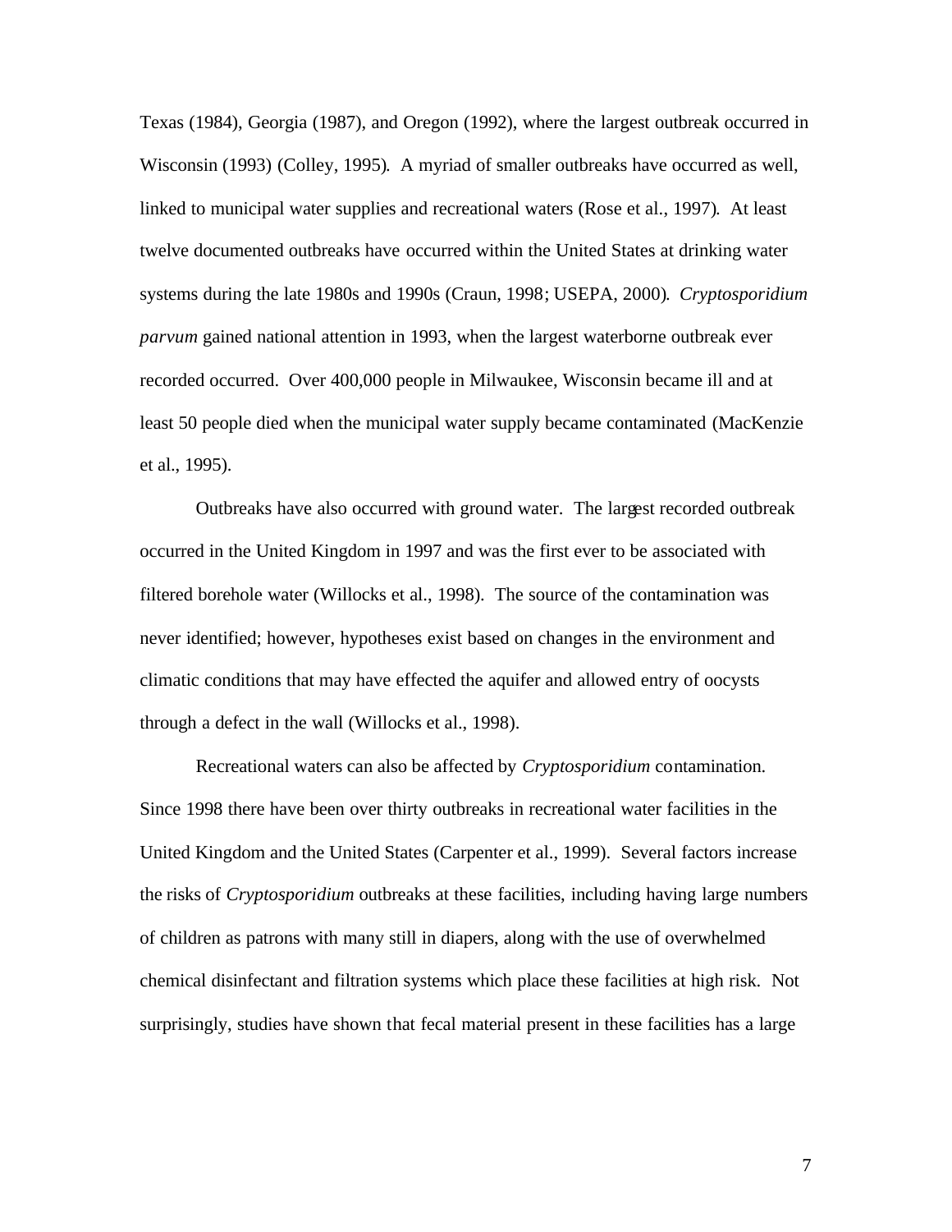Texas (1984), Georgia (1987), and Oregon (1992), where the largest outbreak occurred in Wisconsin (1993) (Colley, 1995). A myriad of smaller outbreaks have occurred as well, linked to municipal water supplies and recreational waters (Rose et al., 1997). At least twelve documented outbreaks have occurred within the United States at drinking water systems during the late 1980s and 1990s (Craun, 1998; USEPA, 2000). *Cryptosporidium parvum* gained national attention in 1993, when the largest waterborne outbreak ever recorded occurred. Over 400,000 people in Milwaukee, Wisconsin became ill and at least 50 people died when the municipal water supply became contaminated (MacKenzie et al., 1995).

Outbreaks have also occurred with ground water. The largest recorded outbreak occurred in the United Kingdom in 1997 and was the first ever to be associated with filtered borehole water (Willocks et al., 1998). The source of the contamination was never identified; however, hypotheses exist based on changes in the environment and climatic conditions that may have effected the aquifer and allowed entry of oocysts through a defect in the wall (Willocks et al., 1998).

Recreational waters can also be affected by *Cryptosporidium* contamination. Since 1998 there have been over thirty outbreaks in recreational water facilities in the United Kingdom and the United States (Carpenter et al., 1999). Several factors increase the risks of *Cryptosporidium* outbreaks at these facilities, including having large numbers of children as patrons with many still in diapers, along with the use of overwhelmed chemical disinfectant and filtration systems which place these facilities at high risk. Not surprisingly, studies have shown that fecal material present in these facilities has a large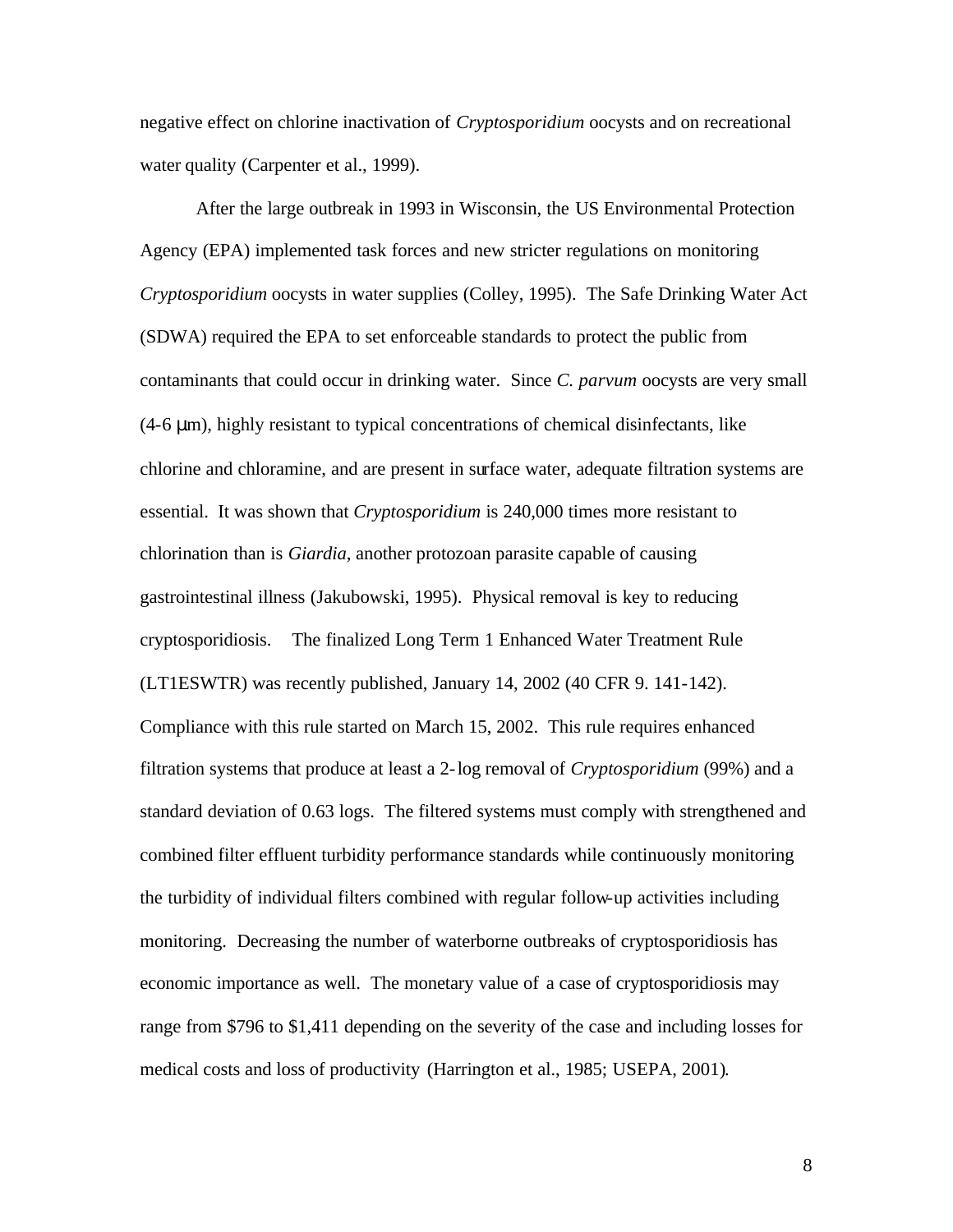negative effect on chlorine inactivation of *Cryptosporidium* oocysts and on recreational water quality (Carpenter et al., 1999).

After the large outbreak in 1993 in Wisconsin, the US Environmental Protection Agency (EPA) implemented task forces and new stricter regulations on monitoring *Cryptosporidium* oocysts in water supplies (Colley, 1995). The Safe Drinking Water Act (SDWA) required the EPA to set enforceable standards to protect the public from contaminants that could occur in drinking water. Since *C. parvum* oocysts are very small (4-6 μm), highly resistant to typical concentrations of chemical disinfectants, like chlorine and chloramine, and are present in surface water, adequate filtration systems are essential. It was shown that *Cryptosporidium* is 240,000 times more resistant to chlorination than is *Giardia*, another protozoan parasite capable of causing gastrointestinal illness (Jakubowski, 1995). Physical removal is key to reducing cryptosporidiosis. The finalized Long Term 1 Enhanced Water Treatment Rule (LT1ESWTR) was recently published, January 14, 2002 (40 CFR 9. 141-142). Compliance with this rule started on March 15, 2002. This rule requires enhanced filtration systems that produce at least a 2-log removal of *Cryptosporidium* (99%) and a standard deviation of 0.63 logs. The filtered systems must comply with strengthened and combined filter effluent turbidity performance standards while continuously monitoring the turbidity of individual filters combined with regular follow-up activities including monitoring. Decreasing the number of waterborne outbreaks of cryptosporidiosis has economic importance as well. The monetary value of a case of cryptosporidiosis may range from $796 to $1,411 depending on the severity of the case and including losses for medical costs and loss of productivity (Harrington et al., 1985; USEPA, 2001).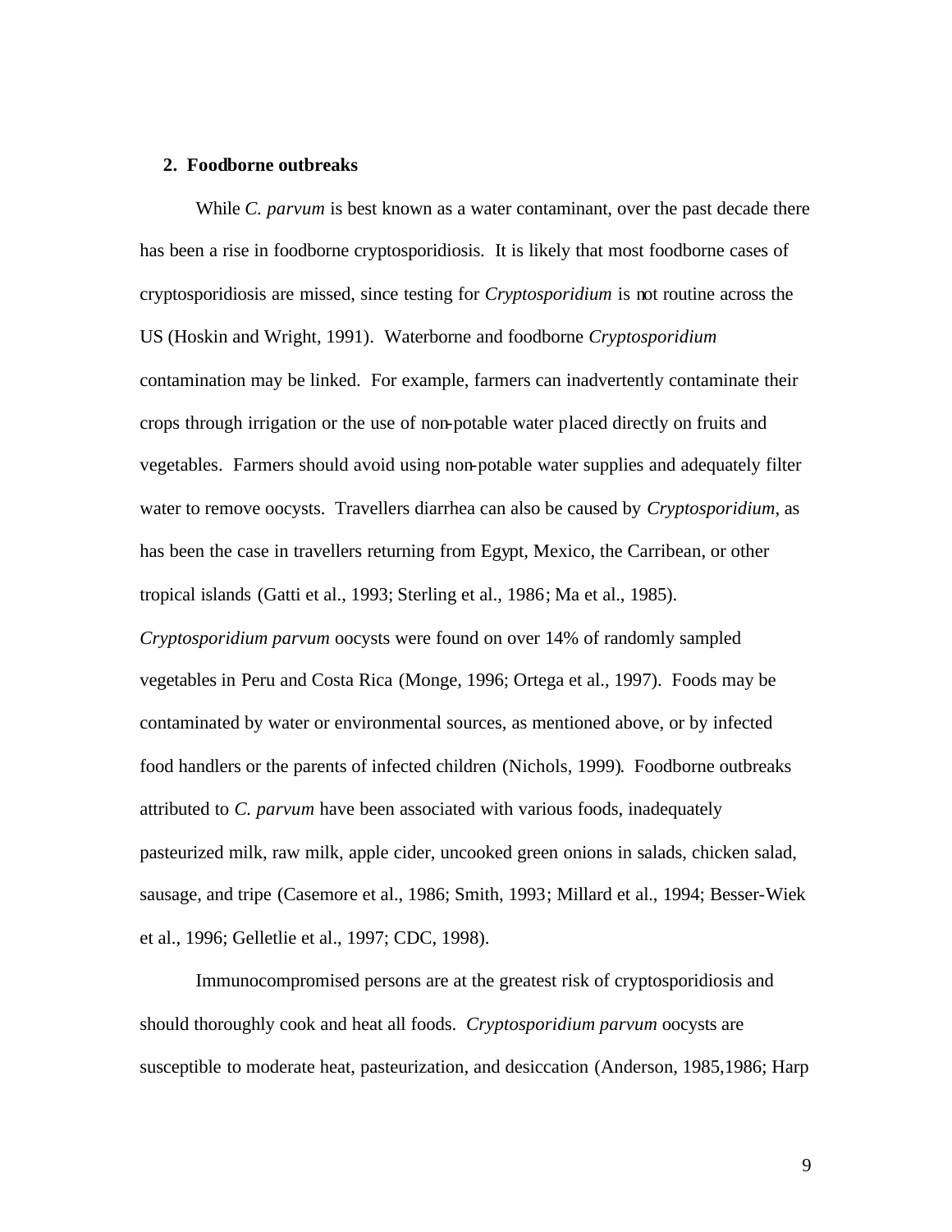## 2. Foodborne outbreaks

While *C. parvum* is best known as a water contaminant, over the past decade there has been a rise in foodborne cryptosporidiosis. It is likely that most foodborne cases of cryptosporidiosis are missed, since testing for *Cryptosporidium* is not routine across the US (Hoskin and Wright, 1991). Waterborne and foodborne *Cryptosporidium* contamination may be linked. For example, farmers can inadvertently contaminate their crops through irrigation or the use of non-potable water placed directly on fruits and vegetables. Farmers should avoid using non-potable water supplies and adequately filter water to remove oocysts. Travellers diarrhea can also be caused by *Cryptosporidium*, as has been the case in travellers returning from Egypt, Mexico, the Carribean, or other tropical islands (Gatti et al., 1993; Sterling et al., 1986; Ma et al., 1985). *Cryptosporidium parvum* oocysts were found on over 14% of randomly sampled vegetables in Peru and Costa Rica (Monge, 1996; Ortega et al., 1997). Foods may be contaminated by water or environmental sources, as mentioned above, or by infected food handlers or the parents of infected children (Nichols, 1999). Foodborne outbreaks attributed to *C. parvum* have been associated with various foods, inadequately pasteurized milk, raw milk, apple cider, uncooked green onions in salads, chicken salad, sausage, and tripe (Casemore et al., 1986; Smith, 1993; Millard et al., 1994; Besser-Wiek et al., 1996; Gelletlie et al., 1997; CDC, 1998).

Immunocompromised persons are at the greatest risk of cryptosporidiosis and should thoroughly cook and heat all foods. *Cryptosporidium parvum* oocysts are susceptible to moderate heat, pasteurization, and desiccation (Anderson, 1985,1986; Harp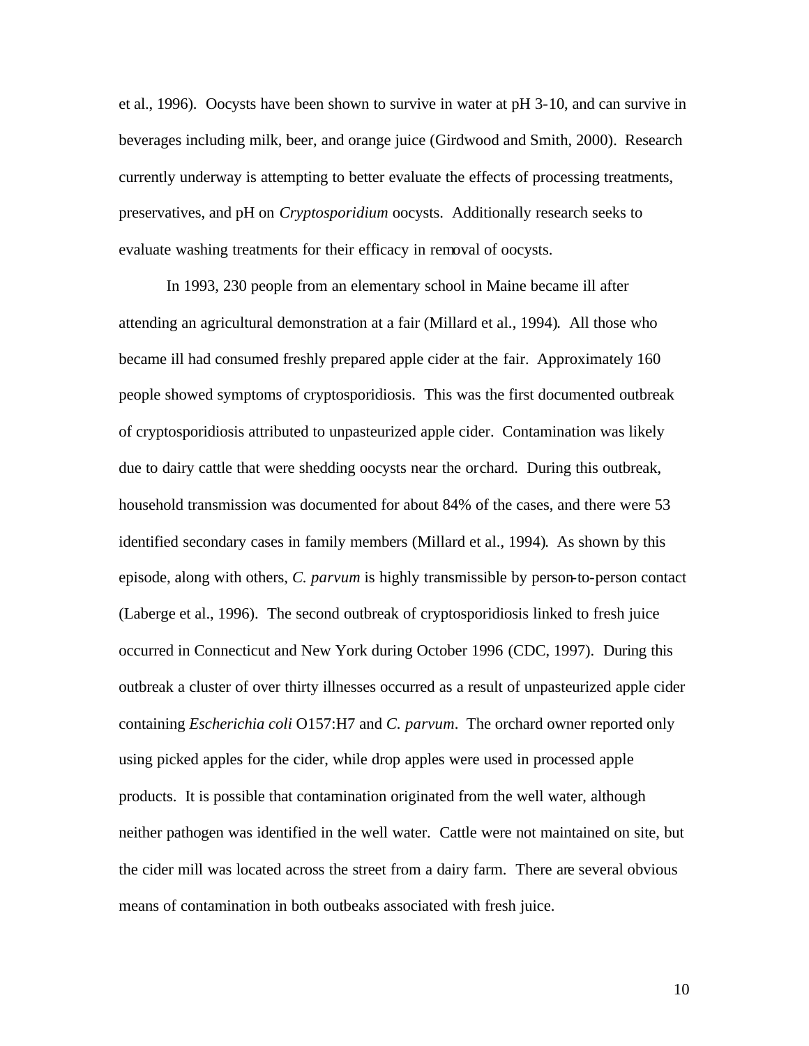et al., 1996). Oocysts have been shown to survive in water at pH 3-10, and can survive in beverages including milk, beer, and orange juice (Girdwood and Smith, 2000). Research currently underway is attempting to better evaluate the effects of processing treatments, preservatives, and pH on *Cryptosporidium* oocysts. Additionally research seeks to evaluate washing treatments for their efficacy in removal of oocysts.

In 1993, 230 people from an elementary school in Maine became ill after attending an agricultural demonstration at a fair (Millard et al., 1994). All those who became ill had consumed freshly prepared apple cider at the fair. Approximately 160 people showed symptoms of cryptosporidiosis. This was the first documented outbreak of cryptosporidiosis attributed to unpasteurized apple cider. Contamination was likely due to dairy cattle that were shedding oocysts near the orchard. During this outbreak, household transmission was documented for about 84% of the cases, and there were 53 identified secondary cases in family members (Millard et al., 1994). As shown by this episode, along with others, *C. parvum* is highly transmissible by person-to-person contact (Laberge et al., 1996). The second outbreak of cryptosporidiosis linked to fresh juice occurred in Connecticut and New York during October 1996 (CDC, 1997). During this outbreak a cluster of over thirty illnesses occurred as a result of unpasteurized apple cider containing *Escherichia coli* O157:H7 and *C. parvum*. The orchard owner reported only using picked apples for the cider, while drop apples were used in processed apple products. It is possible that contamination originated from the well water, although neither pathogen was identified in the well water. Cattle were not maintained on site, but the cider mill was located across the street from a dairy farm. There are several obvious means of contamination in both outbeaks associated with fresh juice.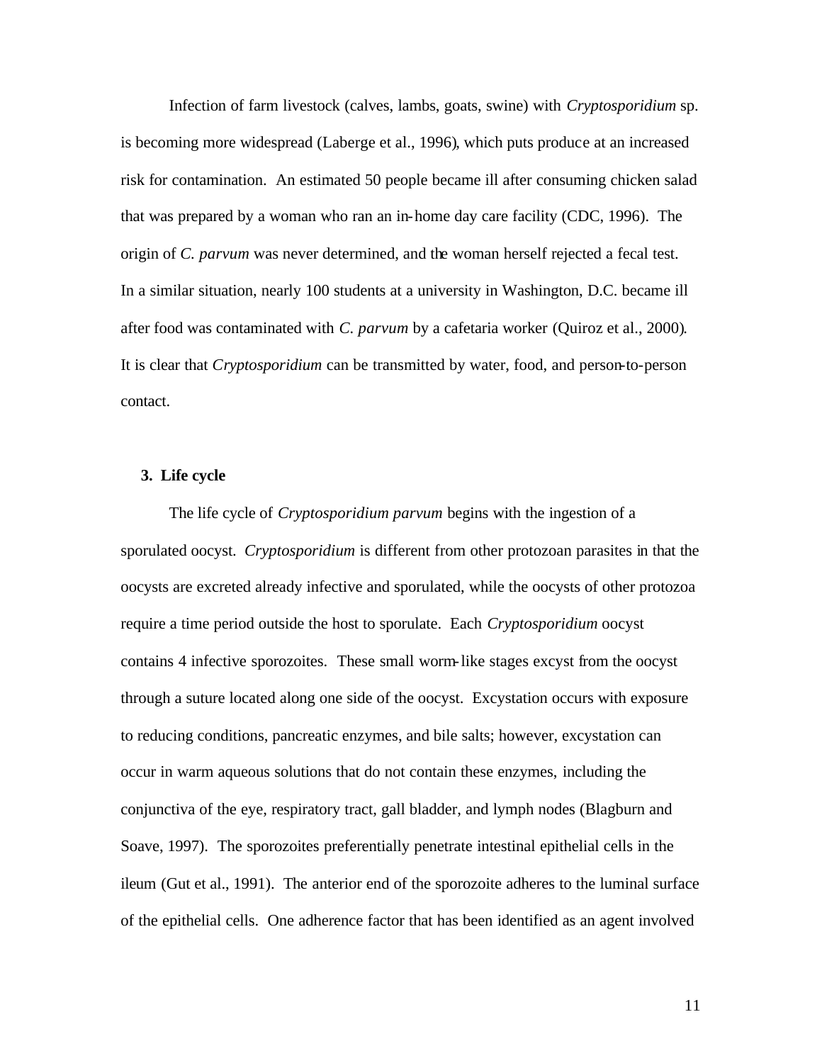Infection of farm livestock (calves, lambs, goats, swine) with *Cryptosporidium* sp. is becoming more widespread (Laberge et al., 1996), which puts produce at an increased risk for contamination. An estimated 50 people became ill after consuming chicken salad that was prepared by a woman who ran an in-home day care facility (CDC, 1996). The origin of *C. parvum* was never determined, and the woman herself rejected a fecal test. In a similar situation, nearly 100 students at a university in Washington, D.C. became ill after food was contaminated with *C. parvum* by a cafetaria worker (Quiroz et al., 2000). It is clear that *Cryptosporidium* can be transmitted by water, food, and person-to-person contact.

### 3. Life cycle

The life cycle of *Cryptosporidium parvum* begins with the ingestion of a sporulated oocyst. *Cryptosporidium* is different from other protozoan parasites in that the oocysts are excreted already infective and sporulated, while the oocysts of other protozoa require a time period outside the host to sporulate. Each *Cryptosporidium* oocyst contains 4 infective sporozoites. These small worm-like stages excyst from the oocyst through a suture located along one side of the oocyst. Excystation occurs with exposure to reducing conditions, pancreatic enzymes, and bile salts; however, excystation can occur in warm aqueous solutions that do not contain these enzymes, including the conjunctiva of the eye, respiratory tract, gall bladder, and lymph nodes (Blagburn and Soave, 1997). The sporozoites preferentially penetrate intestinal epithelial cells in the ileum (Gut et al., 1991). The anterior end of the sporozoite adheres to the luminal surface of the epithelial cells. One adherence factor that has been identified as an agent involved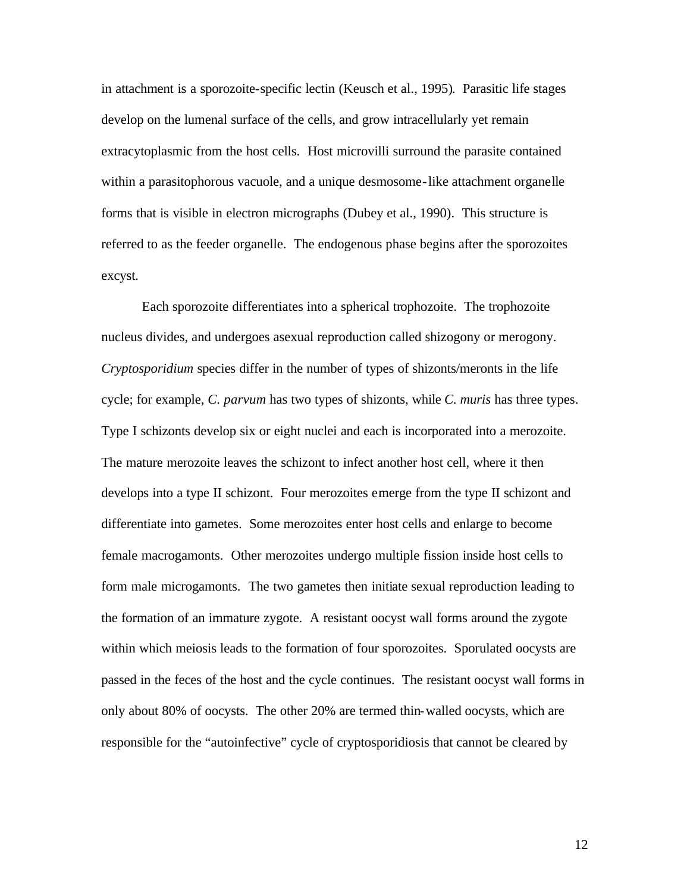in attachment is a sporozoite-specific lectin (Keusch et al., 1995). Parasitic life stages develop on the lumenal surface of the cells, and grow intracellularly yet remain extracytoplasmic from the host cells. Host microvilli surround the parasite contained within a parasitophorous vacuole, and a unique desmosome-like attachment organelle forms that is visible in electron micrographs (Dubey et al., 1990). This structure is referred to as the feeder organelle. The endogenous phase begins after the sporozoites excyst.

Each sporozoite differentiates into a spherical trophozoite. The trophozoite nucleus divides, and undergoes asexual reproduction called shizogony or merogony. *Cryptosporidium* species differ in the number of types of shizonts/meronts in the life cycle; for example, *C. parvum* has two types of shizonts, while *C. muris* has three types. Type I schizonts develop six or eight nuclei and each is incorporated into a merozoite. The mature merozoite leaves the schizont to infect another host cell, where it then develops into a type II schizont. Four merozoites emerge from the type II schizont and differentiate into gametes. Some merozoites enter host cells and enlarge to become female macrogamonts. Other merozoites undergo multiple fission inside host cells to form male microgamonts. The two gametes then initiate sexual reproduction leading to the formation of an immature zygote. A resistant oocyst wall forms around the zygote within which meiosis leads to the formation of four sporozoites. Sporulated oocysts are passed in the feces of the host and the cycle continues. The resistant oocyst wall forms in only about 80% of oocysts. The other 20% are termed thin-walled oocysts, which are responsible for the "autoinfective" cycle of cryptosporidiosis that cannot be cleared by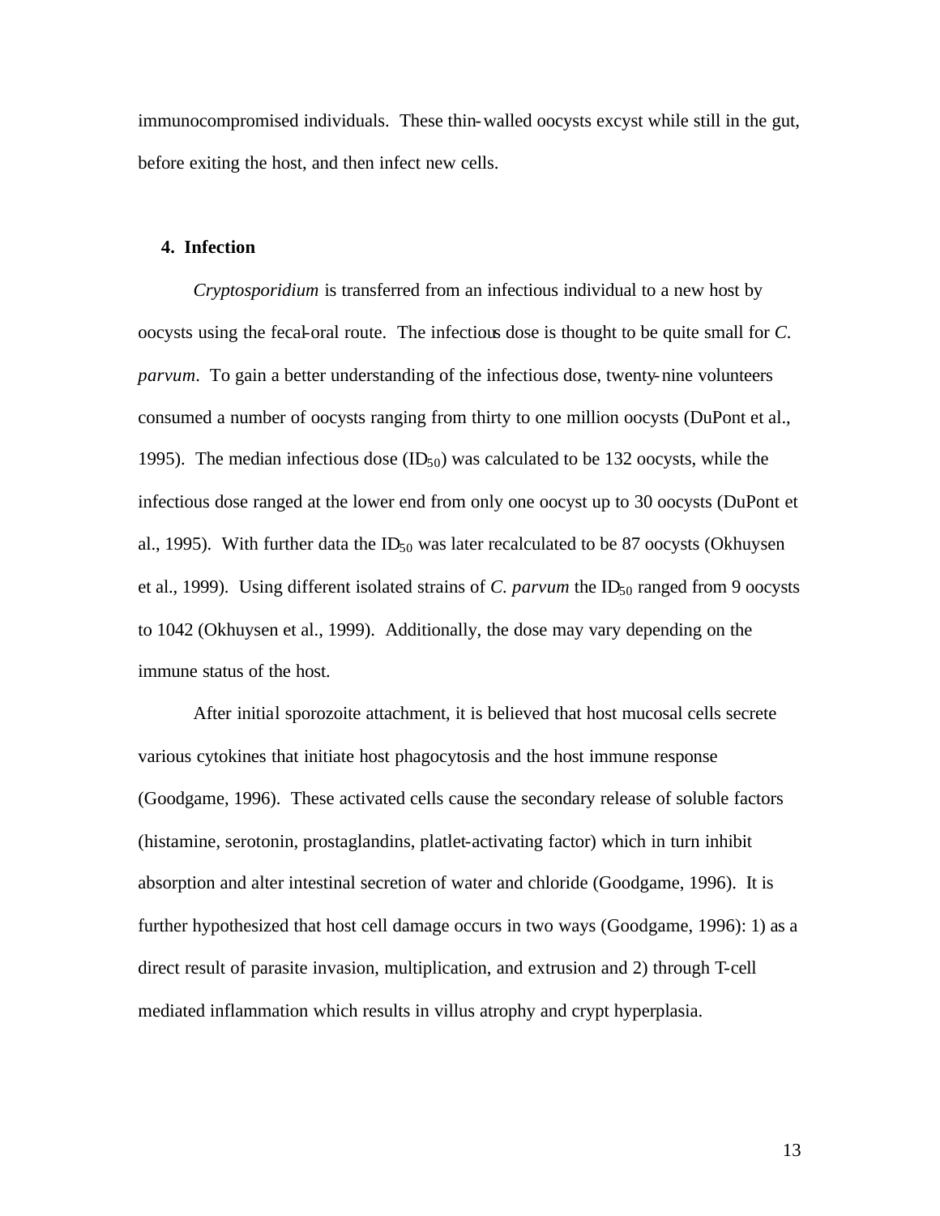immunocompromised individuals. These thin-walled oocysts excyst while still in the gut, before exiting the host, and then infect new cells.

## 4. Infection

*Cryptosporidium* is transferred from an infectious individual to a new host by oocysts using the fecal-oral route. The infectious dose is thought to be quite small for *C. parvum*. To gain a better understanding of the infectious dose, twenty-nine volunteers consumed a number of oocysts ranging from thirty to one million oocysts (DuPont et al., 1995). The median infectious dose ($ID_{50}$) was calculated to be 132 oocysts, while the infectious dose ranged at the lower end from only one oocyst up to 30 oocysts (DuPont et al., 1995). With further data the $ID_{50}$ was later recalculated to be 87 oocysts (Okhuysen et al., 1999). Using different isolated strains of *C. parvum* the $ID_{50}$ ranged from 9 oocysts to 1042 (Okhuysen et al., 1999). Additionally, the dose may vary depending on the immune status of the host.

After initial sporozoite attachment, it is believed that host mucosal cells secrete various cytokines that initiate host phagocytosis and the host immune response (Goodgame, 1996). These activated cells cause the secondary release of soluble factors (histamine, serotonin, prostaglandins, platelet-activating factor) which in turn inhibit absorption and alter intestinal secretion of water and chloride (Goodgame, 1996). It is further hypothesized that host cell damage occurs in two ways (Goodgame, 1996): 1) as a direct result of parasite invasion, multiplication, and extrusion and 2) through T-cell mediated inflammation which results in villus atrophy and crypt hyperplasia.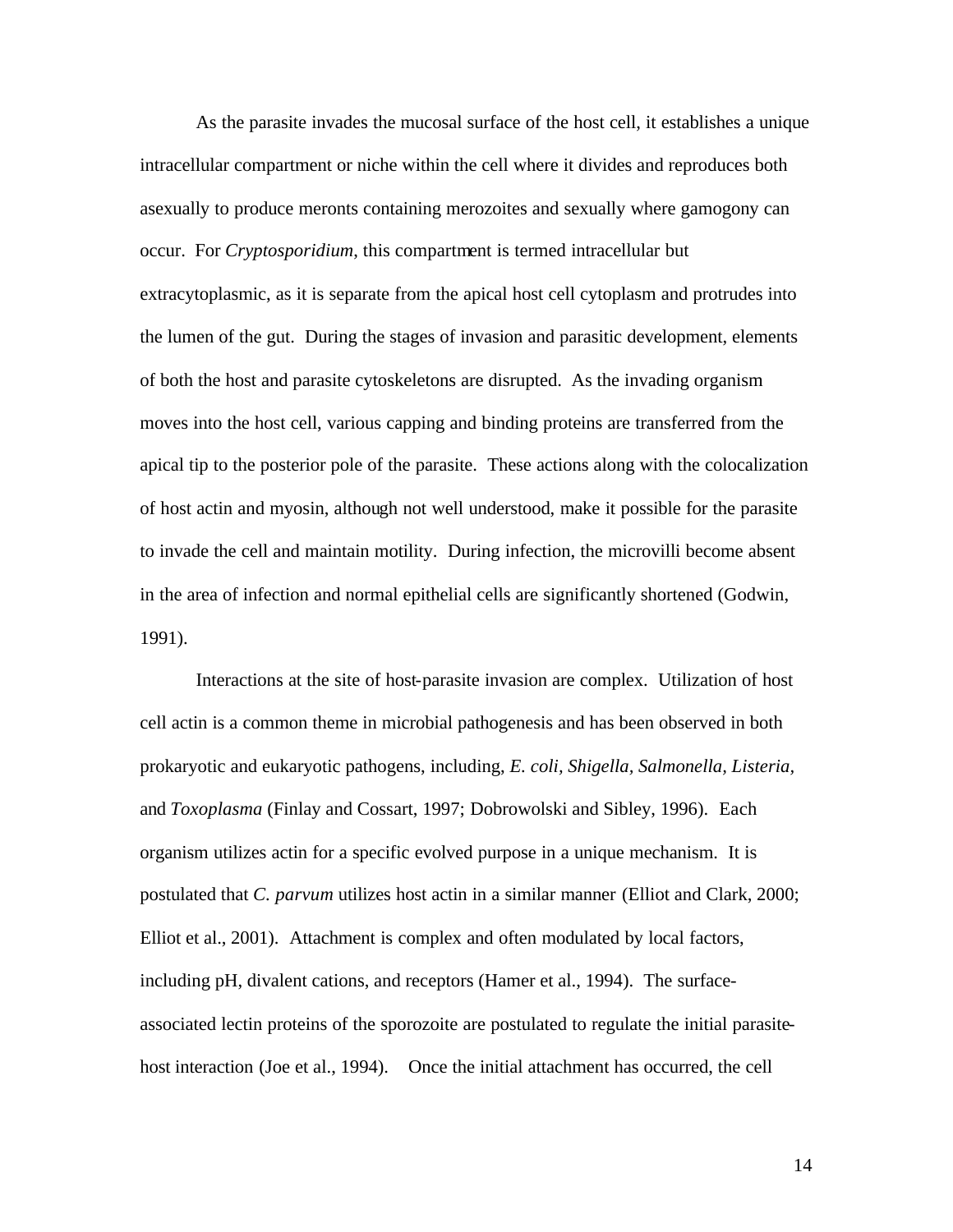As the parasite invades the mucosal surface of the host cell, it establishes a unique intracellular compartment or niche within the cell where it divides and reproduces both asexually to produce meronts containing merozoites and sexually where gamogony can occur. For *Cryptosporidium*, this compartment is termed intracellular but extracytoplasmic, as it is separate from the apical host cell cytoplasm and protrudes into the lumen of the gut. During the stages of invasion and parasitic development, elements of both the host and parasite cytoskeletons are disrupted. As the invading organism moves into the host cell, various capping and binding proteins are transferred from the apical tip to the posterior pole of the parasite. These actions along with the colocalization of host actin and myosin, although not well understood, make it possible for the parasite to invade the cell and maintain motility. During infection, the microvilli become absent in the area of infection and normal epithelial cells are significantly shortened (Godwin, 1991).

Interactions at the site of host-parasite invasion are complex. Utilization of host cell actin is a common theme in microbial pathogenesis and has been observed in both prokaryotic and eukaryotic pathogens, including, *E. coli*, *Shigella*, *Salmonella*, *Listeria*, and *Toxoplasma* (Finlay and Cossart, 1997; Dobrowolski and Sibley, 1996). Each organism utilizes actin for a specific evolved purpose in a unique mechanism. It is postulated that *C. parvum* utilizes host actin in a similar manner (Elliot and Clark, 2000; Elliot et al., 2001). Attachment is complex and often modulated by local factors, including pH, divalent cations, and receptors (Hamer et al., 1994). The surface-associated lectin proteins of the sporozoite are postulated to regulate the initial parasite-host interaction (Joe et al., 1994). Once the initial attachment has occurred, the cell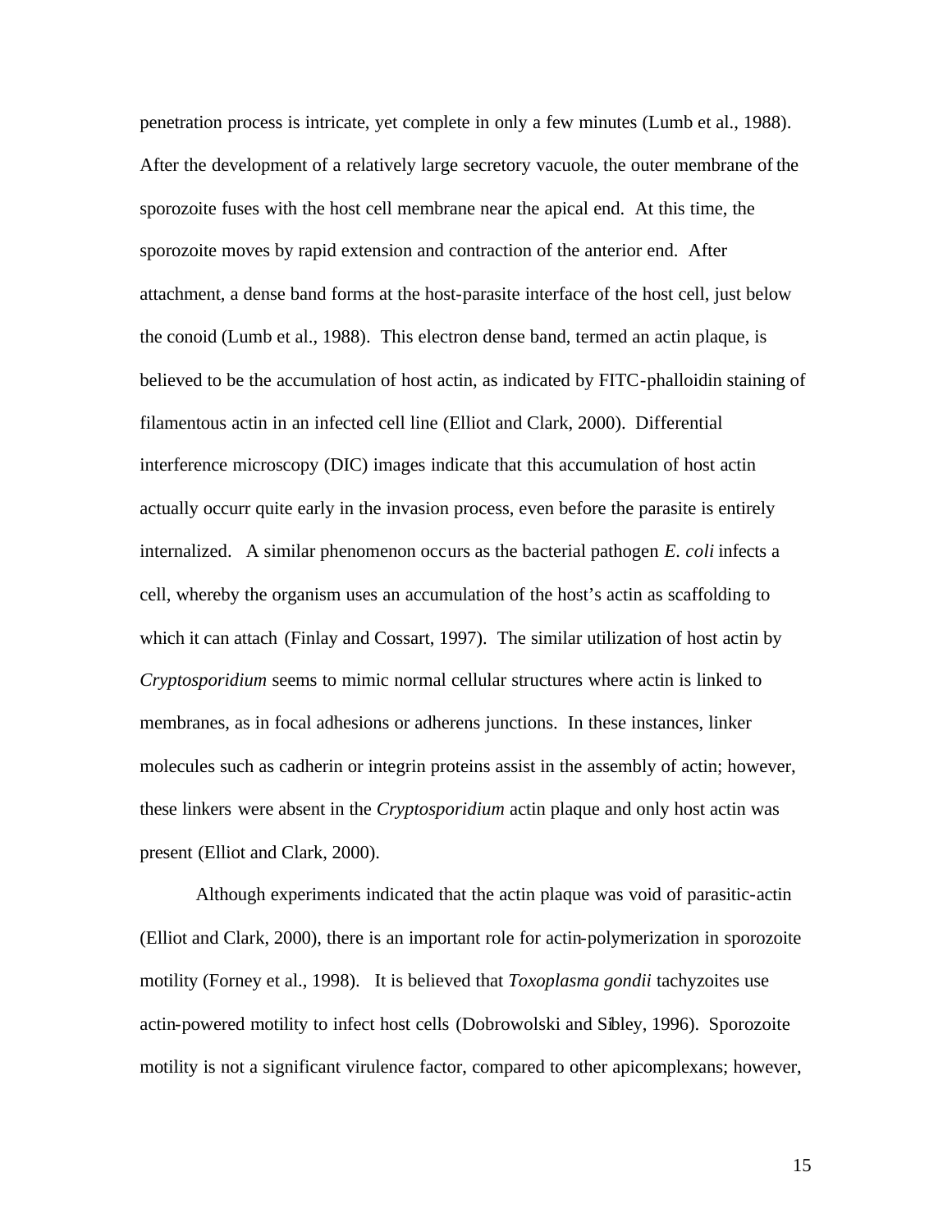penetration process is intricate, yet complete in only a few minutes (Lumb et al., 1988). After the development of a relatively large secretory vacuole, the outer membrane of the sporozoite fuses with the host cell membrane near the apical end. At this time, the sporozoite moves by rapid extension and contraction of the anterior end. After attachment, a dense band forms at the host-parasite interface of the host cell, just below the conoid (Lumb et al., 1988). This electron dense band, termed an actin plaque, is believed to be the accumulation of host actin, as indicated by FITC-phalloidin staining of filamentous actin in an infected cell line (Elliot and Clark, 2000). Differential interference microscopy (DIC) images indicate that this accumulation of host actin actually occurr quite early in the invasion process, even before the parasite is entirely internalized. A similar phenomenon occurs as the bacterial pathogen *E. coli* infects a cell, whereby the organism uses an accumulation of the host's actin as scaffolding to which it can attach (Finlay and Cossart, 1997). The similar utilization of host actin by *Cryptosporidium* seems to mimic normal cellular structures where actin is linked to membranes, as in focal adhesions or adherens junctions. In these instances, linker molecules such as cadherin or integrin proteins assist in the assembly of actin; however, these linkers were absent in the *Cryptosporidium* actin plaque and only host actin was present (Elliot and Clark, 2000).

Although experiments indicated that the actin plaque was void of parasitic-actin (Elliot and Clark, 2000), there is an important role for actin-polymerization in sporozoite motility (Forney et al., 1998). It is believed that *Toxoplasma gondii* tachyzoites use actin-powered motility to infect host cells (Dobrowolski and Sibley, 1996). Sporozoite motility is not a significant virulence factor, compared to other apicomplexans; however,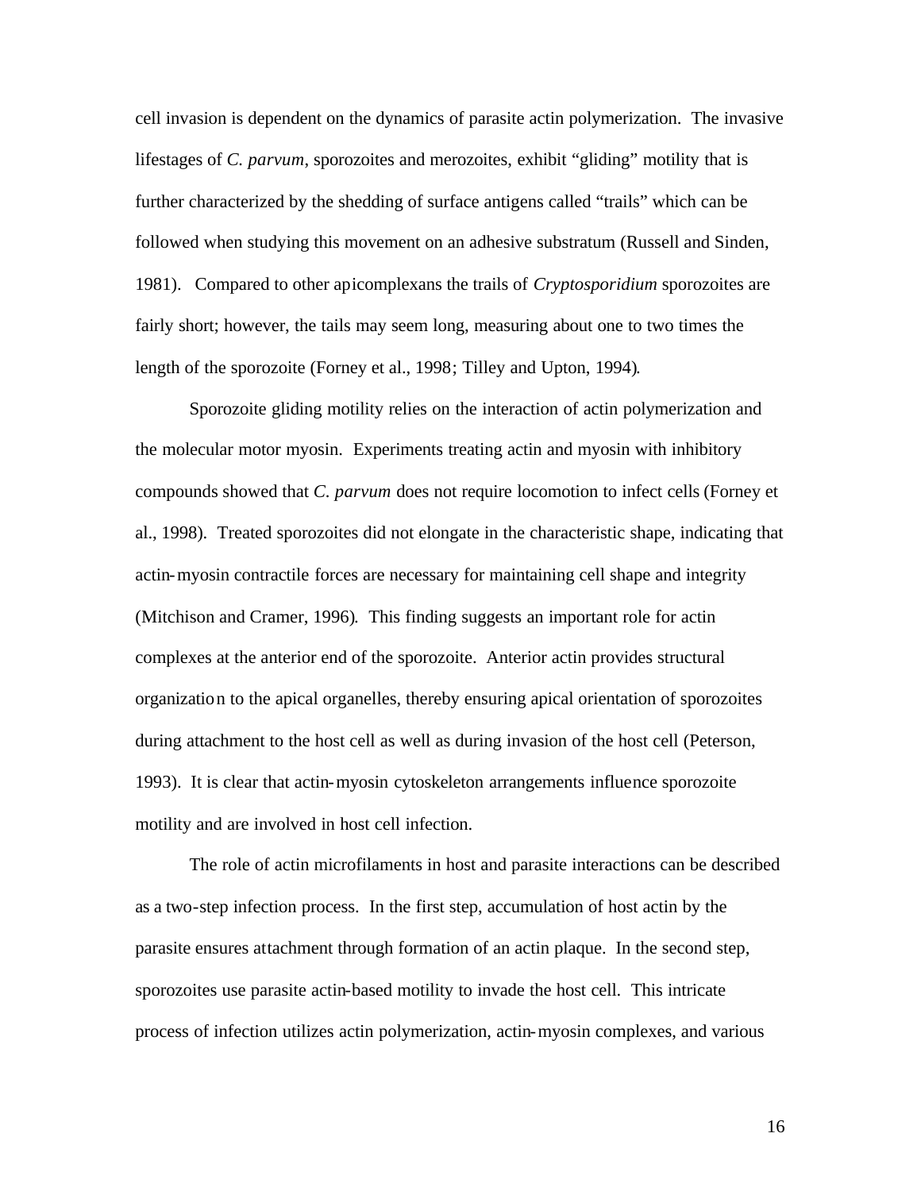cell invasion is dependent on the dynamics of parasite actin polymerization. The invasive lifestages of *C. parvum*, sporozoites and merozoites, exhibit "gliding" motility that is further characterized by the shedding of surface antigens called "trails" which can be followed when studying this movement on an adhesive substratum (Russell and Sinden, 1981). Compared to other apicomplexans the trails of *Cryptosporidium* sporozoites are fairly short; however, the tails may seem long, measuring about one to two times the length of the sporozoite (Forney et al., 1998; Tilley and Upton, 1994).

Sporozoite gliding motility relies on the interaction of actin polymerization and the molecular motor myosin. Experiments treating actin and myosin with inhibitory compounds showed that *C. parvum* does not require locomotion to infect cells (Forney et al., 1998). Treated sporozoites did not elongate in the characteristic shape, indicating that actin-myosin contractile forces are necessary for maintaining cell shape and integrity (Mitchison and Cramer, 1996). This finding suggests an important role for actin complexes at the anterior end of the sporozoite. Anterior actin provides structural organization to the apical organelles, thereby ensuring apical orientation of sporozoites during attachment to the host cell as well as during invasion of the host cell (Peterson, 1993). It is clear that actin-myosin cytoskeleton arrangements influence sporozoite motility and are involved in host cell infection.

The role of actin microfilaments in host and parasite interactions can be described as a two-step infection process. In the first step, accumulation of host actin by the parasite ensures attachment through formation of an actin plaque. In the second step, sporozoites use parasite actin-based motility to invade the host cell. This intricate process of infection utilizes actin polymerization, actin-myosin complexes, and various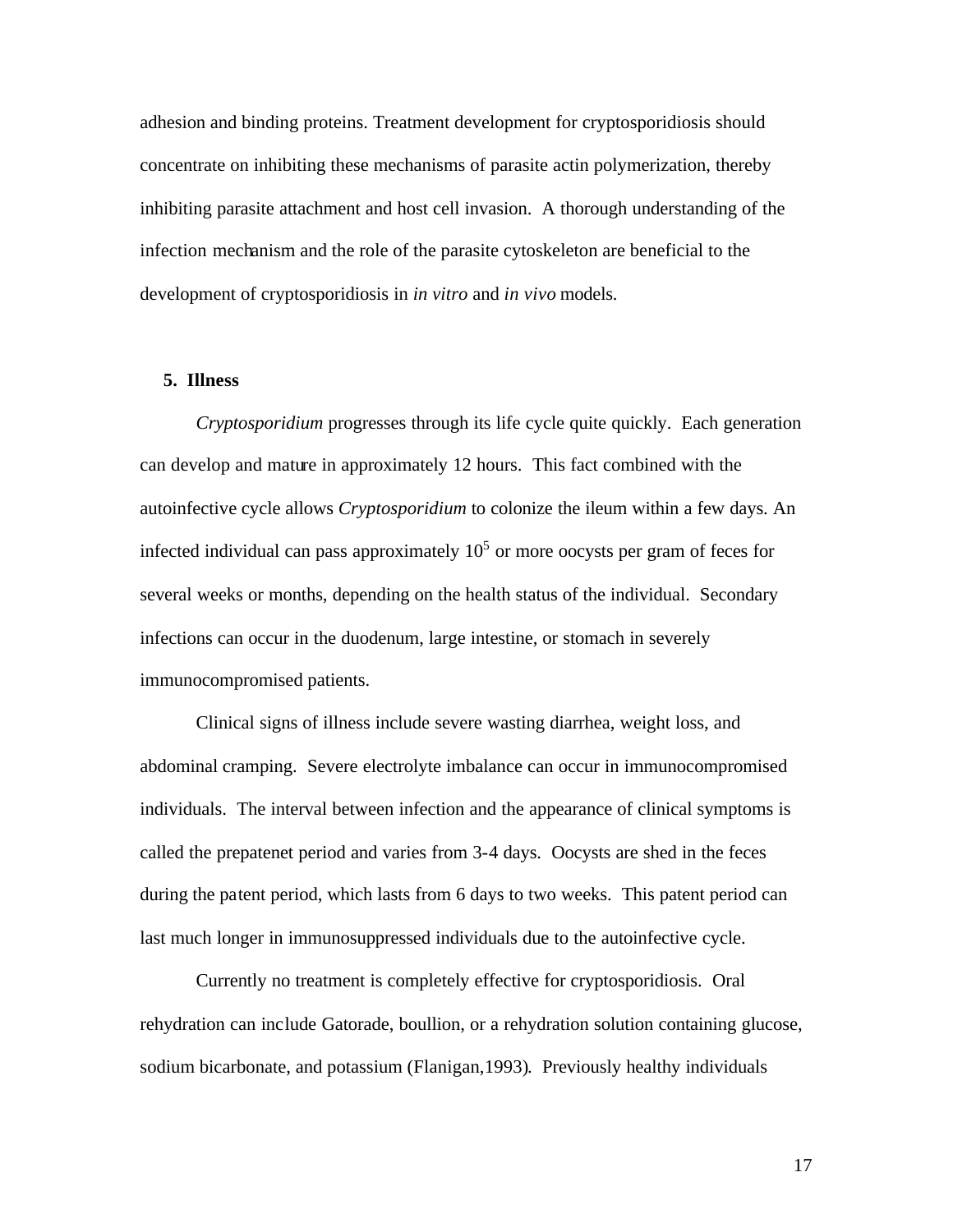adhesion and binding proteins. Treatment development for cryptosporidiosis should concentrate on inhibiting these mechanisms of parasite actin polymerization, thereby inhibiting parasite attachment and host cell invasion. A thorough understanding of the infection mechanism and the role of the parasite cytoskeleton are beneficial to the development of cryptosporidiosis in *in vitro* and *in vivo* models.

## 5. Illness

*Cryptosporidium* progresses through its life cycle quite quickly. Each generation can develop and mature in approximately 12 hours. This fact combined with the autoinfective cycle allows *Cryptosporidium* to colonize the ileum within a few days. An infected individual can pass approximately $10^5$ or more oocysts per gram of feces for several weeks or months, depending on the health status of the individual. Secondary infections can occur in the duodenum, large intestine, or stomach in severely immunocompromised patients.

Clinical signs of illness include severe wasting diarrhea, weight loss, and abdominal cramping. Severe electrolyte imbalance can occur in immunocompromised individuals. The interval between infection and the appearance of clinical symptoms is called the prepatenet period and varies from 3-4 days. Oocysts are shed in the feces during the patent period, which lasts from 6 days to two weeks. This patent period can last much longer in immunosuppressed individuals due to the autoinfective cycle.

Currently no treatment is completely effective for cryptosporidiosis. Oral rehydration can include Gatorade, boullion, or a rehydration solution containing glucose, sodium bicarbonate, and potassium (Flanigan,1993). Previously healthy individuals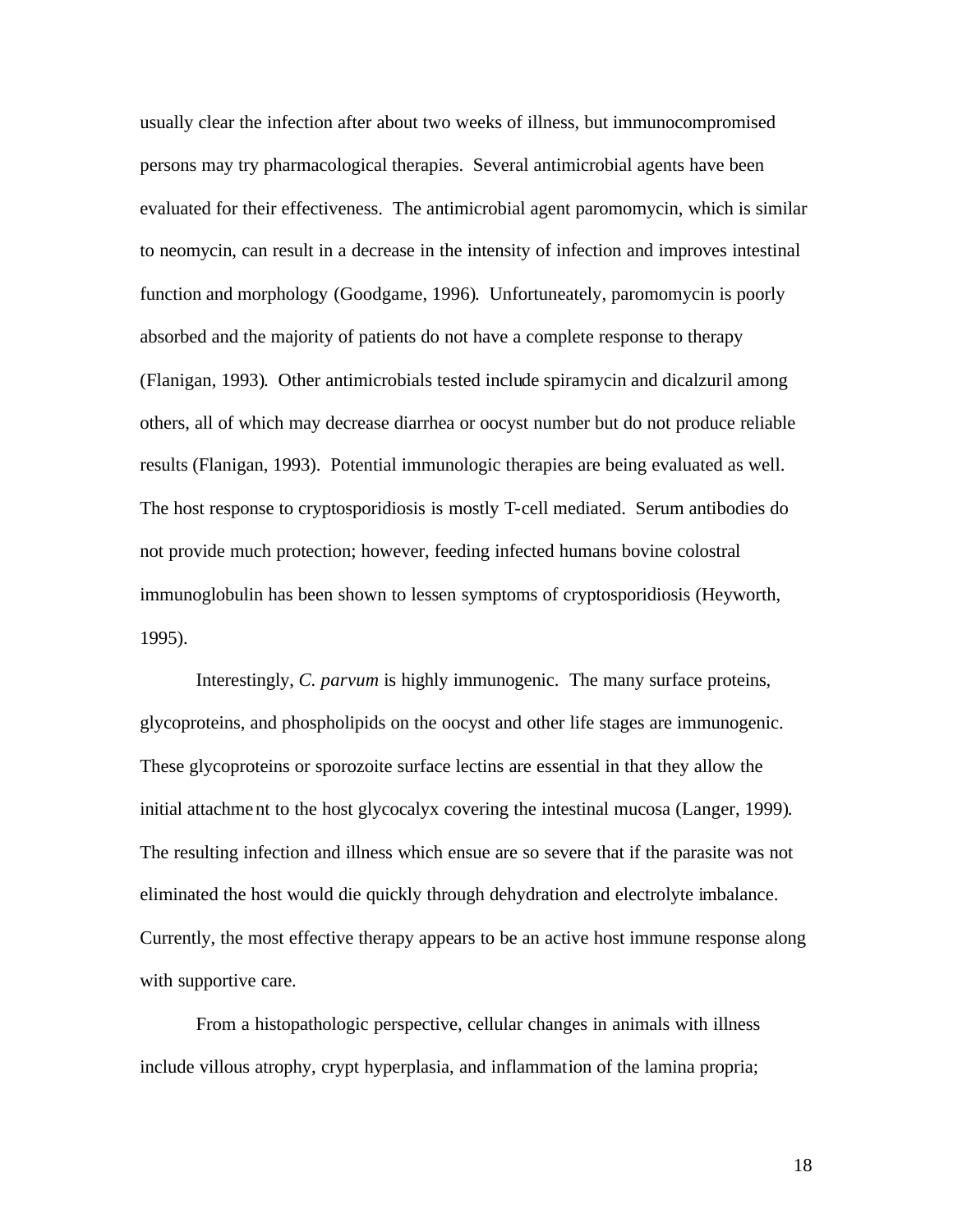usually clear the infection after about two weeks of illness, but immunocompromised persons may try pharmacological therapies. Several antimicrobial agents have been evaluated for their effectiveness. The antimicrobial agent paromomycin, which is similar to neomycin, can result in a decrease in the intensity of infection and improves intestinal function and morphology (Goodgame, 1996). Unfortuneately, paromomycin is poorly absorbed and the majority of patients do not have a complete response to therapy (Flanigan, 1993). Other antimicrobials tested include spiramycin and dicalzuril among others, all of which may decrease diarrhea or oocyst number but do not produce reliable results (Flanigan, 1993). Potential immunologic therapies are being evaluated as well. The host response to cryptosporidiosis is mostly T-cell mediated. Serum antibodies do not provide much protection; however, feeding infected humans bovine colostral immunoglobulin has been shown to lessen symptoms of cryptosporidiosis (Heyworth, 1995).

Interestingly, *C. parvum* is highly immunogenic. The many surface proteins, glycoproteins, and phospholipids on the oocyst and other life stages are immunogenic. These glycoproteins or sporozoite surface lectins are essential in that they allow the initial attachment to the host glycocalyx covering the intestinal mucosa (Langer, 1999). The resulting infection and illness which ensue are so severe that if the parasite was not eliminated the host would die quickly through dehydration and electrolyte imbalance. Currently, the most effective therapy appears to be an active host immune response along with supportive care.

From a histopathologic perspective, cellular changes in animals with illness include villous atrophy, crypt hyperplasia, and inflammation of the lamina propria;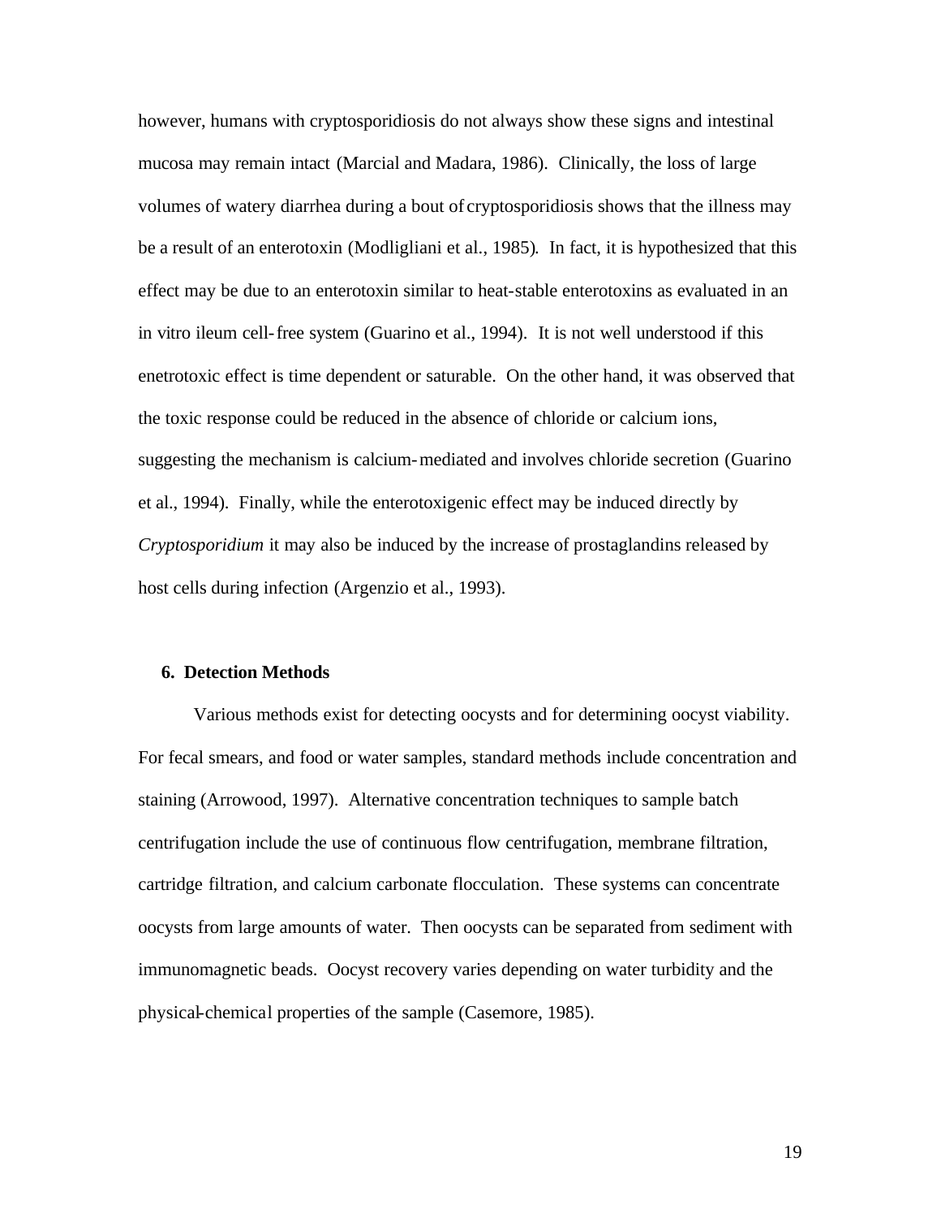however, humans with cryptosporidiosis do not always show these signs and intestinal mucosa may remain intact (Marcial and Madara, 1986). Clinically, the loss of large volumes of watery diarrhea during a bout of cryptosporidiosis shows that the illness may be a result of an enterotoxin (Modligliani et al., 1985). In fact, it is hypothesized that this effect may be due to an enterotoxin similar to heat-stable enterotoxins as evaluated in an in vitro ileum cell-free system (Guarino et al., 1994). It is not well understood if this enetrotoxic effect is time dependent or saturable. On the other hand, it was observed that the toxic response could be reduced in the absence of chloride or calcium ions, suggesting the mechanism is calcium-mediated and involves chloride secretion (Guarino et al., 1994). Finally, while the enterotoxigenic effect may be induced directly by *Cryptosporidium* it may also be induced by the increase of prostaglandins released by host cells during infection (Argenzio et al., 1993).

### 6. Detection Methods

Various methods exist for detecting oocysts and for determining oocyst viability. For fecal smears, and food or water samples, standard methods include concentration and staining (Arrowood, 1997). Alternative concentration techniques to sample batch centrifugation include the use of continuous flow centrifugation, membrane filtration, cartridge filtration, and calcium carbonate flocculation. These systems can concentrate oocysts from large amounts of water. Then oocysts can be separated from sediment with immunomagnetic beads. Oocyst recovery varies depending on water turbidity and the physical-chemical properties of the sample (Casemore, 1985).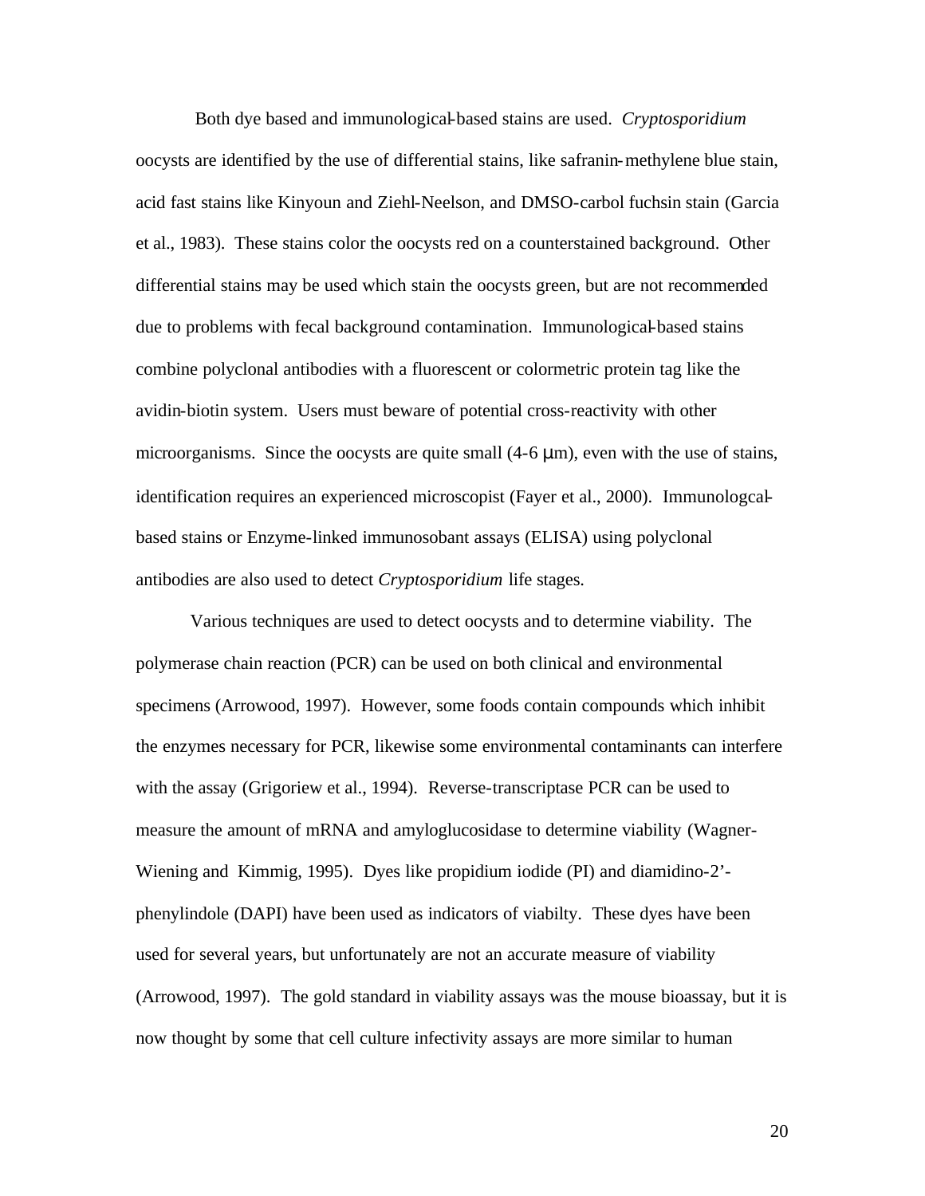Both dye based and immunological-based stains are used. *Cryptosporidium* oocysts are identified by the use of differential stains, like safranin-methylene blue stain, acid fast stains like Kinyoun and Ziehl-Neelson, and DMSO-carbol fuchsin stain (Garcia et al., 1983). These stains color the oocysts red on a counterstained background. Other differential stains may be used which stain the oocysts green, but are not recommended due to problems with fecal background contamination. Immunological-based stains combine polyclonal antibodies with a fluorescent or colormetric protein tag like the avidin-biotin system. Users must beware of potential cross-reactivity with other microorganisms. Since the oocysts are quite small (4-6 μm), even with the use of stains, identification requires an experienced microscopist (Fayer et al., 2000). Immunologcal-based stains or Enzyme-linked immunosobant assays (ELISA) using polyclonal antibodies are also used to detect *Cryptosporidium* life stages.

Various techniques are used to detect oocysts and to determine viability. The polymerase chain reaction (PCR) can be used on both clinical and environmental specimens (Arrowood, 1997). However, some foods contain compounds which inhibit the enzymes necessary for PCR, likewise some environmental contaminants can interfere with the assay (Grigoriew et al., 1994). Reverse-transcriptase PCR can be used to measure the amount of mRNA and amyloglucosidase to determine viability (Wagner-Wiening and Kimmig, 1995). Dyes like propidium iodide (PI) and diamidino-2'-phenylindole (DAPI) have been used as indicators of viabilty. These dyes have been used for several years, but unfortunately are not an accurate measure of viability (Arrowood, 1997). The gold standard in viability assays was the mouse bioassay, but it is now thought by some that cell culture infectivity assays are more similar to human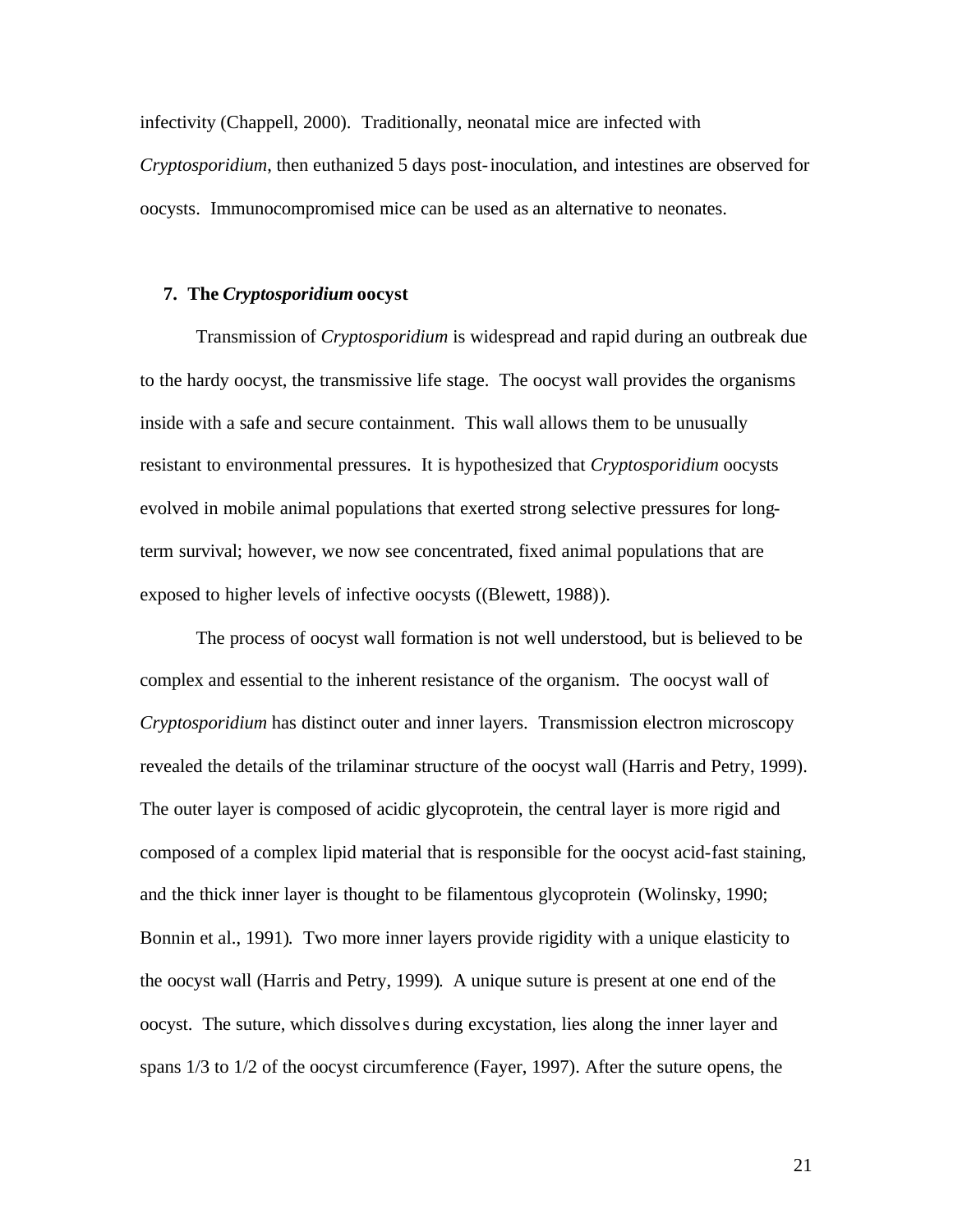infectivity (Chappell, 2000). Traditionally, neonatal mice are infected with *Cryptosporidium*, then euthanized 5 days post-inoculation, and intestines are observed for oocysts. Immunocompromised mice can be used as an alternative to neonates.

## 7. The *Cryptosporidium* oocyst

Transmission of *Cryptosporidium* is widespread and rapid during an outbreak due to the hardy oocyst, the transmissive life stage. The oocyst wall provides the organisms inside with a safe and secure containment. This wall allows them to be unusually resistant to environmental pressures. It is hypothesized that *Cryptosporidium* oocysts evolved in mobile animal populations that exerted strong selective pressures for long-term survival; however, we now see concentrated, fixed animal populations that are exposed to higher levels of infective oocysts ((Blewett, 1988)).

The process of oocyst wall formation is not well understood, but is believed to be complex and essential to the inherent resistance of the organism. The oocyst wall of *Cryptosporidium* has distinct outer and inner layers. Transmission electron microscopy revealed the details of the trilaminar structure of the oocyst wall (Harris and Petry, 1999). The outer layer is composed of acidic glycoprotein, the central layer is more rigid and composed of a complex lipid material that is responsible for the oocyst acid-fast staining, and the thick inner layer is thought to be filamentous glycoprotein (Wolinsky, 1990; Bonnin et al., 1991). Two more inner layers provide rigidity with a unique elasticity to the oocyst wall (Harris and Petry, 1999). A unique suture is present at one end of the oocyst. The suture, which dissolves during excystation, lies along the inner layer and spans 1/3 to 1/2 of the oocyst circumference (Fayer, 1997). After the suture opens, the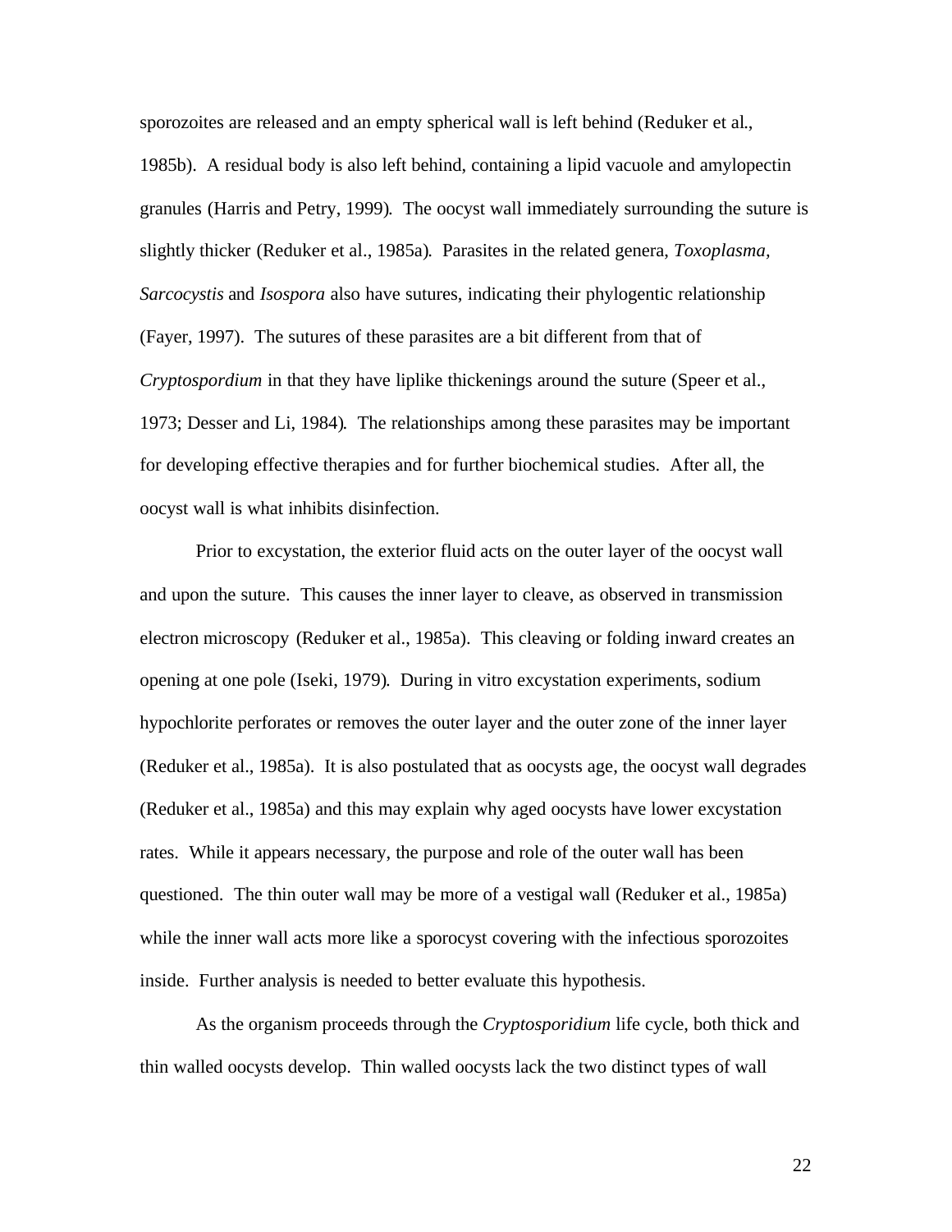sporozoites are released and an empty spherical wall is left behind (Reduker et al., 1985b). A residual body is also left behind, containing a lipid vacuole and amylopectin granules (Harris and Petry, 1999). The oocyst wall immediately surrounding the suture is slightly thicker (Reduker et al., 1985a). Parasites in the related genera, *Toxoplasma, Sarcocystis* and *Isospora* also have sutures, indicating their phylogentic relationship (Fayer, 1997). The sutures of these parasites are a bit different from that of *Cryptospordium* in that they have liplike thickenings around the suture (Speer et al., 1973; Desser and Li, 1984). The relationships among these parasites may be important for developing effective therapies and for further biochemical studies. After all, the oocyst wall is what inhibits disinfection.

Prior to excystation, the exterior fluid acts on the outer layer of the oocyst wall and upon the suture. This causes the inner layer to cleave, as observed in transmission electron microscopy (Reduker et al., 1985a). This cleaving or folding inward creates an opening at one pole (Iseki, 1979). During in vitro excystation experiments, sodium hypochlorite perforates or removes the outer layer and the outer zone of the inner layer (Reduker et al., 1985a). It is also postulated that as oocysts age, the oocyst wall degrades (Reduker et al., 1985a) and this may explain why aged oocysts have lower excystation rates. While it appears necessary, the purpose and role of the outer wall has been questioned. The thin outer wall may be more of a vestigal wall (Reduker et al., 1985a) while the inner wall acts more like a sporocyst covering with the infectious sporozoites inside. Further analysis is needed to better evaluate this hypothesis.

As the organism proceeds through the *Cryptosporidium* life cycle, both thick and thin walled oocysts develop. Thin walled oocysts lack the two distinct types of wall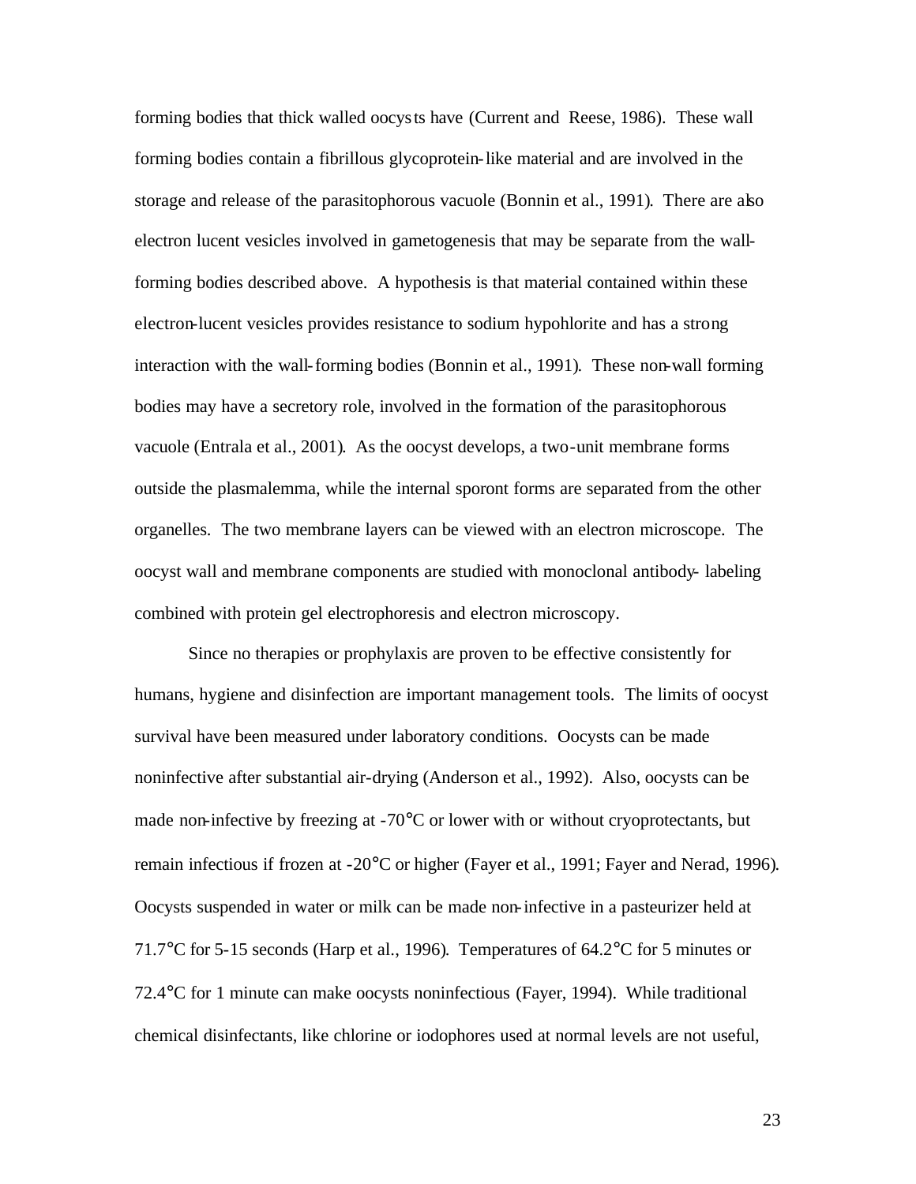forming bodies that thick walled oocysts have (Current and Reese, 1986). These wall forming bodies contain a fibrillous glycoprotein-like material and are involved in the storage and release of the parasitophorous vacuole (Bonnin et al., 1991). There are also electron lucent vesicles involved in gametogenesis that may be separate from the wall-forming bodies described above. A hypothesis is that material contained within these electron-lucent vesicles provides resistance to sodium hypohlorite and has a strong interaction with the wall-forming bodies (Bonnin et al., 1991). These non-wall forming bodies may have a secretory role, involved in the formation of the parasitophorous vacuole (Entrala et al., 2001). As the oocyst develops, a two-unit membrane forms outside the plasmalemma, while the internal sporont forms are separated from the other organelles. The two membrane layers can be viewed with an electron microscope. The oocyst wall and membrane components are studied with monoclonal antibody- labeling combined with protein gel electrophoresis and electron microscopy.

Since no therapies or prophylaxis are proven to be effective consistently for humans, hygiene and disinfection are important management tools. The limits of oocyst survival have been measured under laboratory conditions. Oocysts can be made noninfective after substantial air-drying (Anderson et al., 1992). Also, oocysts can be made non-infective by freezing at -70°C or lower with or without cryoprotectants, but remain infectious if frozen at -20°C or higher (Fayer et al., 1991; Fayer and Nerad, 1996). Oocysts suspended in water or milk can be made non-infective in a pasteurizer held at 71.7°C for 5-15 seconds (Harp et al., 1996). Temperatures of 64.2°C for 5 minutes or 72.4°C for 1 minute can make oocysts noninfectious (Fayer, 1994). While traditional chemical disinfectants, like chlorine or iodophores used at normal levels are not useful,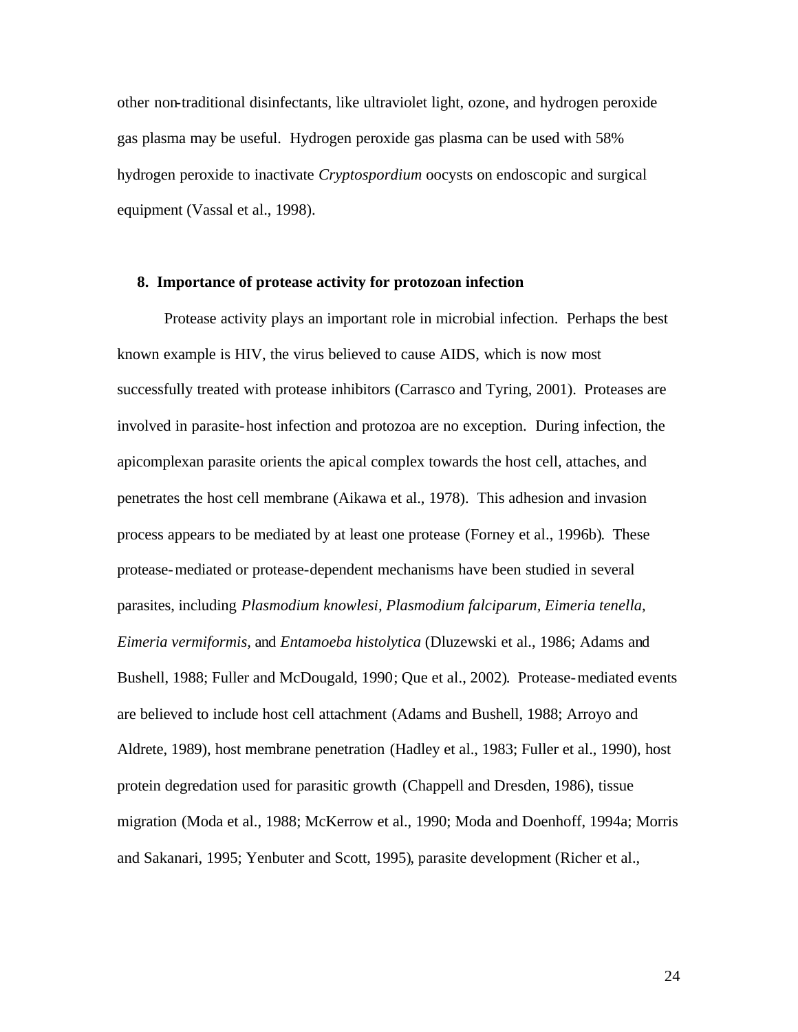other non-traditional disinfectants, like ultraviolet light, ozone, and hydrogen peroxide gas plasma may be useful. Hydrogen peroxide gas plasma can be used with 58% hydrogen peroxide to inactivate *Cryptospordium* oocysts on endoscopic and surgical equipment (Vassal et al., 1998).

## 8. Importance of protease activity for protozoan infection

Protease activity plays an important role in microbial infection. Perhaps the best known example is HIV, the virus believed to cause AIDS, which is now most successfully treated with protease inhibitors (Carrasco and Tyring, 2001). Proteases are involved in parasite-host infection and protozoa are no exception. During infection, the apicomplexan parasite orients the apical complex towards the host cell, attaches, and penetrates the host cell membrane (Aikawa et al., 1978). This adhesion and invasion process appears to be mediated by at least one protease (Forney et al., 1996b). These protease-mediated or protease-dependent mechanisms have been studied in several parasites, including *Plasmodium knowlesi, Plasmodium falciparum, Eimeria tenella, Eimeria vermiformis,* and *Entamoeba histolytica* (Dluzewski et al., 1986; Adams and Bushell, 1988; Fuller and McDougald, 1990; Que et al., 2002). Protease-mediated events are believed to include host cell attachment (Adams and Bushell, 1988; Arroyo and Aldrete, 1989), host membrane penetration (Hadley et al., 1983; Fuller et al., 1990), host protein degredation used for parasitic growth (Chappell and Dresden, 1986), tissue migration (Moda et al., 1988; McKerrow et al., 1990; Moda and Doenhoff, 1994a; Morris and Sakanari, 1995; Yenbuter and Scott, 1995), parasite development (Richer et al.,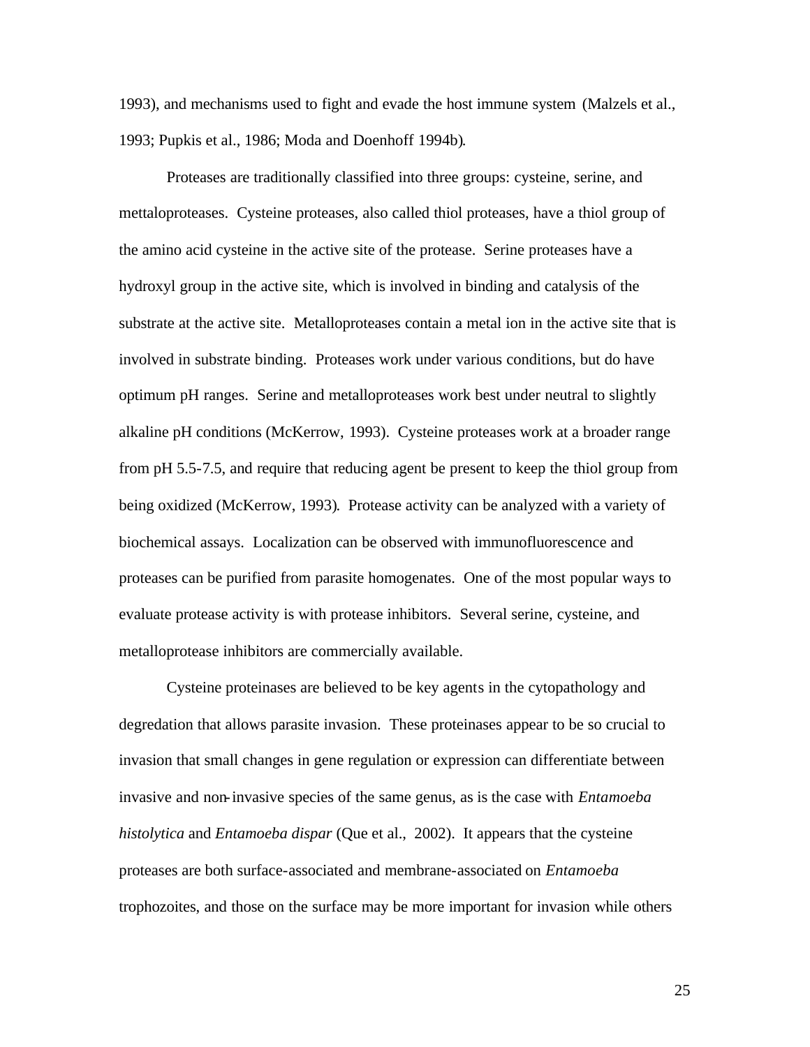1993), and mechanisms used to fight and evade the host immune system (Malzels et al., 1993; Pupkis et al., 1986; Moda and Doenhoff 1994b).

Proteases are traditionally classified into three groups: cysteine, serine, and mettaloproteases. Cysteine proteases, also called thiol proteases, have a thiol group of the amino acid cysteine in the active site of the protease. Serine proteases have a hydroxyl group in the active site, which is involved in binding and catalysis of the substrate at the active site. Metalloproteases contain a metal ion in the active site that is involved in substrate binding. Proteases work under various conditions, but do have optimum pH ranges. Serine and metalloproteases work best under neutral to slightly alkaline pH conditions (McKerrow, 1993). Cysteine proteases work at a broader range from pH 5.5-7.5, and require that reducing agent be present to keep the thiol group from being oxidized (McKerrow, 1993). Protease activity can be analyzed with a variety of biochemical assays. Localization can be observed with immunofluorescence and proteases can be purified from parasite homogenates. One of the most popular ways to evaluate protease activity is with protease inhibitors. Several serine, cysteine, and metalloprotease inhibitors are commercially available.

Cysteine proteinases are believed to be key agents in the cytopathology and degredation that allows parasite invasion. These proteinases appear to be so crucial to invasion that small changes in gene regulation or expression can differentiate between invasive and non-invasive species of the same genus, as is the case with *Entamoeba histolytica* and *Entamoeba dispar* (Que et al., 2002). It appears that the cysteine proteases are both surface-associated and membrane-associated on *Entamoeba* trophozoites, and those on the surface may be more important for invasion while others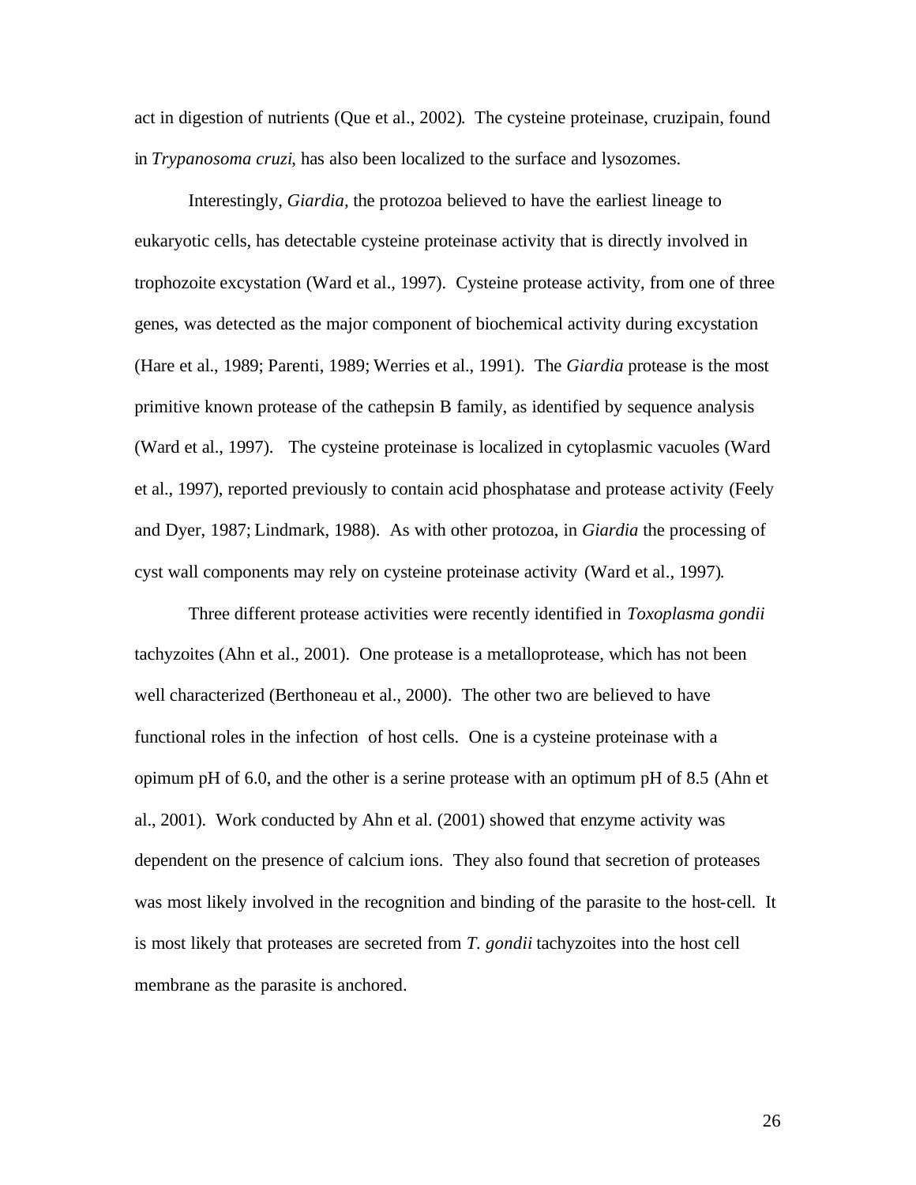act in digestion of nutrients (Que et al., 2002). The cysteine proteinase, cruzipain, found in *Trypanosoma cruzi*, has also been localized to the surface and lysozomes.

Interestingly, *Giardia*, the protozoa believed to have the earliest lineage to eukaryotic cells, has detectable cysteine proteinase activity that is directly involved in trophozoite excystation (Ward et al., 1997). Cysteine protease activity, from one of three genes, was detected as the major component of biochemical activity during excystation (Hare et al., 1989; Parenti, 1989; Werries et al., 1991). The *Giardia* protease is the most primitive known protease of the cathepsin B family, as identified by sequence analysis (Ward et al., 1997). The cysteine proteinase is localized in cytoplasmic vacuoles (Ward et al., 1997), reported previously to contain acid phosphatase and protease activity (Feely and Dyer, 1987; Lindmark, 1988). As with other protozoa, in *Giardia* the processing of cyst wall components may rely on cysteine proteinase activity (Ward et al., 1997).

Three different protease activities were recently identified in *Toxoplasma gondii* tachyzoites (Ahn et al., 2001). One protease is a metalloprotease, which has not been well characterized (Berthoneau et al., 2000). The other two are believed to have functional roles in the infection of host cells. One is a cysteine proteinase with a opimum pH of 6.0, and the other is a serine protease with an optimum pH of 8.5 (Ahn et al., 2001). Work conducted by Ahn et al. (2001) showed that enzyme activity was dependent on the presence of calcium ions. They also found that secretion of proteases was most likely involved in the recognition and binding of the parasite to the host-cell. It is most likely that proteases are secreted from *T. gondii* tachyzoites into the host cell membrane as the parasite is anchored.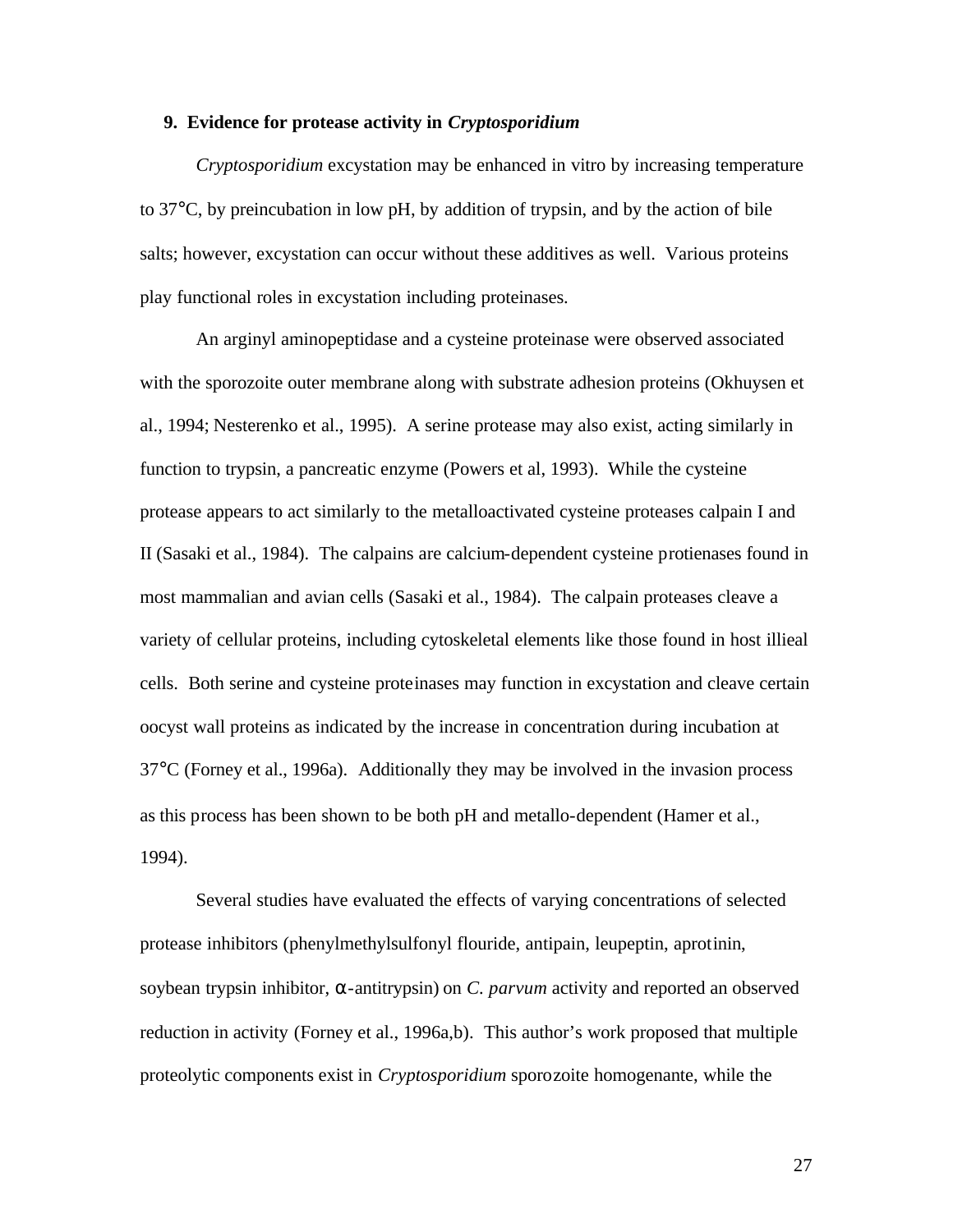**9. Evidence for protease activity in *Cryptosporidium***

*Cryptosporidium* excystation may be enhanced in vitro by increasing temperature to 37°C, by preincubation in low pH, by addition of trypsin, and by the action of bile salts; however, excystation can occur without these additives as well. Various proteins play functional roles in excystation including proteinases.

An arginyl aminopeptidase and a cysteine proteinase were observed associated with the sporozoite outer membrane along with substrate adhesion proteins (Okhuysen et al., 1994; Nesterenko et al., 1995). A serine protease may also exist, acting similarly in function to trypsin, a pancreatic enzyme (Powers et al, 1993). While the cysteine protease appears to act similarly to the metalloactivated cysteine proteases calpain I and II (Sasaki et al., 1984). The calpains are calcium-dependent cysteine protienases found in most mammalian and avian cells (Sasaki et al., 1984). The calpain proteases cleave a variety of cellular proteins, including cytoskeletal elements like those found in host illieal cells. Both serine and cysteine proteinases may function in excystation and cleave certain oocyst wall proteins as indicated by the increase in concentration during incubation at 37°C (Forney et al., 1996a). Additionally they may be involved in the invasion process as this process has been shown to be both pH and metallo-dependent (Hamer et al., 1994).

Several studies have evaluated the effects of varying concentrations of selected protease inhibitors (phenylmethylsulfonyl flouride, antipain, leupeptin, aprotinin, soybean trypsin inhibitor, α-antitrypsin) on *C. parvum* activity and reported an observed reduction in activity (Forney et al., 1996a,b). This author's work proposed that multiple proteolytic components exist in *Cryptosporidium* sporozoite homogenante, while the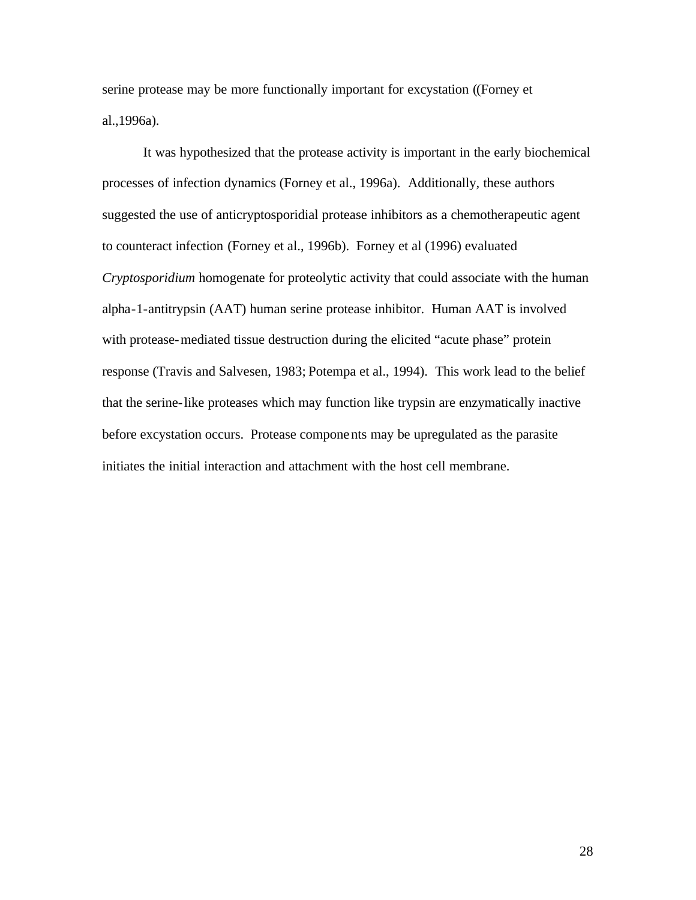serine protease may be more functionally important for excystation ((Forney et al.,1996a).

It was hypothesized that the protease activity is important in the early biochemical processes of infection dynamics (Forney et al., 1996a). Additionally, these authors suggested the use of anticryptosporidial protease inhibitors as a chemotherapeutic agent to counteract infection (Forney et al., 1996b). Forney et al (1996) evaluated *Cryptosporidium* homogenate for proteolytic activity that could associate with the human alpha-1-antitrypsin (AAT) human serine protease inhibitor. Human AAT is involved with protease-mediated tissue destruction during the elicited "acute phase" protein response (Travis and Salvesen, 1983; Potempa et al., 1994). This work lead to the belief that the serine-like proteases which may function like trypsin are enzymatically inactive before excystation occurs. Protease components may be upregulated as the parasite initiates the initial interaction and attachment with the host cell membrane.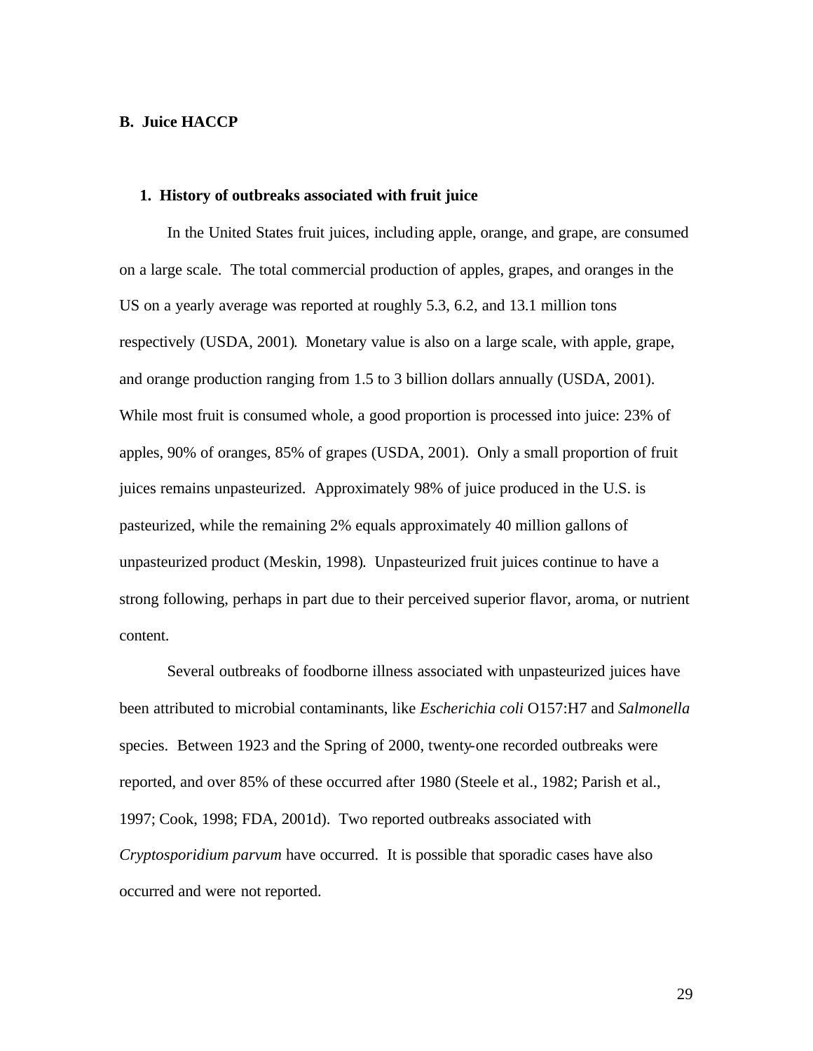## B. Juice HACCP

### 1. History of outbreaks associated with fruit juice

In the United States fruit juices, including apple, orange, and grape, are consumed on a large scale. The total commercial production of apples, grapes, and oranges in the US on a yearly average was reported at roughly 5.3, 6.2, and 13.1 million tons respectively (USDA, 2001). Monetary value is also on a large scale, with apple, grape, and orange production ranging from 1.5 to 3 billion dollars annually (USDA, 2001). While most fruit is consumed whole, a good proportion is processed into juice: 23% of apples, 90% of oranges, 85% of grapes (USDA, 2001). Only a small proportion of fruit juices remains unpasteurized. Approximately 98% of juice produced in the U.S. is pasteurized, while the remaining 2% equals approximately 40 million gallons of unpasteurized product (Meskin, 1998). Unpasteurized fruit juices continue to have a strong following, perhaps in part due to their perceived superior flavor, aroma, or nutrient content.

Several outbreaks of foodborne illness associated with unpasteurized juices have been attributed to microbial contaminants, like *Escherichia coli* O157:H7 and *Salmonella* species. Between 1923 and the Spring of 2000, twenty-one recorded outbreaks were reported, and over 85% of these occurred after 1980 (Steele et al., 1982; Parish et al., 1997; Cook, 1998; FDA, 2001d). Two reported outbreaks associated with *Cryptosporidium parvum* have occurred. It is possible that sporadic cases have also occurred and were not reported.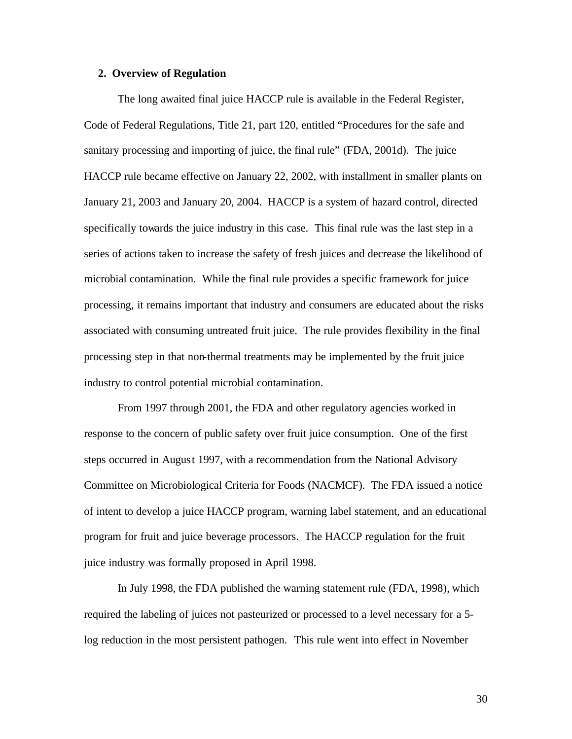## 2. Overview of Regulation

The long awaited final juice HACCP rule is available in the Federal Register, Code of Federal Regulations, Title 21, part 120, entitled "Procedures for the safe and sanitary processing and importing of juice, the final rule" (FDA, 2001d). The juice HACCP rule became effective on January 22, 2002, with installment in smaller plants on January 21, 2003 and January 20, 2004. HACCP is a system of hazard control, directed specifically towards the juice industry in this case. This final rule was the last step in a series of actions taken to increase the safety of fresh juices and decrease the likelihood of microbial contamination. While the final rule provides a specific framework for juice processing, it remains important that industry and consumers are educated about the risks associated with consuming untreated fruit juice. The rule provides flexibility in the final processing step in that non-thermal treatments may be implemented by the fruit juice industry to control potential microbial contamination.

From 1997 through 2001, the FDA and other regulatory agencies worked in response to the concern of public safety over fruit juice consumption. One of the first steps occurred in August 1997, with a recommendation from the National Advisory Committee on Microbiological Criteria for Foods (NACMCF). The FDA issued a notice of intent to develop a juice HACCP program, warning label statement, and an educational program for fruit and juice beverage processors. The HACCP regulation for the fruit juice industry was formally proposed in April 1998.

In July 1998, the FDA published the warning statement rule (FDA, 1998), which required the labeling of juices not pasteurized or processed to a level necessary for a 5-log reduction in the most persistent pathogen. This rule went into effect in November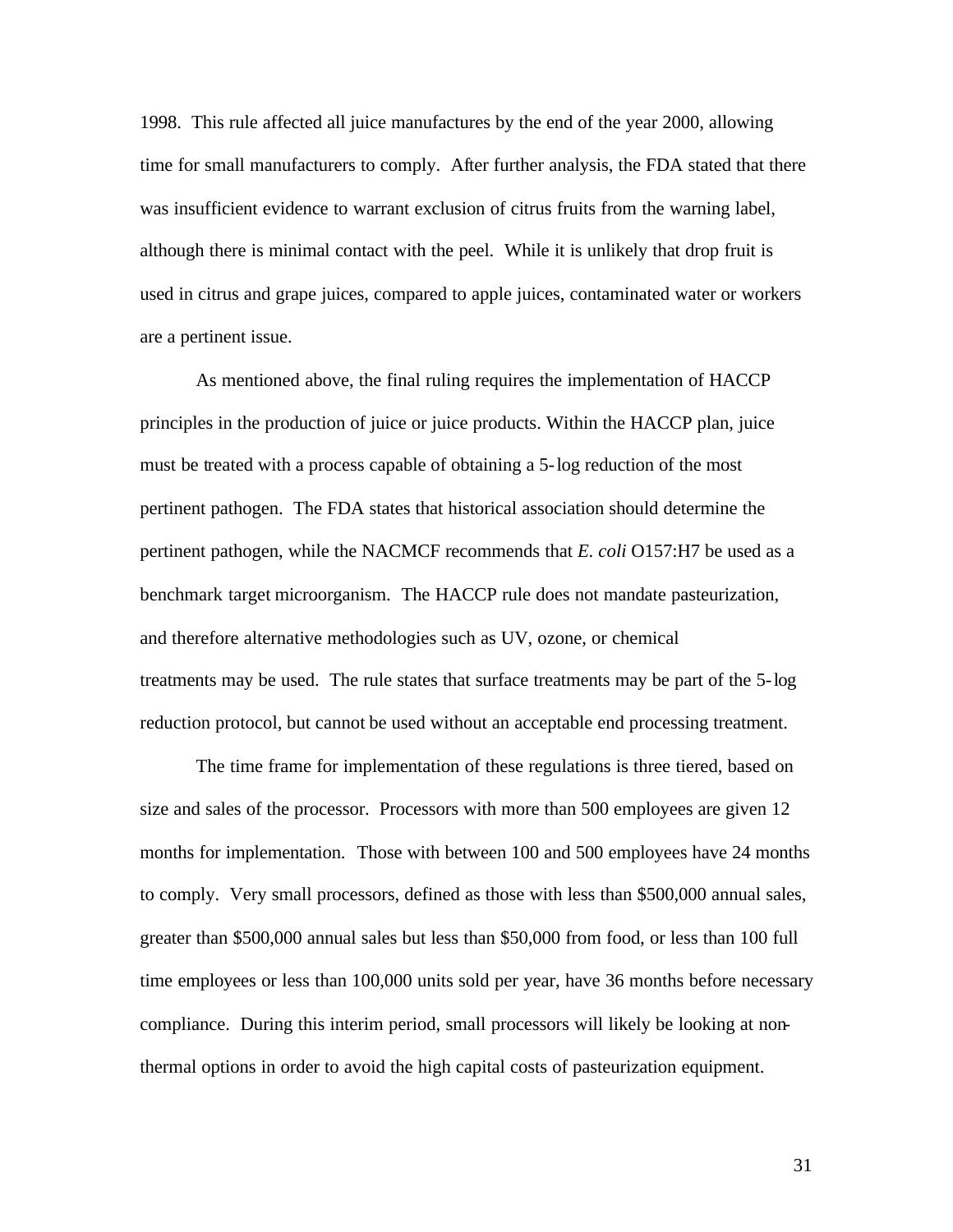1998. This rule affected all juice manufactures by the end of the year 2000, allowing time for small manufacturers to comply. After further analysis, the FDA stated that there was insufficient evidence to warrant exclusion of citrus fruits from the warning label, although there is minimal contact with the peel. While it is unlikely that drop fruit is used in citrus and grape juices, compared to apple juices, contaminated water or workers are a pertinent issue.

As mentioned above, the final ruling requires the implementation of HACCP principles in the production of juice or juice products. Within the HACCP plan, juice must be treated with a process capable of obtaining a 5-log reduction of the most pertinent pathogen. The FDA states that historical association should determine the pertinent pathogen, while the NACMCF recommends that *E. coli* O157:H7 be used as a benchmark target microorganism. The HACCP rule does not mandate pasteurization, and therefore alternative methodologies such as UV, ozone, or chemical treatments may be used. The rule states that surface treatments may be part of the 5-log reduction protocol, but cannot be used without an acceptable end processing treatment.

The time frame for implementation of these regulations is three tiered, based on size and sales of the processor. Processors with more than 500 employees are given 12 months for implementation. Those with between 100 and 500 employees have 24 months to comply. Very small processors, defined as those with less than $500,000 annual sales, greater than $500,000 annual sales but less than $50,000 from food, or less than 100 full time employees or less than 100,000 units sold per year, have 36 months before necessary compliance. During this interim period, small processors will likely be looking at non-thermal options in order to avoid the high capital costs of pasteurization equipment.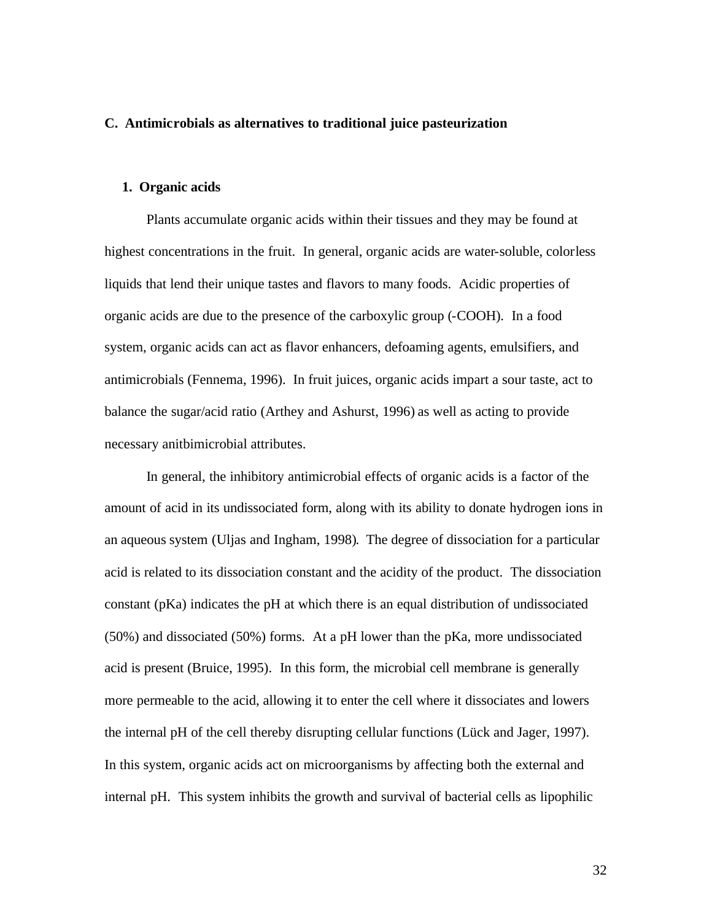## C. Antimicrobials as alternatives to traditional juice pasteurization

### 1. Organic acids

Plants accumulate organic acids within their tissues and they may be found at highest concentrations in the fruit. In general, organic acids are water-soluble, colorless liquids that lend their unique tastes and flavors to many foods. Acidic properties of organic acids are due to the presence of the carboxylic group (-COOH). In a food system, organic acids can act as flavor enhancers, defoaming agents, emulsifiers, and antimicrobials (Fennema, 1996). In fruit juices, organic acids impart a sour taste, act to balance the sugar/acid ratio (Arthey and Ashurst, 1996) as well as acting to provide necessary anitbimicrobial attributes.

In general, the inhibitory antimicrobial effects of organic acids is a factor of the amount of acid in its undissociated form, along with its ability to donate hydrogen ions in an aqueous system (Uljas and Ingham, 1998). The degree of dissociation for a particular acid is related to its dissociation constant and the acidity of the product. The dissociation constant (pKa) indicates the pH at which there is an equal distribution of undissociated (50%) and dissociated (50%) forms. At a pH lower than the pKa, more undissociated acid is present (Bruice, 1995). In this form, the microbial cell membrane is generally more permeable to the acid, allowing it to enter the cell where it dissociates and lowers the internal pH of the cell thereby disrupting cellular functions (Lück and Jager, 1997). In this system, organic acids act on microorganisms by affecting both the external and internal pH. This system inhibits the growth and survival of bacterial cells as lipophilic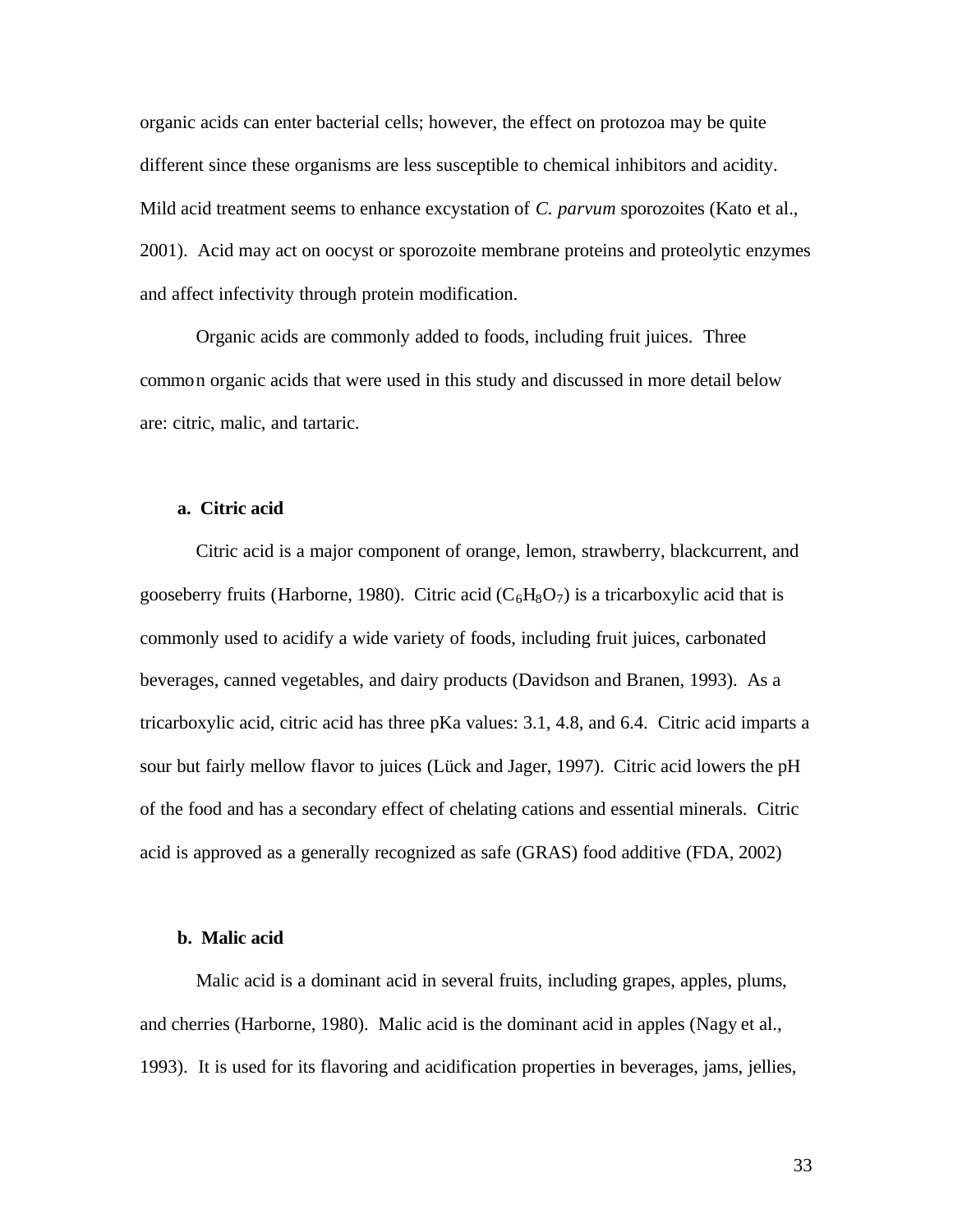organic acids can enter bacterial cells; however, the effect on protozoa may be quite different since these organisms are less susceptible to chemical inhibitors and acidity. Mild acid treatment seems to enhance excystation of *C. parvum* sporozoites (Kato et al., 2001). Acid may act on oocyst or sporozoite membrane proteins and proteolytic enzymes and affect infectivity through protein modification.

Organic acids are commonly added to foods, including fruit juices. Three common organic acids that were used in this study and discussed in more detail below are: citric, malic, and tartaric.

**a. Citric acid**

Citric acid is a major component of orange, lemon, strawberry, blackcurrent, and gooseberry fruits (Harborne, 1980). Citric acid ($C_6H_8O_7$) is a tricarboxylic acid that is commonly used to acidify a wide variety of foods, including fruit juices, carbonated beverages, canned vegetables, and dairy products (Davidson and Branen, 1993). As a tricarboxylic acid, citric acid has three pKa values: 3.1, 4.8, and 6.4. Citric acid imparts a sour but fairly mellow flavor to juices (Lück and Jager, 1997). Citric acid lowers the pH of the food and has a secondary effect of chelating cations and essential minerals. Citric acid is approved as a generally recognized as safe (GRAS) food additive (FDA, 2002)

**b. Malic acid**

Malic acid is a dominant acid in several fruits, including grapes, apples, plums, and cherries (Harborne, 1980). Malic acid is the dominant acid in apples (Nagy et al., 1993). It is used for its flavoring and acidification properties in beverages, jams, jellies,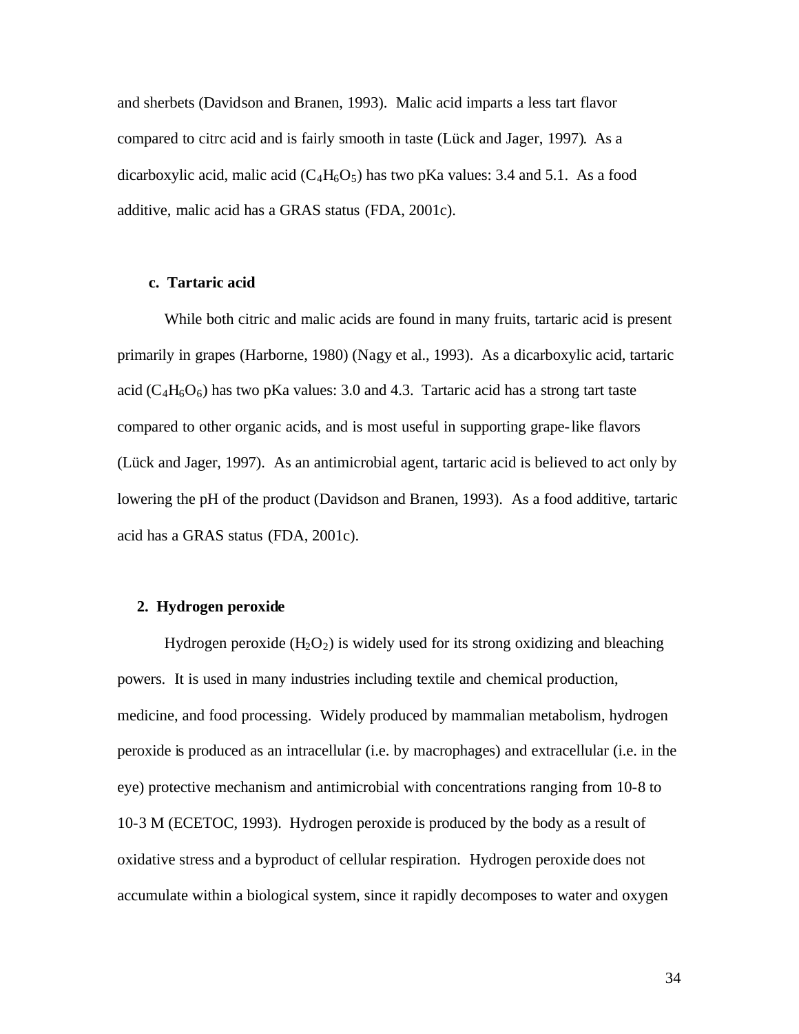and sherbets (Davidson and Branen, 1993). Malic acid imparts a less tart flavor compared to citrc acid and is fairly smooth in taste (Lück and Jager, 1997). As a dicarboxylic acid, malic acid ($C_4H_6O_5$) has two pKa values: 3.4 and 5.1. As a food additive, malic acid has a GRAS status (FDA, 2001c).

#### c. Tartaric acid

While both citric and malic acids are found in many fruits, tartaric acid is present primarily in grapes (Harborne, 1980) (Nagy et al., 1993). As a dicarboxylic acid, tartaric acid ($C_4H_6O_6$) has two pKa values: 3.0 and 4.3. Tartaric acid has a strong tart taste compared to other organic acids, and is most useful in supporting grape-like flavors (Lück and Jager, 1997). As an antimicrobial agent, tartaric acid is believed to act only by lowering the pH of the product (Davidson and Branen, 1993). As a food additive, tartaric acid has a GRAS status (FDA, 2001c).

### 2. Hydrogen peroxide

Hydrogen peroxide ($H_2O_2$) is widely used for its strong oxidizing and bleaching powers. It is used in many industries including textile and chemical production, medicine, and food processing. Widely produced by mammalian metabolism, hydrogen peroxide is produced as an intracellular (i.e. by macrophages) and extracellular (i.e. in the eye) protective mechanism and antimicrobial with concentrations ranging from 10-8 to 10-3 M (ECETOC, 1993). Hydrogen peroxide is produced by the body as a result of oxidative stress and a byproduct of cellular respiration. Hydrogen peroxide does not accumulate within a biological system, since it rapidly decomposes to water and oxygen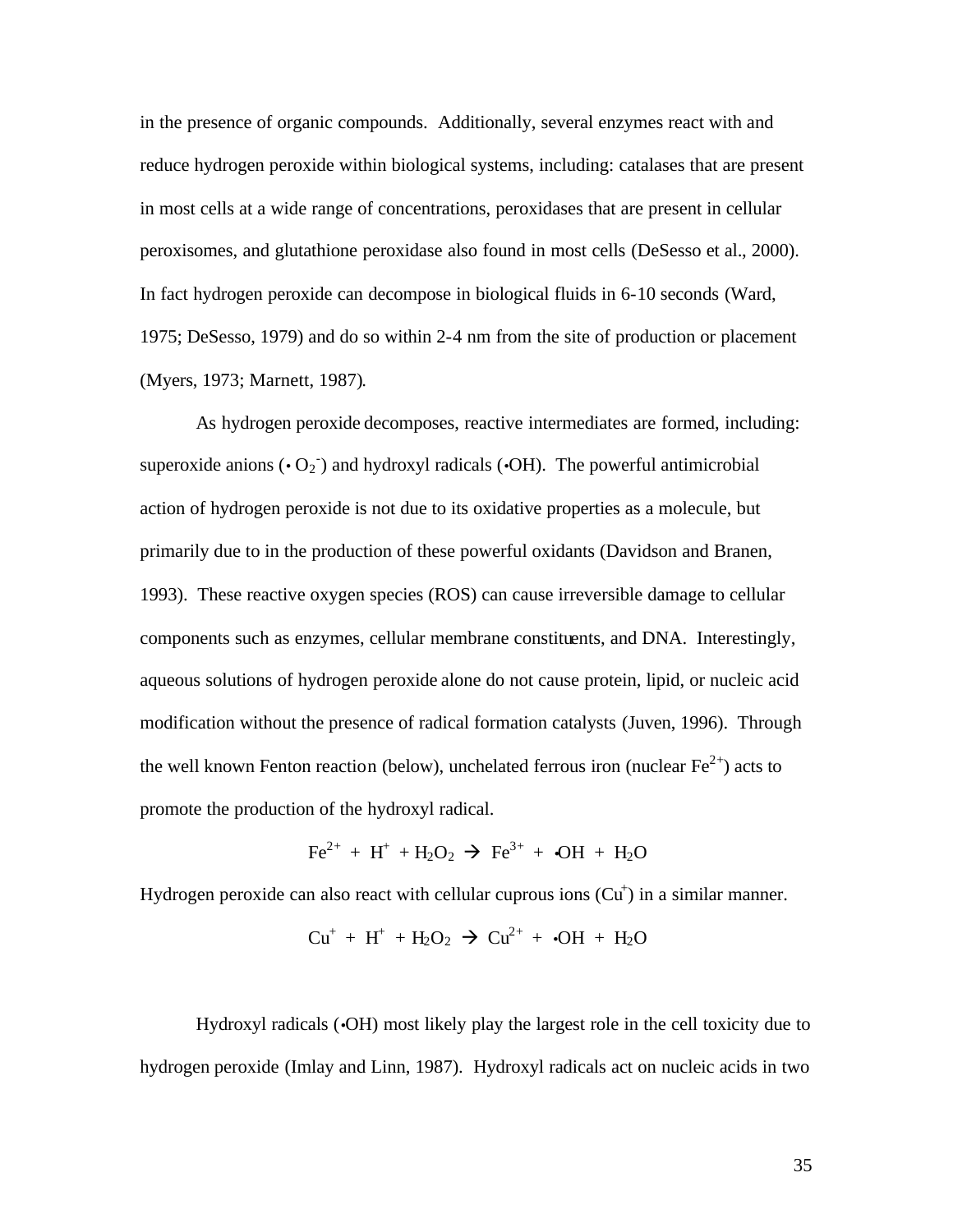in the presence of organic compounds. Additionally, several enzymes react with and reduce hydrogen peroxide within biological systems, including: catalases that are present in most cells at a wide range of concentrations, peroxidases that are present in cellular peroxisomes, and glutathione peroxidase also found in most cells (DeSesso et al., 2000). In fact hydrogen peroxide can decompose in biological fluids in 6-10 seconds (Ward, 1975; DeSesso, 1979) and do so within 2-4 nm from the site of production or placement (Myers, 1973; Marnett, 1987).

As hydrogen peroxide decomposes, reactive intermediates are formed, including: superoxide anions ($\bullet O_2^-$) and hydroxyl radicals ($\bullet OH$). The powerful antimicrobial action of hydrogen peroxide is not due to its oxidative properties as a molecule, but primarily due to in the production of these powerful oxidants (Davidson and Branen, 1993). These reactive oxygen species (ROS) can cause irreversible damage to cellular components such as enzymes, cellular membrane constituents, and DNA. Interestingly, aqueous solutions of hydrogen peroxide alone do not cause protein, lipid, or nucleic acid modification without the presence of radical formation catalysts (Juven, 1996). Through the well known Fenton reaction (below), unchelated ferrous iron (nuclear $Fe^{2+}$) acts to promote the production of the hydroxyl radical.

$$Fe^{2+} + H^+ + H_2O_2 \rightarrow Fe^{3+} + \bullet OH + H_2O$$

Hydrogen peroxide can also react with cellular cuprous ions ($Cu^+$) in a similar manner.

$$Cu^+ + H^+ + H_2O_2 \rightarrow Cu^{2+} + \bullet OH + H_2O$$

Hydroxyl radicals ($\bullet OH$) most likely play the largest role in the cell toxicity due to hydrogen peroxide (Imlay and Linn, 1987). Hydroxyl radicals act on nucleic acids in two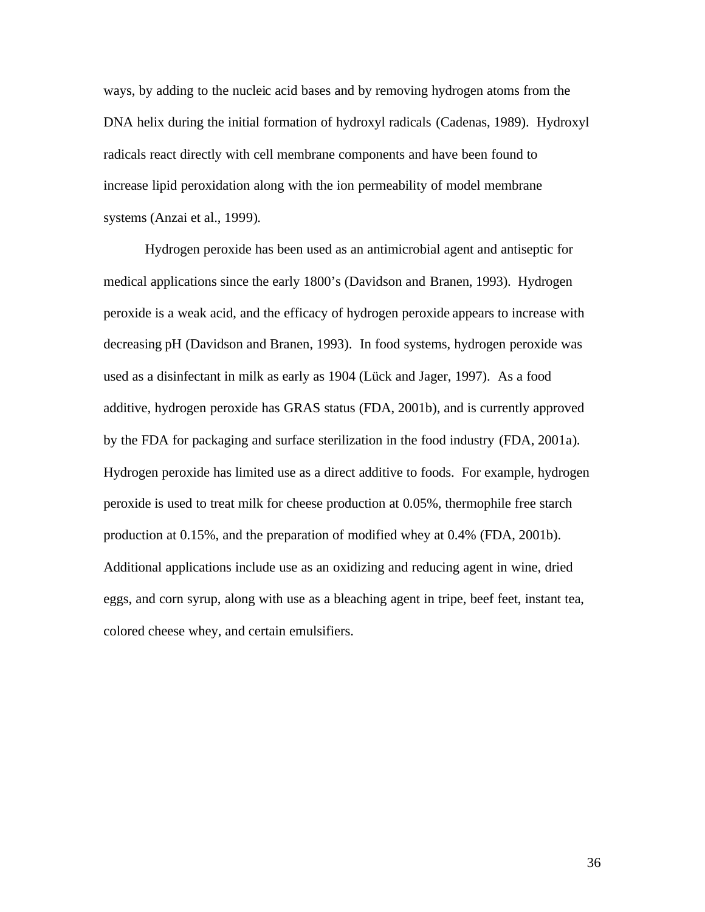ways, by adding to the nucleic acid bases and by removing hydrogen atoms from the DNA helix during the initial formation of hydroxyl radicals (Cadenas, 1989). Hydroxyl radicals react directly with cell membrane components and have been found to increase lipid peroxidation along with the ion permeability of model membrane systems (Anzai et al., 1999).

Hydrogen peroxide has been used as an antimicrobial agent and antiseptic for medical applications since the early 1800's (Davidson and Branen, 1993). Hydrogen peroxide is a weak acid, and the efficacy of hydrogen peroxide appears to increase with decreasing pH (Davidson and Branen, 1993). In food systems, hydrogen peroxide was used as a disinfectant in milk as early as 1904 (Lück and Jager, 1997). As a food additive, hydrogen peroxide has GRAS status (FDA, 2001b), and is currently approved by the FDA for packaging and surface sterilization in the food industry (FDA, 2001a). Hydrogen peroxide has limited use as a direct additive to foods. For example, hydrogen peroxide is used to treat milk for cheese production at 0.05%, thermophile free starch production at 0.15%, and the preparation of modified whey at 0.4% (FDA, 2001b). Additional applications include use as an oxidizing and reducing agent in wine, dried eggs, and corn syrup, along with use as a bleaching agent in tripe, beef feet, instant tea, colored cheese whey, and certain emulsifiers.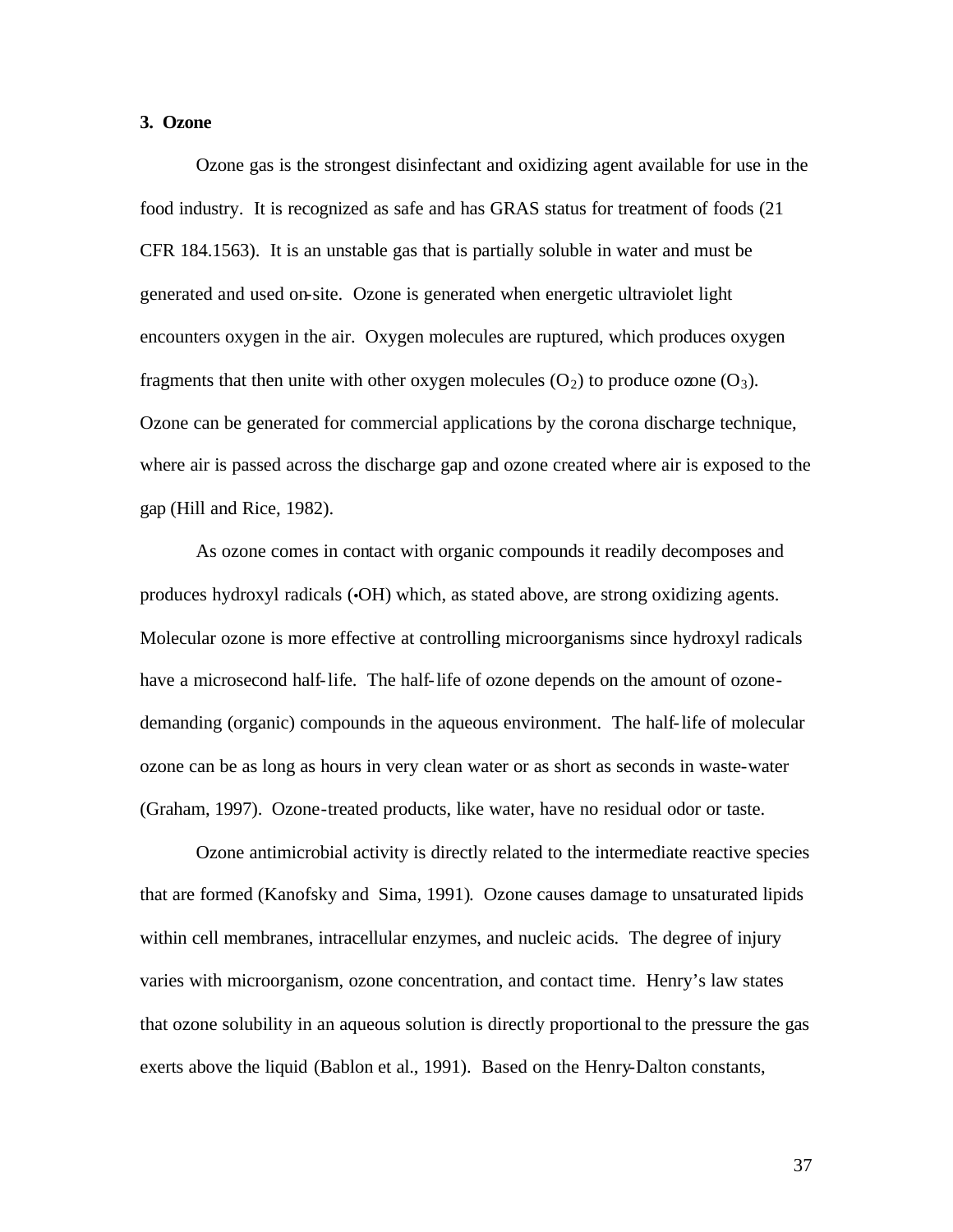### 3. Ozone

Ozone gas is the strongest disinfectant and oxidizing agent available for use in the food industry. It is recognized as safe and has GRAS status for treatment of foods (21 CFR 184.1563). It is an unstable gas that is partially soluble in water and must be generated and used on-site. Ozone is generated when energetic ultraviolet light encounters oxygen in the air. Oxygen molecules are ruptured, which produces oxygen fragments that then unite with other oxygen molecules ($O_2$) to produce ozone ($O_3$). Ozone can be generated for commercial applications by the corona discharge technique, where air is passed across the discharge gap and ozone created where air is exposed to the gap (Hill and Rice, 1982).

As ozone comes in contact with organic compounds it readily decomposes and produces hydroxyl radicals (•OH) which, as stated above, are strong oxidizing agents. Molecular ozone is more effective at controlling microorganisms since hydroxyl radicals have a microsecond half-life. The half-life of ozone depends on the amount of ozone-demanding (organic) compounds in the aqueous environment. The half-life of molecular ozone can be as long as hours in very clean water or as short as seconds in waste-water (Graham, 1997). Ozone-treated products, like water, have no residual odor or taste.

Ozone antimicrobial activity is directly related to the intermediate reactive species that are formed (Kanofsky and Sima, 1991). Ozone causes damage to unsaturated lipids within cell membranes, intracellular enzymes, and nucleic acids. The degree of injury varies with microorganism, ozone concentration, and contact time. Henry's law states that ozone solubility in an aqueous solution is directly proportional to the pressure the gas exerts above the liquid (Bablon et al., 1991). Based on the Henry-Dalton constants,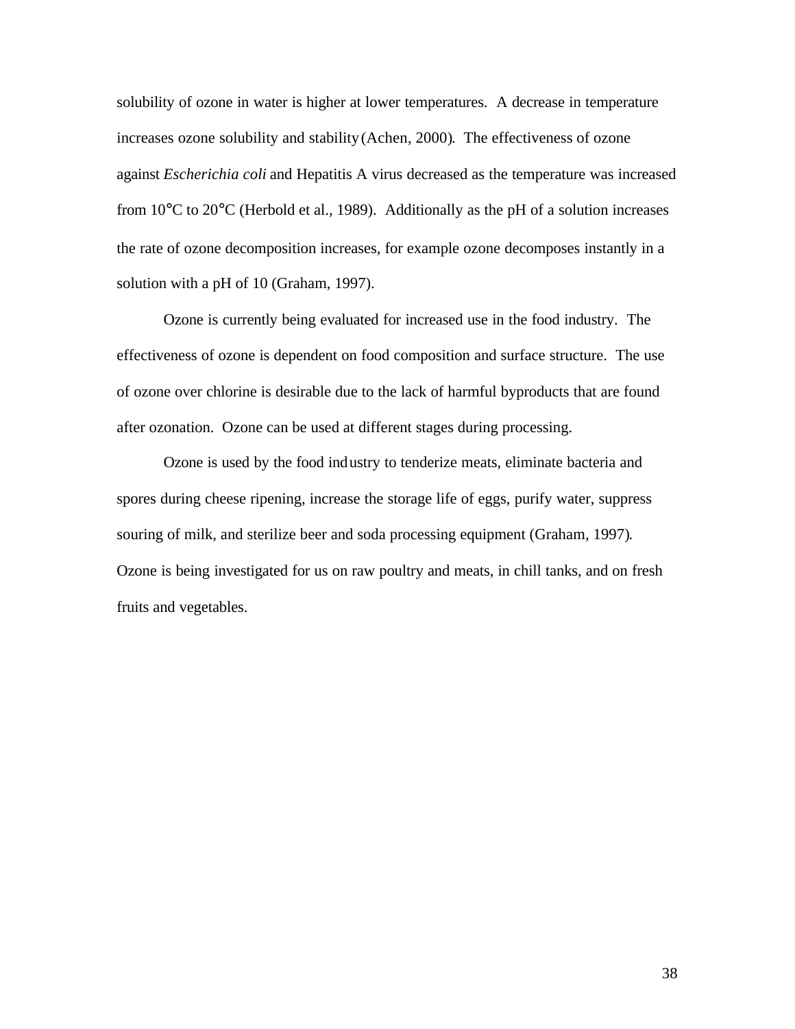solubility of ozone in water is higher at lower temperatures. A decrease in temperature increases ozone solubility and stability (Achen, 2000). The effectiveness of ozone against *Escherichia coli* and Hepatitis A virus decreased as the temperature was increased from 10°C to 20°C (Herbold et al., 1989). Additionally as the pH of a solution increases the rate of ozone decomposition increases, for example ozone decomposes instantly in a solution with a pH of 10 (Graham, 1997).

Ozone is currently being evaluated for increased use in the food industry. The effectiveness of ozone is dependent on food composition and surface structure. The use of ozone over chlorine is desirable due to the lack of harmful byproducts that are found after ozonation. Ozone can be used at different stages during processing.

Ozone is used by the food industry to tenderize meats, eliminate bacteria and spores during cheese ripening, increase the storage life of eggs, purify water, suppress souring of milk, and sterilize beer and soda processing equipment (Graham, 1997). Ozone is being investigated for us on raw poultry and meats, in chill tanks, and on fresh fruits and vegetables.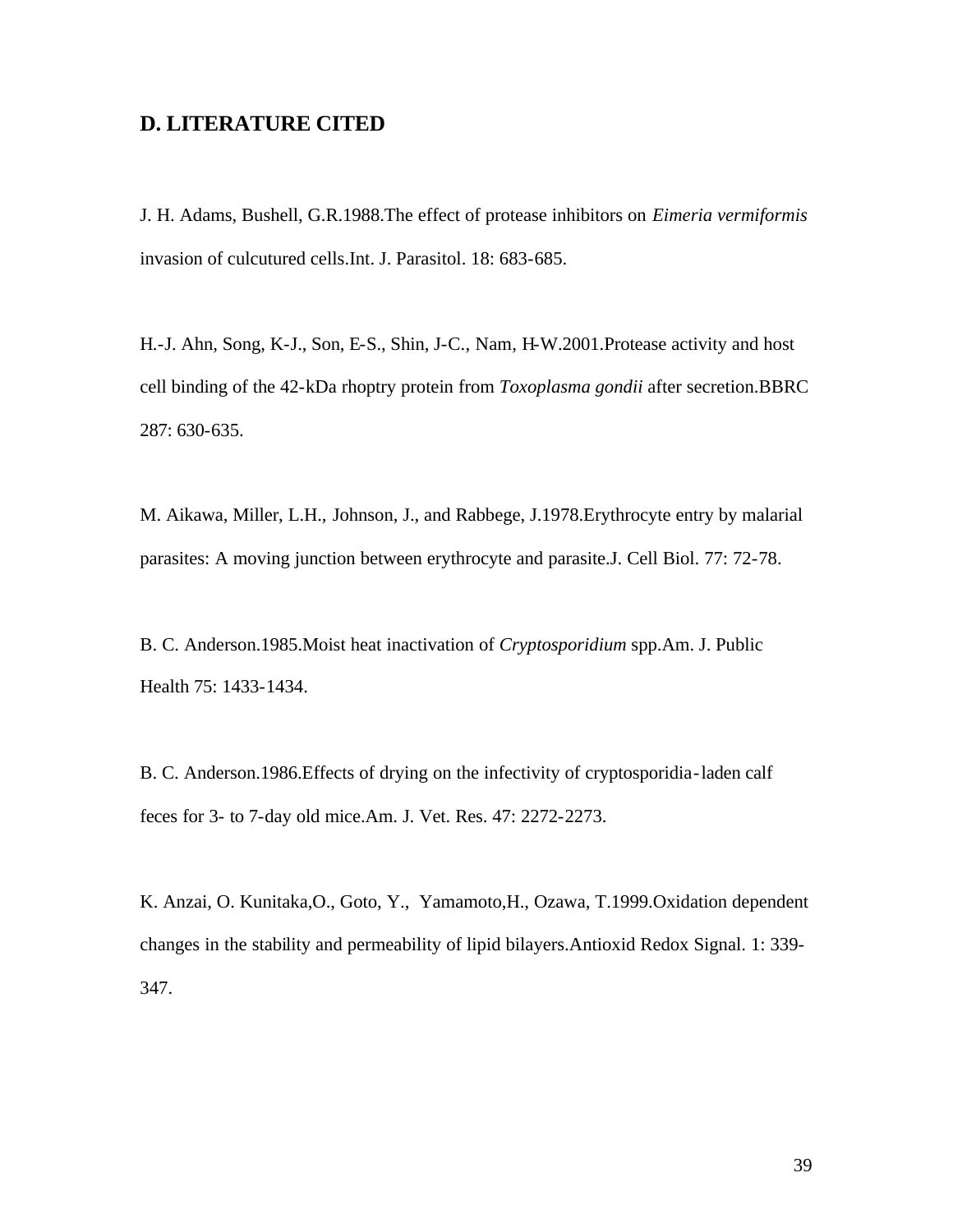## D. LITERATURE CITED

J. H. Adams, Bushell, G.R.1988.The effect of protease inhibitors on *Eimeria vermiformis* invasion of culcutured cells.Int. J. Parasitol. 18: 683-685.

H.-J. Ahn, Song, K-J., Son, E-S., Shin, J-C., Nam, H-W.2001.Protease activity and host cell binding of the 42-kDa rhoptry protein from *Toxoplasma gondii* after secretion.BBRC 287: 630-635.

M. Aikawa, Miller, L.H., Johnson, J., and Rabbege, J.1978.Erythrocyte entry by malarial parasites: A moving junction between erythrocyte and parasite.J. Cell Biol. 77: 72-78.

B. C. Anderson.1985.Moist heat inactivation of *Cryptosporidium* spp.Am. J. Public Health 75: 1433-1434.

B. C. Anderson.1986.Effects of drying on the infectivity of cryptosporidia-laden calf feces for 3- to 7-day old mice.Am. J. Vet. Res. 47: 2272-2273.

K. Anzai, O. Kunitaka,O., Goto, Y., Yamamoto,H., Ozawa, T.1999.Oxidation dependent changes in the stability and permeability of lipid bilayers.Antioxid Redox Signal. 1: 339-347.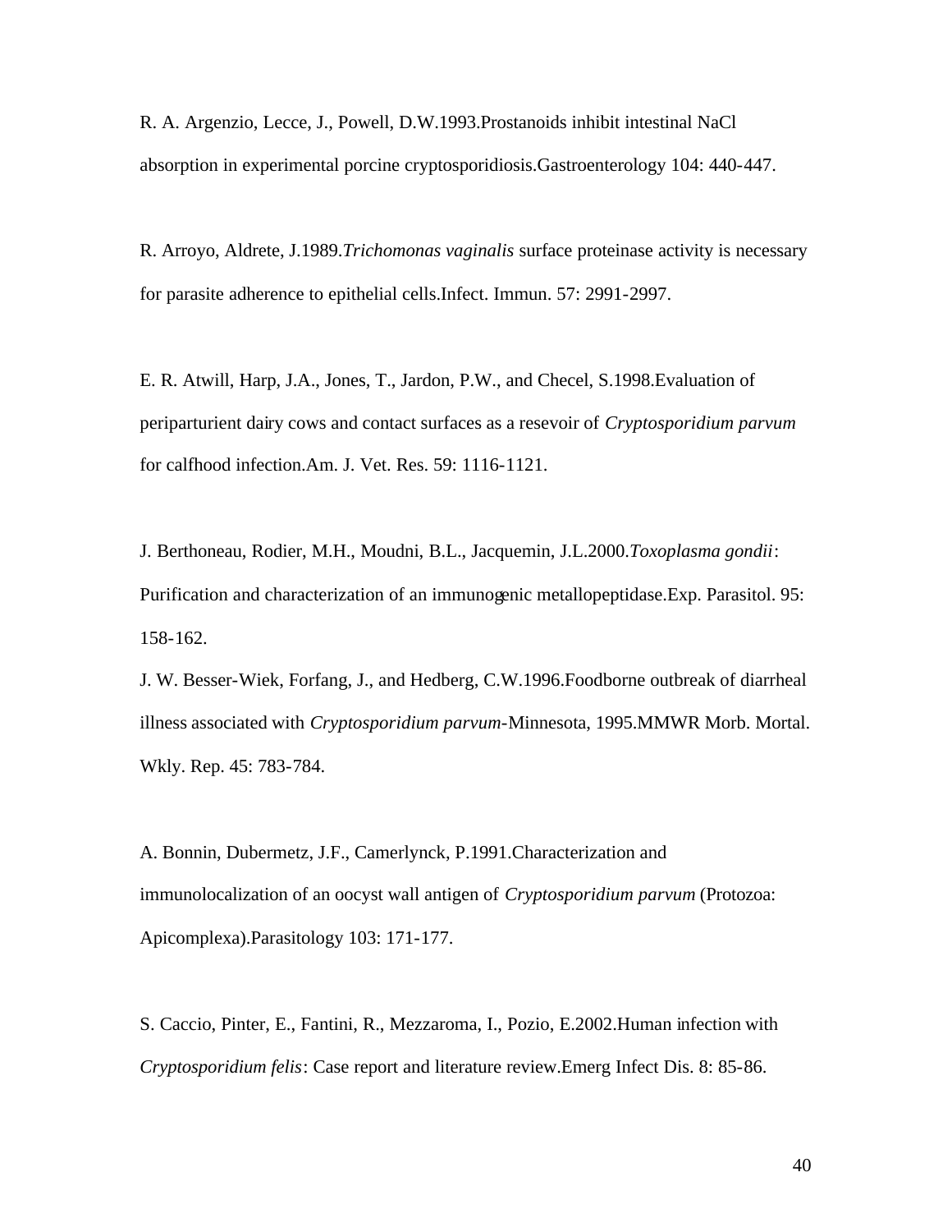R. A. Argenzio, Lecce, J., Powell, D.W.1993.Prostanoids inhibit intestinal NaCl absorption in experimental porcine cryptosporidiosis.Gastroenterology 104: 440-447.

R. Arroyo, Aldrete, J.1989.*Trichomonas vaginalis* surface proteinase activity is necessary for parasite adherence to epithelial cells.Infect. Immun. 57: 2991-2997.

E. R. Atwill, Harp, J.A., Jones, T., Jardon, P.W., and Checel, S.1998.Evaluation of periparturient dairy cows and contact surfaces as a resevoir of *Cryptosporidium parvum* for calfhood infection.Am. J. Vet. Res. 59: 1116-1121.

J. Berthoneau, Rodier, M.H., Moudni, B.L., Jacquemin, J.L.2000.*Toxoplasma gondii*: Purification and characterization of an immunogenic metallopeptidase.Exp. Parasitol. 95: 158-162.

J. W. Besser-Wiek, Forfang, J., and Hedberg, C.W.1996.Foodborne outbreak of diarrheal illness associated with *Cryptosporidium parvum*-Minnesota, 1995.MMWR Morb. Mortal. Wkly. Rep. 45: 783-784.

A. Bonnin, Dubermetz, J.F., Camerlynck, P.1991.Characterization and immunolocalization of an oocyst wall antigen of *Cryptosporidium parvum* (Protozoa: Apicomplexa).Parasitology 103: 171-177.

S. Caccio, Pinter, E., Fantini, R., Mezzaroma, I., Pozio, E.2002.Human infection with *Cryptosporidium felis*: Case report and literature review.Emerg Infect Dis. 8: 85-86.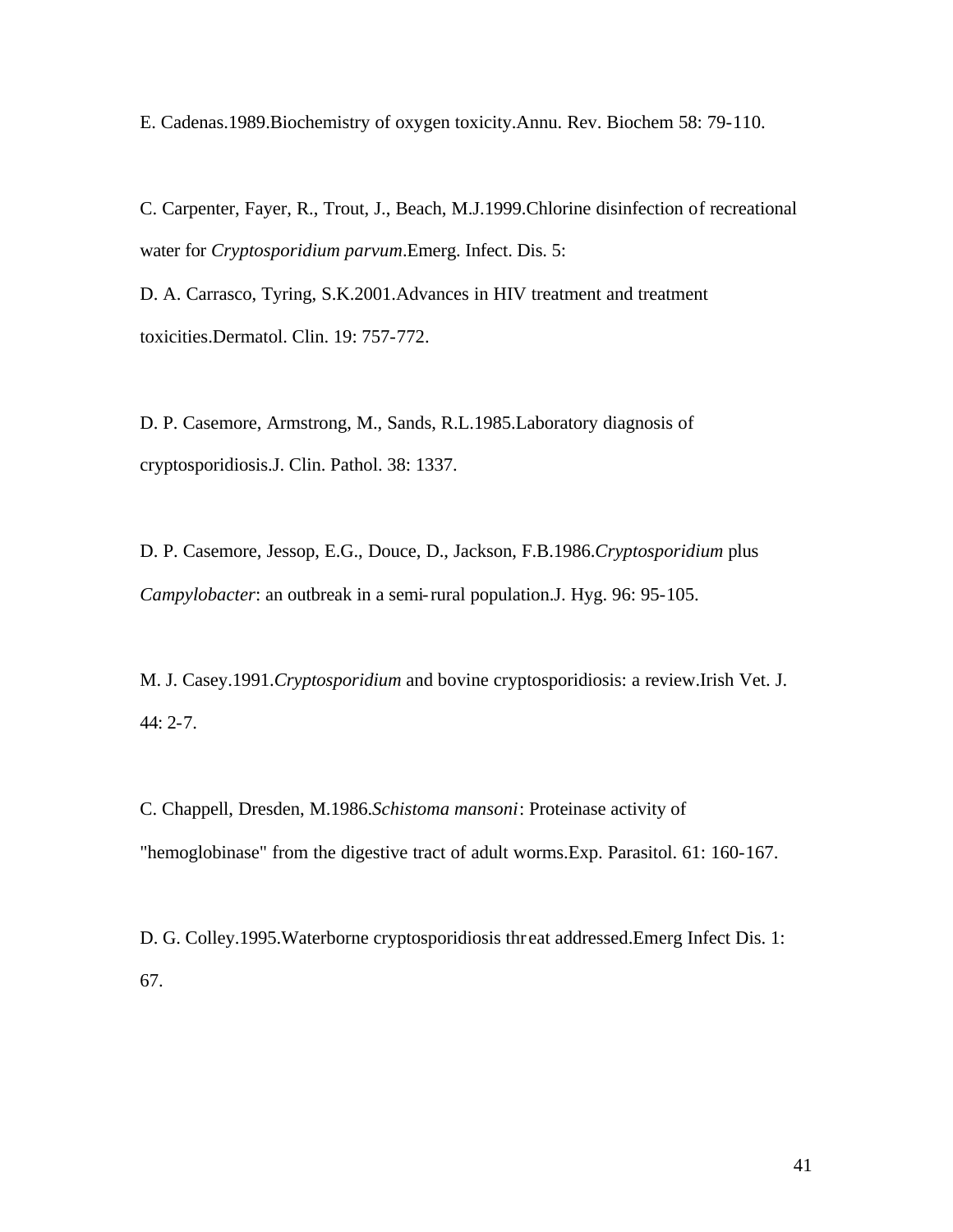E. Cadenas.1989.Biochemistry of oxygen toxicity.Annu. Rev. Biochem 58: 79-110.

C. Carpenter, Fayer, R., Trout, J., Beach, M.J.1999.Chlorine disinfection of recreational water for *Cryptosporidium parvum*.Emerg. Infect. Dis. 5:

D. A. Carrasco, Tyring, S.K.2001.Advances in HIV treatment and treatment toxicities.Dermatol. Clin. 19: 757-772.

D. P. Casemore, Armstrong, M., Sands, R.L.1985.Laboratory diagnosis of cryptosporidiosis.J. Clin. Pathol. 38: 1337.

D. P. Casemore, Jessop, E.G., Douce, D., Jackson, F.B.1986.*Cryptosporidium* plus *Campylobacter*: an outbreak in a semi-rural population.J. Hyg. 96: 95-105.

M. J. Casey.1991.*Cryptosporidium* and bovine cryptosporidiosis: a review.Irish Vet. J. 44: 2-7.

C. Chappell, Dresden, M.1986.*Schistoma mansoni*: Proteinase activity of "hemoglobinase" from the digestive tract of adult worms.Exp. Parasitol. 61: 160-167.

D. G. Colley.1995.Waterborne cryptosporidiosis threat addressed.Emerg Infect Dis. 1: 67.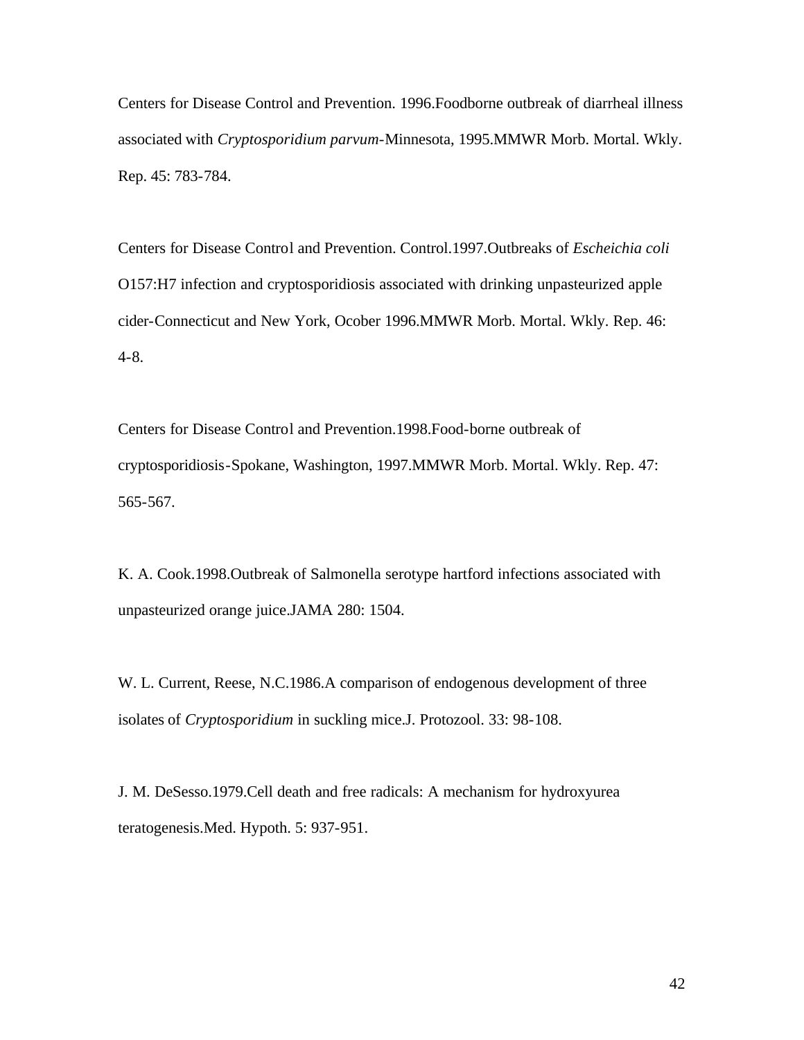Centers for Disease Control and Prevention. 1996.Foodborne outbreak of diarrheal illness associated with *Cryptosporidium parvum*-Minnesota, 1995.MMWR Morb. Mortal. Wkly. Rep. 45: 783-784.

Centers for Disease Control and Prevention. Control.1997.Outbreaks of *Escheichia coli* O157:H7 infection and cryptosporidiosis associated with drinking unpasteurized apple cider-Connecticut and New York, Ocober 1996.MMWR Morb. Mortal. Wkly. Rep. 46: 4-8.

Centers for Disease Control and Prevention.1998.Food-borne outbreak of cryptosporidiosis-Spokane, Washington, 1997.MMWR Morb. Mortal. Wkly. Rep. 47: 565-567.

K. A. Cook.1998.Outbreak of Salmonella serotype hartford infections associated with unpasteurized orange juice.JAMA 280: 1504.

W. L. Current, Reese, N.C.1986.A comparison of endogenous development of three isolates of *Cryptosporidium* in suckling mice.J. Protozool. 33: 98-108.

J. M. DeSesso.1979.Cell death and free radicals: A mechanism for hydroxyurea teratogenesis.Med. Hypoth. 5: 937-951.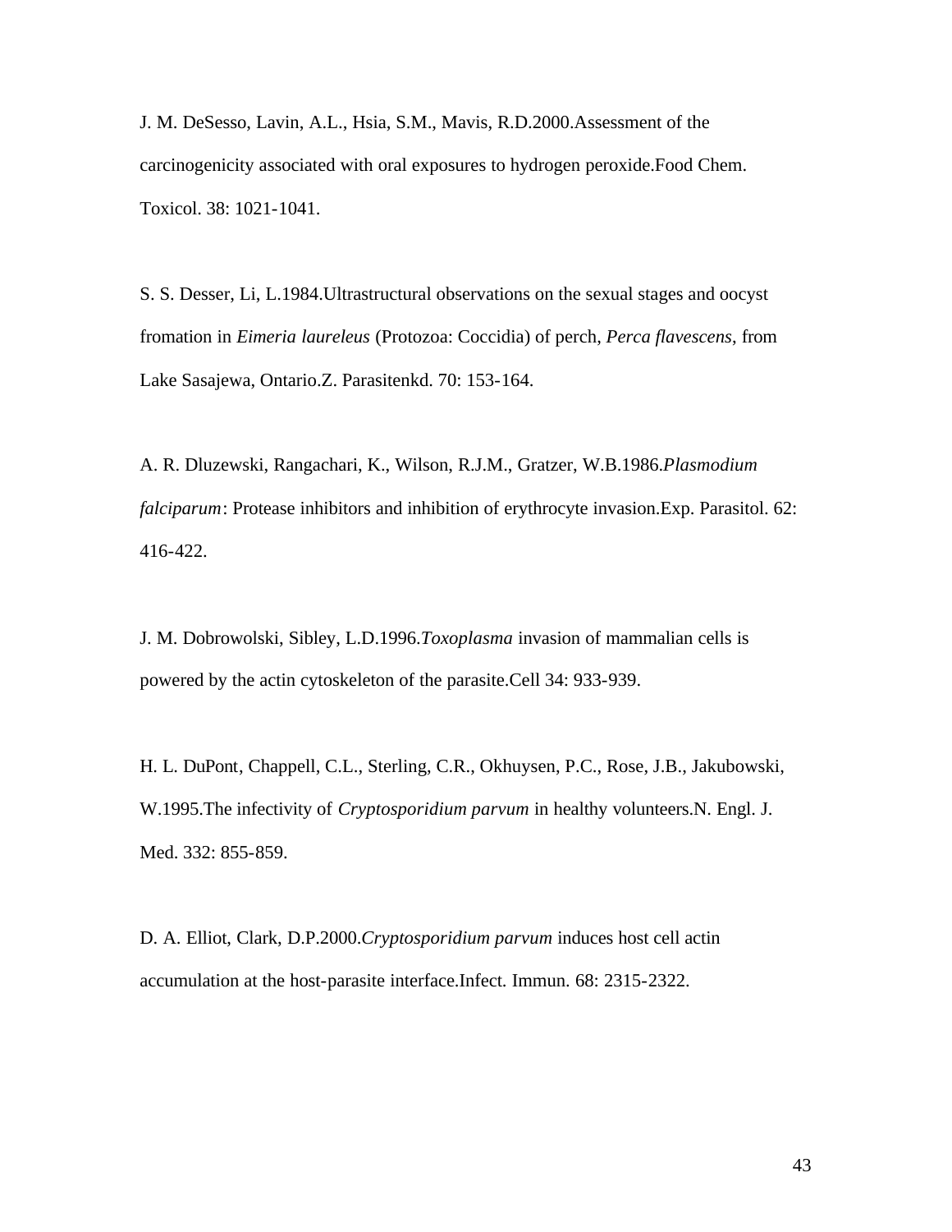J. M. DeSesso, Lavin, A.L., Hsia, S.M., Mavis, R.D.2000.Assessment of the carcinogenicity associated with oral exposures to hydrogen peroxide.Food Chem. Toxicol. 38: 1021-1041.

S. S. Desser, Li, L.1984.Ultrastructural observations on the sexual stages and oocyst fromation in *Eimeria laureleus* (Protozoa: Coccidia) of perch, *Perca flavescens*, from Lake Sasajewa, Ontario.Z. Parasitenkd. 70: 153-164.

A. R. Dluzewski, Rangachari, K., Wilson, R.J.M., Gratzer, W.B.1986.*Plasmodium falciparum*: Protease inhibitors and inhibition of erythrocyte invasion.Exp. Parasitol. 62: 416-422.

J. M. Dobrowolski, Sibley, L.D.1996.*Toxoplasma* invasion of mammalian cells is powered by the actin cytoskeleton of the parasite.Cell 34: 933-939.

H. L. DuPont, Chappell, C.L., Sterling, C.R., Okhuysen, P.C., Rose, J.B., Jakubowski, W.1995.The infectivity of *Cryptosporidium parvum* in healthy volunteers.N. Engl. J. Med. 332: 855-859.

D. A. Elliot, Clark, D.P.2000.*Cryptosporidium parvum* induces host cell actin accumulation at the host-parasite interface.Infect. Immun. 68: 2315-2322.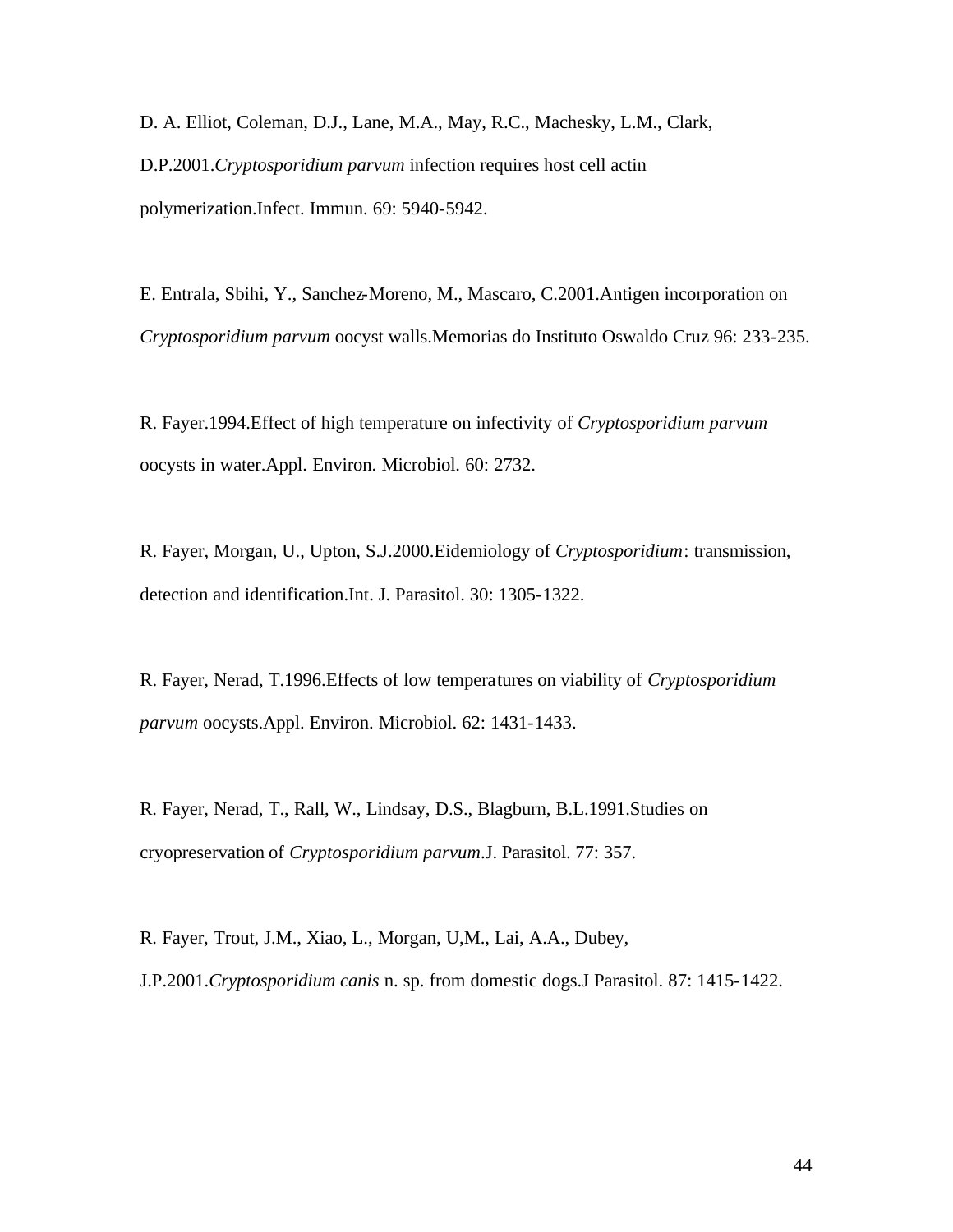D. A. Elliot, Coleman, D.J., Lane, M.A., May, R.C., Machesky, L.M., Clark, D.P.2001.*Cryptosporidium parvum* infection requires host cell actin polymerization.Infect. Immun. 69: 5940-5942.

E. Entrala, Sbihi, Y., Sanchez-Moreno, M., Mascaro, C.2001.Antigen incorporation on *Cryptosporidium parvum* oocyst walls.Memorias do Instituto Oswaldo Cruz 96: 233-235.

R. Fayer.1994.Effect of high temperature on infectivity of *Cryptosporidium parvum* oocysts in water.Appl. Environ. Microbiol. 60: 2732.

R. Fayer, Morgan, U., Upton, S.J.2000.Eidemiology of *Cryptosporidium*: transmission, detection and identification.Int. J. Parasitol. 30: 1305-1322.

R. Fayer, Nerad, T.1996.Effects of low temperatures on viability of *Cryptosporidium parvum* oocysts.Appl. Environ. Microbiol. 62: 1431-1433.

R. Fayer, Nerad, T., Rall, W., Lindsay, D.S., Blagburn, B.L.1991.Studies on cryopreservation of *Cryptosporidium parvum*.J. Parasitol. 77: 357.

R. Fayer, Trout, J.M., Xiao, L., Morgan, U,M., Lai, A.A., Dubey, J.P.2001.*Cryptosporidium canis* n. sp. from domestic dogs.J Parasitol. 87: 1415-1422.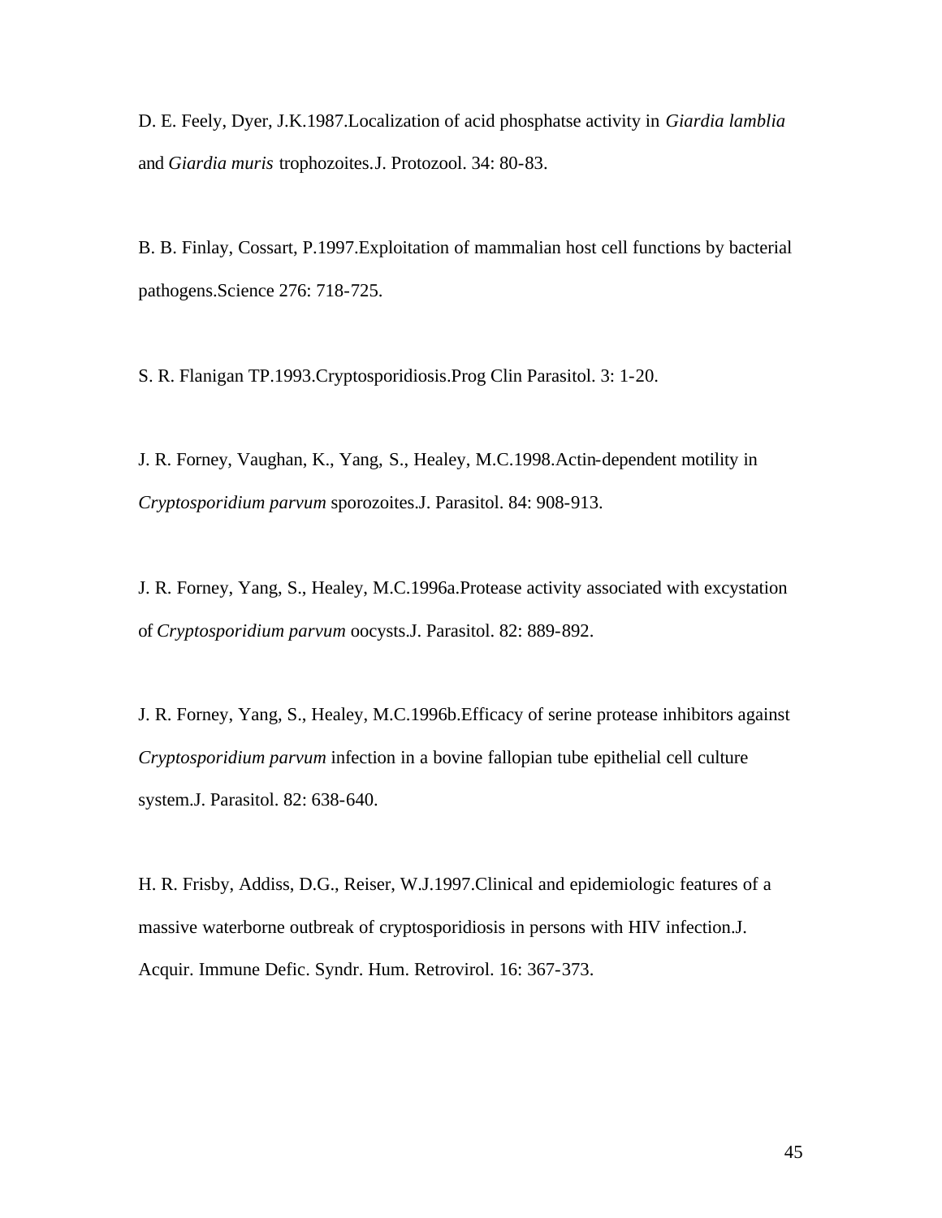D. E. Feely, Dyer, J.K.1987.Localization of acid phosphatse activity in *Giardia lamblia* and *Giardia muris* trophozoites.J. Protozool. 34: 80-83.

B. B. Finlay, Cossart, P.1997.Exploitation of mammalian host cell functions by bacterial pathogens.Science 276: 718-725.

S. R. Flanigan TP.1993.Cryptosporidiosis.Prog Clin Parasitol. 3: 1-20.

J. R. Forney, Vaughan, K., Yang, S., Healey, M.C.1998.Actin-dependent motility in *Cryptosporidium parvum* sporozoites.J. Parasitol. 84: 908-913.

J. R. Forney, Yang, S., Healey, M.C.1996a.Protease activity associated with excystation of *Cryptosporidium parvum* oocysts.J. Parasitol. 82: 889-892.

J. R. Forney, Yang, S., Healey, M.C.1996b.Efficacy of serine protease inhibitors against *Cryptosporidium parvum* infection in a bovine fallopian tube epithelial cell culture system.J. Parasitol. 82: 638-640.

H. R. Frisby, Addiss, D.G., Reiser, W.J.1997.Clinical and epidemiologic features of a massive waterborne outbreak of cryptosporidiosis in persons with HIV infection.J. Acquir. Immune Defic. Syndr. Hum. Retrovirol. 16: 367-373.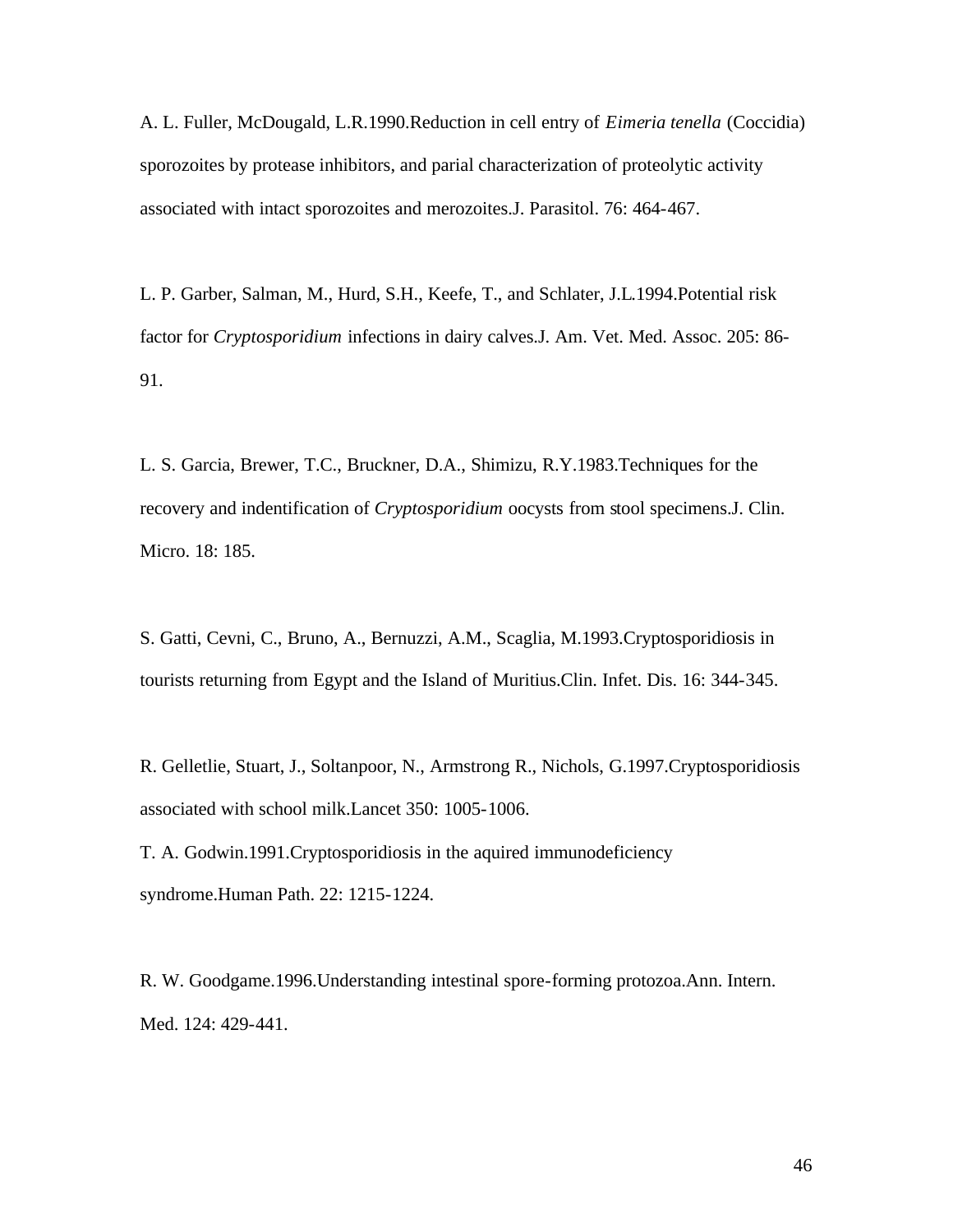A. L. Fuller, McDougald, L.R.1990.Reduction in cell entry of *Eimeria tenella* (Coccidia) sporozoites by protease inhibitors, and parial characterization of proteolytic activity associated with intact sporozoites and merozoites.J. Parasitol. 76: 464-467.

L. P. Garber, Salman, M., Hurd, S.H., Keefe, T., and Schlater, J.L.1994.Potential risk factor for *Cryptosporidium* infections in dairy calves.J. Am. Vet. Med. Assoc. 205: 86-91.

L. S. Garcia, Brewer, T.C., Bruckner, D.A., Shimizu, R.Y.1983.Techniques for the recovery and indentification of *Cryptosporidium* oocysts from stool specimens.J. Clin. Micro. 18: 185.

S. Gatti, Cevni, C., Bruno, A., Bernuzzi, A.M., Scaglia, M.1993.Cryptosporidiosis in tourists returning from Egypt and the Island of Muritius.Clin. Infet. Dis. 16: 344-345.

R. Gelletlie, Stuart, J., Soltanpoor, N., Armstrong R., Nichols, G.1997.Cryptosporidiosis associated with school milk.Lancet 350: 1005-1006.

T. A. Godwin.1991.Cryptosporidiosis in the aquired immunodeficiency syndrome.Human Path. 22: 1215-1224.

R. W. Goodgame.1996.Understanding intestinal spore-forming protozoa.Ann. Intern. Med. 124: 429-441.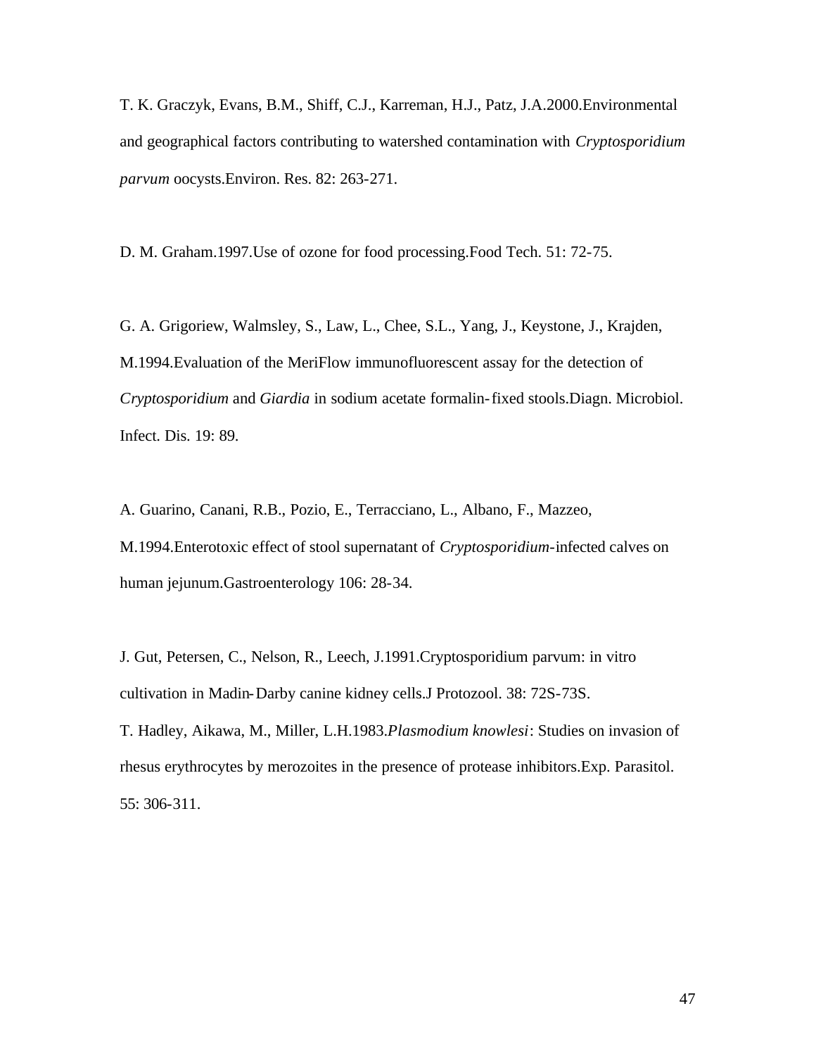T. K. Graczyk, Evans, B.M., Shiff, C.J., Karreman, H.J., Patz, J.A.2000.Environmental and geographical factors contributing to watershed contamination with *Cryptosporidium parvum* oocysts.Environ. Res. 82: 263-271.

D. M. Graham.1997.Use of ozone for food processing.Food Tech. 51: 72-75.

G. A. Grigoriew, Walmsley, S., Law, L., Chee, S.L., Yang, J., Keystone, J., Krajden, M.1994.Evaluation of the MeriFlow immunofluorescent assay for the detection of *Cryptosporidium* and *Giardia* in sodium acetate formalin-fixed stools.Diagn. Microbiol. Infect. Dis. 19: 89.

A. Guarino, Canani, R.B., Pozio, E., Terracciano, L., Albano, F., Mazzeo, M.1994.Enterotoxic effect of stool supernatant of *Cryptosporidium*-infected calves on human jejunum.Gastroenterology 106: 28-34.

J. Gut, Petersen, C., Nelson, R., Leech, J.1991.Cryptosporidium parvum: in vitro cultivation in Madin-Darby canine kidney cells.J Protozool. 38: 72S-73S.

T. Hadley, Aikawa, M., Miller, L.H.1983.*Plasmodium knowlesi*: Studies on invasion of rhesus erythrocytes by merozoites in the presence of protease inhibitors.Exp. Parasitol. 55: 306-311.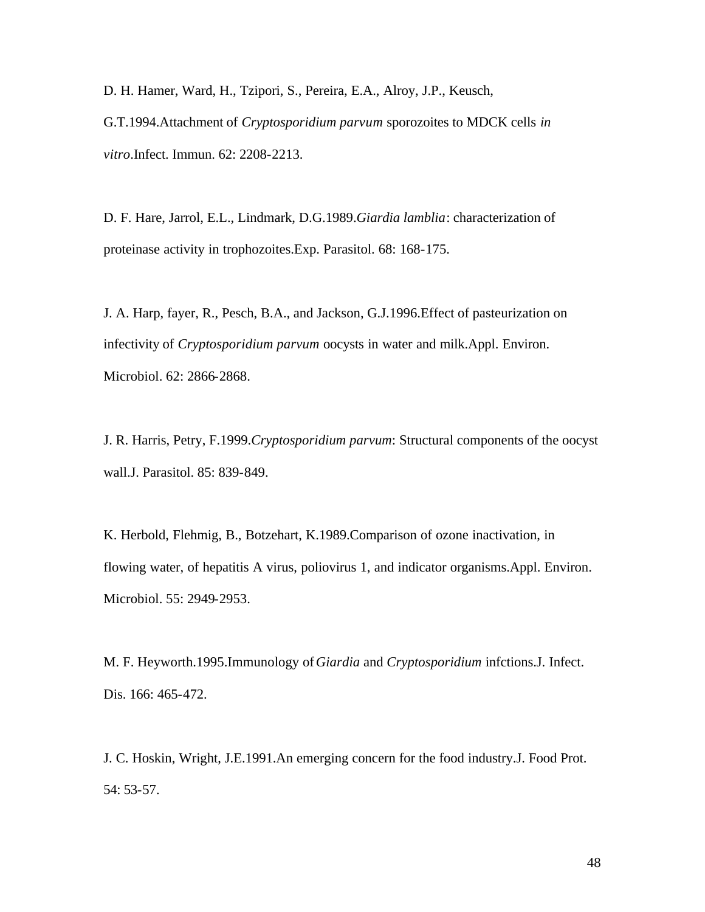D. H. Hamer, Ward, H., Tzipori, S., Pereira, E.A., Alroy, J.P., Keusch, G.T.1994.Attachment of *Cryptosporidium parvum* sporozoites to MDCK cells *in vitro*.Infect. Immun. 62: 2208-2213.

D. F. Hare, Jarrol, E.L., Lindmark, D.G.1989.*Giardia lamblia*: characterization of proteinase activity in trophozoites.Exp. Parasitol. 68: 168-175.

J. A. Harp, fayer, R., Pesch, B.A., and Jackson, G.J.1996.Effect of pasteurization on infectivity of *Cryptosporidium parvum* oocysts in water and milk.Appl. Environ. Microbiol. 62: 2866-2868.

J. R. Harris, Petry, F.1999.*Cryptosporidium parvum*: Structural components of the oocyst wall.J. Parasitol. 85: 839-849.

K. Herbold, Flehmig, B., Botzehart, K.1989.Comparison of ozone inactivation, in flowing water, of hepatitis A virus, poliovirus 1, and indicator organisms.Appl. Environ. Microbiol. 55: 2949-2953.

M. F. Heyworth.1995.Immunology of *Giardia* and *Cryptosporidium* infctions.J. Infect. Dis. 166: 465-472.

J. C. Hoskin, Wright, J.E.1991.An emerging concern for the food industry.J. Food Prot. 54: 53-57.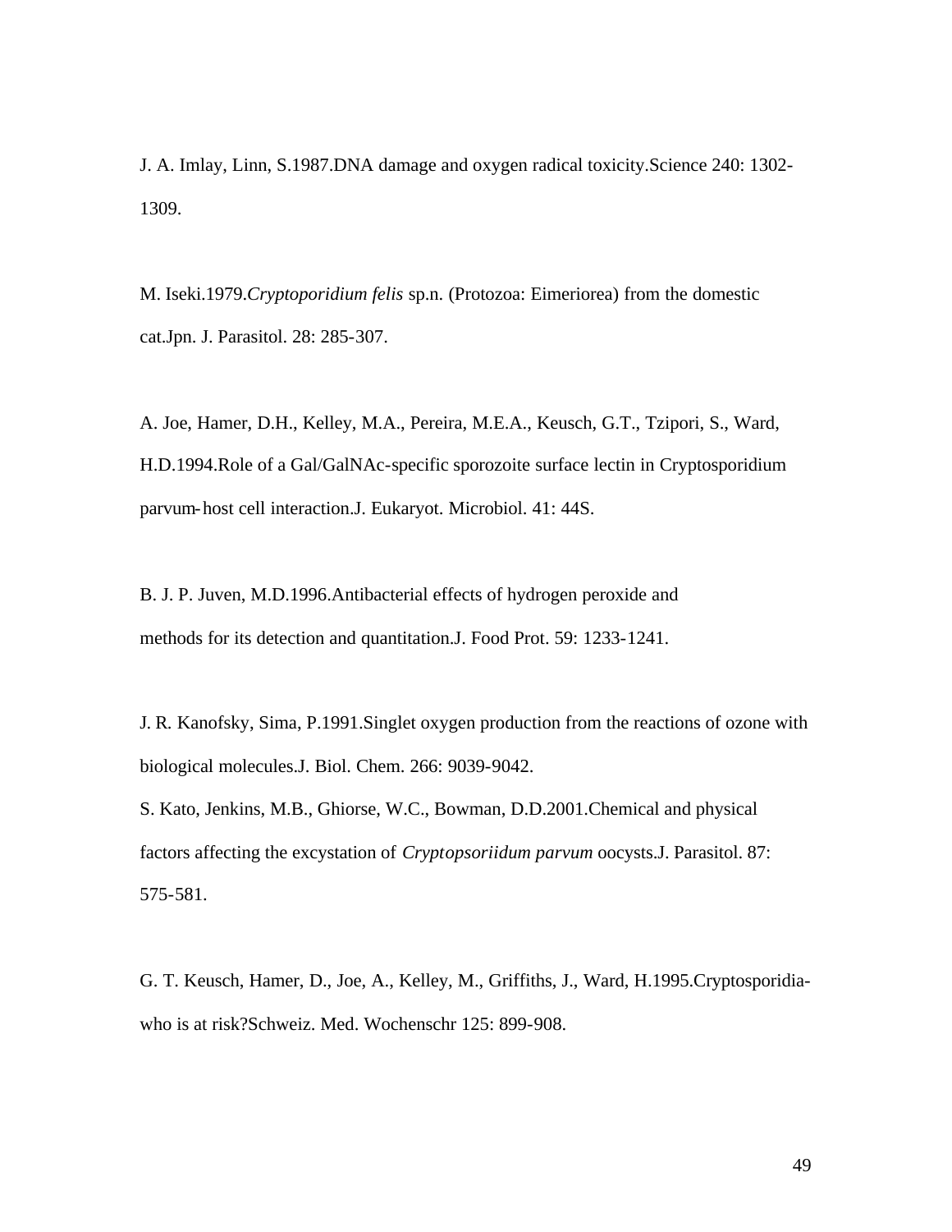J. A. Imlay, Linn, S.1987.DNA damage and oxygen radical toxicity.Science 240: 1302-1309.

M. Iseki.1979.*Cryptoporidium felis* sp.n. (Protozoa: Eimeriorea) from the domestic cat.Jpn. J. Parasitol. 28: 285-307.

A. Joe, Hamer, D.H., Kelley, M.A., Pereira, M.E.A., Keusch, G.T., Tzipori, S., Ward, H.D.1994.Role of a Gal/GalNAc-specific sporozoite surface lectin in Cryptosporidium parvum-host cell interaction.J. Eukaryot. Microbiol. 41: 44S.

B. J. P. Juven, M.D.1996.Antibacterial effects of hydrogen peroxide and methods for its detection and quantitation.J. Food Prot. 59: 1233-1241.

J. R. Kanofsky, Sima, P.1991.Singlet oxygen production from the reactions of ozone with biological molecules.J. Biol. Chem. 266: 9039-9042.

S. Kato, Jenkins, M.B., Ghiorse, W.C., Bowman, D.D.2001.Chemical and physical factors affecting the excystation of *Cryptopsoriidum parvum* oocysts.J. Parasitol. 87: 575-581.

G. T. Keusch, Hamer, D., Joe, A., Kelley, M., Griffiths, J., Ward, H.1995.Cryptosporidia-who is at risk?Schweiz. Med. Wochenschr 125: 899-908.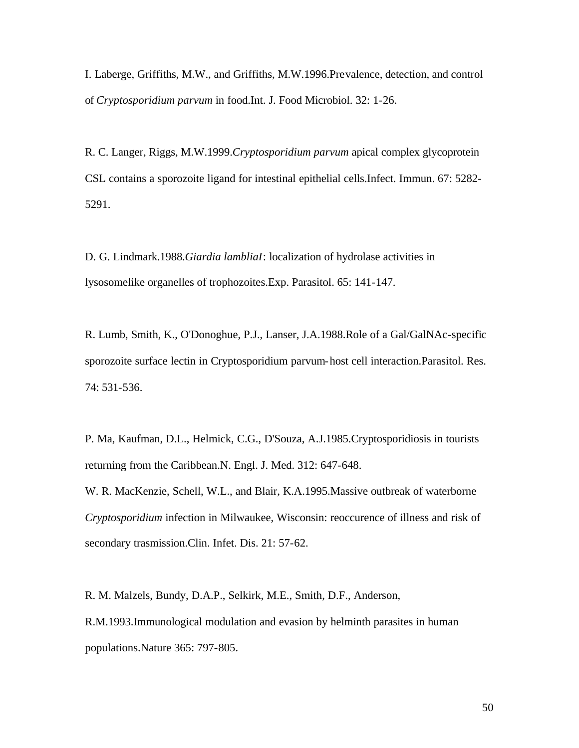I. Laberge, Griffiths, M.W., and Griffiths, M.W.1996.Prevalence, detection, and control of *Cryptosporidium parvum* in food.Int. J. Food Microbiol. 32: 1-26.

R. C. Langer, Riggs, M.W.1999.*Cryptosporidium parvum* apical complex glycoprotein CSL contains a sporozoite ligand for intestinal epithelial cells.Infect. Immun. 67: 5282-5291.

D. G. Lindmark.1988.*Giardia lambliaI*: localization of hydrolase activities in lysosomelike organelles of trophozoites.Exp. Parasitol. 65: 141-147.

R. Lumb, Smith, K., O'Donoghue, P.J., Lanser, J.A.1988.Role of a Gal/GalNAc-specific sporozoite surface lectin in Cryptosporidium parvum-host cell interaction.Parasitol. Res. 74: 531-536.

P. Ma, Kaufman, D.L., Helmick, C.G., D'Souza, A.J.1985.Cryptosporidiosis in tourists returning from the Caribbean.N. Engl. J. Med. 312: 647-648.

W. R. MacKenzie, Schell, W.L., and Blair, K.A.1995.Massive outbreak of waterborne *Cryptosporidium* infection in Milwaukee, Wisconsin: reoccurence of illness and risk of secondary trasmission.Clin. Infet. Dis. 21: 57-62.

R. M. Malzels, Bundy, D.A.P., Selkirk, M.E., Smith, D.F., Anderson, R.M.1993.Immunological modulation and evasion by helminth parasites in human populations.Nature 365: 797-805.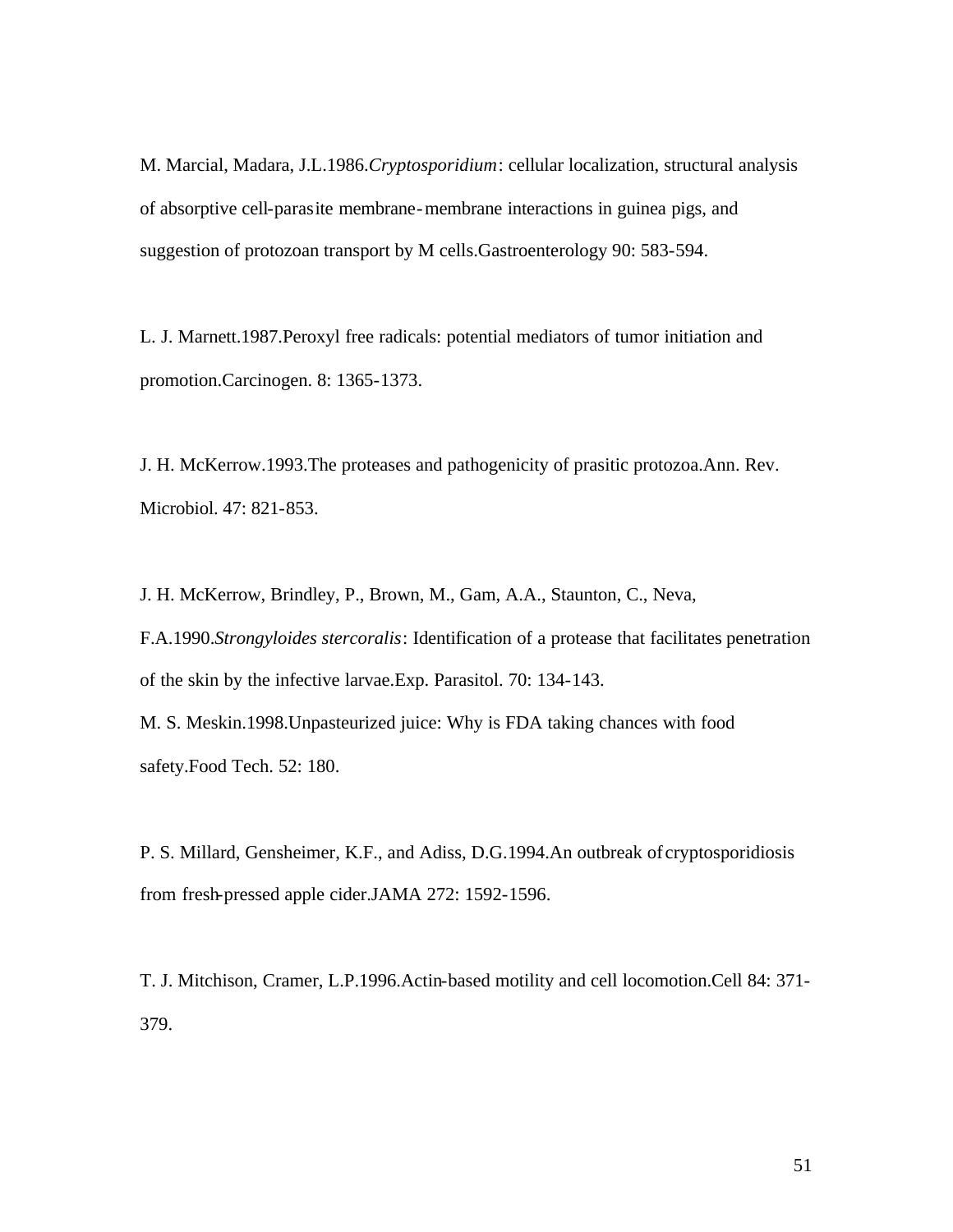M. Marcial, Madara, J.L.1986.*Cryptosporidium*: cellular localization, structural analysis of absorptive cell-parasite membrane-membrane interactions in guinea pigs, and suggestion of protozoan transport by M cells.Gastroenterology 90: 583-594.

L. J. Marnett.1987.Peroxyl free radicals: potential mediators of tumor initiation and promotion.Carcinogen. 8: 1365-1373.

J. H. McKerrow.1993.The proteases and pathogenicity of prasitic protozoa.Ann. Rev. Microbiol. 47: 821-853.

J. H. McKerrow, Brindley, P., Brown, M., Gam, A.A., Staunton, C., Neva, F.A.1990.*Strongyloides stercoralis*: Identification of a protease that facilitates penetration of the skin by the infective larvae.Exp. Parasitol. 70: 134-143.

M. S. Meskin.1998.Unpasteurized juice: Why is FDA taking chances with food safety.Food Tech. 52: 180.

P. S. Millard, Gensheimer, K.F., and Adiss, D.G.1994.An outbreak of cryptosporidiosis from fresh-pressed apple cider.JAMA 272: 1592-1596.

T. J. Mitchison, Cramer, L.P.1996.Actin-based motility and cell locomotion.Cell 84: 371-379.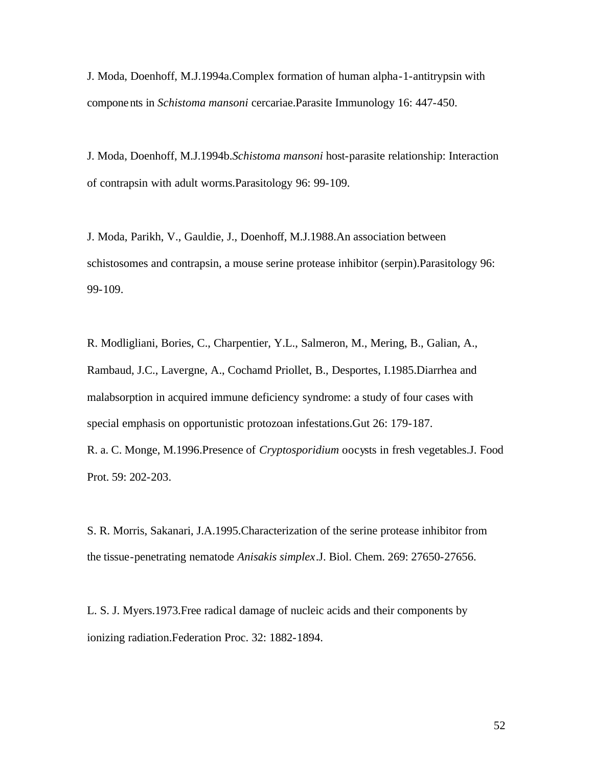J. Moda, Doenhoff, M.J.1994a.Complex formation of human alpha-1-antitrypsin with components in *Schistoma mansoni* cercariae.Parasite Immunology 16: 447-450.

J. Moda, Doenhoff, M.J.1994b.*Schistoma mansoni* host-parasite relationship: Interaction of contrapsin with adult worms.Parasitology 96: 99-109.

J. Moda, Parikh, V., Gauldie, J., Doenhoff, M.J.1988.An association between schistosomes and contrapsin, a mouse serine protease inhibitor (serpin).Parasitology 96: 99-109.

R. Modligliani, Bories, C., Charpentier, Y.L., Salmeron, M., Mering, B., Galian, A., Rambaud, J.C., Lavergne, A., Cochamd Priollet, B., Desportes, I.1985.Diarrhea and malabsorption in acquired immune deficiency syndrome: a study of four cases with special emphasis on opportunistic protozoan infestations.Gut 26: 179-187.

R. a. C. Monge, M.1996.Presence of *Cryptosporidium* oocysts in fresh vegetables.J. Food Prot. 59: 202-203.

S. R. Morris, Sakanari, J.A.1995.Characterization of the serine protease inhibitor from the tissue-penetrating nematode *Anisakis simplex*.J. Biol. Chem. 269: 27650-27656.

L. S. J. Myers.1973.Free radical damage of nucleic acids and their components by ionizing radiation.Federation Proc. 32: 1882-1894.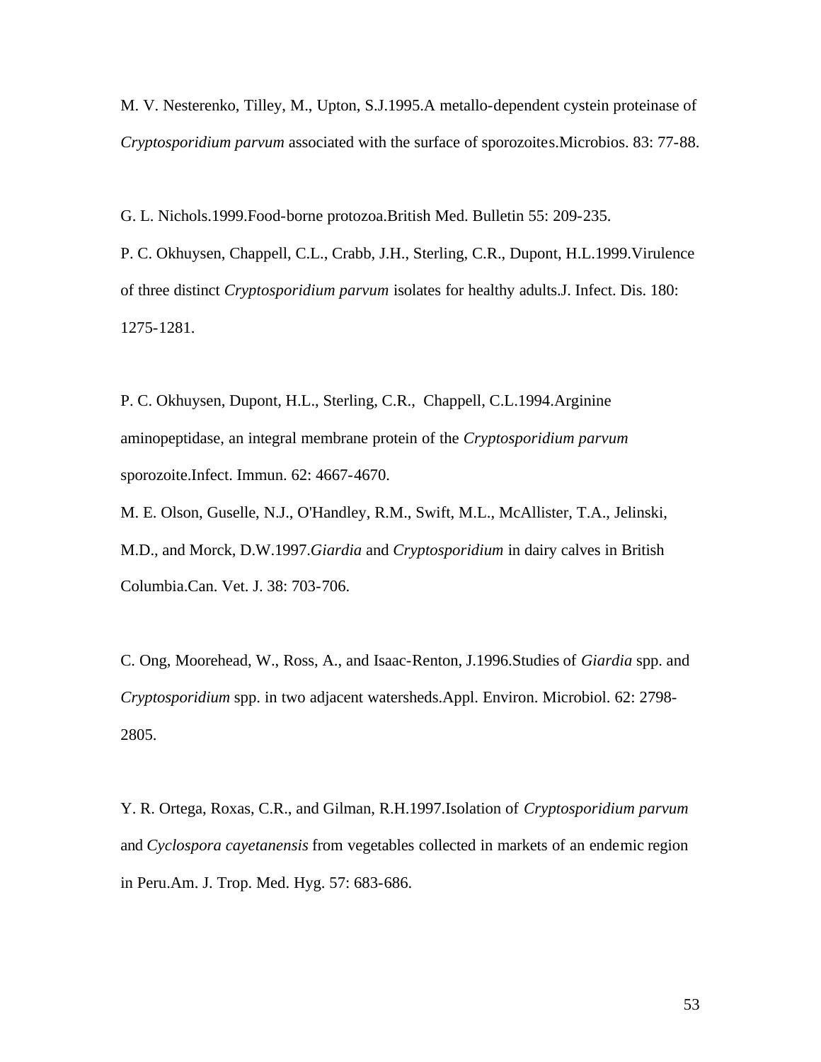M. V. Nesterenko, Tilley, M., Upton, S.J.1995.A metallo-dependent cystein proteinase of *Cryptosporidium parvum* associated with the surface of sporozoites.Microbios. 83: 77-88.

G. L. Nichols.1999.Food-borne protozoa.British Med. Bulletin 55: 209-235.

P. C. Okhuysen, Chappell, C.L., Crabb, J.H., Sterling, C.R., Dupont, H.L.1999.Virulence of three distinct *Cryptosporidium parvum* isolates for healthy adults.J. Infect. Dis. 180: 1275-1281.

P. C. Okhuysen, Dupont, H.L., Sterling, C.R., Chappell, C.L.1994.Arginine aminopeptidase, an integral membrane protein of the *Cryptosporidium parvum* sporozoite.Infect. Immun. 62: 4667-4670.

M. E. Olson, Guselle, N.J., O'Handley, R.M., Swift, M.L., McAllister, T.A., Jelinski, M.D., and Morck, D.W.1997.*Giardia* and *Cryptosporidium* in dairy calves in British Columbia.Can. Vet. J. 38: 703-706.

C. Ong, Moorehead, W., Ross, A., and Isaac-Renton, J.1996.Studies of *Giardia* spp. and *Cryptosporidium* spp. in two adjacent watersheds.Appl. Environ. Microbiol. 62: 2798-2805.

Y. R. Ortega, Roxas, C.R., and Gilman, R.H.1997.Isolation of *Cryptosporidium parvum* and *Cyclospora cayetanensis* from vegetables collected in markets of an endemic region in Peru.Am. J. Trop. Med. Hyg. 57: 683-686.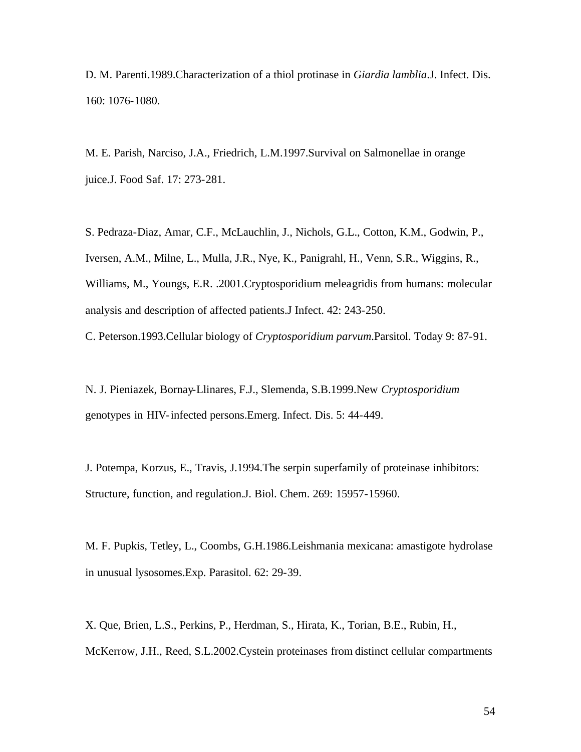D. M. Parenti.1989.Characterization of a thiol protinase in *Giardia lamblia*.J. Infect. Dis. 160: 1076-1080.

M. E. Parish, Narciso, J.A., Friedrich, L.M.1997.Survival on Salmonellae in orange juice.J. Food Saf. 17: 273-281.

S. Pedraza-Diaz, Amar, C.F., McLauchlin, J., Nichols, G.L., Cotton, K.M., Godwin, P., Iversen, A.M., Milne, L., Mulla, J.R., Nye, K., Panigrahl, H., Venn, S.R., Wiggins, R., Williams, M., Youngs, E.R. .2001.Cryptosporidium meleagridis from humans: molecular analysis and description of affected patients.J Infect. 42: 243-250.

C. Peterson.1993.Cellular biology of *Cryptosporidium parvum*.Parsitol. Today 9: 87-91.

N. J. Pieniazek, Bornay-Llinares, F.J., Slemenda, S.B.1999.New *Cryptosporidium* genotypes in HIV-infected persons.Emerg. Infect. Dis. 5: 44-449.

J. Potempa, Korzus, E., Travis, J.1994.The serpin superfamily of proteinase inhibitors: Structure, function, and regulation.J. Biol. Chem. 269: 15957-15960.

M. F. Pupkis, Tetley, L., Coombs, G.H.1986.Leishmania mexicana: amastigote hydrolase in unusual lysosomes.Exp. Parasitol. 62: 29-39.

X. Que, Brien, L.S., Perkins, P., Herdman, S., Hirata, K., Torian, B.E., Rubin, H., McKerrow, J.H., Reed, S.L.2002.Cystein proteinases from distinct cellular compartments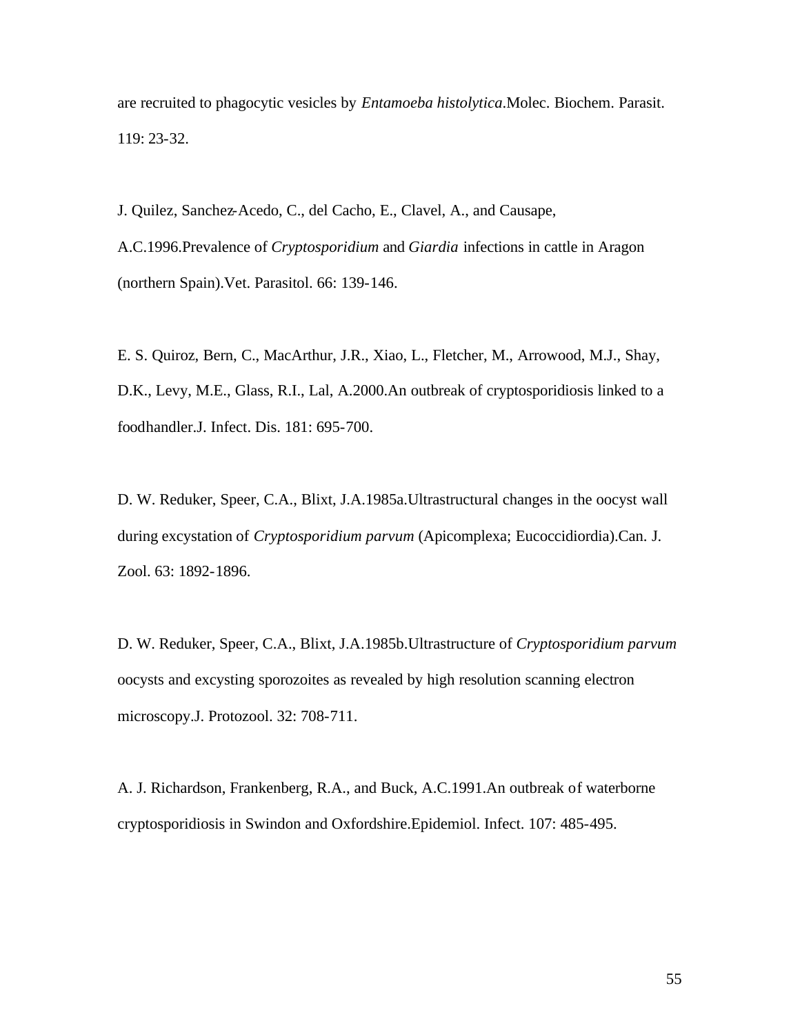are recruited to phagocytic vesicles by *Entamoeba histolytica*.Molec. Biochem. Parasit. 119: 23-32.

J. Quilez, Sanchez-Acedo, C., del Cacho, E., Clavel, A., and Causape, A.C.1996.Prevalence of *Cryptosporidium* and *Giardia* infections in cattle in Aragon (northern Spain).Vet. Parasitol. 66: 139-146.

E. S. Quiroz, Bern, C., MacArthur, J.R., Xiao, L., Fletcher, M., Arrowood, M.J., Shay, D.K., Levy, M.E., Glass, R.I., Lal, A.2000.An outbreak of cryptosporidiosis linked to a foodhandler.J. Infect. Dis. 181: 695-700.

D. W. Reduker, Speer, C.A., Blixt, J.A.1985a.Ultrastructural changes in the oocyst wall during excystation of *Cryptosporidium parvum* (Apicomplexa; Eucoccidiordia).Can. J. Zool. 63: 1892-1896.

D. W. Reduker, Speer, C.A., Blixt, J.A.1985b.Ultrastructure of *Cryptosporidium parvum* oocysts and excysting sporozoites as revealed by high resolution scanning electron microscopy.J. Protozool. 32: 708-711.

A. J. Richardson, Frankenberg, R.A., and Buck, A.C.1991.An outbreak of waterborne cryptosporidiosis in Swindon and Oxfordshire.Epidemiol. Infect. 107: 485-495.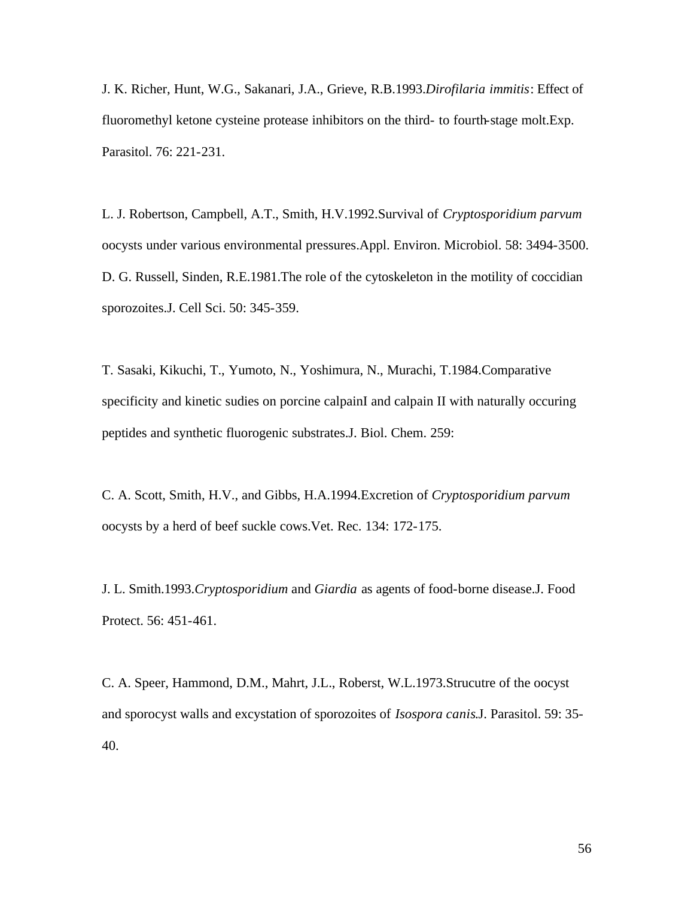J. K. Richer, Hunt, W.G., Sakanari, J.A., Grieve, R.B.1993.*Dirofilaria immitis*: Effect of fluoromethyl ketone cysteine protease inhibitors on the third- to fourth-stage molt.Exp. Parasitol. 76: 221-231.

L. J. Robertson, Campbell, A.T., Smith, H.V.1992.Survival of *Cryptosporidium parvum* oocysts under various environmental pressures.Appl. Environ. Microbiol. 58: 3494-3500.
D. G. Russell, Sinden, R.E.1981.The role of the cytoskeleton in the motility of coccidian sporozoites.J. Cell Sci. 50: 345-359.

T. Sasaki, Kikuchi, T., Yumoto, N., Yoshimura, N., Murachi, T.1984.Comparative specificity and kinetic sudies on porcine calpainI and calpain II with naturally occuring peptides and synthetic fluorogenic substrates.J. Biol. Chem. 259:

C. A. Scott, Smith, H.V., and Gibbs, H.A.1994.Excretion of *Cryptosporidium parvum* oocysts by a herd of beef suckle cows.Vet. Rec. 134: 172-175.

J. L. Smith.1993.*Cryptosporidium* and *Giardia* as agents of food-borne disease.J. Food Protect. 56: 451-461.

C. A. Speer, Hammond, D.M., Mahrt, J.L., Roberst, W.L.1973.Strucutre of the oocyst and sporocyst walls and excystation of sporozoites of *Isospora canis*.J. Parasitol. 59: 35-40.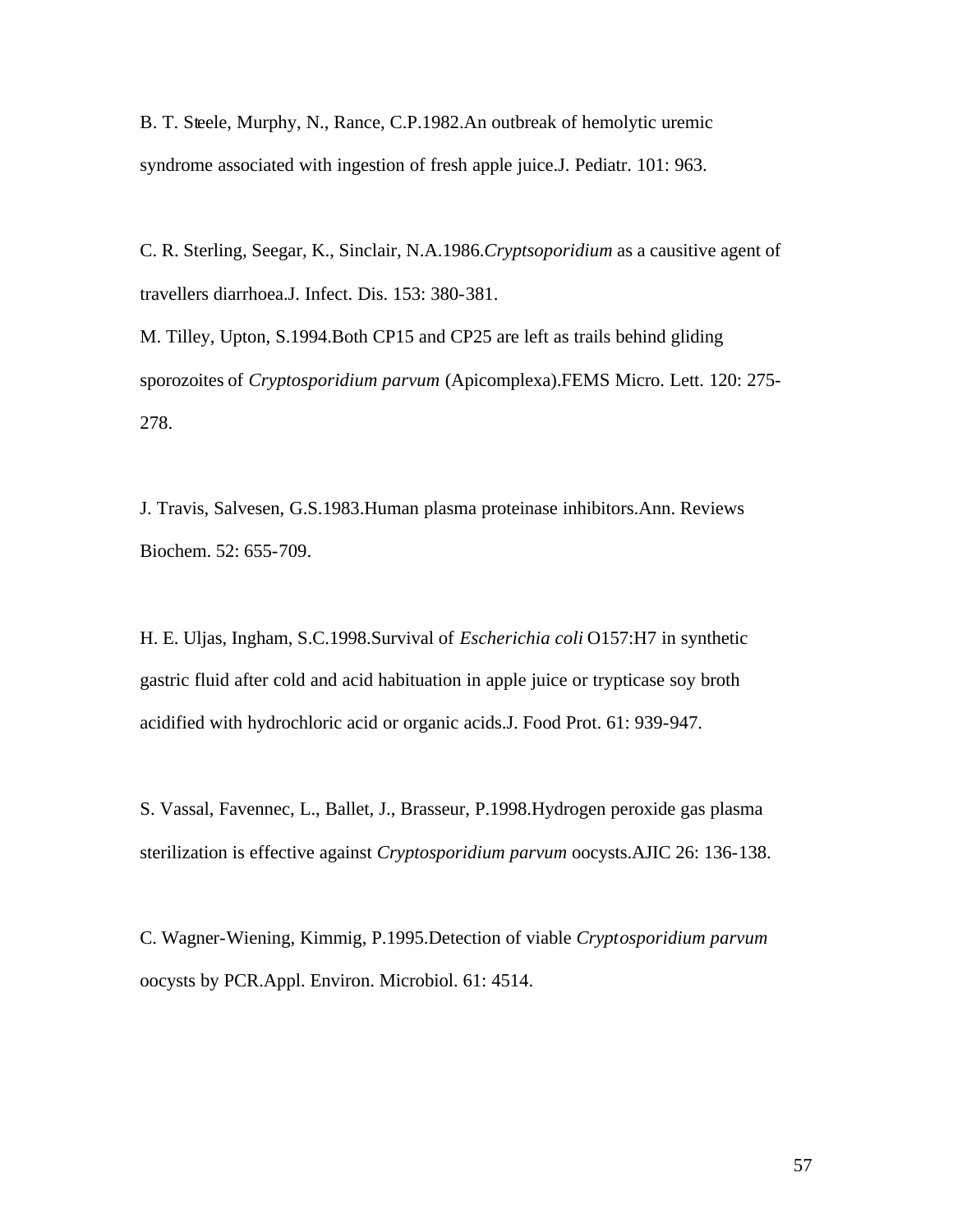B. T. Steele, Murphy, N., Rance, C.P.1982.An outbreak of hemolytic uremic syndrome associated with ingestion of fresh apple juice.J. Pediatr. 101: 963.

C. R. Sterling, Seegar, K., Sinclair, N.A.1986.*Cryptsoporidium* as a causitive agent of travellers diarrhoea.J. Infect. Dis. 153: 380-381.

M. Tilley, Upton, S.1994.Both CP15 and CP25 are left as trails behind gliding sporozoites of *Cryptosporidium parvum* (Apicomplexa).FEMS Micro. Lett. 120: 275-278.

J. Travis, Salvesen, G.S.1983.Human plasma proteinase inhibitors.Ann. Reviews Biochem. 52: 655-709.

H. E. Uljas, Ingham, S.C.1998.Survival of *Escherichia coli* O157:H7 in synthetic gastric fluid after cold and acid habituation in apple juice or trypticase soy broth acidified with hydrochloric acid or organic acids.J. Food Prot. 61: 939-947.

S. Vassal, Favennec, L., Ballet, J., Brasseur, P.1998.Hydrogen peroxide gas plasma sterilization is effective against *Cryptosporidium parvum* oocysts.AJIC 26: 136-138.

C. Wagner-Wiening, Kimmig, P.1995.Detection of viable *Cryptosporidium parvum* oocysts by PCR.Appl. Environ. Microbiol. 61: 4514.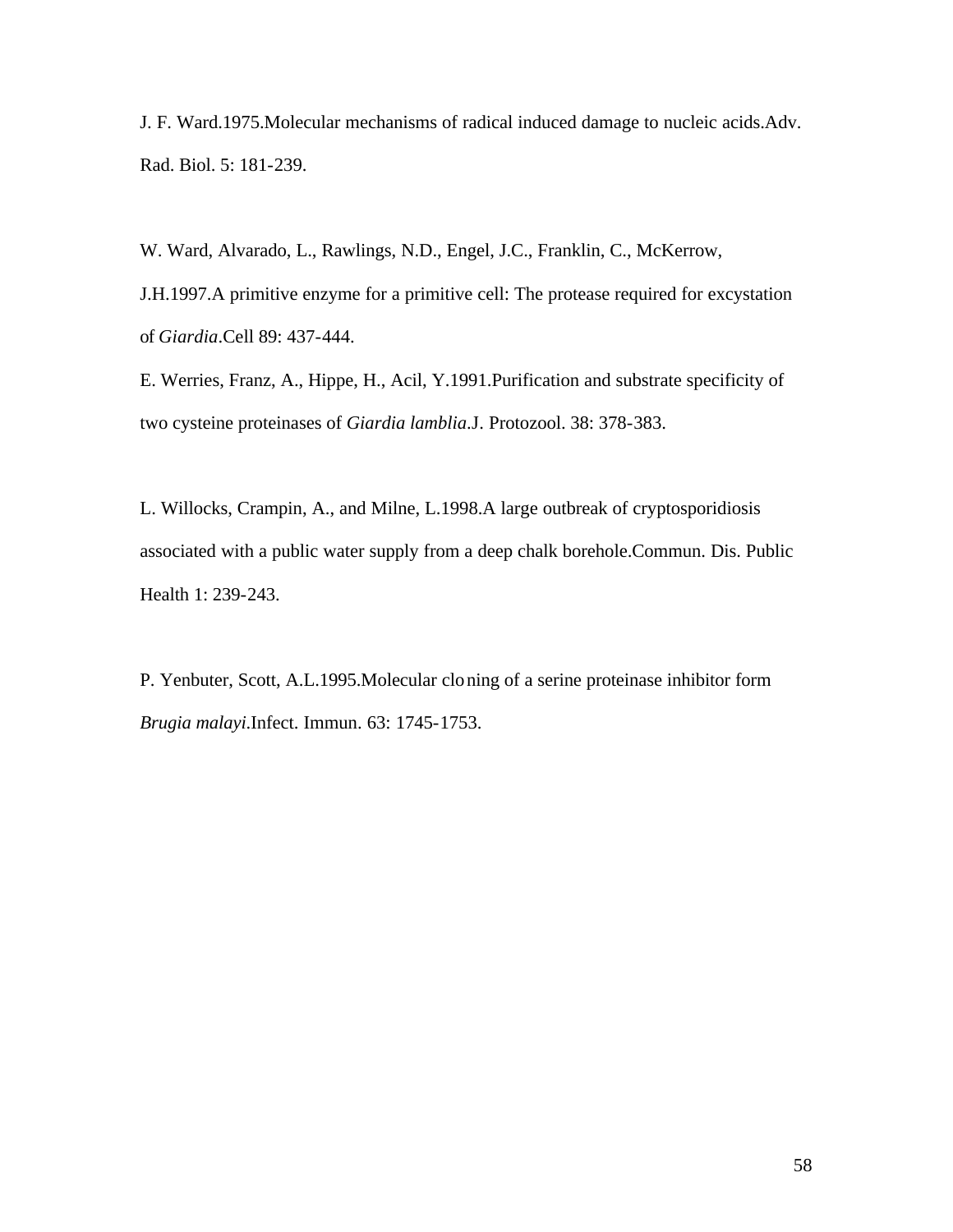J. F. Ward.1975.Molecular mechanisms of radical induced damage to nucleic acids.Adv. Rad. Biol. 5: 181-239.

W. Ward, Alvarado, L., Rawlings, N.D., Engel, J.C., Franklin, C., McKerrow, J.H.1997.A primitive enzyme for a primitive cell: The protease required for excystation of *Giardia*.Cell 89: 437-444.

E. Werries, Franz, A., Hippe, H., Acil, Y.1991.Purification and substrate specificity of two cysteine proteinases of *Giardia lamblia*.J. Protozool. 38: 378-383.

L. Willocks, Crampin, A., and Milne, L.1998.A large outbreak of cryptosporidiosis associated with a public water supply from a deep chalk borehole.Commun. Dis. Public Health 1: 239-243.

P. Yenbuter, Scott, A.L.1995.Molecular cloning of a serine proteinase inhibitor form *Brugia malayi*.Infect. Immun. 63: 1745-1753.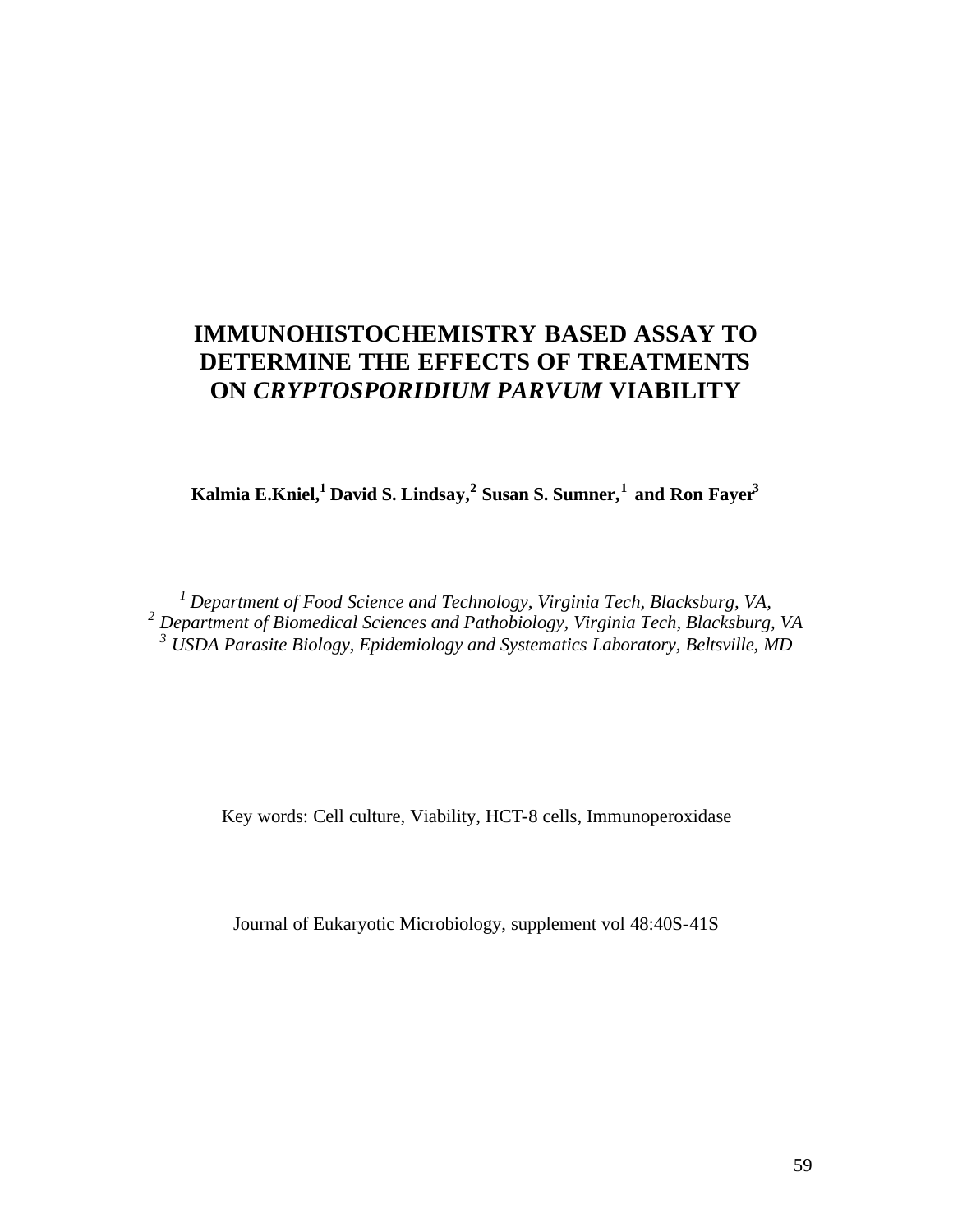# IMMUNOHISTOCHEMISTRY BASED ASSAY TO DETERMINE THE EFFECTS OF TREATMENTS ON *CRYPTOSPORIDIUM PARVUM* VIABILITY

**Kalmia E.Kniel,[1] David S. Lindsay,[2] Susan S. Sumner,[1] and Ron Fayer[3]**

*[1] Department of Food Science and Technology, Virginia Tech, Blacksburg, VA,*
*[2] Department of Biomedical Sciences and Pathobiology, Virginia Tech, Blacksburg, VA*
*[3] USDA Parasite Biology, Epidemiology and Systematics Laboratory, Beltsville, MD*

Key words: Cell culture, Viability, HCT-8 cells, Immunoperoxidase

Journal of Eukaryotic Microbiology, supplement vol 48:40S-41S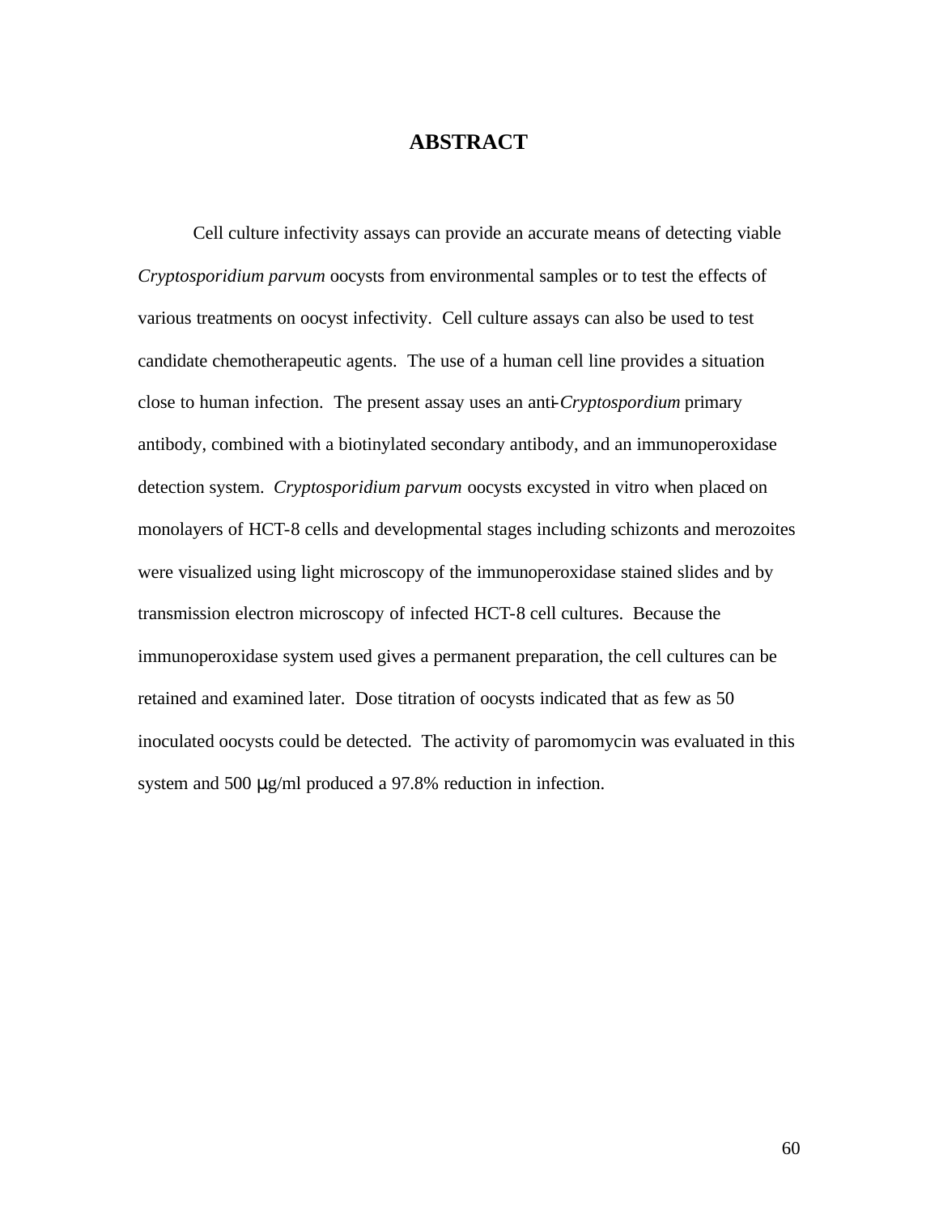# ABSTRACT

Cell culture infectivity assays can provide an accurate means of detecting viable *Cryptosporidium parvum* oocysts from environmental samples or to test the effects of various treatments on oocyst infectivity. Cell culture assays can also be used to test candidate chemotherapeutic agents. The use of a human cell line provides a situation close to human infection. The present assay uses an anti-*Cryptospordium* primary antibody, combined with a biotinylated secondary antibody, and an immunoperoxidase detection system. *Cryptosporidium parvum* oocysts excysted in vitro when placed on monolayers of HCT-8 cells and developmental stages including schizonts and merozoites were visualized using light microscopy of the immunoperoxidase stained slides and by transmission electron microscopy of infected HCT-8 cell cultures. Because the immunoperoxidase system used gives a permanent preparation, the cell cultures can be retained and examined later. Dose titration of oocysts indicated that as few as 50 inoculated oocysts could be detected. The activity of paromomycin was evaluated in this system and 500 μg/ml produced a 97.8% reduction in infection.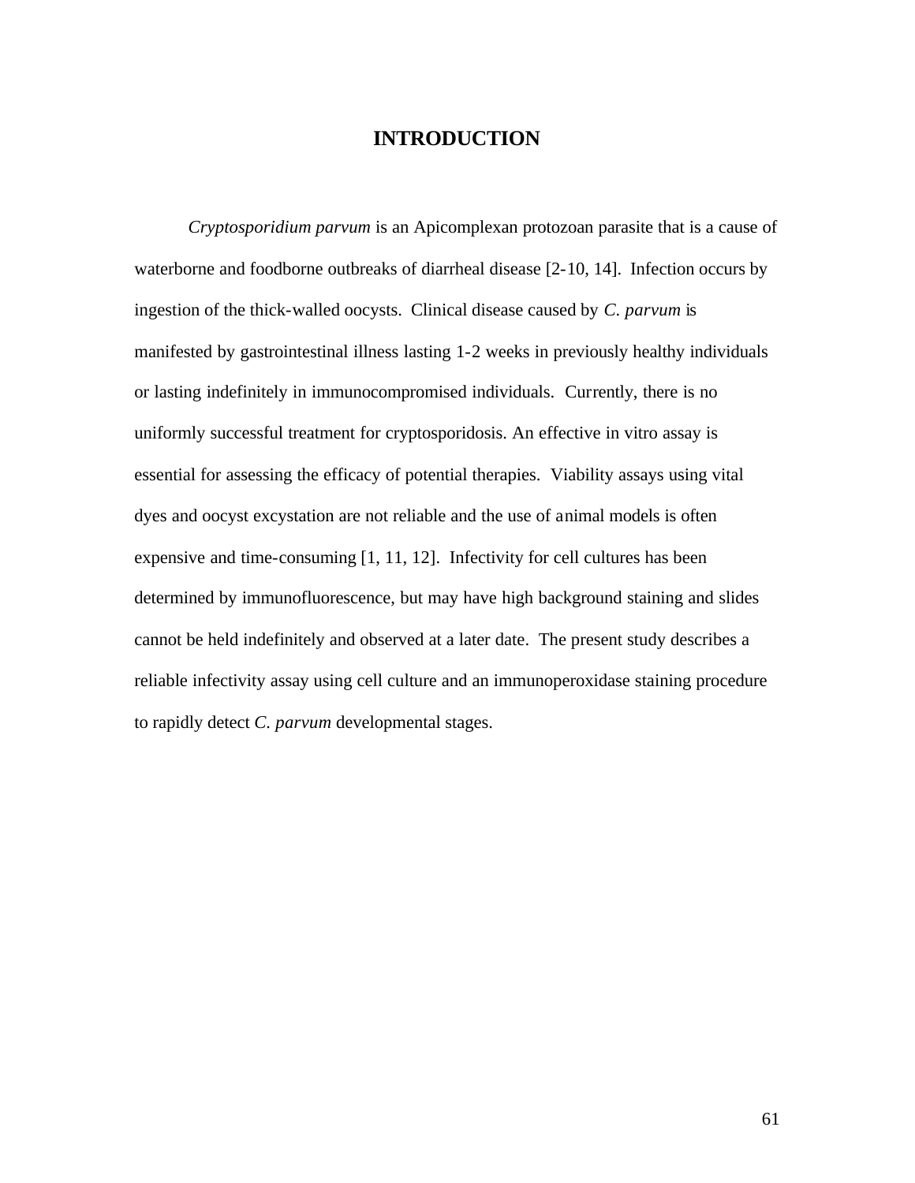# INTRODUCTION

*Cryptosporidium parvum* is an Apicomplexan protozoan parasite that is a cause of waterborne and foodborne outbreaks of diarrheal disease [2-10, 14]. Infection occurs by ingestion of the thick-walled oocysts. Clinical disease caused by *C. parvum* is manifested by gastrointestinal illness lasting 1-2 weeks in previously healthy individuals or lasting indefinitely in immunocompromised individuals. Currently, there is no uniformly successful treatment for cryptosporidosis. An effective in vitro assay is essential for assessing the efficacy of potential therapies. Viability assays using vital dyes and oocyst excystation are not reliable and the use of animal models is often expensive and time-consuming [1, 11, 12]. Infectivity for cell cultures has been determined by immunofluorescence, but may have high background staining and slides cannot be held indefinitely and observed at a later date. The present study describes a reliable infectivity assay using cell culture and an immunoperoxidase staining procedure to rapidly detect *C. parvum* developmental stages.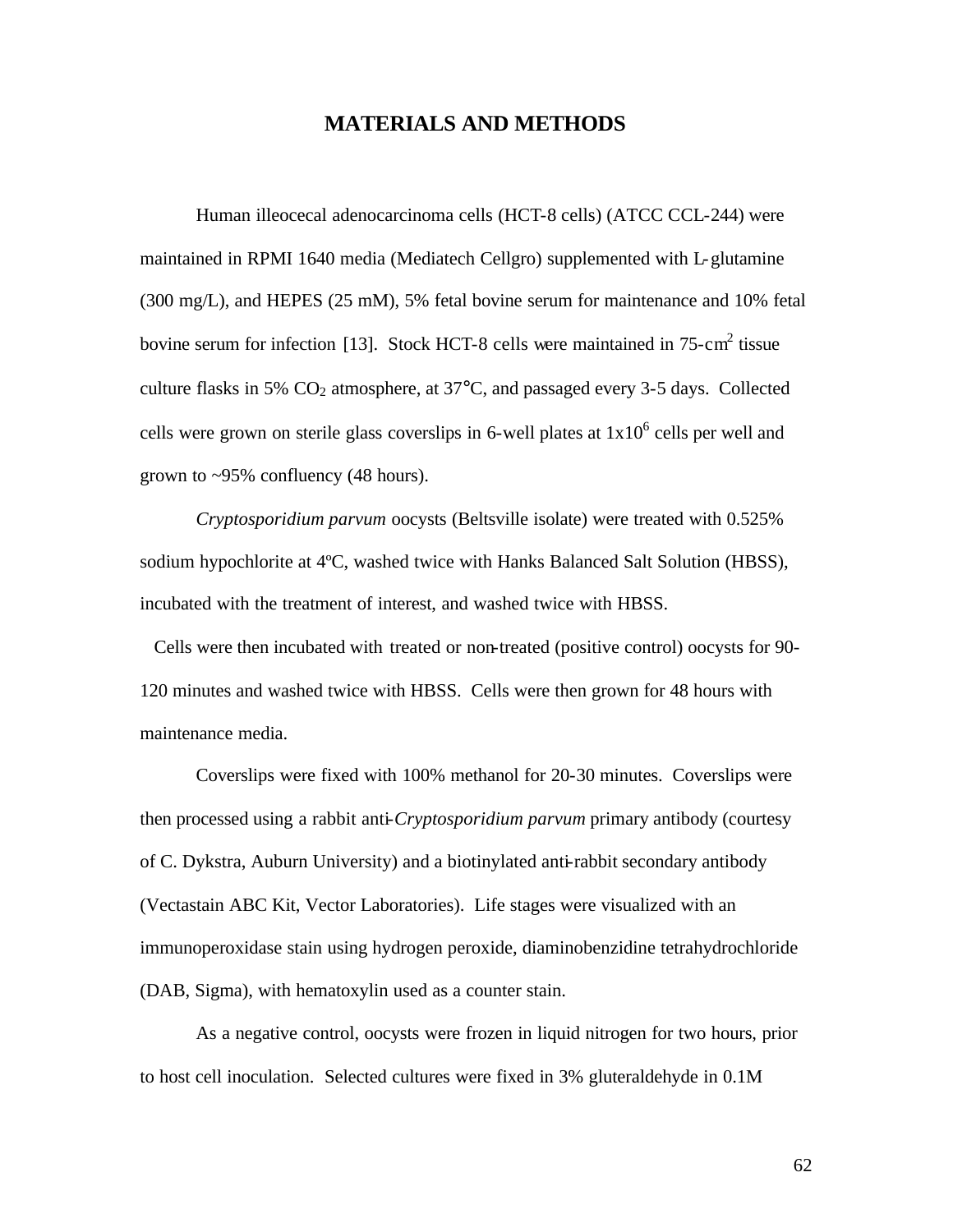# MATERIALS AND METHODS

Human illeocecal adenocarcinoma cells (HCT-8 cells) (ATCC CCL-244) were maintained in RPMI 1640 media (Mediatech Cellgro) supplemented with L-glutamine (300 mg/L), and HEPES (25 mM), 5% fetal bovine serum for maintenance and 10% fetal bovine serum for infection [13]. Stock HCT-8 cells were maintained in 75-cm$^2$ tissue culture flasks in 5% $CO_2$ atmosphere, at 37°C, and passaged every 3-5 days. Collected cells were grown on sterile glass coverslips in 6-well plates at $1x10^6$ cells per well and grown to ~95% confluency (48 hours).

*Cryptosporidium parvum* oocysts (Beltsville isolate) were treated with 0.525% sodium hypochlorite at 4ºC, washed twice with Hanks Balanced Salt Solution (HBSS), incubated with the treatment of interest, and washed twice with HBSS.

Cells were then incubated with treated or non-treated (positive control) oocysts for 90-120 minutes and washed twice with HBSS. Cells were then grown for 48 hours with maintenance media.

Coverslips were fixed with 100% methanol for 20-30 minutes. Coverslips were then processed using a rabbit anti-*Cryptosporidium parvum* primary antibody (courtesy of C. Dykstra, Auburn University) and a biotinylated anti-rabbit secondary antibody (Vectastain ABC Kit, Vector Laboratories). Life stages were visualized with an immunoperoxidase stain using hydrogen peroxide, diaminobenzidine tetrahydrochloride (DAB, Sigma), with hematoxylin used as a counter stain.

As a negative control, oocysts were frozen in liquid nitrogen for two hours, prior to host cell inoculation. Selected cultures were fixed in 3% gluteraldehyde in 0.1M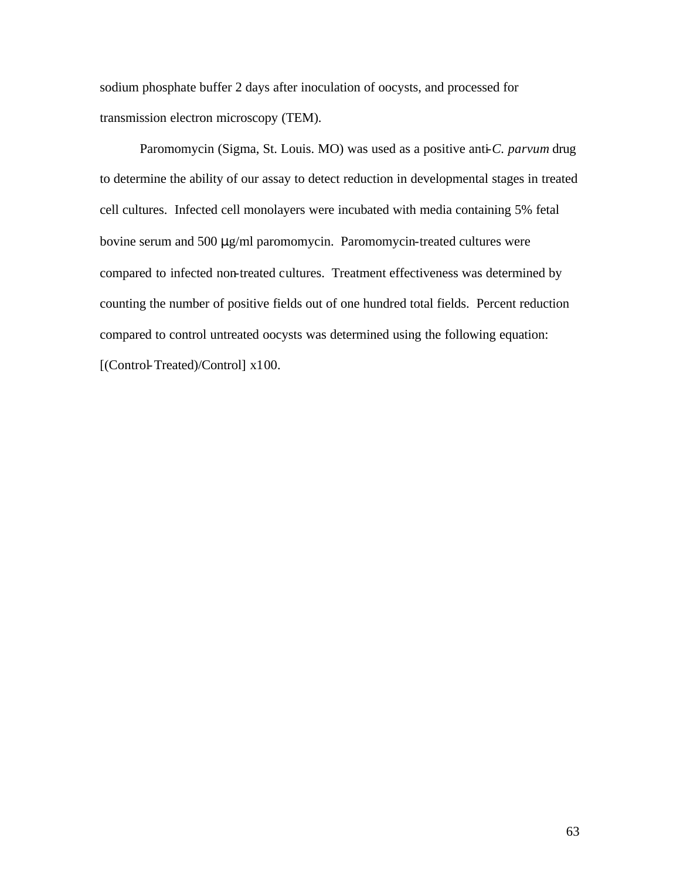sodium phosphate buffer 2 days after inoculation of oocysts, and processed for transmission electron microscopy (TEM).

Paromomycin (Sigma, St. Louis. MO) was used as a positive anti-*C. parvum* drug to determine the ability of our assay to detect reduction in developmental stages in treated cell cultures. Infected cell monolayers were incubated with media containing 5% fetal bovine serum and 500 μg/ml paromomycin. Paromomycin-treated cultures were compared to infected non-treated cultures. Treatment effectiveness was determined by counting the number of positive fields out of one hundred total fields. Percent reduction compared to control untreated oocysts was determined using the following equation: [(Control-Treated)/Control] x100.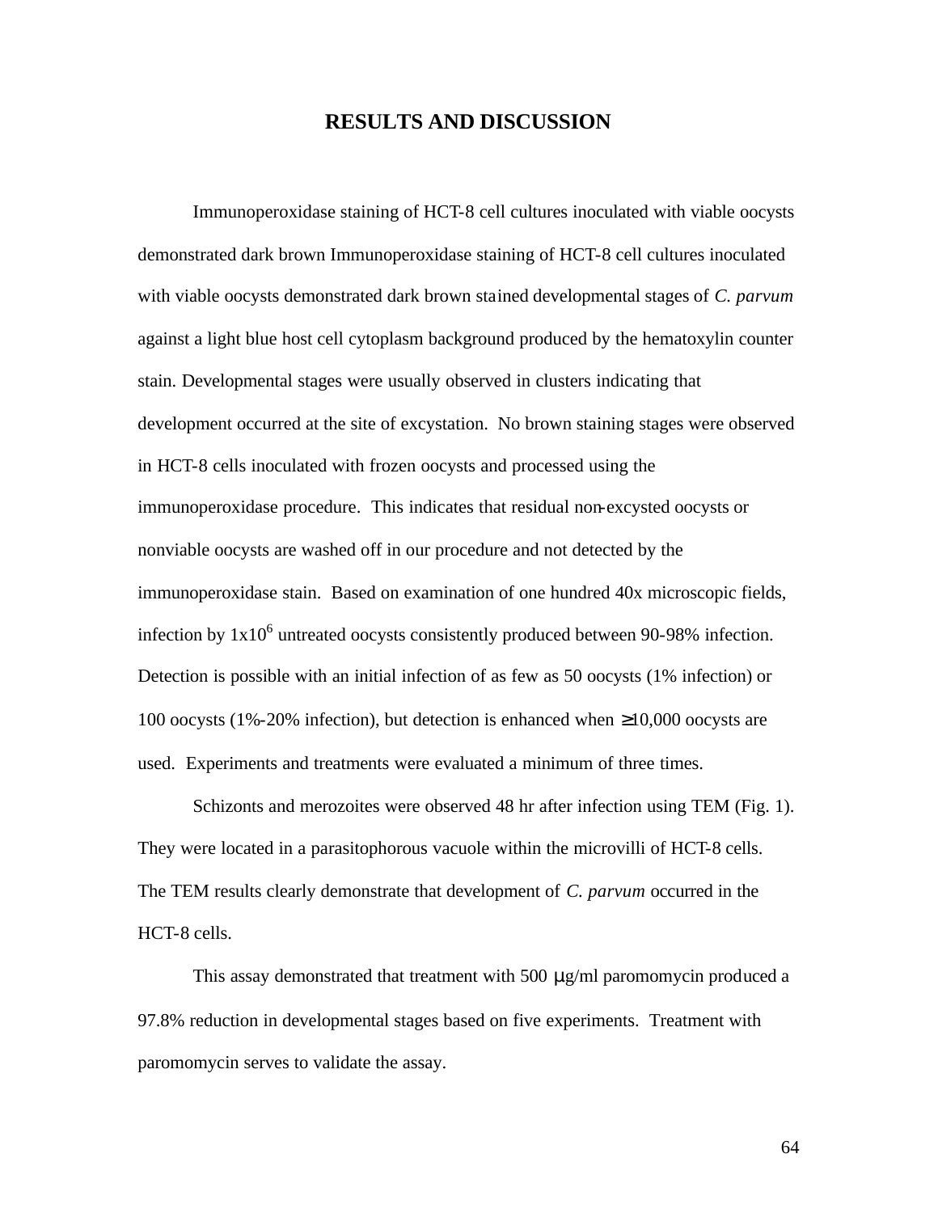# RESULTS AND DISCUSSION

Immunoperoxidase staining of HCT-8 cell cultures inoculated with viable oocysts demonstrated dark brown Immunoperoxidase staining of HCT-8 cell cultures inoculated with viable oocysts demonstrated dark brown stained developmental stages of *C. parvum* against a light blue host cell cytoplasm background produced by the hematoxylin counter stain. Developmental stages were usually observed in clusters indicating that development occurred at the site of excystation. No brown staining stages were observed in HCT-8 cells inoculated with frozen oocysts and processed using the immunoperoxidase procedure. This indicates that residual non-excysted oocysts or nonviable oocysts are washed off in our procedure and not detected by the immunoperoxidase stain. Based on examination of one hundred 40x microscopic fields, infection by $1x10^6$ untreated oocysts consistently produced between 90-98% infection. Detection is possible with an initial infection of as few as 50 oocysts (1% infection) or 100 oocysts (1%-20% infection), but detection is enhanced when $\geq$10,000 oocysts are used. Experiments and treatments were evaluated a minimum of three times.

Schizonts and merozoites were observed 48 hr after infection using TEM (Fig. 1). They were located in a parasitophorous vacuole within the microvilli of HCT-8 cells. The TEM results clearly demonstrate that development of *C. parvum* occurred in the HCT-8 cells.

This assay demonstrated that treatment with 500 $\mu$g/ml paromomycin produced a 97.8% reduction in developmental stages based on five experiments. Treatment with paromomycin serves to validate the assay.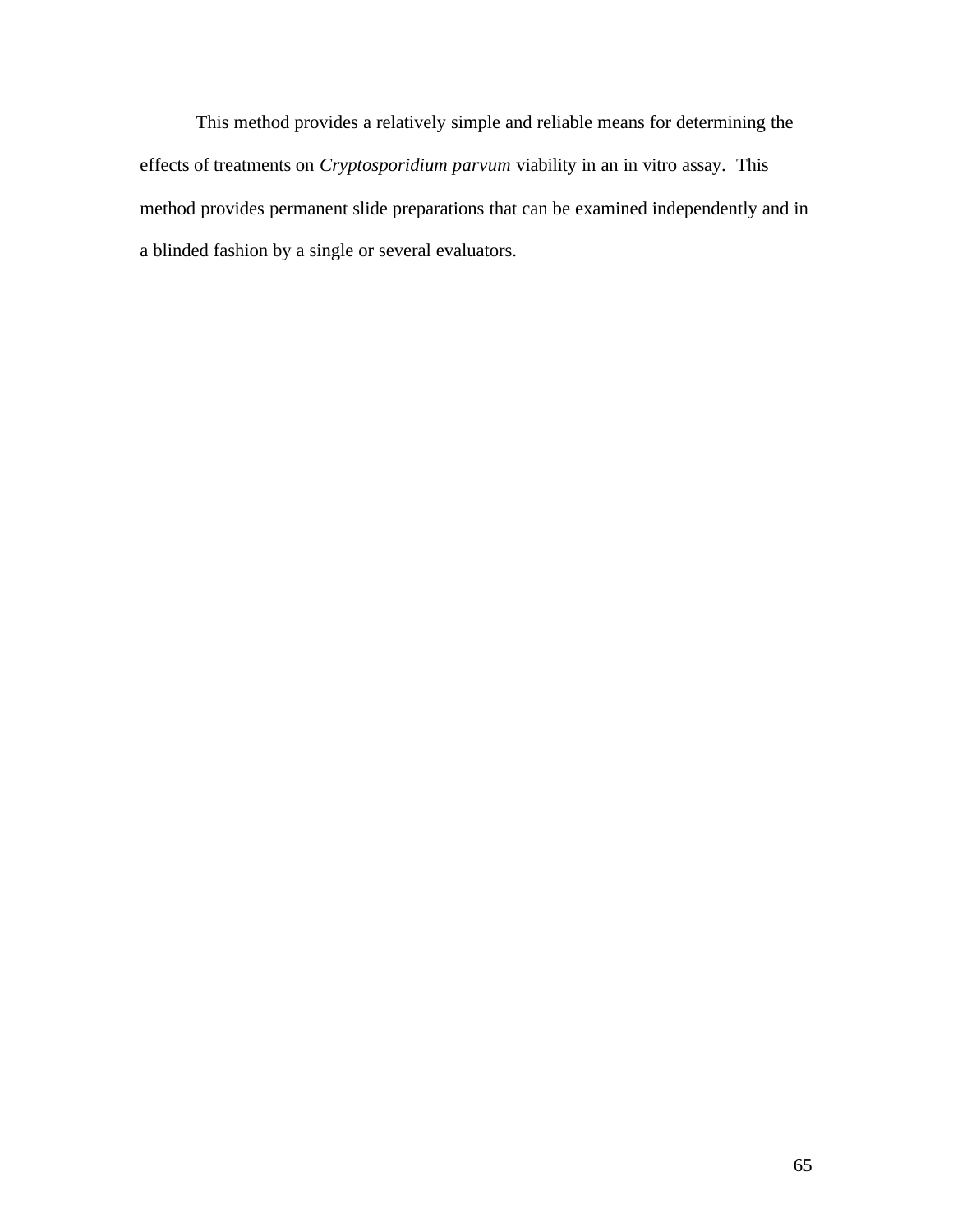This method provides a relatively simple and reliable means for determining the effects of treatments on *Cryptosporidium parvum* viability in an in vitro assay. This method provides permanent slide preparations that can be examined independently and in a blinded fashion by a single or several evaluators.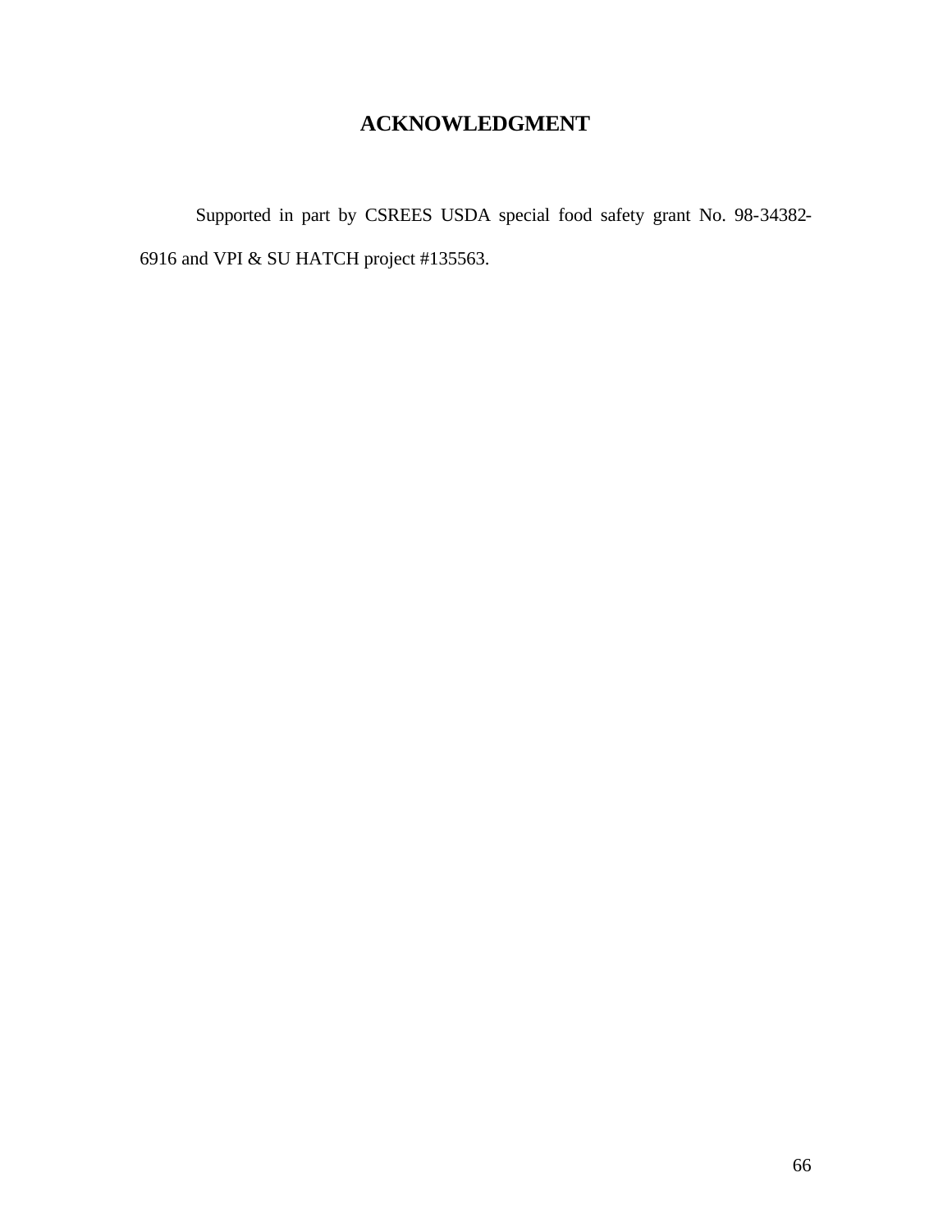# ACKNOWLEDGMENT

Supported in part by CSREES USDA special food safety grant No. 98-34382-6916 and VPI & SU HATCH project #135563.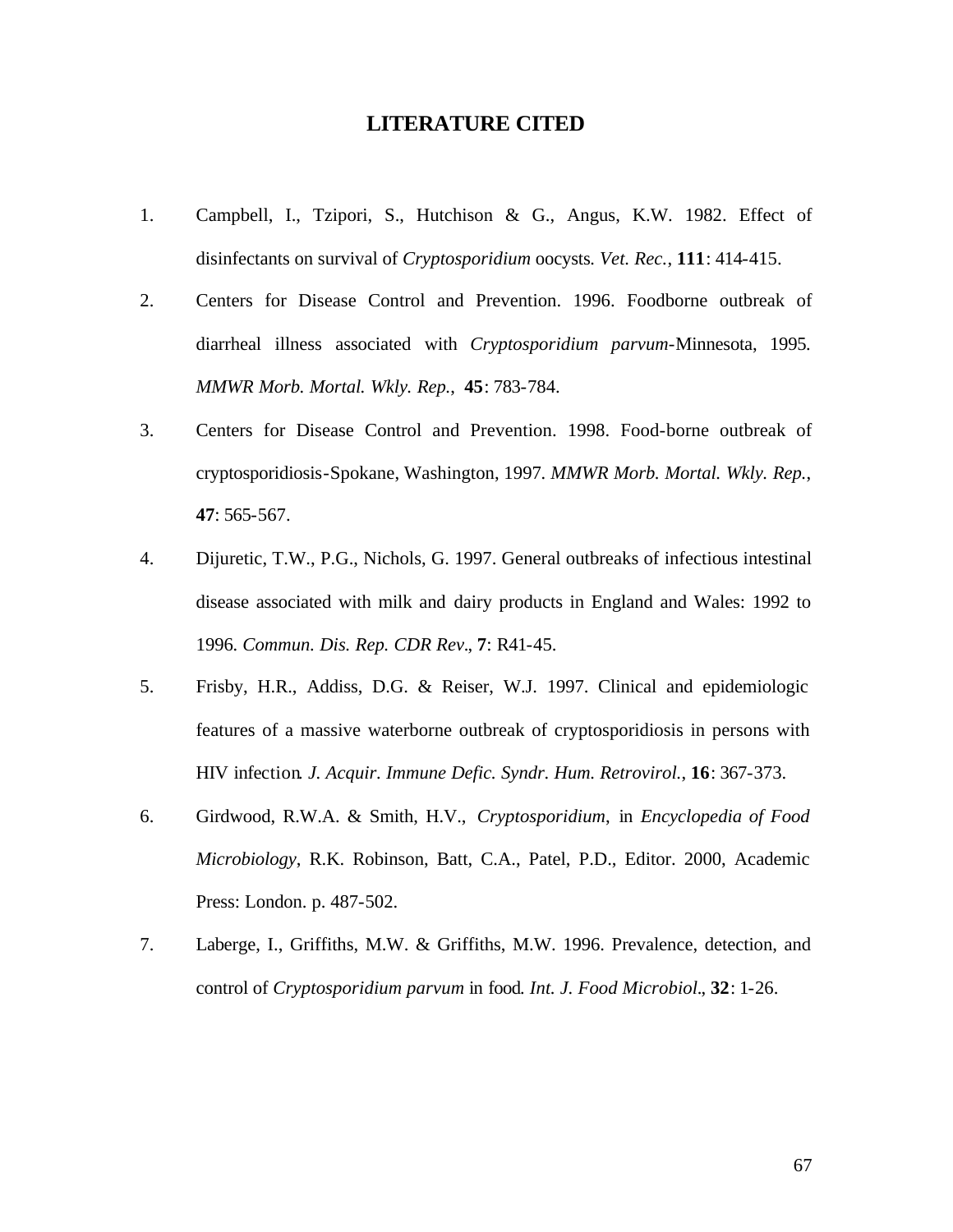# LITERATURE CITED

1. Campbell, I., Tzipori, S., Hutchison & G., Angus, K.W. 1982. Effect of disinfectants on survival of *Cryptosporidium* oocysts. *Vet. Rec.*, **111**: 414-415.

2. Centers for Disease Control and Prevention. 1996. Foodborne outbreak of diarrheal illness associated with *Cryptosporidium parvum*-Minnesota, 1995. *MMWR Morb. Mortal. Wkly. Rep.*, **45**: 783-784.

3. Centers for Disease Control and Prevention. 1998. Food-borne outbreak of cryptosporidiosis-Spokane, Washington, 1997. *MMWR Morb. Mortal. Wkly. Rep.*, **47**: 565-567.

4. Dijuretic, T.W., P.G., Nichols, G. 1997. General outbreaks of infectious intestinal disease associated with milk and dairy products in England and Wales: 1992 to 1996. *Commun. Dis. Rep. CDR Rev*., **7**: R41-45.

5. Frisby, H.R., Addiss, D.G. & Reiser, W.J. 1997. Clinical and epidemiologic features of a massive waterborne outbreak of cryptosporidiosis in persons with HIV infection. *J. Acquir. Immune Defic. Syndr. Hum. Retrovirol.*, **16**: 367-373.

6. Girdwood, R.W.A. & Smith, H.V., *Cryptosporidium*, in *Encyclopedia of Food Microbiology*, R.K. Robinson, Batt, C.A., Patel, P.D., Editor. 2000, Academic Press: London. p. 487-502.

7. Laberge, I., Griffiths, M.W. & Griffiths, M.W. 1996. Prevalence, detection, and control of *Cryptosporidium parvum* in food. *Int. J. Food Microbiol*., **32**: 1-26.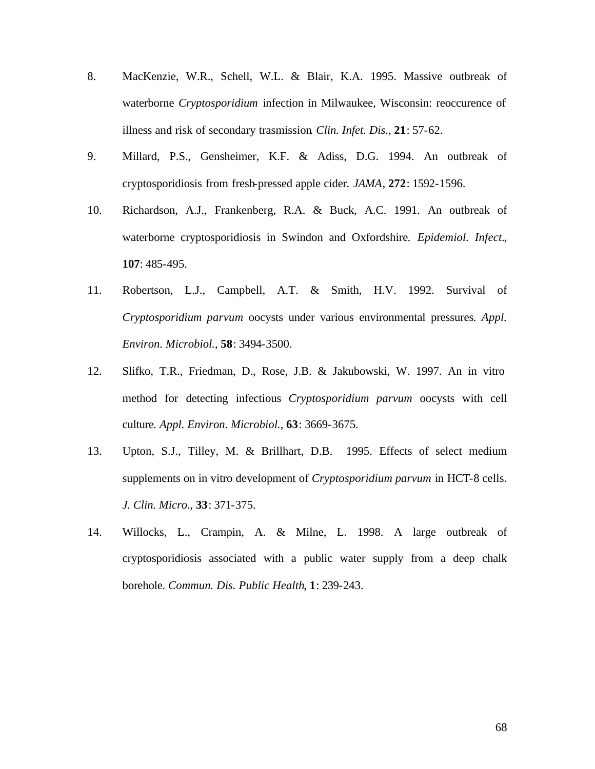8. MacKenzie, W.R., Schell, W.L. & Blair, K.A. 1995. Massive outbreak of waterborne *Cryptosporidium* infection in Milwaukee, Wisconsin: reoccurence of illness and risk of secondary trasmission. *Clin. Infet. Dis.*, **21**: 57-62.

9. Millard, P.S., Gensheimer, K.F. & Adiss, D.G. 1994. An outbreak of cryptosporidiosis from fresh-pressed apple cider. *JAMA*, **272**: 1592-1596.

10. Richardson, A.J., Frankenberg, R.A. & Buck, A.C. 1991. An outbreak of waterborne cryptosporidiosis in Swindon and Oxfordshire. *Epidemiol. Infect.*, **107**: 485-495.

11. Robertson, L.J., Campbell, A.T. & Smith, H.V. 1992. Survival of *Cryptosporidium parvum* oocysts under various environmental pressures. *Appl. Environ. Microbiol.*, **58**: 3494-3500.

12. Slifko, T.R., Friedman, D., Rose, J.B. & Jakubowski, W. 1997. An in vitro method for detecting infectious *Cryptosporidium parvum* oocysts with cell culture. *Appl. Environ. Microbiol.*, **63**: 3669-3675.

13. Upton, S.J., Tilley, M. & Brillhart, D.B. 1995. Effects of select medium supplements on in vitro development of *Cryptosporidium parvum* in HCT-8 cells. *J. Clin. Micro.*, **33**: 371-375.

14. Willocks, L., Crampin, A. & Milne, L. 1998. A large outbreak of cryptosporidiosis associated with a public water supply from a deep chalk borehole. *Commun. Dis. Public Health*, **1**: 239-243.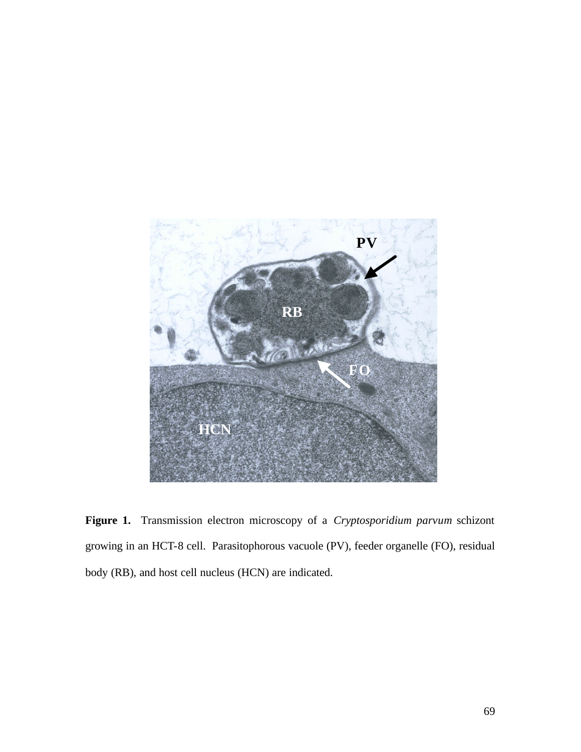**Figure 1.** Transmission electron microscopy of a *Cryptosporidium parvum* schizont growing in an HCT-8 cell. Parasitophorous vacuole (PV), feeder organelle (FO), residual body (RB), and host cell nucleus (HCN) are indicated.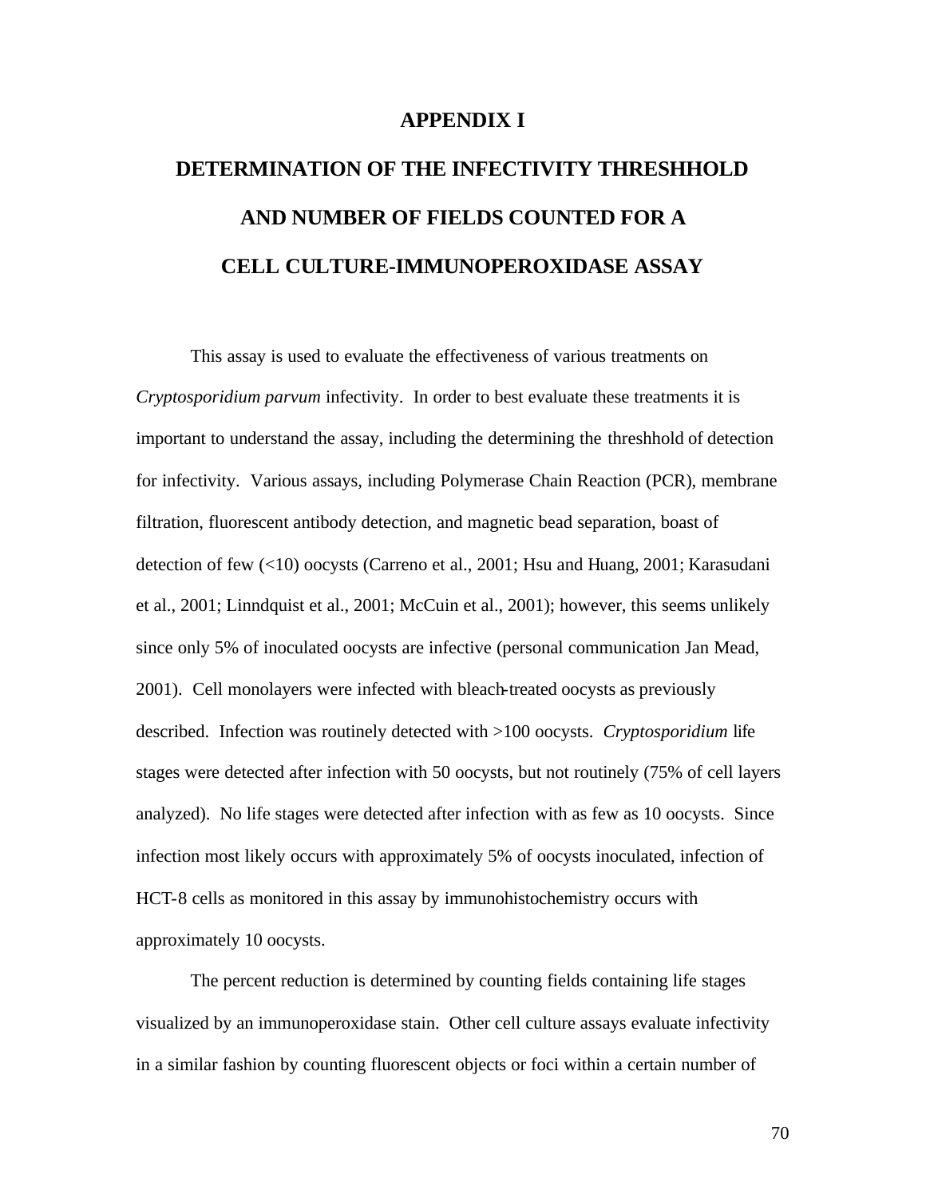# APPENDIX I

# DETERMINATION OF THE INFECTIVITY THRESHHOLD AND NUMBER OF FIELDS COUNTED FOR A CELL CULTURE-IMMUNOPEROXIDASE ASSAY

This assay is used to evaluate the effectiveness of various treatments on *Cryptosporidium parvum* infectivity. In order to best evaluate these treatments it is important to understand the assay, including the determining the threshhold of detection for infectivity. Various assays, including Polymerase Chain Reaction (PCR), membrane filtration, fluorescent antibody detection, and magnetic bead separation, boast of detection of few (<10) oocysts (Carreno et al., 2001; Hsu and Huang, 2001; Karasudani et al., 2001; Linndquist et al., 2001; McCuin et al., 2001); however, this seems unlikely since only 5% of inoculated oocysts are infective (personal communication Jan Mead, 2001). Cell monolayers were infected with bleach-treated oocysts as previously described. Infection was routinely detected with >100 oocysts. *Cryptosporidium* life stages were detected after infection with 50 oocysts, but not routinely (75% of cell layers analyzed). No life stages were detected after infection with as few as 10 oocysts. Since infection most likely occurs with approximately 5% of oocysts inoculated, infection of HCT-8 cells as monitored in this assay by immunohistochemistry occurs with approximately 10 oocysts.

The percent reduction is determined by counting fields containing life stages visualized by an immunoperoxidase stain. Other cell culture assays evaluate infectivity in a similar fashion by counting fluorescent objects or foci within a certain number of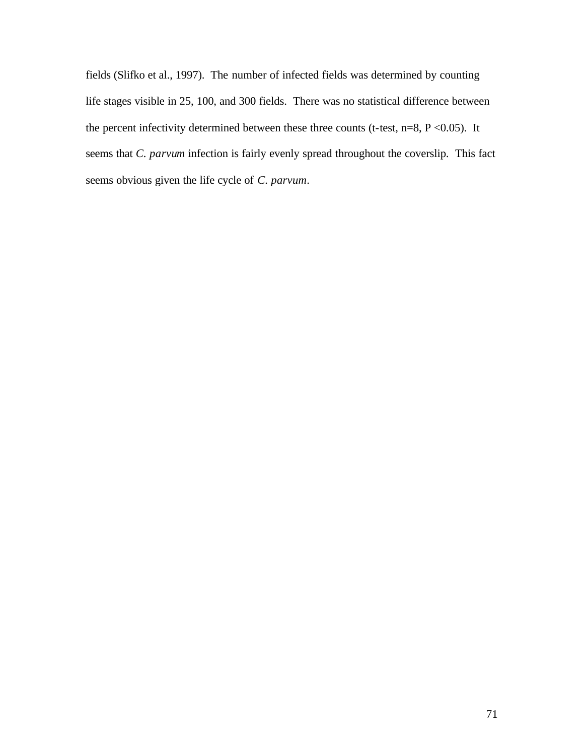fields (Slifko et al., 1997). The number of infected fields was determined by counting life stages visible in 25, 100, and 300 fields. There was no statistical difference between the percent infectivity determined between these three counts (t-test, n=8, $P < 0.05$). It seems that *C. parvum* infection is fairly evenly spread throughout the coverslip. This fact seems obvious given the life cycle of *C. parvum*.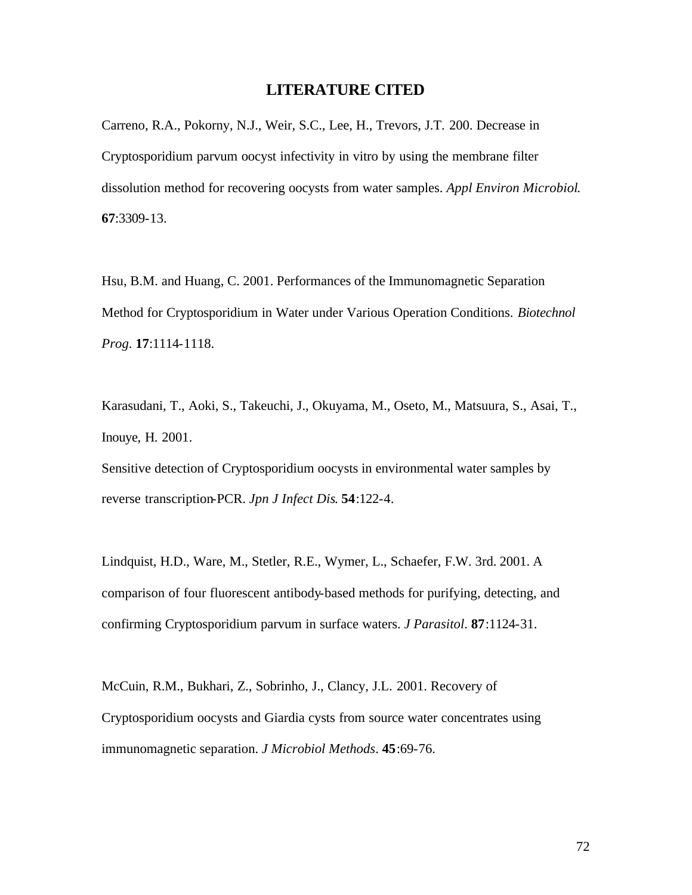# LITERATURE CITED

Carreno, R.A., Pokorny, N.J., Weir, S.C., Lee, H., Trevors, J.T. 200. Decrease in Cryptosporidium parvum oocyst infectivity in vitro by using the membrane filter dissolution method for recovering oocysts from water samples. *Appl Environ Microbiol.* **67**:3309-13.

Hsu, B.M. and Huang, C. 2001. Performances of the Immunomagnetic Separation Method for Cryptosporidium in Water under Various Operation Conditions. *Biotechnol Prog*. **17**:1114-1118.

Karasudani, T., Aoki, S., Takeuchi, J., Okuyama, M., Oseto, M., Matsuura, S., Asai, T., Inouye, H. 2001.
Sensitive detection of Cryptosporidium oocysts in environmental water samples by reverse transcription-PCR. *Jpn J Infect Dis*. **54**:122-4.

Lindquist, H.D., Ware, M., Stetler, R.E., Wymer, L., Schaefer, F.W. 3rd. 2001. A comparison of four fluorescent antibody-based methods for purifying, detecting, and confirming Cryptosporidium parvum in surface waters. *J Parasitol*. **87**:1124-31.

McCuin, R.M., Bukhari, Z., Sobrinho, J., Clancy, J.L. 2001. Recovery of Cryptosporidium oocysts and Giardia cysts from source water concentrates using immunomagnetic separation. *J Microbiol Methods*. **45**:69-76.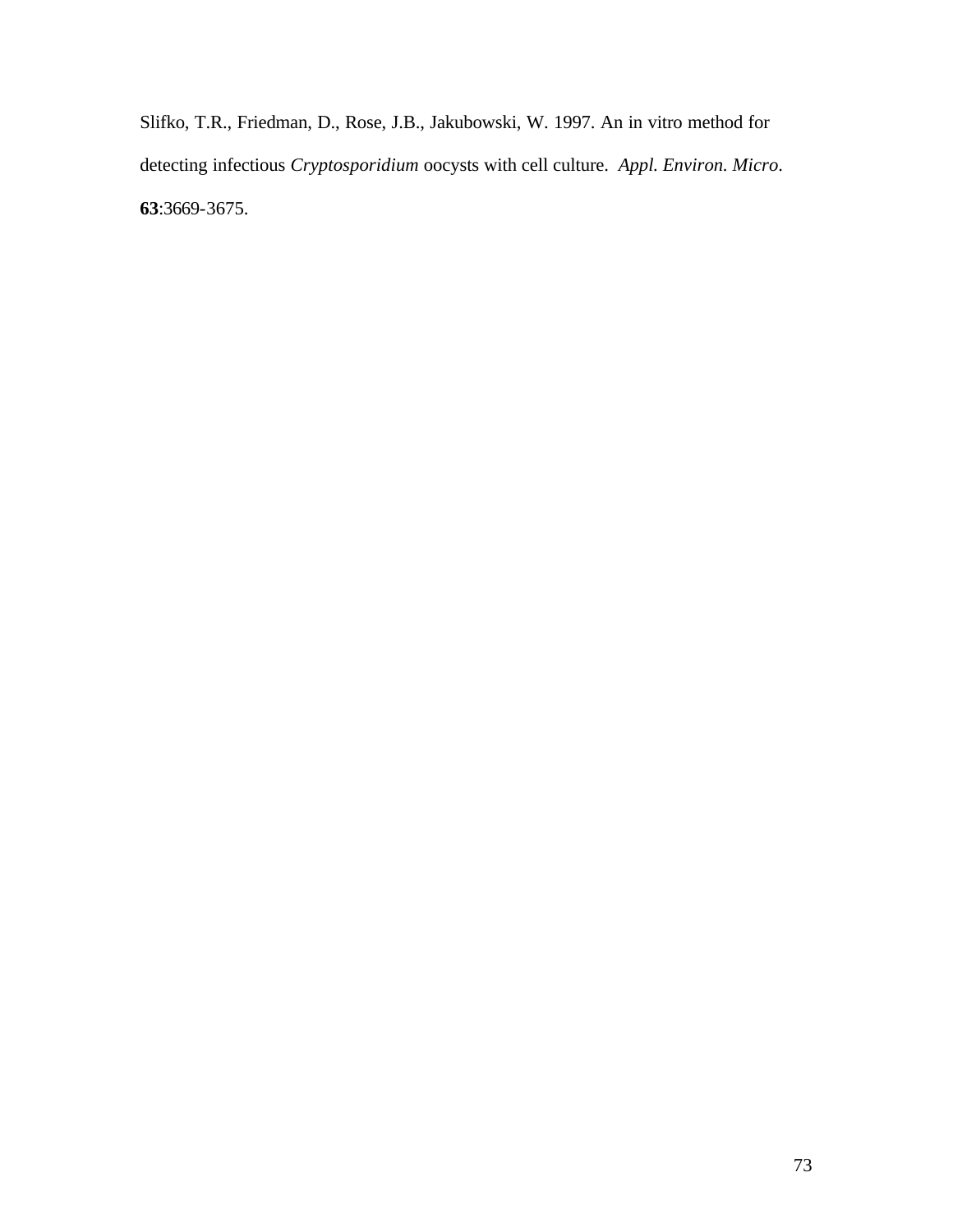Slifko, T.R., Friedman, D., Rose, J.B., Jakubowski, W. 1997. An in vitro method for detecting infectious *Cryptosporidium* oocysts with cell culture. *Appl. Environ. Micro*. **63**:3669-3675.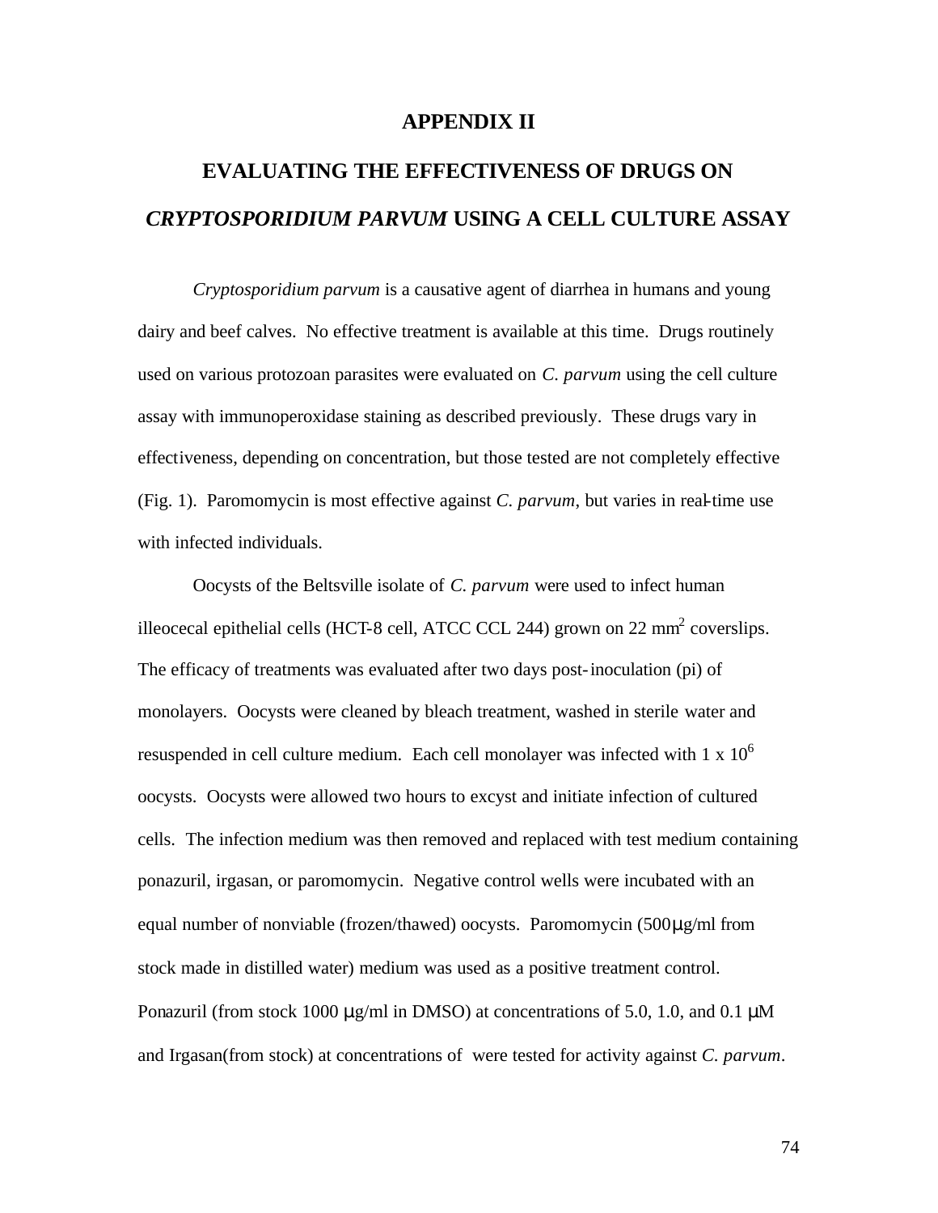# APPENDIX II

## EVALUATING THE EFFECTIVENESS OF DRUGS ON *CRYPTOSPORIDIUM PARVUM* USING A CELL CULTURE ASSAY

*Cryptosporidium parvum* is a causative agent of diarrhea in humans and young dairy and beef calves. No effective treatment is available at this time. Drugs routinely used on various protozoan parasites were evaluated on *C. parvum* using the cell culture assay with immunoperoxidase staining as described previously. These drugs vary in effectiveness, depending on concentration, but those tested are not completely effective (Fig. 1). Paromomycin is most effective against *C. parvum*, but varies in real-time use with infected individuals.

Oocysts of the Beltsville isolate of *C. parvum* were used to infect human illeocecal epithelial cells (HCT-8 cell, ATCC CCL 244) grown on 22 $mm^2$ coverslips. The efficacy of treatments was evaluated after two days post-inoculation (pi) of monolayers. Oocysts were cleaned by bleach treatment, washed in sterile water and resuspended in cell culture medium. Each cell monolayer was infected with $1 \times 10^6$ oocysts. Oocysts were allowed two hours to excyst and initiate infection of cultured cells. The infection medium was then removed and replaced with test medium containing ponazuril, irgasan, or paromomycin. Negative control wells were incubated with an equal number of nonviable (frozen/thawed) oocysts. Paromomycin (500µg/ml from stock made in distilled water) medium was used as a positive treatment control. Ponazuril (from stock 1000 µg/ml in DMSO) at concentrations of 5.0, 1.0, and 0.1 µM and Irgasan(from stock) at concentrations of were tested for activity against *C. parvum*.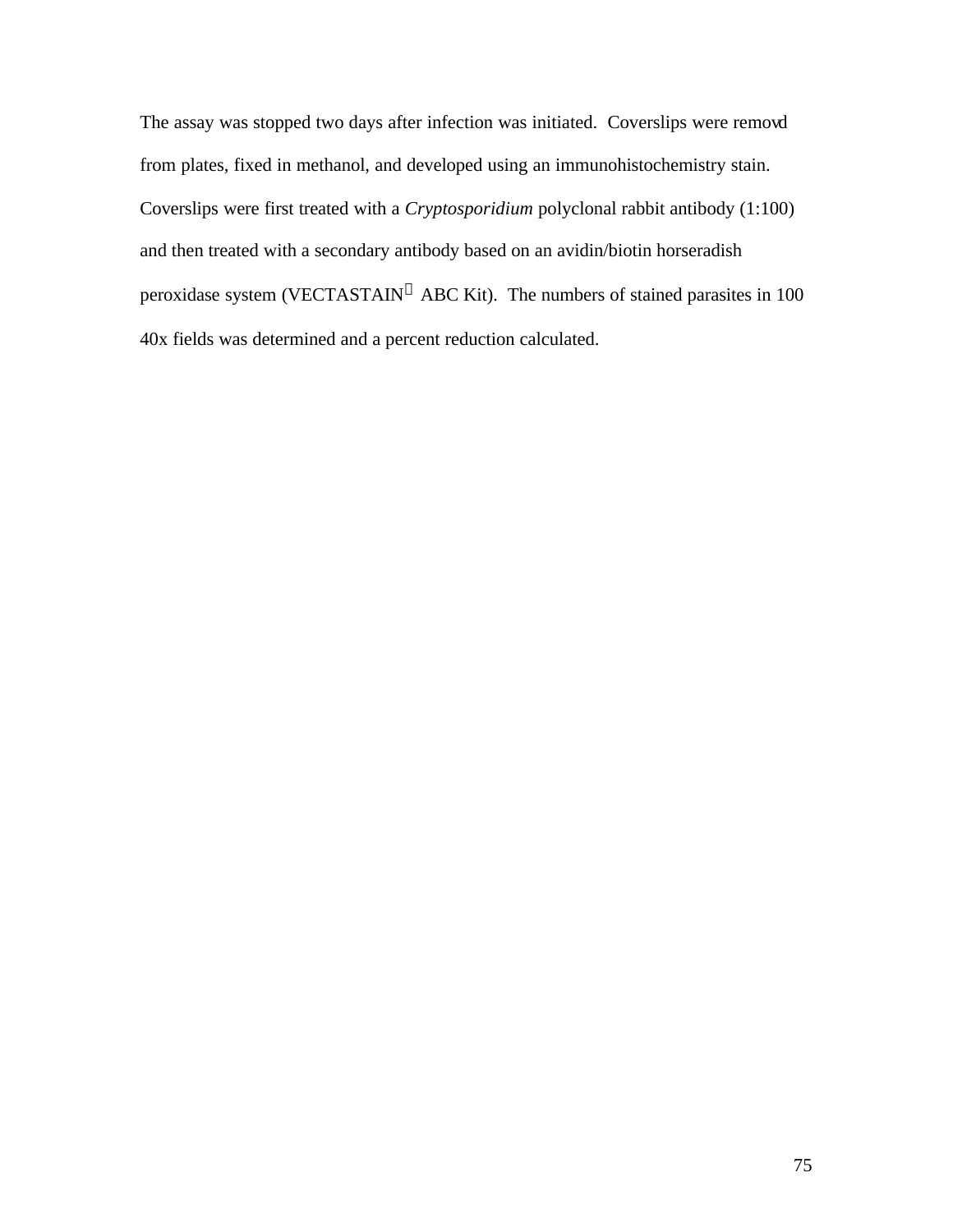The assay was stopped two days after infection was initiated. Coverslips were removd from plates, fixed in methanol, and developed using an immunohistochemistry stain. Coverslips were first treated with a *Cryptosporidium* polyclonal rabbit antibody (1:100) and then treated with a secondary antibody based on an avidin/biotin horseradish peroxidase system (VECTASTAIN® ABC Kit). The numbers of stained parasites in 100 40x fields was determined and a percent reduction calculated.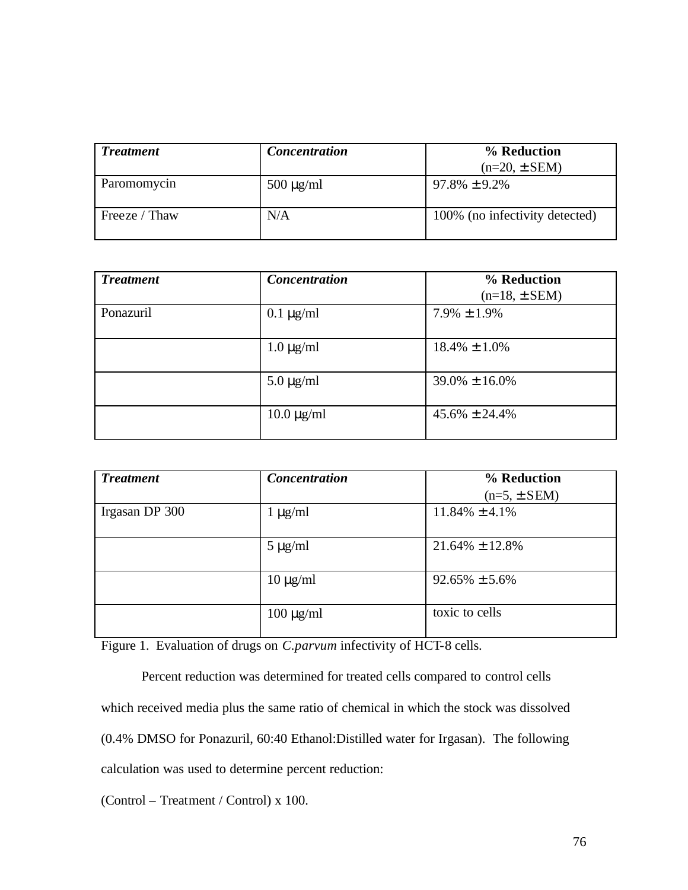| *Treatment* | *Concentration* | **% Reduction** (n=20, ± SEM) |
|---|---|---|
| Paromomycin | 500 μg/ml | 97.8% ± 9.2% |
| Freeze / Thaw | N/A | 100% (no infectivity detected) |

| *Treatment* | *Concentration* | **% Reduction** (n=18, ± SEM) |
|---|---|---|
| Ponazuril | 0.1 μg/ml | 7.9% ± 1.9% |
| | 1.0 μg/ml | 18.4% ± 1.0% |
| | 5.0 μg/ml | 39.0% ± 16.0% |
| | 10.0 μg/ml | 45.6% ± 24.4% |

| *Treatment* | *Concentration* | **% Reduction** (n=5, ± SEM) |
|---|---|---|
| Irgasan DP 300 | 1 μg/ml | 11.84% ± 4.1% |
| | 5 μg/ml | 21.64% ± 12.8% |
| | 10 μg/ml | 92.65% ± 5.6% |
| | 100 μg/ml | toxic to cells |

Figure 1. Evaluation of drugs on *C.parvum* infectivity of HCT-8 cells.

Percent reduction was determined for treated cells compared to control cells which received media plus the same ratio of chemical in which the stock was dissolved (0.4% DMSO for Ponazuril, 60:40 Ethanol:Distilled water for Irgasan). The following calculation was used to determine percent reduction:

(Control – Treatment / Control) x 100.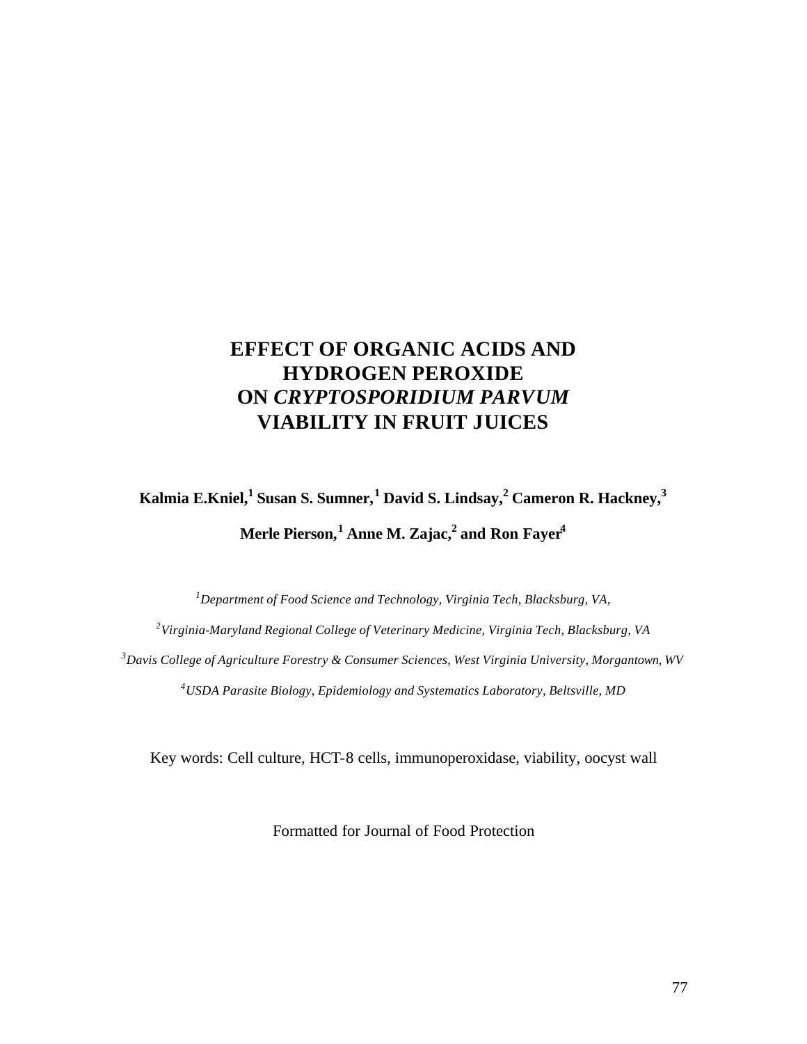# EFFECT OF ORGANIC ACIDS AND HYDROGEN PEROXIDE ON *CRYPTOSPORIDIUM PARVUM* VIABILITY IN FRUIT JUICES

**Kalmia E.Kniel,[1] Susan S. Sumner,[1] David S. Lindsay,[2] Cameron R. Hackney,[3] Merle Pierson,[1] Anne M. Zajac,[2] and Ron Fayer[4]**

[1]*Department of Food Science and Technology, Virginia Tech, Blacksburg, VA,*

[2]*Virginia-Maryland Regional College of Veterinary Medicine, Virginia Tech, Blacksburg, VA*

[3]*Davis College of Agriculture Forestry & Consumer Sciences, West Virginia University, Morgantown, WV*

[4]*USDA Parasite Biology, Epidemiology and Systematics Laboratory, Beltsville, MD*

Key words: Cell culture, HCT-8 cells, immunoperoxidase, viability, oocyst wall

Formatted for Journal of Food Protection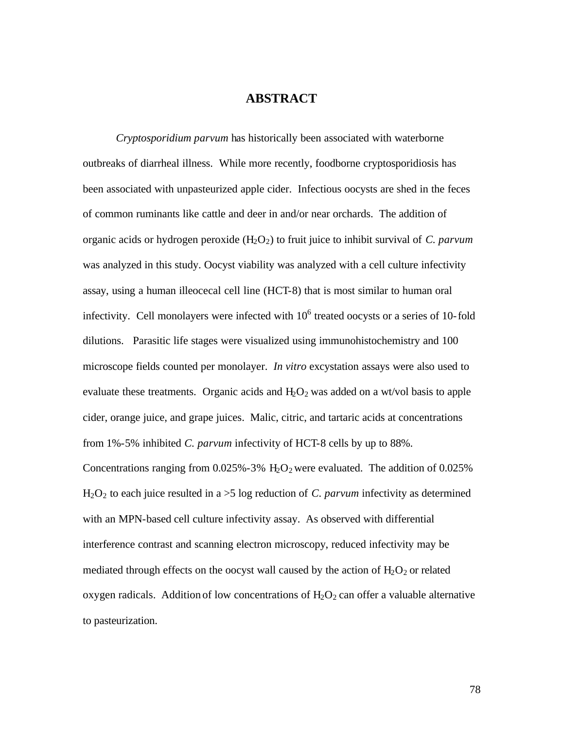# ABSTRACT

*Cryptosporidium parvum* has historically been associated with waterborne outbreaks of diarrheal illness. While more recently, foodborne cryptosporidiosis has been associated with unpasteurized apple cider. Infectious oocysts are shed in the feces of common ruminants like cattle and deer in and/or near orchards. The addition of organic acids or hydrogen peroxide ($H_2O_2$) to fruit juice to inhibit survival of *C. parvum* was analyzed in this study. Oocyst viability was analyzed with a cell culture infectivity assay, using a human illeocecal cell line (HCT-8) that is most similar to human oral infectivity. Cell monolayers were infected with $10^6$ treated oocysts or a series of 10-fold dilutions. Parasitic life stages were visualized using immunohistochemistry and 100 microscope fields counted per monolayer. *In vitro* excystation assays were also used to evaluate these treatments. Organic acids and $H_2O_2$ was added on a wt/vol basis to apple cider, orange juice, and grape juices. Malic, citric, and tartaric acids at concentrations from 1%-5% inhibited *C. parvum* infectivity of HCT-8 cells by up to 88%. Concentrations ranging from 0.025%-3% $H_2O_2$ were evaluated. The addition of 0.025% $H_2O_2$ to each juice resulted in a >5 log reduction of *C. parvum* infectivity as determined with an MPN-based cell culture infectivity assay. As observed with differential interference contrast and scanning electron microscopy, reduced infectivity may be mediated through effects on the oocyst wall caused by the action of $H_2O_2$ or related oxygen radicals. Addition of low concentrations of $H_2O_2$ can offer a valuable alternative to pasteurization.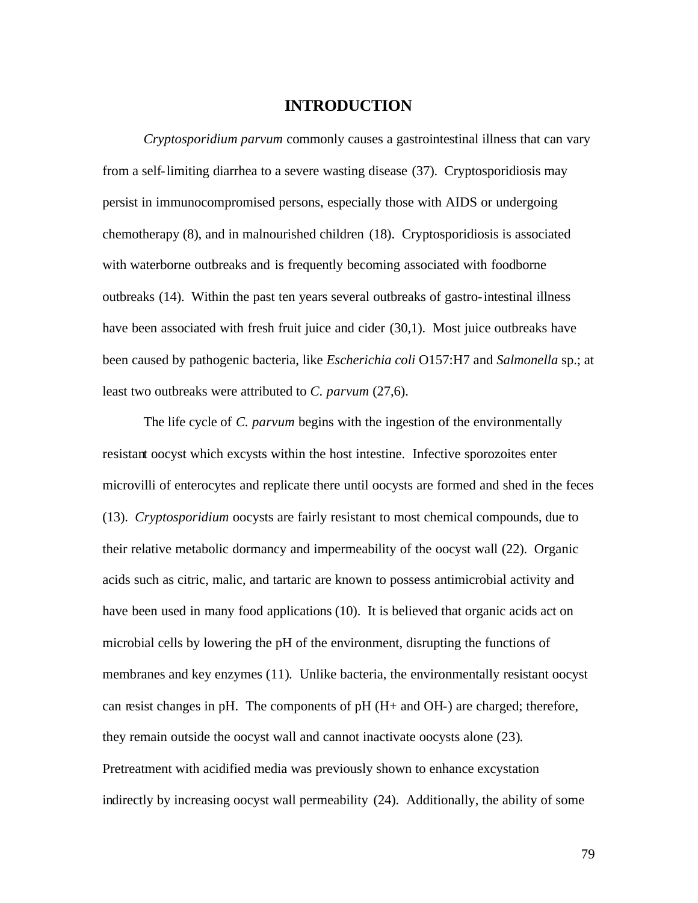# INTRODUCTION

*Cryptosporidium parvum* commonly causes a gastrointestinal illness that can vary from a self-limiting diarrhea to a severe wasting disease (37). Cryptosporidiosis may persist in immunocompromised persons, especially those with AIDS or undergoing chemotherapy (8), and in malnourished children (18). Cryptosporidiosis is associated with waterborne outbreaks and is frequently becoming associated with foodborne outbreaks (14). Within the past ten years several outbreaks of gastro-intestinal illness have been associated with fresh fruit juice and cider (30,1). Most juice outbreaks have been caused by pathogenic bacteria, like *Escherichia coli* O157:H7 and *Salmonella* sp.; at least two outbreaks were attributed to *C. parvum* (27,6).

The life cycle of *C. parvum* begins with the ingestion of the environmentally resistant oocyst which excysts within the host intestine. Infective sporozoites enter microvilli of enterocytes and replicate there until oocysts are formed and shed in the feces (13). *Cryptosporidium* oocysts are fairly resistant to most chemical compounds, due to their relative metabolic dormancy and impermeability of the oocyst wall (22). Organic acids such as citric, malic, and tartaric are known to possess antimicrobial activity and have been used in many food applications (10). It is believed that organic acids act on microbial cells by lowering the pH of the environment, disrupting the functions of membranes and key enzymes (11). Unlike bacteria, the environmentally resistant oocyst can resist changes in pH. The components of pH ($H^+$ and $OH^-$) are charged; therefore, they remain outside the oocyst wall and cannot inactivate oocysts alone (23). Pretreatment with acidified media was previously shown to enhance excystation indirectly by increasing oocyst wall permeability (24). Additionally, the ability of some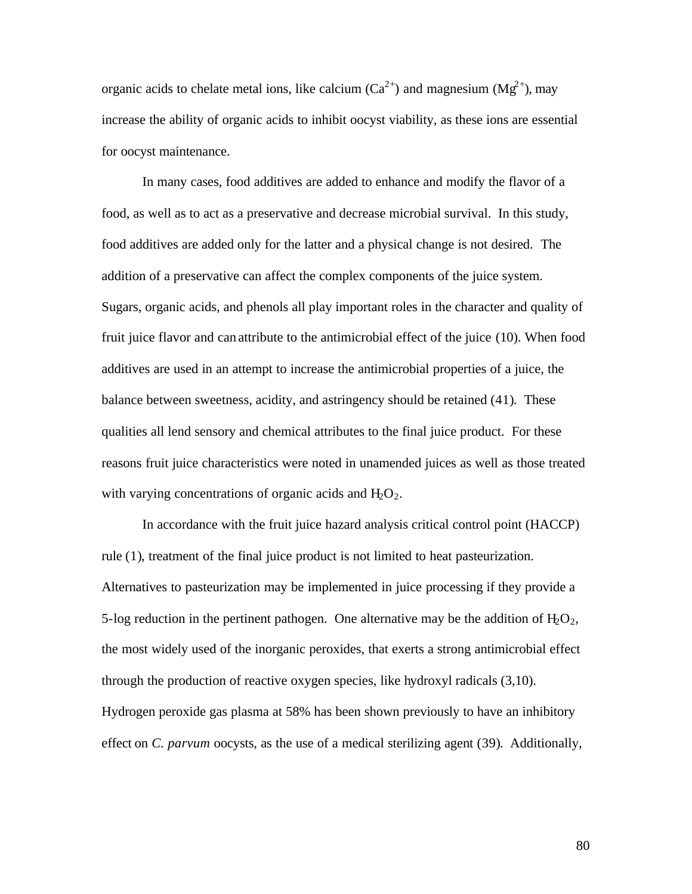organic acids to chelate metal ions, like calcium ($Ca^{2+}$) and magnesium ($Mg^{2+}$), may increase the ability of organic acids to inhibit oocyst viability, as these ions are essential for oocyst maintenance.

In many cases, food additives are added to enhance and modify the flavor of a food, as well as to act as a preservative and decrease microbial survival. In this study, food additives are added only for the latter and a physical change is not desired. The addition of a preservative can affect the complex components of the juice system. Sugars, organic acids, and phenols all play important roles in the character and quality of fruit juice flavor and can attribute to the antimicrobial effect of the juice (10). When food additives are used in an attempt to increase the antimicrobial properties of a juice, the balance between sweetness, acidity, and astringency should be retained (41). These qualities all lend sensory and chemical attributes to the final juice product. For these reasons fruit juice characteristics were noted in unamended juices as well as those treated with varying concentrations of organic acids and $H_2O_2$.

In accordance with the fruit juice hazard analysis critical control point (HACCP) rule (1), treatment of the final juice product is not limited to heat pasteurization. Alternatives to pasteurization may be implemented in juice processing if they provide a 5-log reduction in the pertinent pathogen. One alternative may be the addition of $H_2O_2$, the most widely used of the inorganic peroxides, that exerts a strong antimicrobial effect through the production of reactive oxygen species, like hydroxyl radicals (3,10). Hydrogen peroxide gas plasma at 58% has been shown previously to have an inhibitory effect on *C. parvum* oocysts, as the use of a medical sterilizing agent (39). Additionally,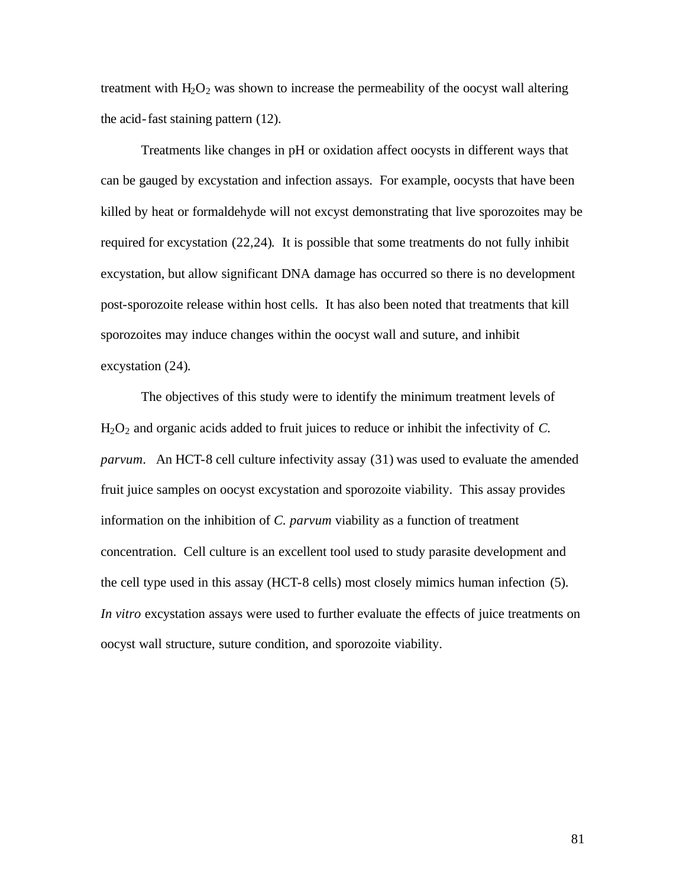treatment with $H_2O_2$ was shown to increase the permeability of the oocyst wall altering the acid-fast staining pattern (12).

Treatments like changes in pH or oxidation affect oocysts in different ways that can be gauged by excystation and infection assays. For example, oocysts that have been killed by heat or formaldehyde will not excyst demonstrating that live sporozoites may be required for excystation (22,24). It is possible that some treatments do not fully inhibit excystation, but allow significant DNA damage has occurred so there is no development post-sporozoite release within host cells. It has also been noted that treatments that kill sporozoites may induce changes within the oocyst wall and suture, and inhibit excystation (24).

The objectives of this study were to identify the minimum treatment levels of $H_2O_2$ and organic acids added to fruit juices to reduce or inhibit the infectivity of *C. parvum*. An HCT-8 cell culture infectivity assay (31) was used to evaluate the amended fruit juice samples on oocyst excystation and sporozoite viability. This assay provides information on the inhibition of *C. parvum* viability as a function of treatment concentration. Cell culture is an excellent tool used to study parasite development and the cell type used in this assay (HCT-8 cells) most closely mimics human infection (5). *In vitro* excystation assays were used to further evaluate the effects of juice treatments on oocyst wall structure, suture condition, and sporozoite viability.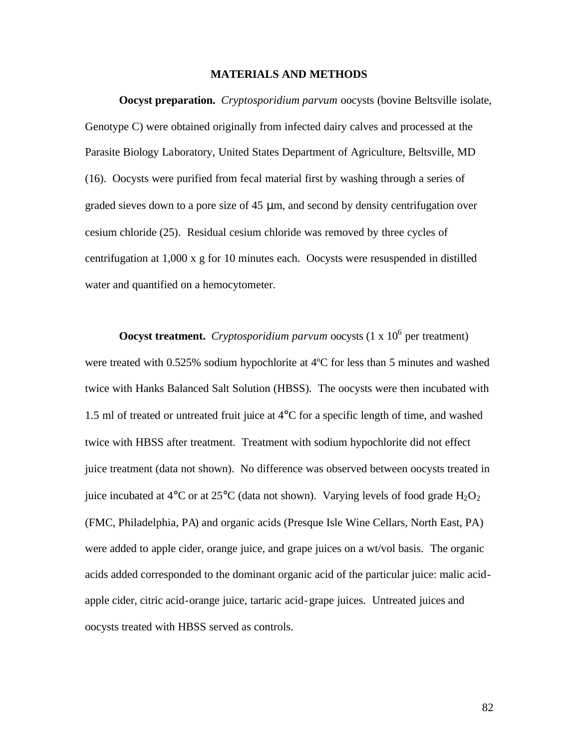## MATERIALS AND METHODS

**Oocyst preparation.** *Cryptosporidium parvum* oocysts (bovine Beltsville isolate, Genotype C) were obtained originally from infected dairy calves and processed at the Parasite Biology Laboratory, United States Department of Agriculture, Beltsville, MD (16). Oocysts were purified from fecal material first by washing through a series of graded sieves down to a pore size of 45 μm, and second by density centrifugation over cesium chloride (25). Residual cesium chloride was removed by three cycles of centrifugation at 1,000 x g for 10 minutes each. Oocysts were resuspended in distilled water and quantified on a hemocytometer.

**Oocyst treatment.** *Cryptosporidium parvum* oocysts ($1 \times 10^6$ per treatment) were treated with 0.525% sodium hypochlorite at 4ºC for less than 5 minutes and washed twice with Hanks Balanced Salt Solution (HBSS). The oocysts were then incubated with 1.5 ml of treated or untreated fruit juice at 4°C for a specific length of time, and washed twice with HBSS after treatment. Treatment with sodium hypochlorite did not effect juice treatment (data not shown). No difference was observed between oocysts treated in juice incubated at 4°C or at 25°C (data not shown). Varying levels of food grade $H_2O_2$ (FMC, Philadelphia, PA) and organic acids (Presque Isle Wine Cellars, North East, PA) were added to apple cider, orange juice, and grape juices on a wt/vol basis. The organic acids added corresponded to the dominant organic acid of the particular juice: malic acid-apple cider, citric acid-orange juice, tartaric acid-grape juices. Untreated juices and oocysts treated with HBSS served as controls.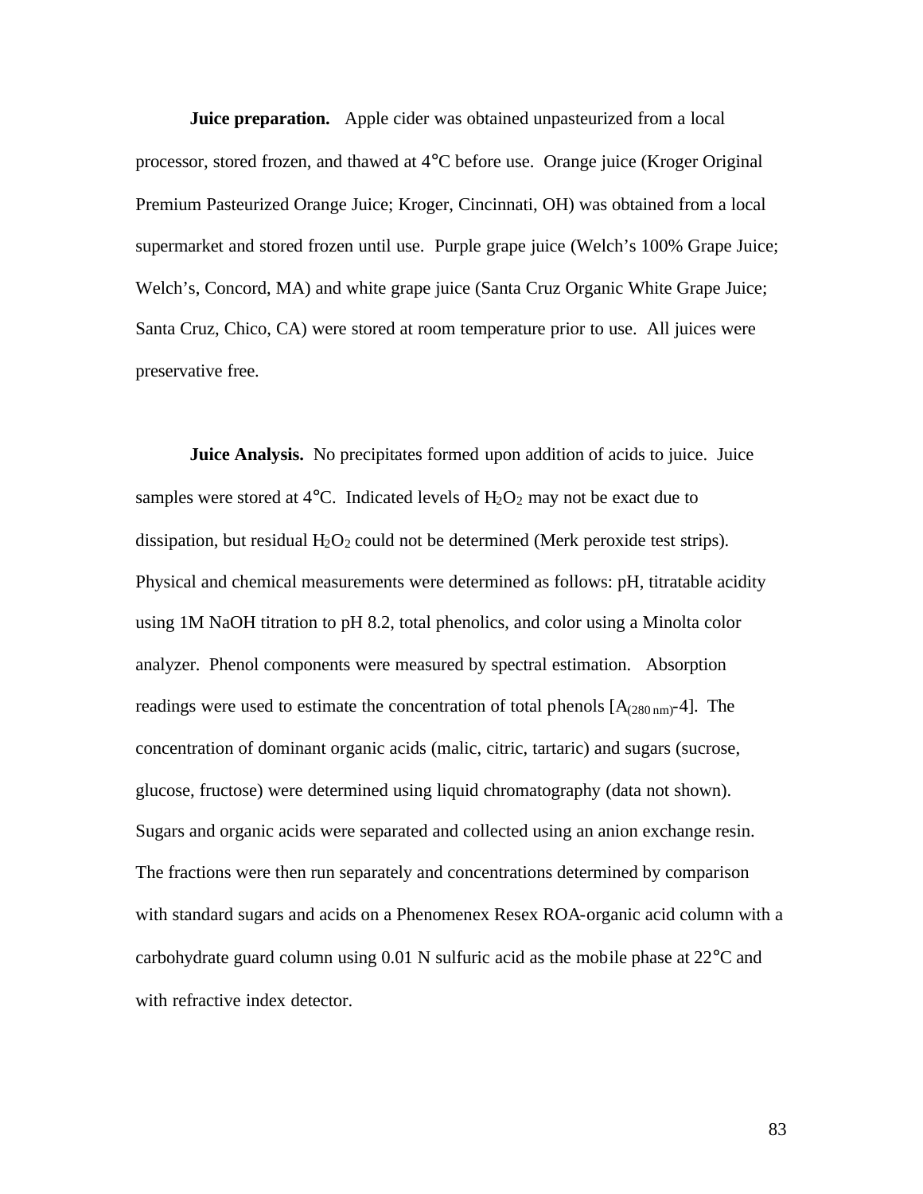**Juice preparation.** Apple cider was obtained unpasteurized from a local processor, stored frozen, and thawed at 4°C before use. Orange juice (Kroger Original Premium Pasteurized Orange Juice; Kroger, Cincinnati, OH) was obtained from a local supermarket and stored frozen until use. Purple grape juice (Welch's 100% Grape Juice; Welch's, Concord, MA) and white grape juice (Santa Cruz Organic White Grape Juice; Santa Cruz, Chico, CA) were stored at room temperature prior to use. All juices were preservative free.

**Juice Analysis.** No precipitates formed upon addition of acids to juice. Juice samples were stored at 4°C. Indicated levels of $H_2O_2$ may not be exact due to dissipation, but residual $H_2O_2$ could not be determined (Merk peroxide test strips). Physical and chemical measurements were determined as follows: pH, titratable acidity using 1M NaOH titration to pH 8.2, total phenolics, and color using a Minolta color analyzer. Phenol components were measured by spectral estimation. Absorption readings were used to estimate the concentration of total phenols [$A_{(280\ nm)}$-4]. The concentration of dominant organic acids (malic, citric, tartaric) and sugars (sucrose, glucose, fructose) were determined using liquid chromatography (data not shown). Sugars and organic acids were separated and collected using an anion exchange resin. The fractions were then run separately and concentrations determined by comparison with standard sugars and acids on a Phenomenex Resex ROA-organic acid column with a carbohydrate guard column using 0.01 N sulfuric acid as the mobile phase at 22°C and with refractive index detector.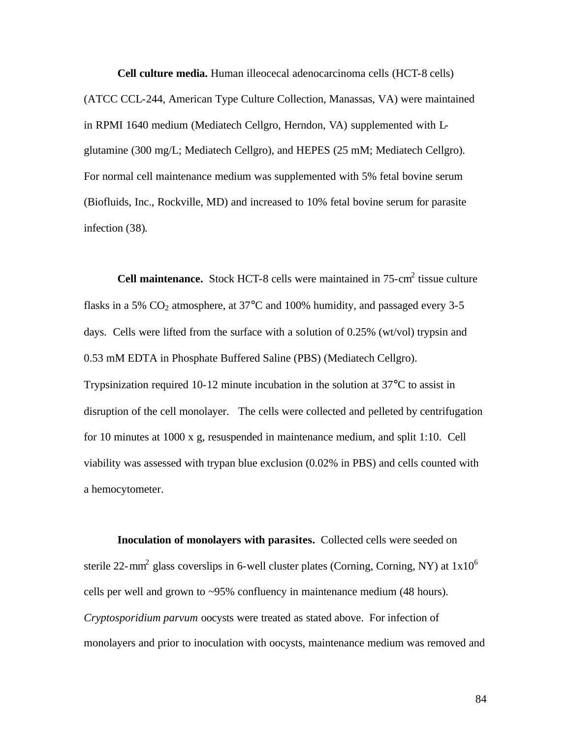**Cell culture media.** Human illeocecal adenocarcinoma cells (HCT-8 cells) (ATCC CCL-244, American Type Culture Collection, Manassas, VA) were maintained in RPMI 1640 medium (Mediatech Cellgro, Herndon, VA) supplemented with L-glutamine (300 mg/L; Mediatech Cellgro), and HEPES (25 mM; Mediatech Cellgro). For normal cell maintenance medium was supplemented with 5% fetal bovine serum (Biofluids, Inc., Rockville, MD) and increased to 10% fetal bovine serum for parasite infection (38).

**Cell maintenance.** Stock HCT-8 cells were maintained in 75-$cm^2$ tissue culture flasks in a 5% $CO_2$ atmosphere, at 37°C and 100% humidity, and passaged every 3-5 days. Cells were lifted from the surface with a solution of 0.25% (wt/vol) trypsin and 0.53 mM EDTA in Phosphate Buffered Saline (PBS) (Mediatech Cellgro). Trypsinization required 10-12 minute incubation in the solution at 37°C to assist in disruption of the cell monolayer. The cells were collected and pelleted by centrifugation for 10 minutes at 1000 x g, resuspended in maintenance medium, and split 1:10. Cell viability was assessed with trypan blue exclusion (0.02% in PBS) and cells counted with a hemocytometer.

**Inoculation of monolayers with parasites.** Collected cells were seeded on sterile 22-$mm^2$ glass coverslips in 6-well cluster plates (Corning, Corning, NY) at $1x10^6$ cells per well and grown to ~95% confluency in maintenance medium (48 hours). *Cryptosporidium parvum* oocysts were treated as stated above. For infection of monolayers and prior to inoculation with oocysts, maintenance medium was removed and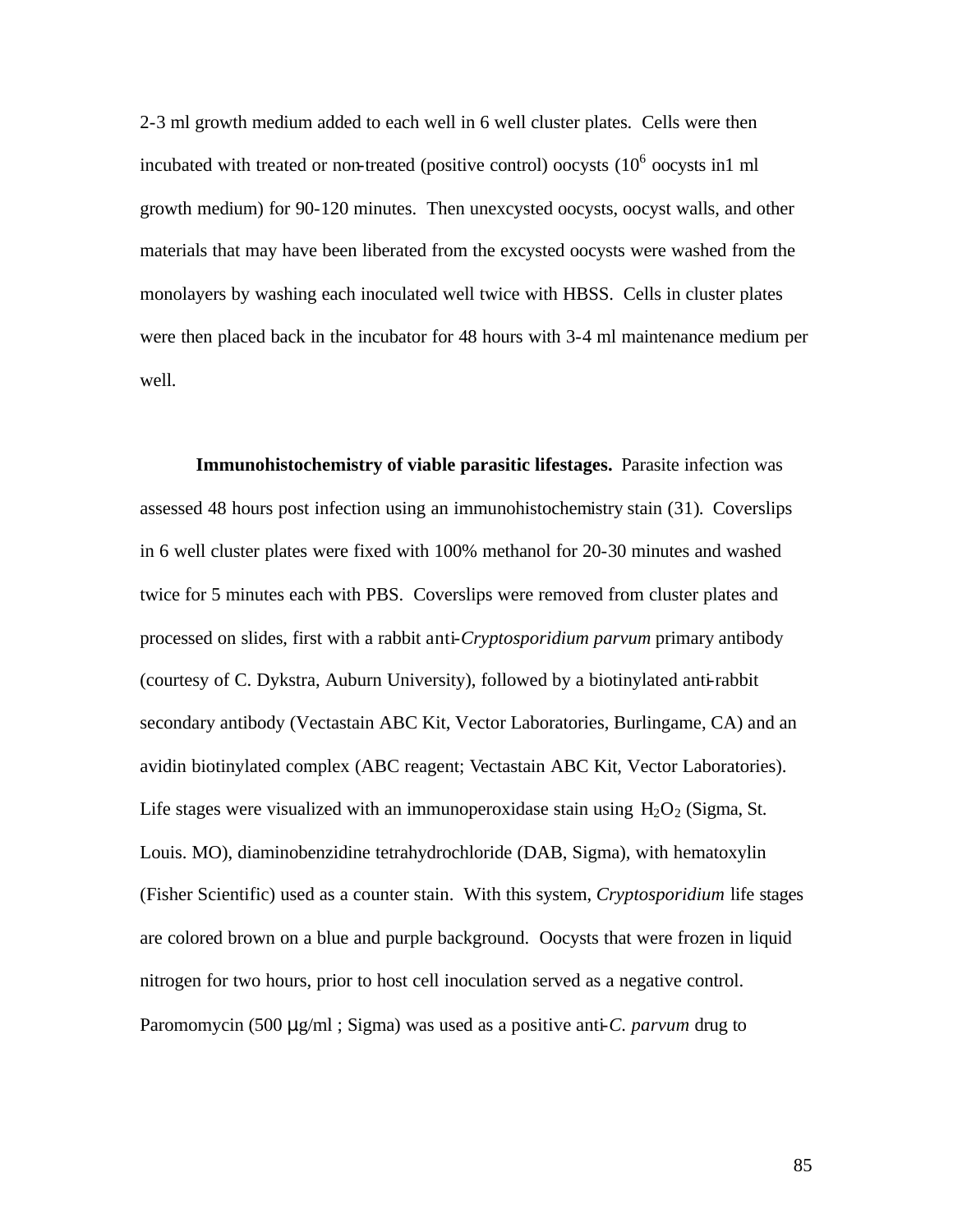2-3 ml growth medium added to each well in 6 well cluster plates. Cells were then incubated with treated or non-treated (positive control) oocysts ($10^6$ oocysts in1 ml growth medium) for 90-120 minutes. Then unexcysted oocysts, oocyst walls, and other materials that may have been liberated from the excysted oocysts were washed from the monolayers by washing each inoculated well twice with HBSS. Cells in cluster plates were then placed back in the incubator for 48 hours with 3-4 ml maintenance medium per well.

**Immunohistochemistry of viable parasitic lifestages.** Parasite infection was assessed 48 hours post infection using an immunohistochemistry stain (31). Coverslips in 6 well cluster plates were fixed with 100% methanol for 20-30 minutes and washed twice for 5 minutes each with PBS. Coverslips were removed from cluster plates and processed on slides, first with a rabbit anti-*Cryptosporidium parvum* primary antibody (courtesy of C. Dykstra, Auburn University), followed by a biotinylated anti-rabbit secondary antibody (Vectastain ABC Kit, Vector Laboratories, Burlingame, CA) and an avidin biotinylated complex (ABC reagent; Vectastain ABC Kit, Vector Laboratories). Life stages were visualized with an immunoperoxidase stain using $H_2O_2$ (Sigma, St. Louis. MO), diaminobenzidine tetrahydrochloride (DAB, Sigma), with hematoxylin (Fisher Scientific) used as a counter stain. With this system, *Cryptosporidium* life stages are colored brown on a blue and purple background. Oocysts that were frozen in liquid nitrogen for two hours, prior to host cell inoculation served as a negative control. Paromomycin (500 μg/ml ; Sigma) was used as a positive anti-*C. parvum* drug to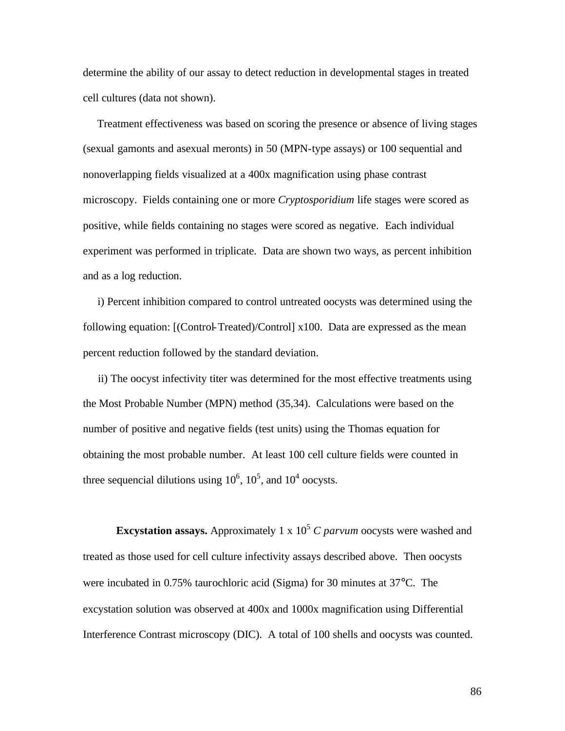determine the ability of our assay to detect reduction in developmental stages in treated cell cultures (data not shown).

Treatment effectiveness was based on scoring the presence or absence of living stages (sexual gamonts and asexual meronts) in 50 (MPN-type assays) or 100 sequential and nonoverlapping fields visualized at a 400x magnification using phase contrast microscopy. Fields containing one or more *Cryptosporidium* life stages were scored as positive, while fields containing no stages were scored as negative. Each individual experiment was performed in triplicate. Data are shown two ways, as percent inhibition and as a log reduction.

i) Percent inhibition compared to control untreated oocysts was determined using the following equation: [(Control-Treated)/Control] x100. Data are expressed as the mean percent reduction followed by the standard deviation.

ii) The oocyst infectivity titer was determined for the most effective treatments using the Most Probable Number (MPN) method (35,34). Calculations were based on the number of positive and negative fields (test units) using the Thomas equation for obtaining the most probable number. At least 100 cell culture fields were counted in three sequencial dilutions using $10^6$, $10^5$, and $10^4$ oocysts.

**Excystation assays.** Approximately 1 x $10^5$ *C parvum* oocysts were washed and treated as those used for cell culture infectivity assays described above. Then oocysts were incubated in 0.75% taurochloric acid (Sigma) for 30 minutes at 37°C. The excystation solution was observed at 400x and 1000x magnification using Differential Interference Contrast microscopy (DIC). A total of 100 shells and oocysts was counted.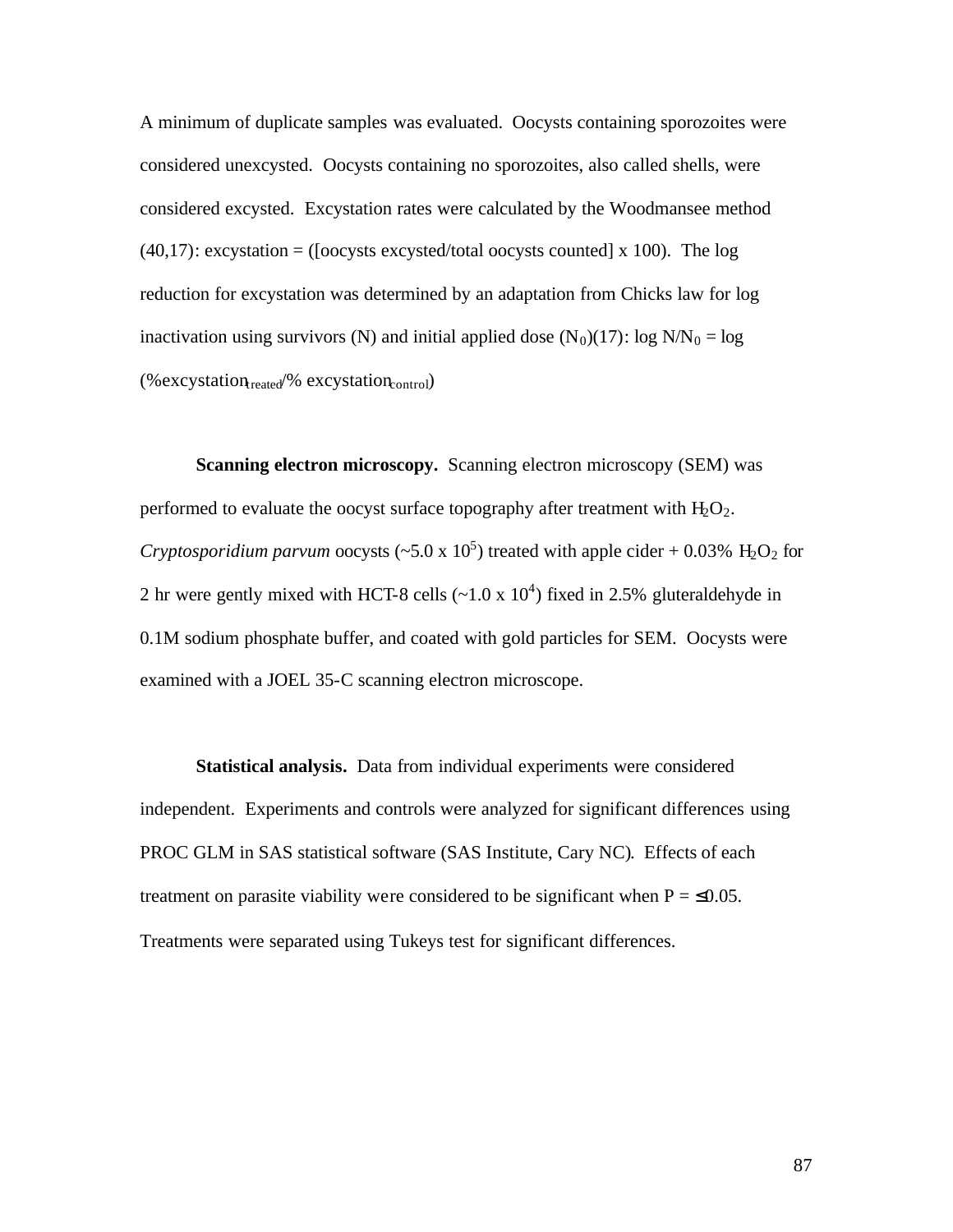A minimum of duplicate samples was evaluated. Oocysts containing sporozoites were considered unexcysted. Oocysts containing no sporozoites, also called shells, were considered excysted. Excystation rates were calculated by the Woodmansee method (40,17): excystation = ([oocysts excysted/total oocysts counted] x 100). The log reduction for excystation was determined by an adaptation from Chicks law for log inactivation using survivors (N) and initial applied dose ($N_0$)(17): log $N/N_0$ = log (%excystation$_{treated}$/% excystation$_{control}$)

**Scanning electron microscopy.** Scanning electron microscopy (SEM) was performed to evaluate the oocyst surface topography after treatment with $H_2O_2$. *Cryptosporidium parvum* oocysts (~5.0 x $10^5$) treated with apple cider + 0.03% $H_2O_2$ for 2 hr were gently mixed with HCT-8 cells (~1.0 x $10^4$) fixed in 2.5% gluteraldehyde in 0.1M sodium phosphate buffer, and coated with gold particles for SEM. Oocysts were examined with a JOEL 35-C scanning electron microscope.

**Statistical analysis.** Data from individual experiments were considered independent. Experiments and controls were analyzed for significant differences using PROC GLM in SAS statistical software (SAS Institute, Cary NC). Effects of each treatment on parasite viability were considered to be significant when $P = \leq 0.05$. Treatments were separated using Tukeys test for significant differences.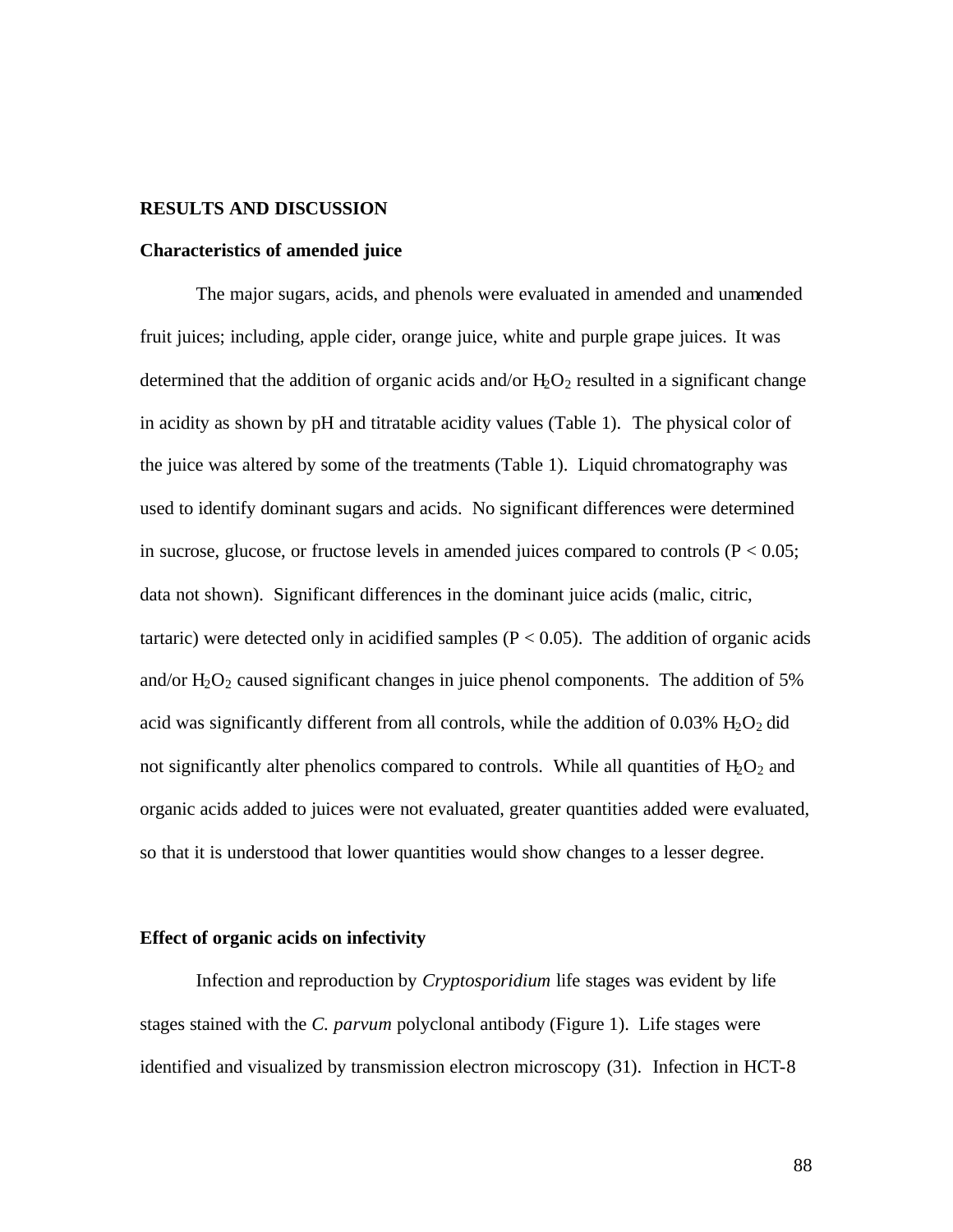## RESULTS AND DISCUSSION

### Characteristics of amended juice

The major sugars, acids, and phenols were evaluated in amended and unamended fruit juices; including, apple cider, orange juice, white and purple grape juices. It was determined that the addition of organic acids and/or $H_2O_2$ resulted in a significant change in acidity as shown by pH and titratable acidity values (Table 1). The physical color of the juice was altered by some of the treatments (Table 1). Liquid chromatography was used to identify dominant sugars and acids. No significant differences were determined in sucrose, glucose, or fructose levels in amended juices compared to controls ($P < 0.05$; data not shown). Significant differences in the dominant juice acids (malic, citric, tartaric) were detected only in acidified samples ($P < 0.05$). The addition of organic acids and/or $H_2O_2$ caused significant changes in juice phenol components. The addition of 5% acid was significantly different from all controls, while the addition of 0.03% $H_2O_2$ did not significantly alter phenolics compared to controls. While all quantities of $H_2O_2$ and organic acids added to juices were not evaluated, greater quantities added were evaluated, so that it is understood that lower quantities would show changes to a lesser degree.

### Effect of organic acids on infectivity

Infection and reproduction by *Cryptosporidium* life stages was evident by life stages stained with the *C. parvum* polyclonal antibody (Figure 1). Life stages were identified and visualized by transmission electron microscopy (31). Infection in HCT-8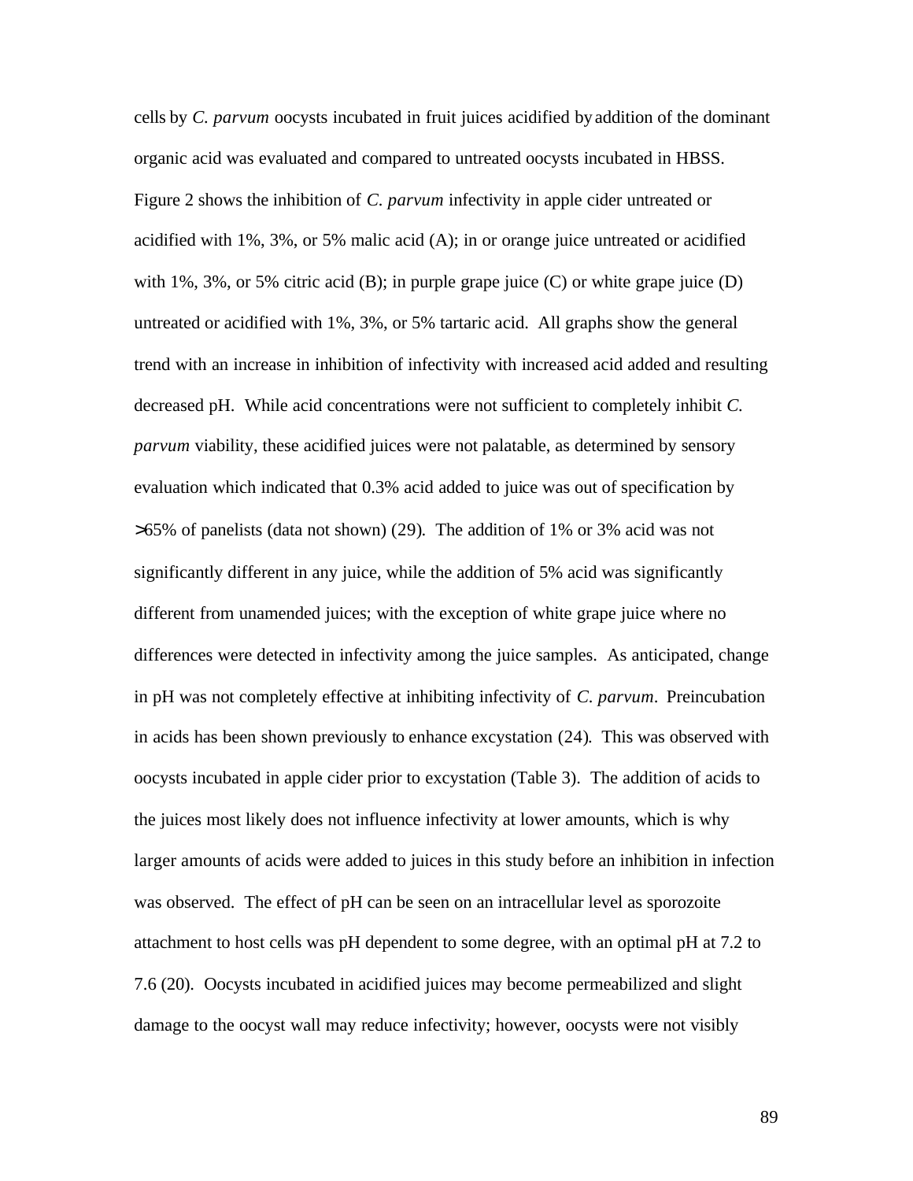cells by *C. parvum* oocysts incubated in fruit juices acidified by addition of the dominant organic acid was evaluated and compared to untreated oocysts incubated in HBSS. Figure 2 shows the inhibition of *C. parvum* infectivity in apple cider untreated or acidified with 1%, 3%, or 5% malic acid (A); in or orange juice untreated or acidified with 1%, 3%, or 5% citric acid (B); in purple grape juice (C) or white grape juice (D) untreated or acidified with 1%, 3%, or 5% tartaric acid. All graphs show the general trend with an increase in inhibition of infectivity with increased acid added and resulting decreased pH. While acid concentrations were not sufficient to completely inhibit *C. parvum* viability, these acidified juices were not palatable, as determined by sensory evaluation which indicated that 0.3% acid added to juice was out of specification by >65% of panelists (data not shown) (29). The addition of 1% or 3% acid was not significantly different in any juice, while the addition of 5% acid was significantly different from unamended juices; with the exception of white grape juice where no differences were detected in infectivity among the juice samples. As anticipated, change in pH was not completely effective at inhibiting infectivity of *C. parvum*. Preincubation in acids has been shown previously to enhance excystation (24). This was observed with oocysts incubated in apple cider prior to excystation (Table 3). The addition of acids to the juices most likely does not influence infectivity at lower amounts, which is why larger amounts of acids were added to juices in this study before an inhibition in infection was observed. The effect of pH can be seen on an intracellular level as sporozoite attachment to host cells was pH dependent to some degree, with an optimal pH at 7.2 to 7.6 (20). Oocysts incubated in acidified juices may become permeabilized and slight damage to the oocyst wall may reduce infectivity; however, oocysts were not visibly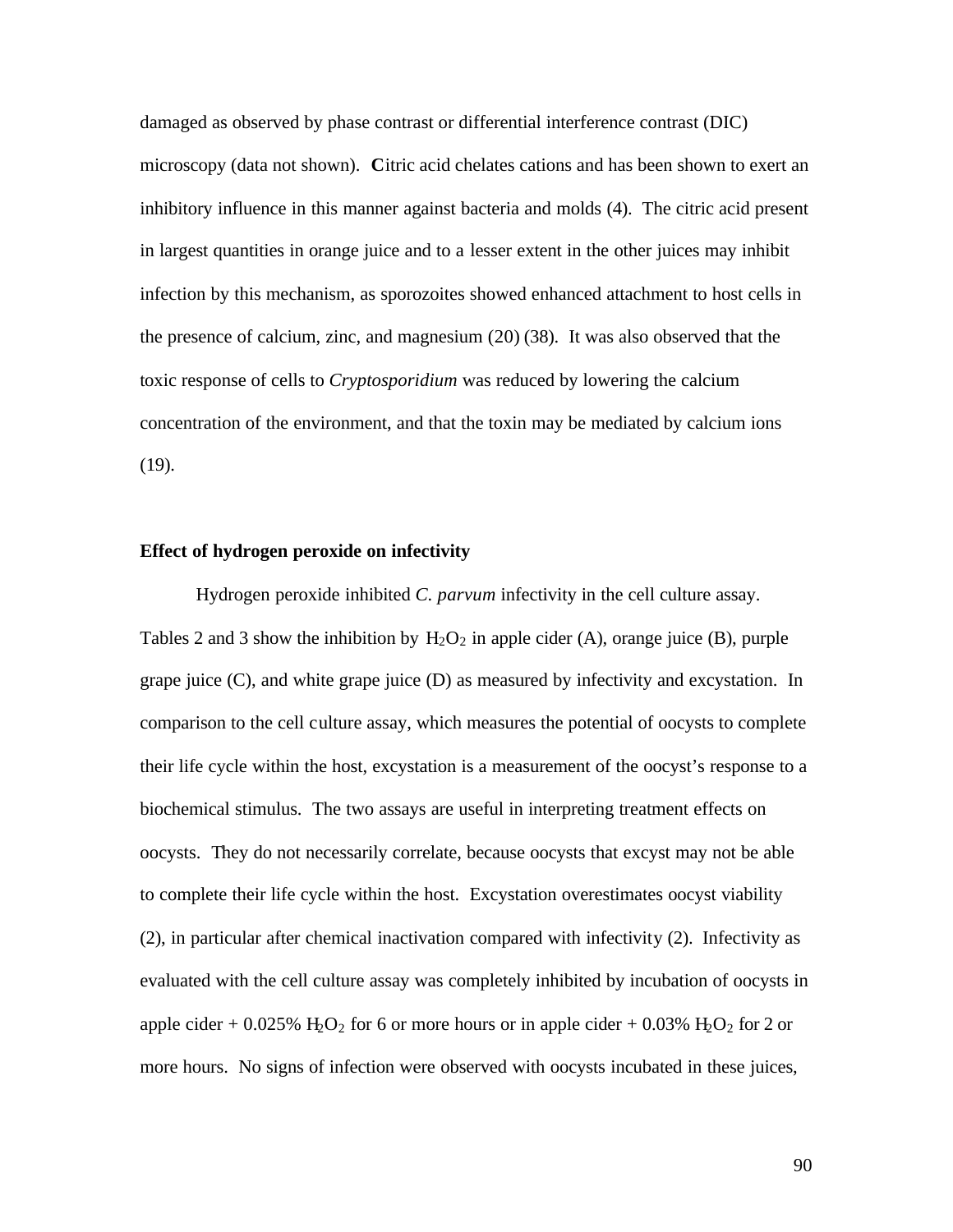damaged as observed by phase contrast or differential interference contrast (DIC) microscopy (data not shown). Citric acid chelates cations and has been shown to exert an inhibitory influence in this manner against bacteria and molds (4). The citric acid present in largest quantities in orange juice and to a lesser extent in the other juices may inhibit infection by this mechanism, as sporozoites showed enhanced attachment to host cells in the presence of calcium, zinc, and magnesium (20) (38). It was also observed that the toxic response of cells to *Cryptosporidium* was reduced by lowering the calcium concentration of the environment, and that the toxin may be mediated by calcium ions (19).

### Effect of hydrogen peroxide on infectivity

Hydrogen peroxide inhibited *C. parvum* infectivity in the cell culture assay. Tables 2 and 3 show the inhibition by $H_2O_2$ in apple cider (A), orange juice (B), purple grape juice (C), and white grape juice (D) as measured by infectivity and excystation. In comparison to the cell culture assay, which measures the potential of oocysts to complete their life cycle within the host, excystation is a measurement of the oocyst's response to a biochemical stimulus. The two assays are useful in interpreting treatment effects on oocysts. They do not necessarily correlate, because oocysts that excyst may not be able to complete their life cycle within the host. Excystation overestimates oocyst viability (2), in particular after chemical inactivation compared with infectivity (2). Infectivity as evaluated with the cell culture assay was completely inhibited by incubation of oocysts in apple cider + 0.025% $H_2O_2$ for 6 or more hours or in apple cider + 0.03% $H_2O_2$ for 2 or more hours. No signs of infection were observed with oocysts incubated in these juices,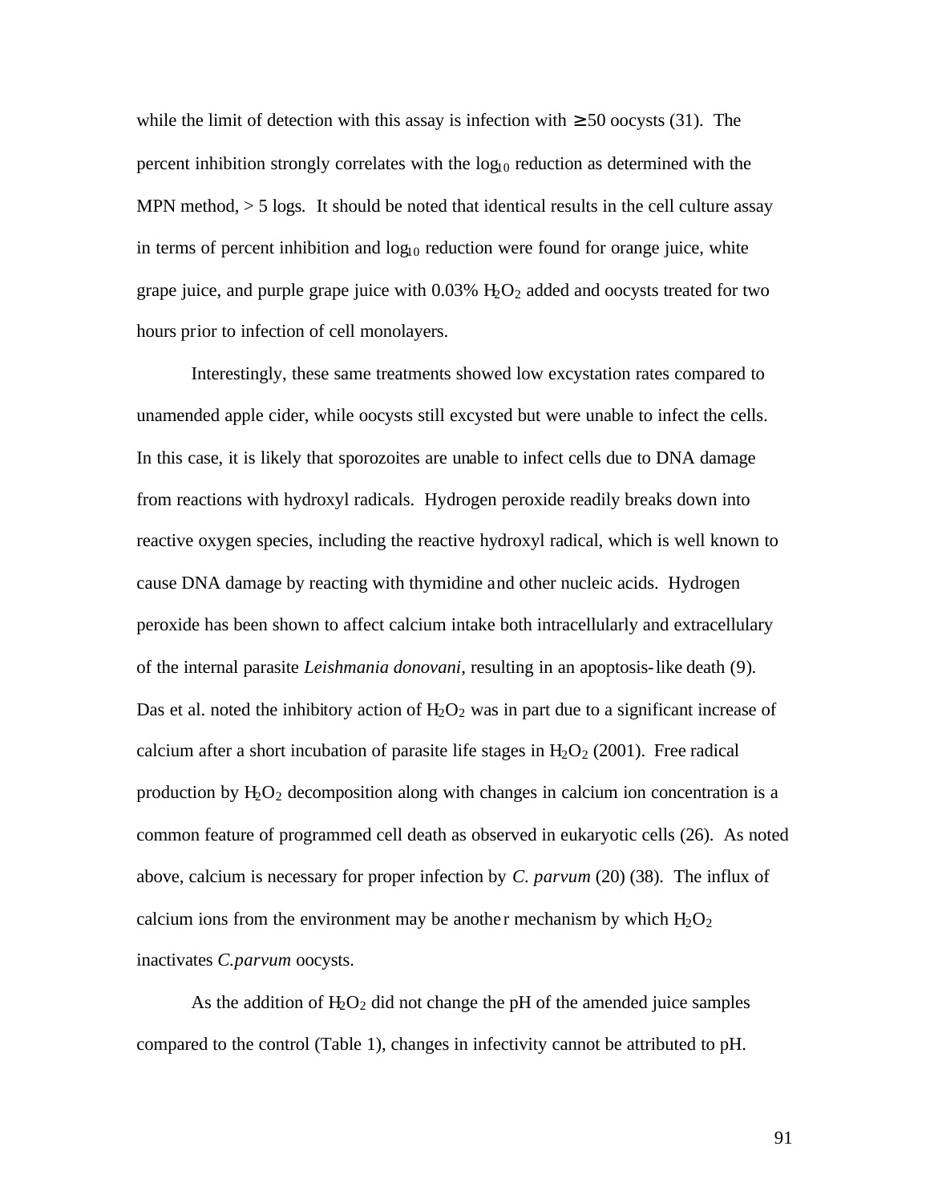while the limit of detection with this assay is infection with $\geq 50$ oocysts (31). The percent inhibition strongly correlates with the $\log_{10}$ reduction as determined with the MPN method, > 5 logs. It should be noted that identical results in the cell culture assay in terms of percent inhibition and $\log_{10}$ reduction were found for orange juice, white grape juice, and purple grape juice with 0.03% $H_2O_2$ added and oocysts treated for two hours prior to infection of cell monolayers.

Interestingly, these same treatments showed low excystation rates compared to unamended apple cider, while oocysts still excysted but were unable to infect the cells. In this case, it is likely that sporozoites are unable to infect cells due to DNA damage from reactions with hydroxyl radicals. Hydrogen peroxide readily breaks down into reactive oxygen species, including the reactive hydroxyl radical, which is well known to cause DNA damage by reacting with thymidine and other nucleic acids. Hydrogen peroxide has been shown to affect calcium intake both intracellularly and extracellulary of the internal parasite *Leishmania donovani*, resulting in an apoptosis-like death (9). Das et al. noted the inhibitory action of $H_2O_2$ was in part due to a significant increase of calcium after a short incubation of parasite life stages in $H_2O_2$ (2001). Free radical production by $H_2O_2$ decomposition along with changes in calcium ion concentration is a common feature of programmed cell death as observed in eukaryotic cells (26). As noted above, calcium is necessary for proper infection by *C. parvum* (20) (38). The influx of calcium ions from the environment may be another mechanism by which $H_2O_2$ inactivates *C.parvum* oocysts.

As the addition of $H_2O_2$ did not change the pH of the amended juice samples compared to the control (Table 1), changes in infectivity cannot be attributed to pH.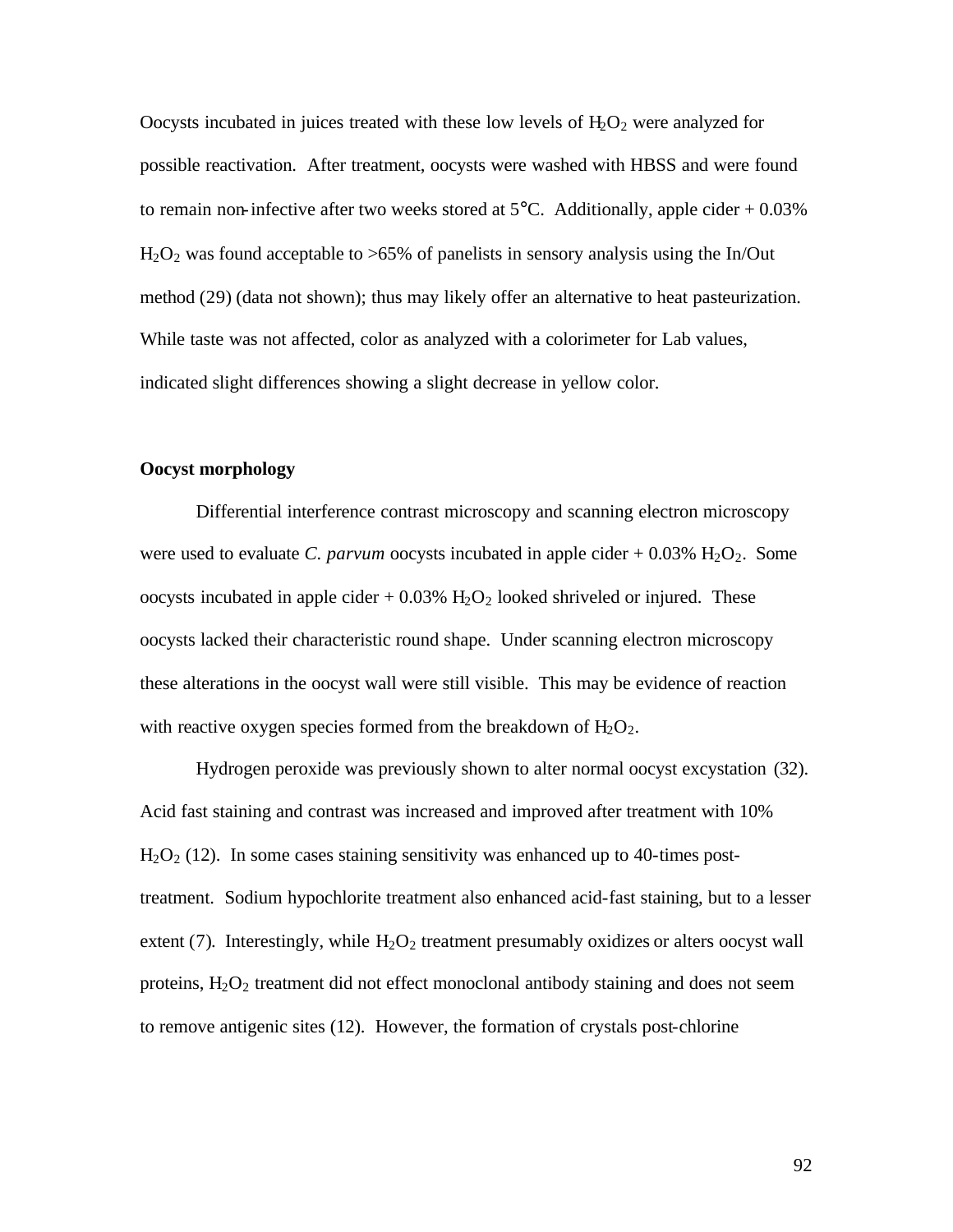Oocysts incubated in juices treated with these low levels of $H_2O_2$ were analyzed for possible reactivation. After treatment, oocysts were washed with HBSS and were found to remain non-infective after two weeks stored at 5°C. Additionally, apple cider + 0.03% $H_2O_2$ was found acceptable to >65% of panelists in sensory analysis using the In/Out method (29) (data not shown); thus may likely offer an alternative to heat pasteurization. While taste was not affected, color as analyzed with a colorimeter for Lab values, indicated slight differences showing a slight decrease in yellow color.

**Oocyst morphology**

Differential interference contrast microscopy and scanning electron microscopy were used to evaluate *C. parvum* oocysts incubated in apple cider + 0.03% $H_2O_2$. Some oocysts incubated in apple cider + 0.03% $H_2O_2$ looked shriveled or injured. These oocysts lacked their characteristic round shape. Under scanning electron microscopy these alterations in the oocyst wall were still visible. This may be evidence of reaction with reactive oxygen species formed from the breakdown of $H_2O_2$.

Hydrogen peroxide was previously shown to alter normal oocyst excystation (32). Acid fast staining and contrast was increased and improved after treatment with 10% $H_2O_2$ (12). In some cases staining sensitivity was enhanced up to 40-times post-treatment. Sodium hypochlorite treatment also enhanced acid-fast staining, but to a lesser extent (7). Interestingly, while $H_2O_2$ treatment presumably oxidizes or alters oocyst wall proteins, $H_2O_2$ treatment did not effect monoclonal antibody staining and does not seem to remove antigenic sites (12). However, the formation of crystals post-chlorine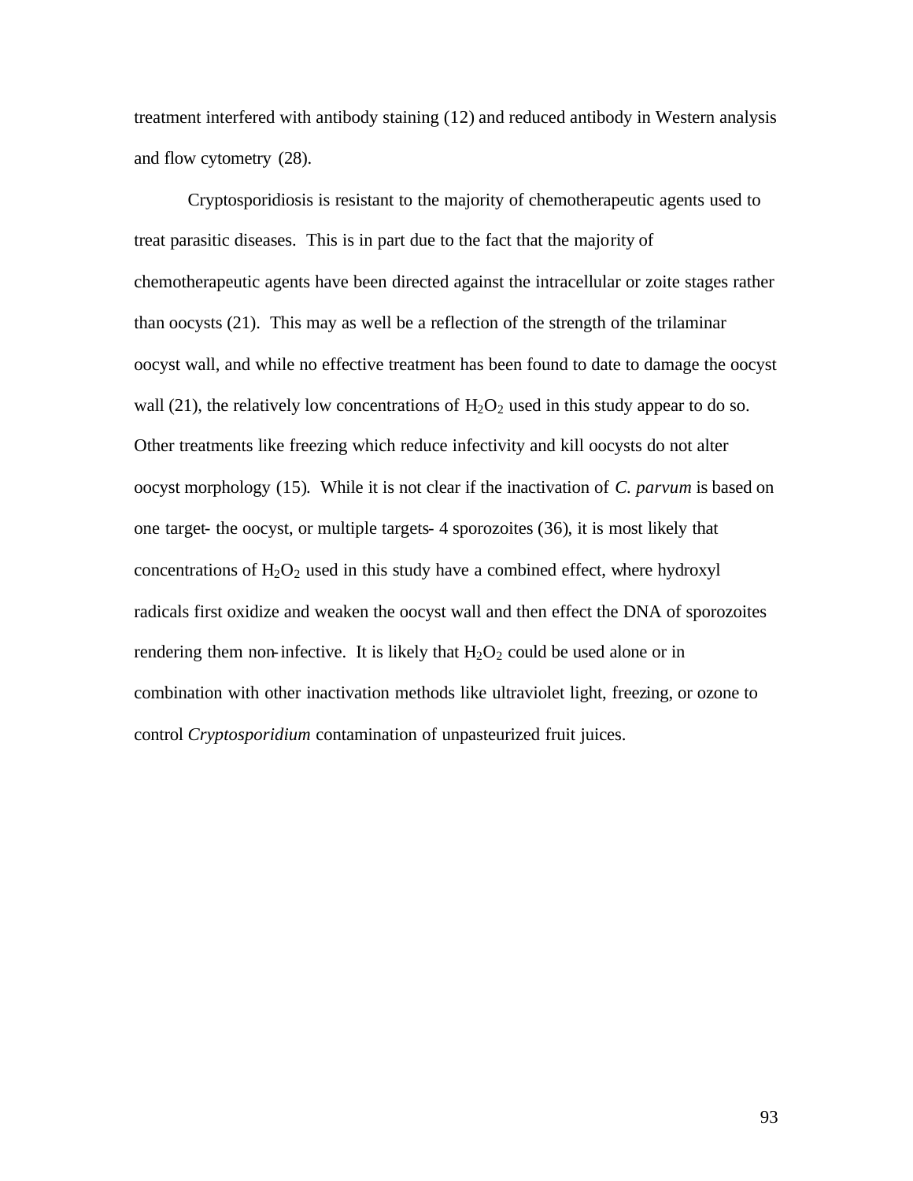treatment interfered with antibody staining (12) and reduced antibody in Western analysis and flow cytometry (28).

Cryptosporidiosis is resistant to the majority of chemotherapeutic agents used to treat parasitic diseases. This is in part due to the fact that the majority of chemotherapeutic agents have been directed against the intracellular or zoite stages rather than oocysts (21). This may as well be a reflection of the strength of the trilaminar oocyst wall, and while no effective treatment has been found to date to damage the oocyst wall (21), the relatively low concentrations of $H_2O_2$ used in this study appear to do so. Other treatments like freezing which reduce infectivity and kill oocysts do not alter oocyst morphology (15). While it is not clear if the inactivation of *C. parvum* is based on one target- the oocyst, or multiple targets- 4 sporozoites (36), it is most likely that concentrations of $H_2O_2$ used in this study have a combined effect, where hydroxyl radicals first oxidize and weaken the oocyst wall and then effect the DNA of sporozoites rendering them non-infective. It is likely that $H_2O_2$ could be used alone or in combination with other inactivation methods like ultraviolet light, freezing, or ozone to control *Cryptosporidium* contamination of unpasteurized fruit juices.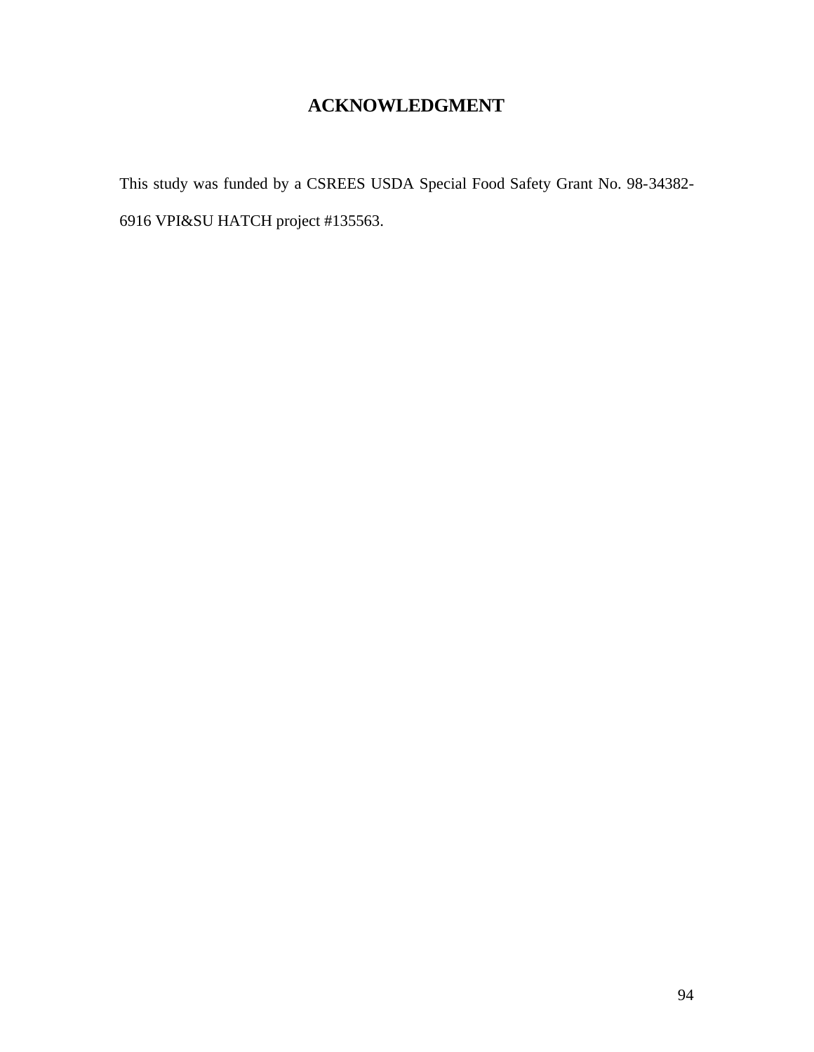# ACKNOWLEDGMENT

This study was funded by a CSREES USDA Special Food Safety Grant No. 98-34382-6916 VPI&SU HATCH project #135563.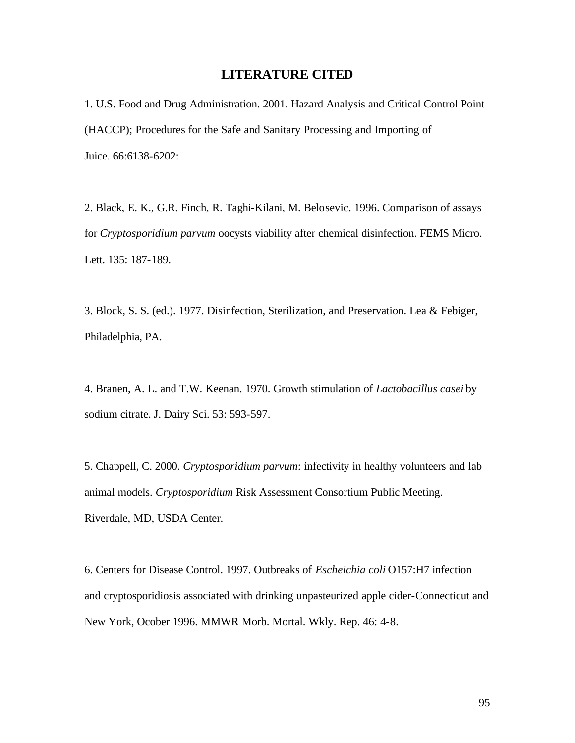# LITERATURE CITED

1. U.S. Food and Drug Administration. 2001. Hazard Analysis and Critical Control Point (HACCP); Procedures for the Safe and Sanitary Processing and Importing of Juice. 66:6138-6202:

2. Black, E. K., G.R. Finch, R. Taghi-Kilani, M. Belosevic. 1996. Comparison of assays for *Cryptosporidium parvum* oocysts viability after chemical disinfection. FEMS Micro. Lett. 135: 187-189.

3. Block, S. S. (ed.). 1977. Disinfection, Sterilization, and Preservation. Lea & Febiger, Philadelphia, PA.

4. Branen, A. L. and T.W. Keenan. 1970. Growth stimulation of *Lactobacillus casei* by sodium citrate. J. Dairy Sci. 53: 593-597.

5. Chappell, C. 2000. *Cryptosporidium parvum*: infectivity in healthy volunteers and lab animal models. *Cryptosporidium* Risk Assessment Consortium Public Meeting. Riverdale, MD, USDA Center.

6. Centers for Disease Control. 1997. Outbreaks of *Escheichia coli* O157:H7 infection and cryptosporidiosis associated with drinking unpasteurized apple cider-Connecticut and New York, Ocober 1996. MMWR Morb. Mortal. Wkly. Rep. 46: 4-8.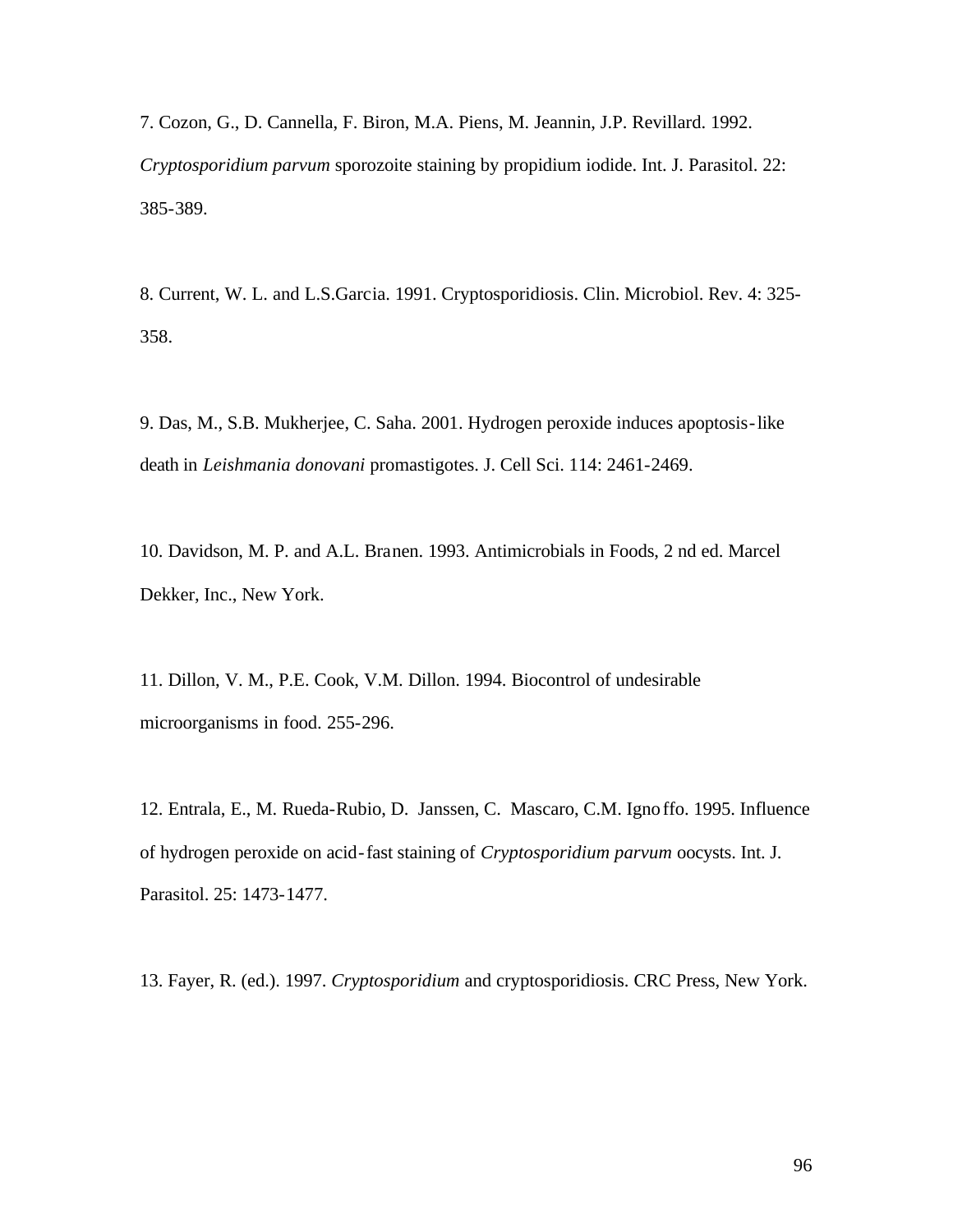7. Cozon, G., D. Cannella, F. Biron, M.A. Piens, M. Jeannin, J.P. Revillard. 1992. *Cryptosporidium parvum* sporozoite staining by propidium iodide. Int. J. Parasitol. 22: 385-389.

8. Current, W. L. and L.S.Garcia. 1991. Cryptosporidiosis. Clin. Microbiol. Rev. 4: 325-358.

9. Das, M., S.B. Mukherjee, C. Saha. 2001. Hydrogen peroxide induces apoptosis-like death in *Leishmania donovani* promastigotes. J. Cell Sci. 114: 2461-2469.

10. Davidson, M. P. and A.L. Branen. 1993. Antimicrobials in Foods, 2 nd ed. Marcel Dekker, Inc., New York.

11. Dillon, V. M., P.E. Cook, V.M. Dillon. 1994. Biocontrol of undesirable microorganisms in food. 255-296.

12. Entrala, E., M. Rueda-Rubio, D. Janssen, C. Mascaro, C.M. Ignoffo. 1995. Influence of hydrogen peroxide on acid-fast staining of *Cryptosporidium parvum* oocysts. Int. J. Parasitol. 25: 1473-1477.

13. Fayer, R. (ed.). 1997. *Cryptosporidium* and cryptosporidiosis. CRC Press, New York.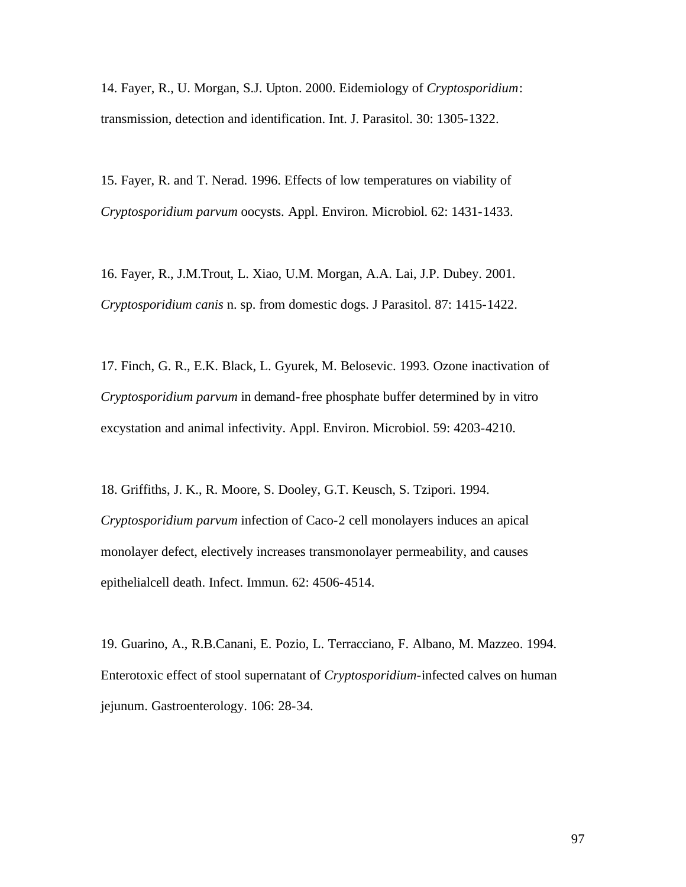14. Fayer, R., U. Morgan, S.J. Upton. 2000. Eidemiology of *Cryptosporidium*: transmission, detection and identification. Int. J. Parasitol. 30: 1305-1322.

15. Fayer, R. and T. Nerad. 1996. Effects of low temperatures on viability of *Cryptosporidium parvum* oocysts. Appl. Environ. Microbiol. 62: 1431-1433.

16. Fayer, R., J.M.Trout, L. Xiao, U.M. Morgan, A.A. Lai, J.P. Dubey. 2001. *Cryptosporidium canis* n. sp. from domestic dogs. J Parasitol. 87: 1415-1422.

17. Finch, G. R., E.K. Black, L. Gyurek, M. Belosevic. 1993. Ozone inactivation of *Cryptosporidium parvum* in demand-free phosphate buffer determined by in vitro excystation and animal infectivity. Appl. Environ. Microbiol. 59: 4203-4210.

18. Griffiths, J. K., R. Moore, S. Dooley, G.T. Keusch, S. Tzipori. 1994. *Cryptosporidium parvum* infection of Caco-2 cell monolayers induces an apical monolayer defect, electively increases transmonolayer permeability, and causes epithelialcell death. Infect. Immun. 62: 4506-4514.

19. Guarino, A., R.B.Canani, E. Pozio, L. Terracciano, F. Albano, M. Mazzeo. 1994. Enterotoxic effect of stool supernatant of *Cryptosporidium*-infected calves on human jejunum. Gastroenterology. 106: 28-34.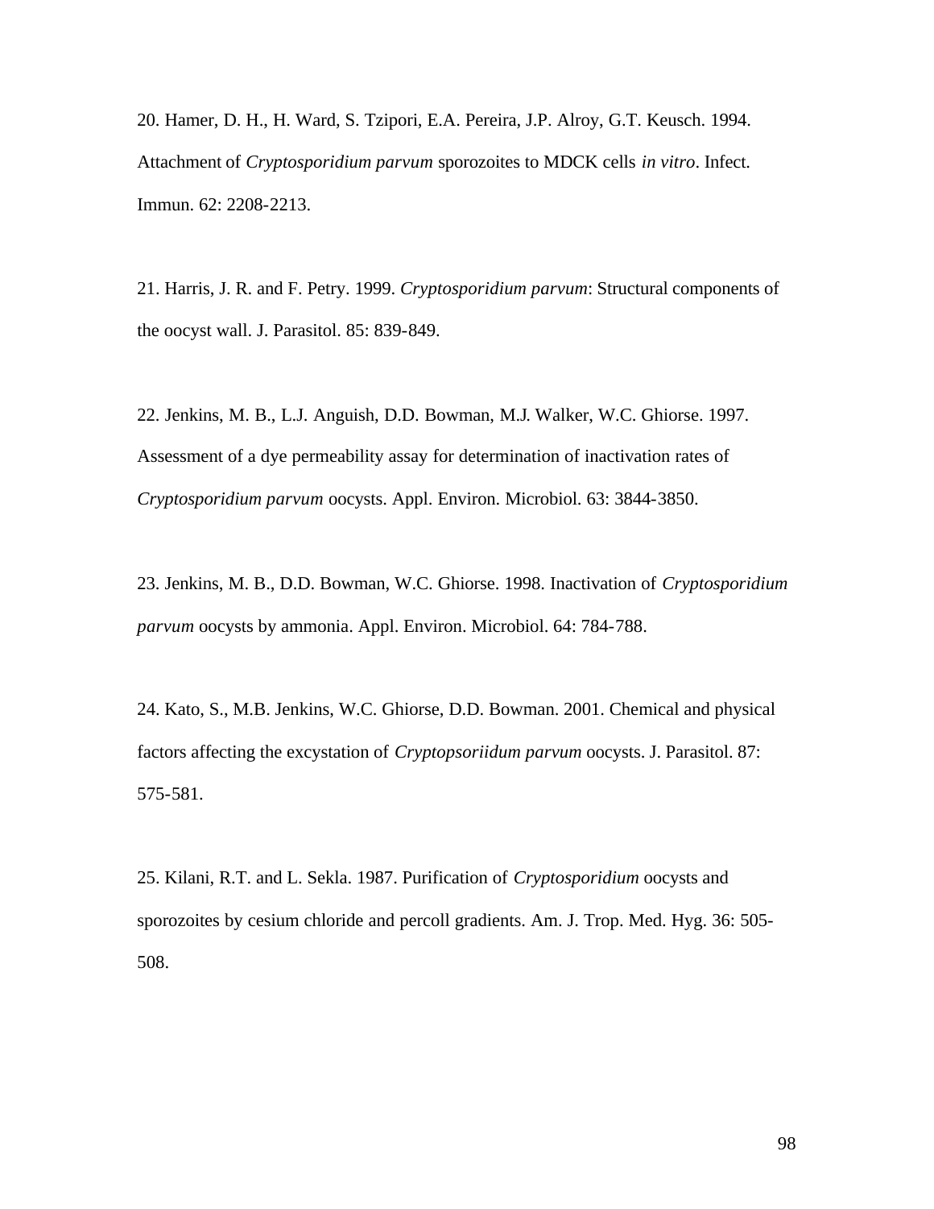20. Hamer, D. H., H. Ward, S. Tzipori, E.A. Pereira, J.P. Alroy, G.T. Keusch. 1994. Attachment of *Cryptosporidium parvum* sporozoites to MDCK cells *in vitro*. Infect. Immun. 62: 2208-2213.

21. Harris, J. R. and F. Petry. 1999. *Cryptosporidium parvum*: Structural components of the oocyst wall. J. Parasitol. 85: 839-849.

22. Jenkins, M. B., L.J. Anguish, D.D. Bowman, M.J. Walker, W.C. Ghiorse. 1997. Assessment of a dye permeability assay for determination of inactivation rates of *Cryptosporidium parvum* oocysts. Appl. Environ. Microbiol. 63: 3844-3850.

23. Jenkins, M. B., D.D. Bowman, W.C. Ghiorse. 1998. Inactivation of *Cryptosporidium parvum* oocysts by ammonia. Appl. Environ. Microbiol. 64: 784-788.

24. Kato, S., M.B. Jenkins, W.C. Ghiorse, D.D. Bowman. 2001. Chemical and physical factors affecting the excystation of *Cryptopsoriidum parvum* oocysts. J. Parasitol. 87: 575-581.

25. Kilani, R.T. and L. Sekla. 1987. Purification of *Cryptosporidium* oocysts and sporozoites by cesium chloride and percoll gradients. Am. J. Trop. Med. Hyg. 36: 505-508.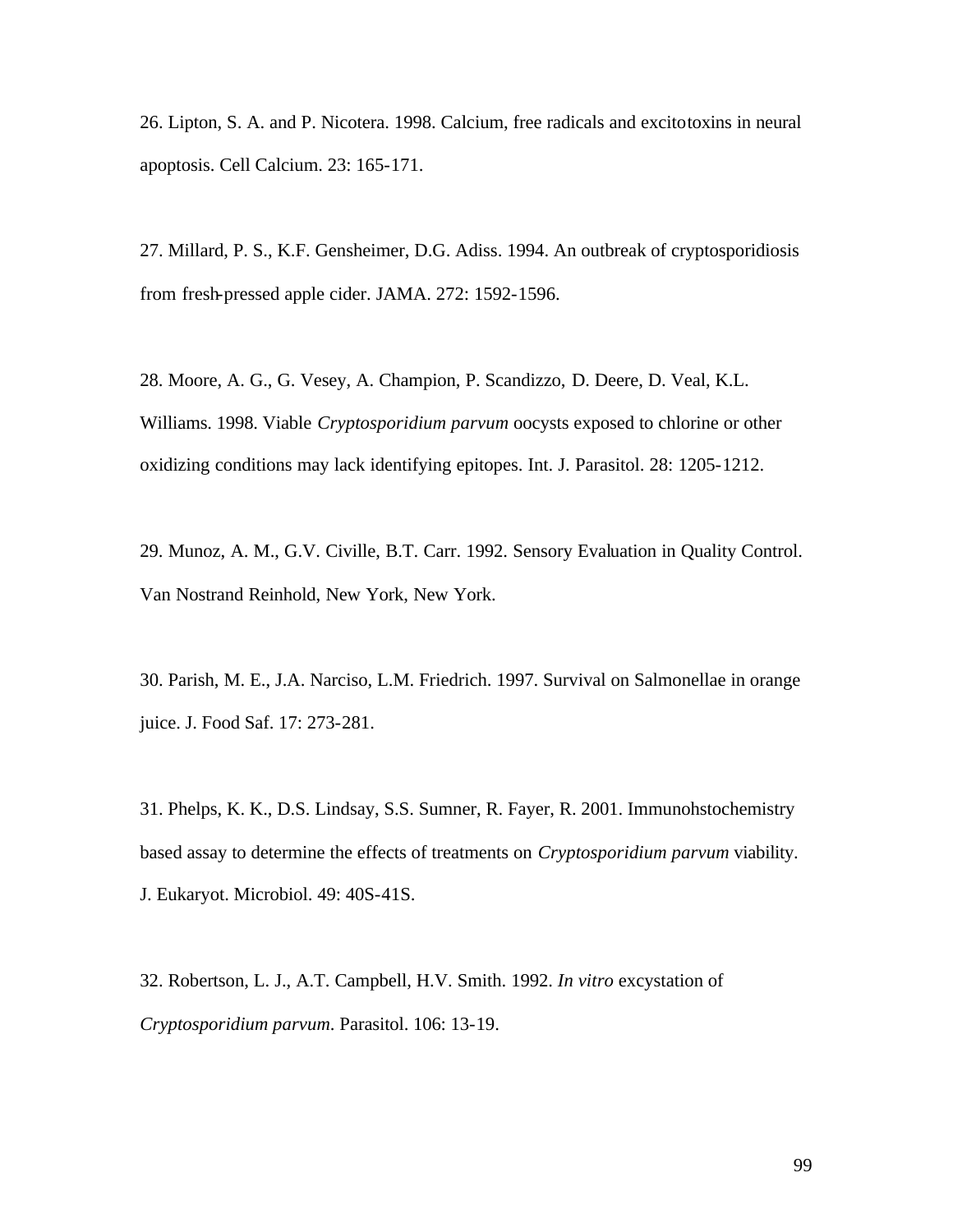26. Lipton, S. A. and P. Nicotera. 1998. Calcium, free radicals and excitotoxins in neural apoptosis. Cell Calcium. 23: 165-171.

27. Millard, P. S., K.F. Gensheimer, D.G. Adiss. 1994. An outbreak of cryptosporidiosis from fresh-pressed apple cider. JAMA. 272: 1592-1596.

28. Moore, A. G., G. Vesey, A. Champion, P. Scandizzo, D. Deere, D. Veal, K.L. Williams. 1998. Viable *Cryptosporidium parvum* oocysts exposed to chlorine or other oxidizing conditions may lack identifying epitopes. Int. J. Parasitol. 28: 1205-1212.

29. Munoz, A. M., G.V. Civille, B.T. Carr. 1992. Sensory Evaluation in Quality Control. Van Nostrand Reinhold, New York, New York.

30. Parish, M. E., J.A. Narciso, L.M. Friedrich. 1997. Survival on Salmonellae in orange juice. J. Food Saf. 17: 273-281.

31. Phelps, K. K., D.S. Lindsay, S.S. Sumner, R. Fayer, R. 2001. Immunohstochemistry based assay to determine the effects of treatments on *Cryptosporidium parvum* viability. J. Eukaryot. Microbiol. 49: 40S-41S.

32. Robertson, L. J., A.T. Campbell, H.V. Smith. 1992. *In vitro* excystation of *Cryptosporidium parvum*. Parasitol. 106: 13-19.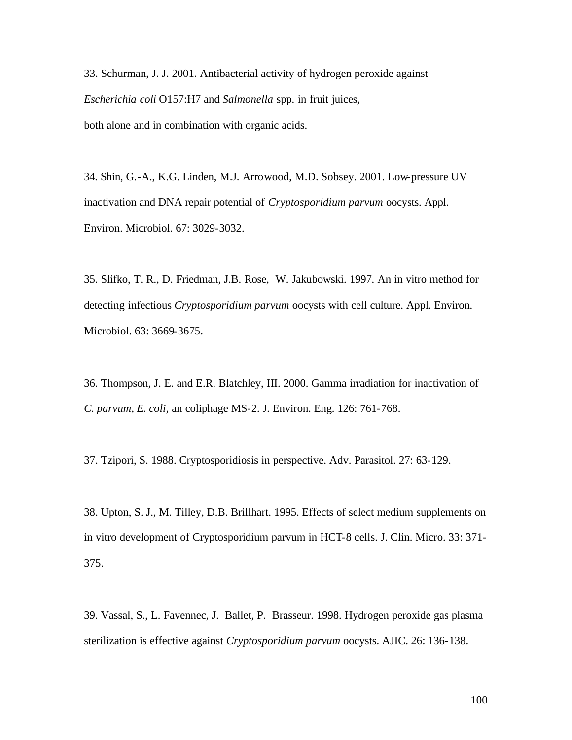33. Schurman, J. J. 2001. Antibacterial activity of hydrogen peroxide against *Escherichia coli* O157:H7 and *Salmonella* spp. in fruit juices, both alone and in combination with organic acids.

34. Shin, G.-A., K.G. Linden, M.J. Arrowood, M.D. Sobsey. 2001. Low-pressure UV inactivation and DNA repair potential of *Cryptosporidium parvum* oocysts. Appl. Environ. Microbiol. 67: 3029-3032.

35. Slifko, T. R., D. Friedman, J.B. Rose, W. Jakubowski. 1997. An in vitro method for detecting infectious *Cryptosporidium parvum* oocysts with cell culture. Appl. Environ. Microbiol. 63: 3669-3675.

36. Thompson, J. E. and E.R. Blatchley, III. 2000. Gamma irradiation for inactivation of *C. parvum*, *E. coli*, an coliphage MS-2. J. Environ. Eng. 126: 761-768.

37. Tzipori, S. 1988. Cryptosporidiosis in perspective. Adv. Parasitol. 27: 63-129.

38. Upton, S. J., M. Tilley, D.B. Brillhart. 1995. Effects of select medium supplements on in vitro development of Cryptosporidium parvum in HCT-8 cells. J. Clin. Micro. 33: 371-375.

39. Vassal, S., L. Favennec, J. Ballet, P. Brasseur. 1998. Hydrogen peroxide gas plasma sterilization is effective against *Cryptosporidium parvum* oocysts. AJIC. 26: 136-138.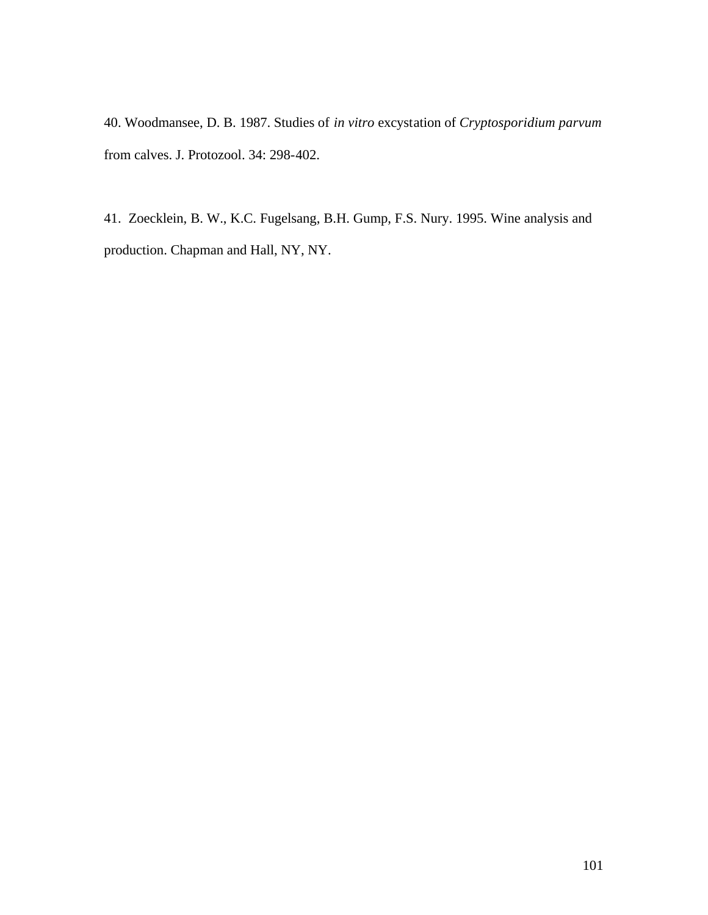40. Woodmansee, D. B. 1987. Studies of *in vitro* excystation of *Cryptosporidium parvum* from calves. J. Protozool. 34: 298-402.

41. Zoecklein, B. W., K.C. Fugelsang, B.H. Gump, F.S. Nury. 1995. Wine analysis and production. Chapman and Hall, NY, NY.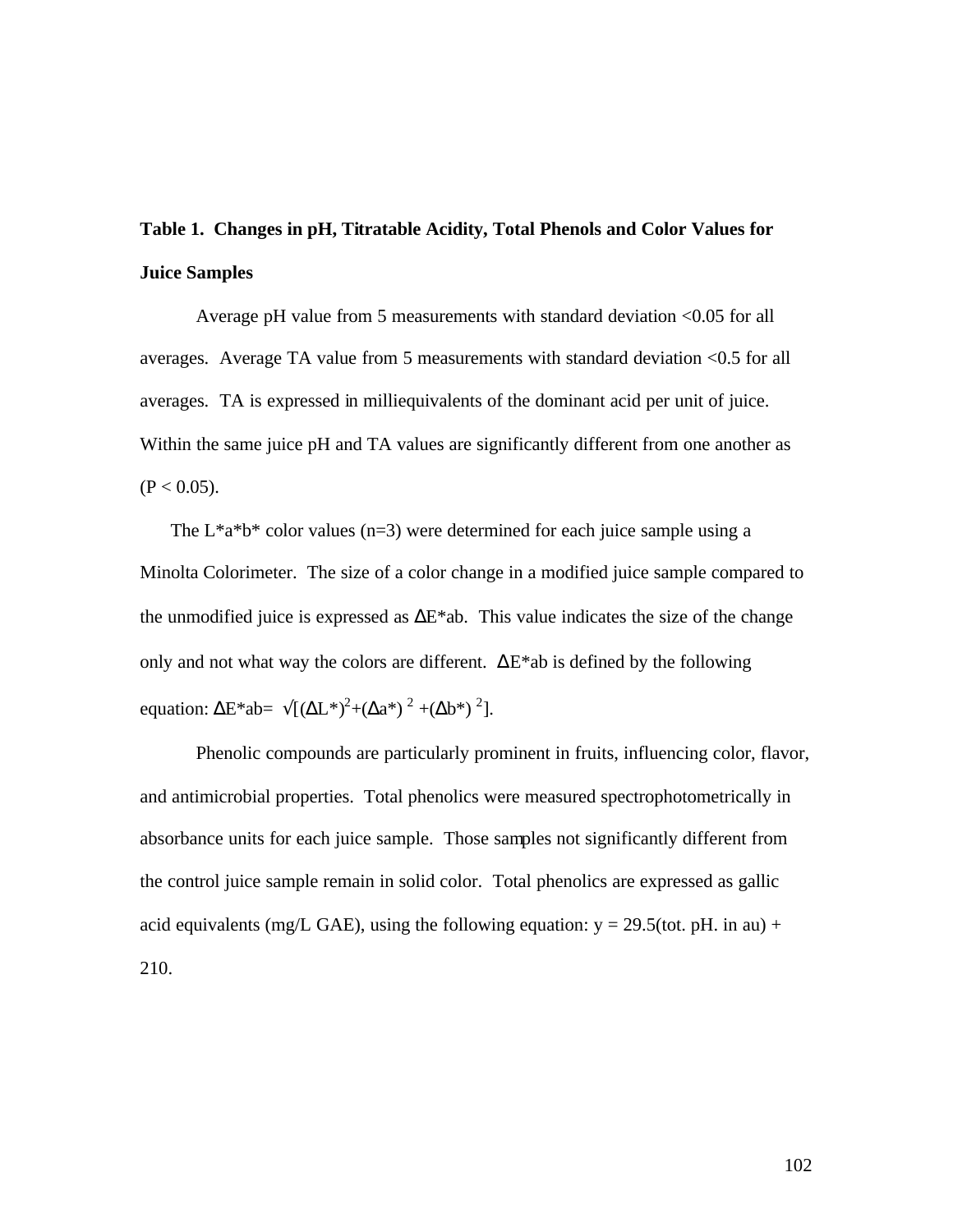**Table 1. Changes in pH, Titratable Acidity, Total Phenols and Color Values for Juice Samples**

Average pH value from 5 measurements with standard deviation <0.05 for all averages. Average TA value from 5 measurements with standard deviation <0.5 for all averages. TA is expressed in milliequivalents of the dominant acid per unit of juice. Within the same juice pH and TA values are significantly different from one another as $(P < 0.05)$.

The L*a*b* color values (n=3) were determined for each juice sample using a Minolta Colorimeter. The size of a color change in a modified juice sample compared to the unmodified juice is expressed as ΔE*ab. This value indicates the size of the change only and not what way the colors are different. ΔE*ab is defined by the following equation: $\Delta E^*ab = \sqrt{[(\Delta L^*)^2 + (\Delta a^*)^2 + (\Delta b^*)^2]}$.

Phenolic compounds are particularly prominent in fruits, influencing color, flavor, and antimicrobial properties. Total phenolics were measured spectrophotometrically in absorbance units for each juice sample. Those samples not significantly different from the control juice sample remain in solid color. Total phenolics are expressed as gallic acid equivalents (mg/L GAE), using the following equation: $y = 29.5(\text{tot. pH. in au}) + 210$.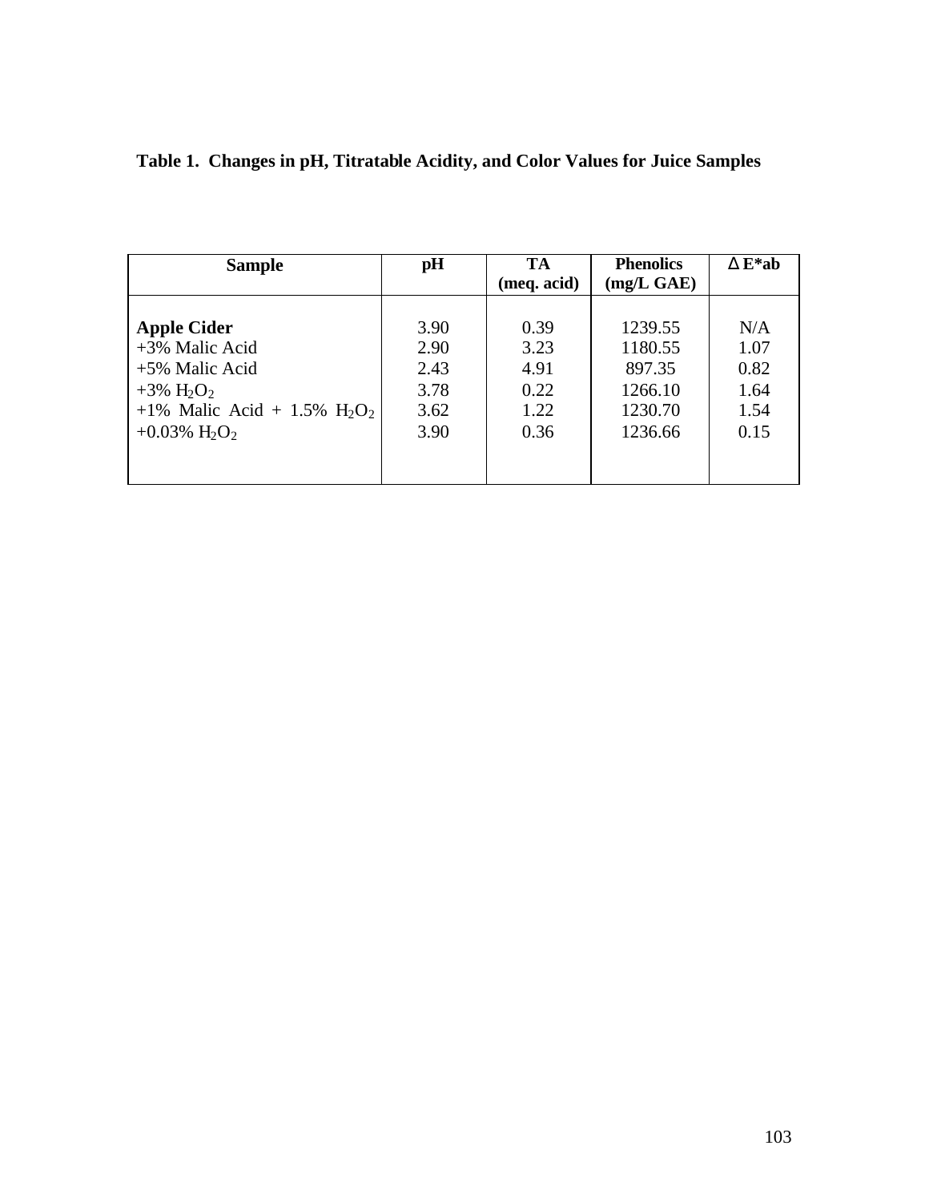**Table 1. Changes in pH, Titratable Acidity, and Color Values for Juice Samples**

| Sample | pH | TA (meq. acid) | Phenolics (mg/L GAE) | Δ E*ab |
|---|---|---|---|---|
| **Apple Cider** | 3.90 | 0.39 | 1239.55 | N/A |
| +3% Malic Acid | 2.90 | 3.23 | 1180.55 | 1.07 |
| +5% Malic Acid | 2.43 | 4.91 | 897.35 | 0.82 |
| +3% $H_2O_2$ | 3.78 | 0.22 | 1266.10 | 1.64 |
| +1% Malic Acid + 1.5% $H_2O_2$ | 3.62 | 1.22 | 1230.70 | 1.54 |
| +0.03% $H_2O_2$ | 3.90 | 0.36 | 1236.66 | 0.15 |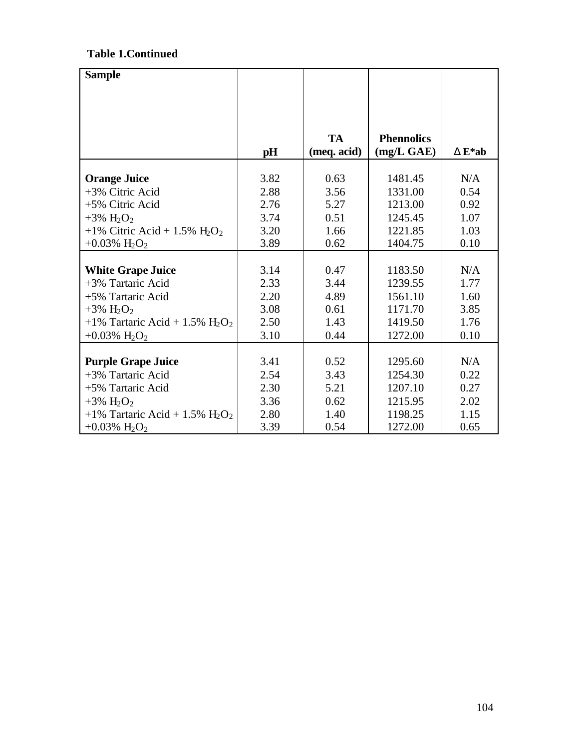**Table 1.Continued**

| Sample | pH | TA (meq. acid) | Phennolics (mg/L GAE) | $\Delta E^*ab$ |
|---|---|---|---|---|
| **Orange Juice** | 3.82 | 0.63 | 1481.45 | N/A |
| +3% Citric Acid | 2.88 | 3.56 | 1331.00 | 0.54 |
| +5% Citric Acid | 2.76 | 5.27 | 1213.00 | 0.92 |
| +3% $H_2O_2$ | 3.74 | 0.51 | 1245.45 | 1.07 |
| +1% Citric Acid + 1.5% $H_2O_2$ | 3.20 | 1.66 | 1221.85 | 1.03 |
| +0.03% $H_2O_2$ | 3.89 | 0.62 | 1404.75 | 0.10 |
| **White Grape Juice** | 3.14 | 0.47 | 1183.50 | N/A |
| +3% Tartaric Acid | 2.33 | 3.44 | 1239.55 | 1.77 |
| +5% Tartaric Acid | 2.20 | 4.89 | 1561.10 | 1.60 |
| +3% $H_2O_2$ | 3.08 | 0.61 | 1171.70 | 3.85 |
| +1% Tartaric Acid + 1.5% $H_2O_2$ | 2.50 | 1.43 | 1419.50 | 1.76 |
| +0.03% $H_2O_2$ | 3.10 | 0.44 | 1272.00 | 0.10 |
| **Purple Grape Juice** | 3.41 | 0.52 | 1295.60 | N/A |
| +3% Tartaric Acid | 2.54 | 3.43 | 1254.30 | 0.22 |
| +5% Tartaric Acid | 2.30 | 5.21 | 1207.10 | 0.27 |
| +3% $H_2O_2$ | 3.36 | 0.62 | 1215.95 | 2.02 |
| +1% Tartaric Acid + 1.5% $H_2O_2$ | 2.80 | 1.40 | 1198.25 | 1.15 |
| +0.03% $H_2O_2$ | 3.39 | 0.54 | 1272.00 | 0.65 |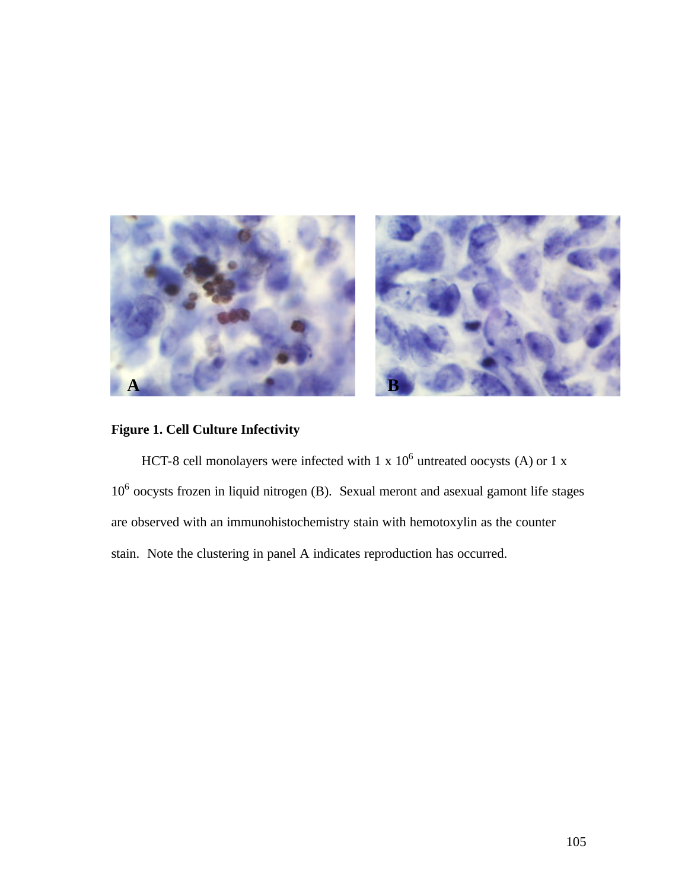**Figure 1. Cell Culture Infectivity**

HCT-8 cell monolayers were infected with 1 x $10^6$ untreated oocysts (A) or 1 x $10^6$ oocysts frozen in liquid nitrogen (B). Sexual meront and asexual gamont life stages are observed with an immunohistochemistry stain with hemotoxylin as the counter stain. Note the clustering in panel A indicates reproduction has occurred.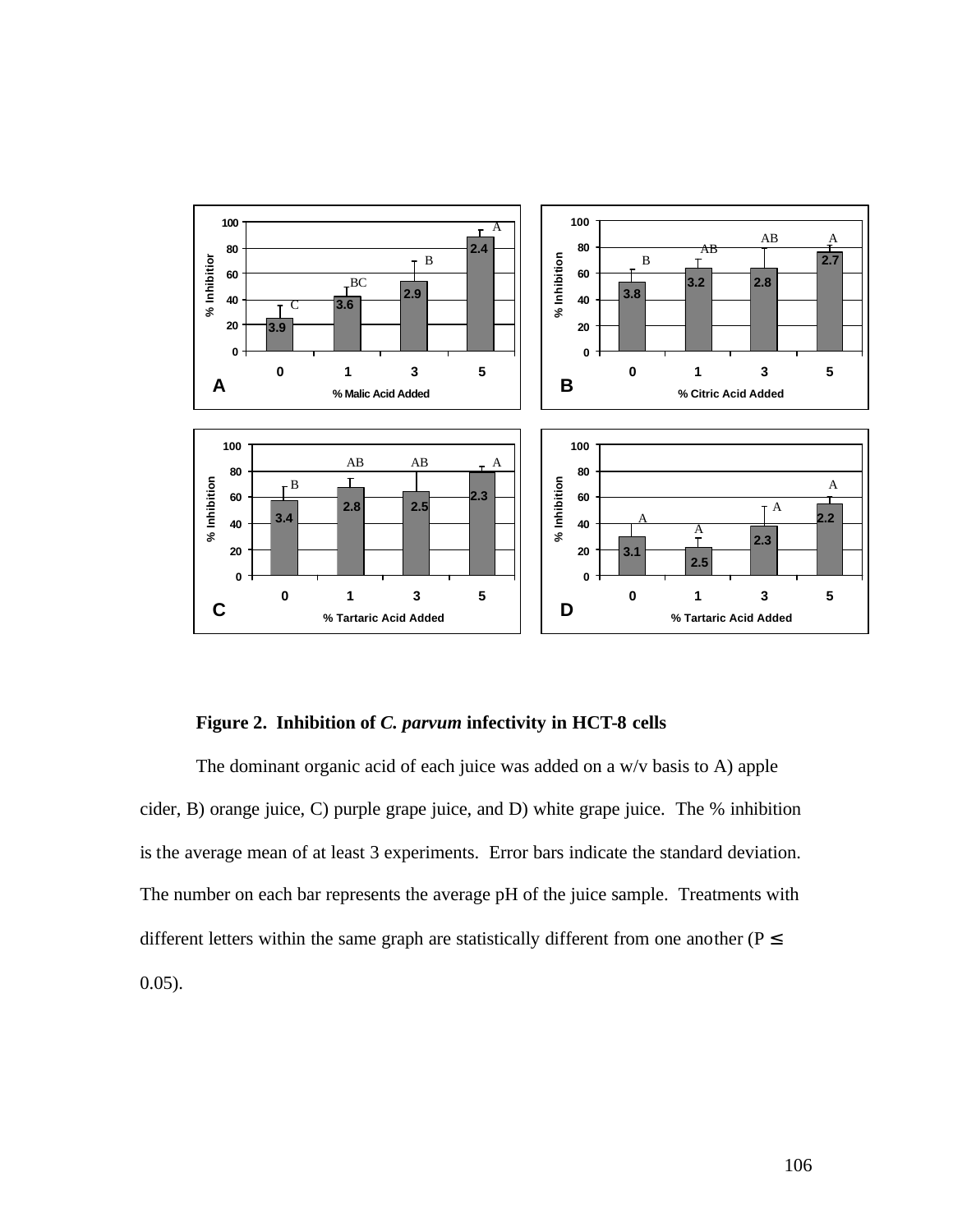**Figure 2. Inhibition of *C. parvum* infectivity in HCT-8 cells**

The dominant organic acid of each juice was added on a w/v basis to A) apple cider, B) orange juice, C) purple grape juice, and D) white grape juice. The % inhibition is the average mean of at least 3 experiments. Error bars indicate the standard deviation. The number on each bar represents the average pH of the juice sample. Treatments with different letters within the same graph are statistically different from one another ($P \leq 0.05$).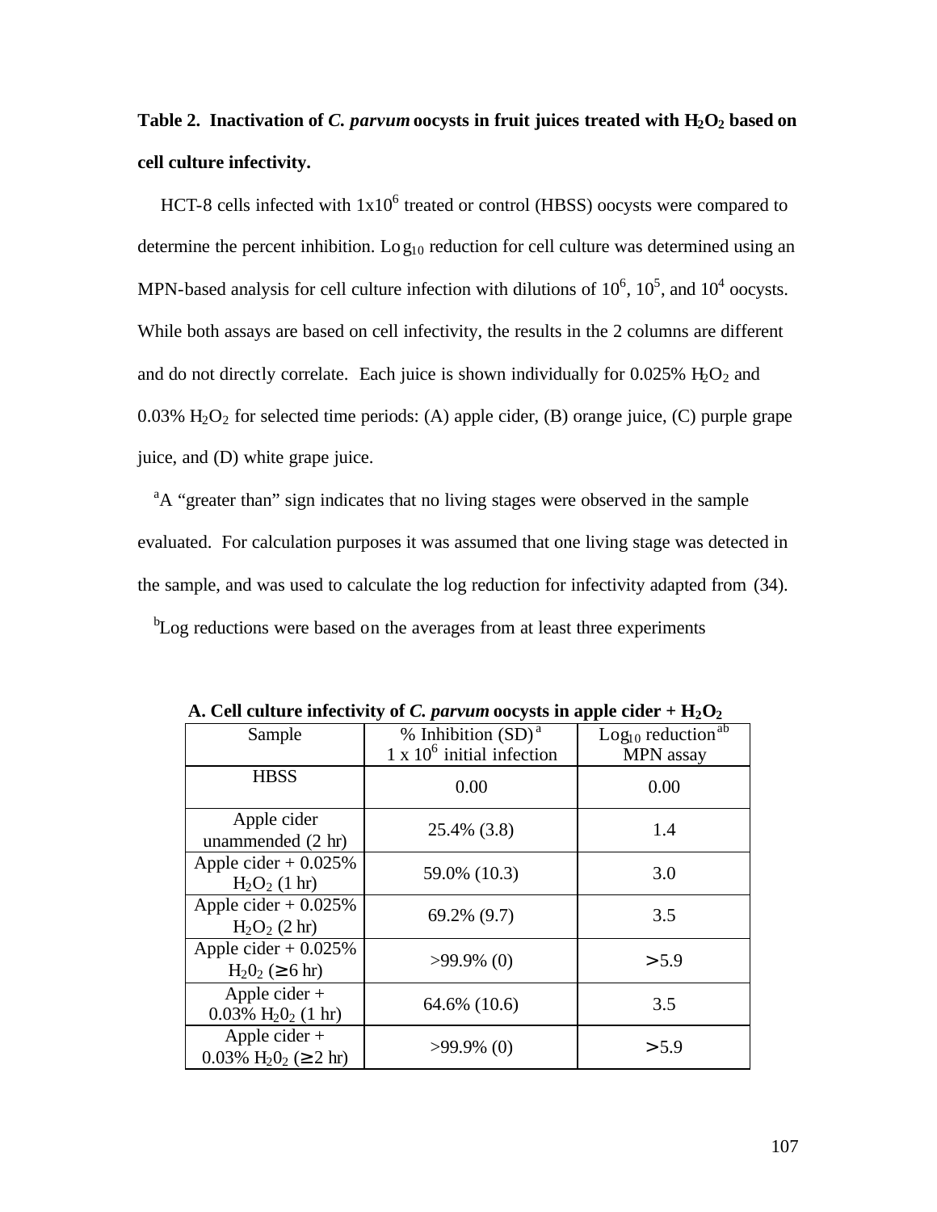**Table 2. Inactivation of *C. parvum* oocysts in fruit juices treated with $H_2O_2$ based on cell culture infectivity.**

HCT-8 cells infected with $1x10^6$ treated or control (HBSS) oocysts were compared to determine the percent inhibition. $Log_{10}$ reduction for cell culture was determined using an MPN-based analysis for cell culture infection with dilutions of $10^6$, $10^5$, and $10^4$ oocysts. While both assays are based on cell infectivity, the results in the 2 columns are different and do not directly correlate. Each juice is shown individually for 0.025% $H_2O_2$ and 0.03% $H_2O_2$ for selected time periods: (A) apple cider, (B) orange juice, (C) purple grape juice, and (D) white grape juice.

[a]A "greater than" sign indicates that no living stages were observed in the sample evaluated. For calculation purposes it was assumed that one living stage was detected in the sample, and was used to calculate the log reduction for infectivity adapted from (34).

[b]Log reductions were based on the averages from at least three experiments

**A. Cell culture infectivity of *C. parvum* oocysts in apple cider + $H_2O_2$**

| Sample | % Inhibition (SD)[a] $1 \times 10^6$ initial infection | $Log_{10}$ reduction[ab] MPN assay |
|---|---|---|
| HBSS | 0.00 | 0.00 |
| Apple cider unammended (2 hr) | 25.4% (3.8) | 1.4 |
| Apple cider + 0.025% $H_2O_2$ (1 hr) | 59.0% (10.3) | 3.0 |
| Apple cider + 0.025% $H_2O_2$ (2 hr) | 69.2% (9.7) | 3.5 |
| Apple cider + 0.025% $H_20_2$ (≥ 6 hr) | >99.9% (0) | > 5.9 |
| Apple cider + 0.03% $H_20_2$ (1 hr) | 64.6% (10.6) | 3.5 |
| Apple cider + 0.03% $H_20_2$ (≥ 2 hr) | >99.9% (0) | > 5.9 |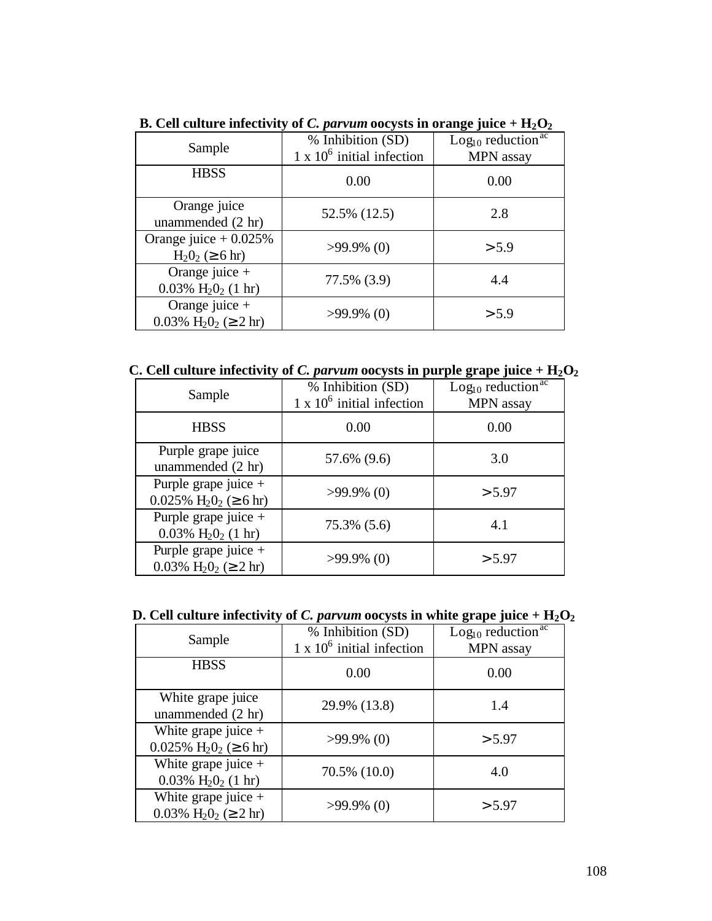**B. Cell culture infectivity of *C. parvum* oocysts in orange juice + $H_2O_2$**

| Sample | % Inhibition (SD) $1 \times 10^6$ initial infection | $Log_{10}$ reduction[ac] MPN assay |
|---|---|---|
| HBSS | 0.00 | 0.00 |
| Orange juice unammended (2 hr) | 52.5% (12.5) | 2.8 |
| Orange juice + 0.025% $H_2O_2$ (≥ 6 hr) | >99.9% (0) | > 5.9 |
| Orange juice + 0.03% $H_2O_2$ (1 hr) | 77.5% (3.9) | 4.4 |
| Orange juice + 0.03% $H_2O_2$ (≥ 2 hr) | >99.9% (0) | > 5.9 |

**C. Cell culture infectivity of *C. parvum* oocysts in purple grape juice + $H_2O_2$**

| Sample | % Inhibition (SD) $1 \times 10^6$ initial infection | $Log_{10}$ reduction[ac] MPN assay |
|---|---|---|
| HBSS | 0.00 | 0.00 |
| Purple grape juice unammended (2 hr) | 57.6% (9.6) | 3.0 |
| Purple grape juice + 0.025% $H_2O_2$ (≥ 6 hr) | >99.9% (0) | > 5.97 |
| Purple grape juice + 0.03% $H_2O_2$ (1 hr) | 75.3% (5.6) | 4.1 |
| Purple grape juice + 0.03% $H_2O_2$ (≥ 2 hr) | >99.9% (0) | > 5.97 |

**D. Cell culture infectivity of *C. parvum* oocysts in white grape juice + $H_2O_2$**

| Sample | % Inhibition (SD) $1 \times 10^6$ initial infection | $Log_{10}$ reduction[ac] MPN assay |
|---|---|---|
| HBSS | 0.00 | 0.00 |
| White grape juice unammended (2 hr) | 29.9% (13.8) | 1.4 |
| White grape juice + 0.025% $H_2O_2$ (≥ 6 hr) | >99.9% (0) | > 5.97 |
| White grape juice + 0.03% $H_2O_2$ (1 hr) | 70.5% (10.0) | 4.0 |
| White grape juice + 0.03% $H_2O_2$ (≥ 2 hr) | >99.9% (0) | > 5.97 |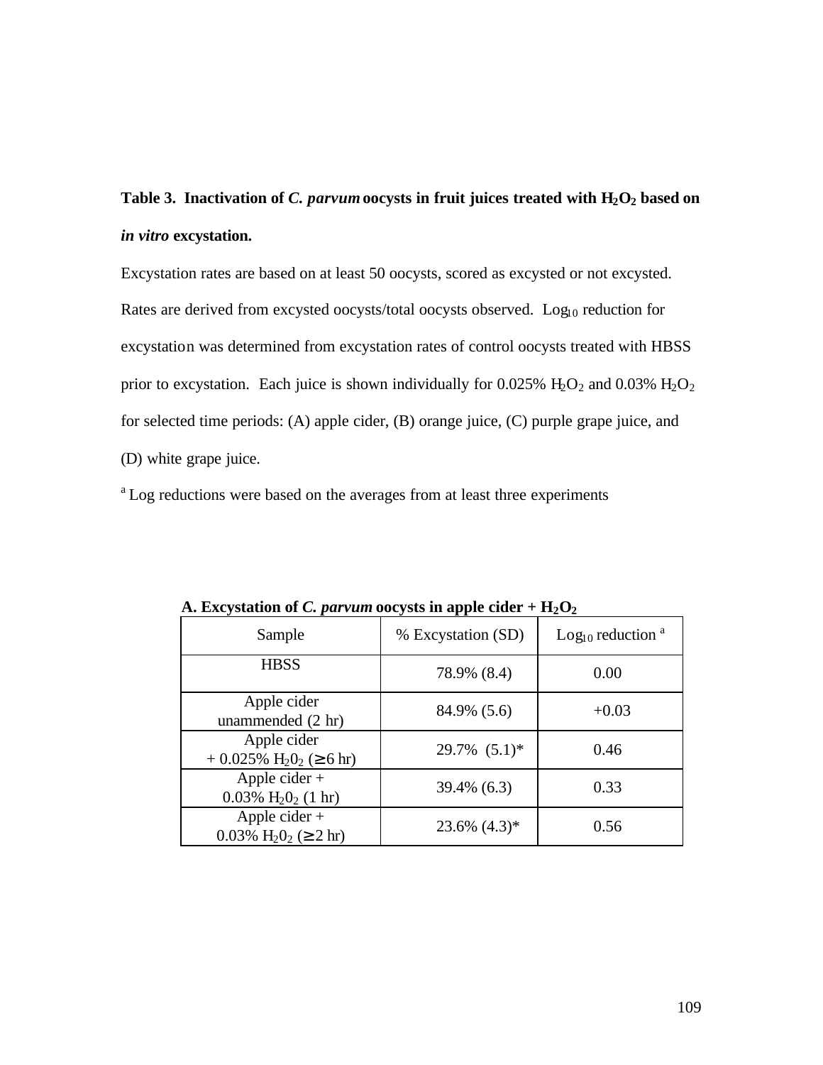**Table 3. Inactivation of *C. parvum* oocysts in fruit juices treated with $H_2O_2$ based on *in vitro* excystation.**

Excystation rates are based on at least 50 oocysts, scored as excysted or not excysted. Rates are derived from excysted oocysts/total oocysts observed. $Log_{10}$ reduction for excystation was determined from excystation rates of control oocysts treated with HBSS prior to excystation. Each juice is shown individually for 0.025% $H_2O_2$ and 0.03% $H_2O_2$ for selected time periods: (A) apple cider, (B) orange juice, (C) purple grape juice, and (D) white grape juice.

[a] Log reductions were based on the averages from at least three experiments

**A. Excystation of *C. parvum* oocysts in apple cider + $H_2O_2$**

| Sample | % Excystation (SD) | $Log_{10}$ reduction [a] |
|---|---|---|
| HBSS | 78.9% (8.4) | 0.00 |
| Apple cider unammended (2 hr) | 84.9% (5.6) | +0.03 |
| Apple cider + 0.025% $H_2O_2$ ($\geq$ 6 hr) | 29.7% (5.1)* | 0.46 |
| Apple cider + 0.03% $H_2O_2$ (1 hr) | 39.4% (6.3) | 0.33 |
| Apple cider + 0.03% $H_2O_2$ ($\geq$ 2 hr) | 23.6% (4.3)* | 0.56 |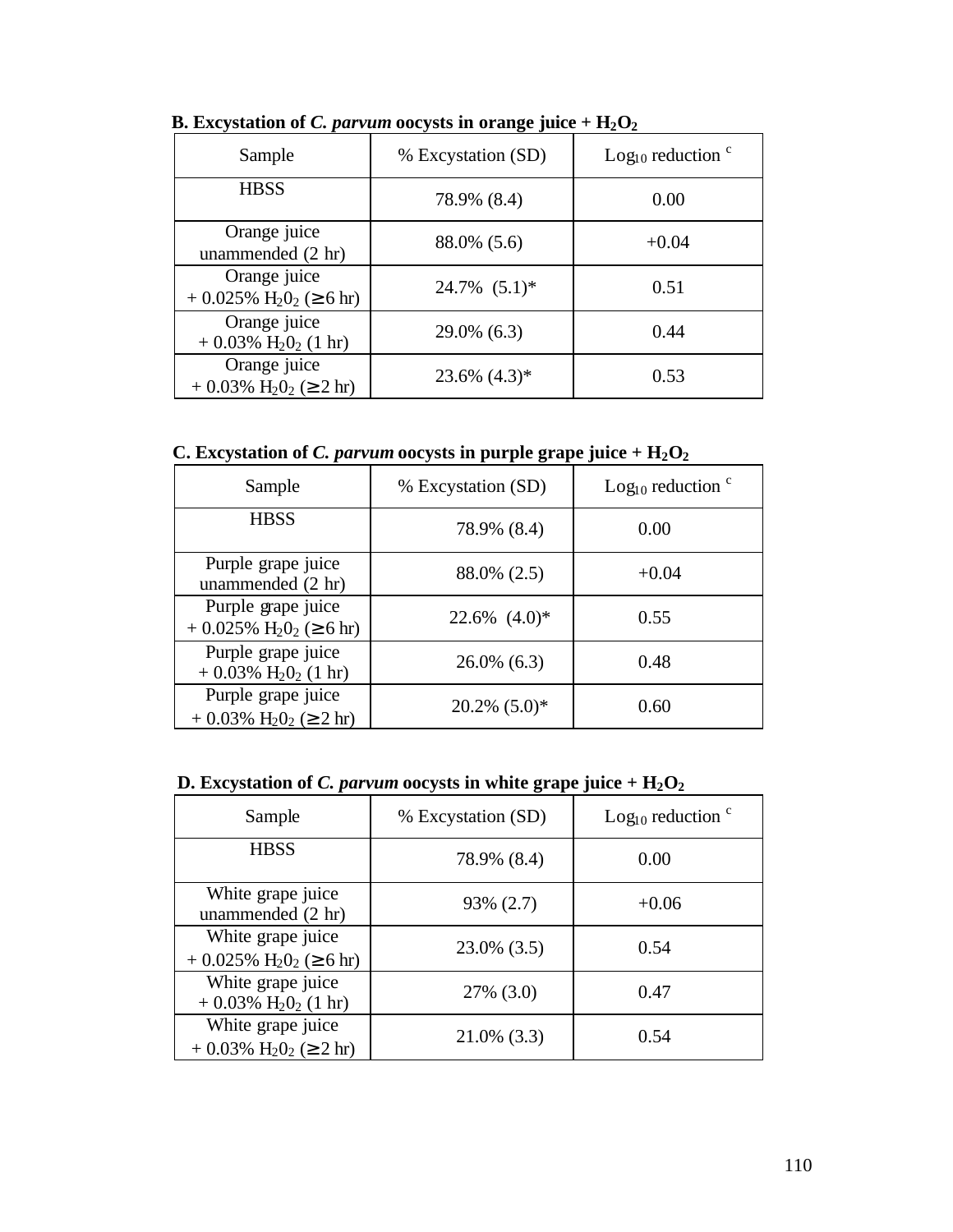**B. Excystation of *C. parvum* oocysts in orange juice + $H_2O_2$**

| Sample | % Excystation (SD) | $Log_{10}$ reduction [c] |
|---|---|---|
| HBSS | 78.9% (8.4) | 0.00 |
| Orange juice unammended (2 hr) | 88.0% (5.6) | +0.04 |
| Orange juice + 0.025% $H_2O_2$ (≥ 6 hr) | 24.7% (5.1)* | 0.51 |
| Orange juice + 0.03% $H_2O_2$ (1 hr) | 29.0% (6.3) | 0.44 |
| Orange juice + 0.03% $H_2O_2$ (≥ 2 hr) | 23.6% (4.3)* | 0.53 |

**C. Excystation of *C. parvum* oocysts in purple grape juice + $H_2O_2$**

| Sample | % Excystation (SD) | $Log_{10}$ reduction [c] |
|---|---|---|
| HBSS | 78.9% (8.4) | 0.00 |
| Purple grape juice unammended (2 hr) | 88.0% (2.5) | +0.04 |
| Purple grape juice + 0.025% $H_2O_2$ (≥ 6 hr) | 22.6% (4.0)* | 0.55 |
| Purple grape juice + 0.03% $H_2O_2$ (1 hr) | 26.0% (6.3) | 0.48 |
| Purple grape juice + 0.03% $H_2O_2$ (≥ 2 hr) | 20.2% (5.0)* | 0.60 |

**D. Excystation of *C. parvum* oocysts in white grape juice + $H_2O_2$**

| Sample | % Excystation (SD) | $Log_{10}$ reduction [c] |
|---|---|---|
| HBSS | 78.9% (8.4) | 0.00 |
| White grape juice unammended (2 hr) | 93% (2.7) | +0.06 |
| White grape juice + 0.025% $H_2O_2$ (≥ 6 hr) | 23.0% (3.5) | 0.54 |
| White grape juice + 0.03% $H_2O_2$ (1 hr) | 27% (3.0) | 0.47 |
| White grape juice + 0.03% $H_2O_2$ (≥ 2 hr) | 21.0% (3.3) | 0.54 |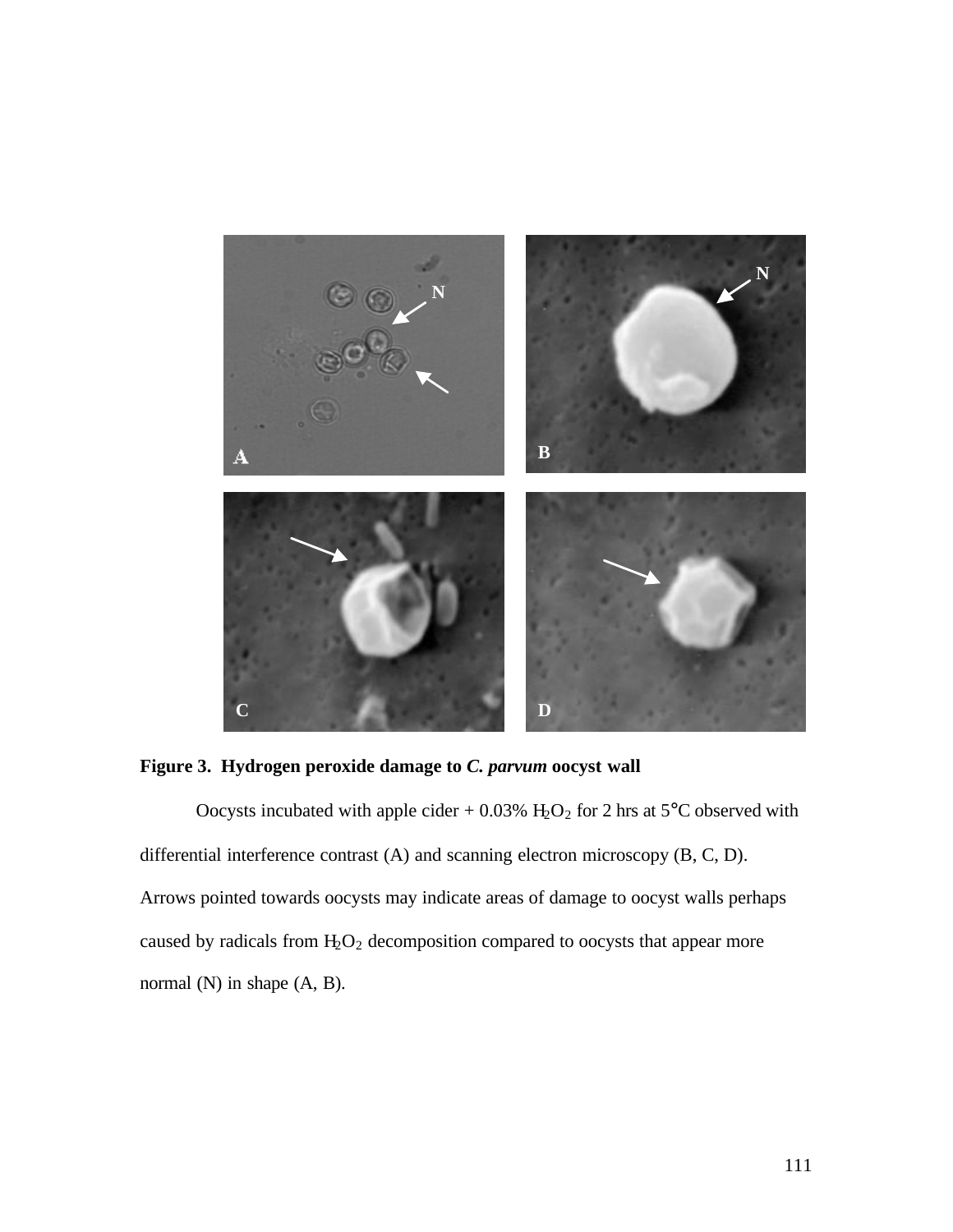**Figure 3. Hydrogen peroxide damage to *C. parvum* oocyst wall**

Oocysts incubated with apple cider + 0.03% $H_2O_2$ for 2 hrs at 5°C observed with differential interference contrast (A) and scanning electron microscopy (B, C, D). Arrows pointed towards oocysts may indicate areas of damage to oocyst walls perhaps caused by radicals from $H_2O_2$ decomposition compared to oocysts that appear more normal (N) in shape (A, B).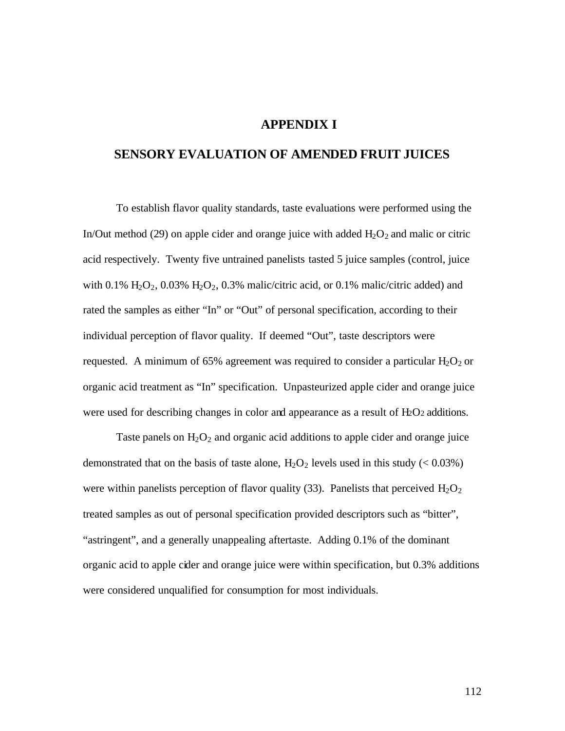# APPENDIX I

## SENSORY EVALUATION OF AMENDED FRUIT JUICES

To establish flavor quality standards, taste evaluations were performed using the In/Out method (29) on apple cider and orange juice with added $H_2O_2$ and malic or citric acid respectively. Twenty five untrained panelists tasted 5 juice samples (control, juice with 0.1% $H_2O_2$, 0.03% $H_2O_2$, 0.3% malic/citric acid, or 0.1% malic/citric added) and rated the samples as either "In" or "Out" of personal specification, according to their individual perception of flavor quality. If deemed "Out", taste descriptors were requested. A minimum of 65% agreement was required to consider a particular $H_2O_2$ or organic acid treatment as "In" specification. Unpasteurized apple cider and orange juice were used for describing changes in color and appearance as a result of $H_2O_2$ additions.

Taste panels on $H_2O_2$ and organic acid additions to apple cider and orange juice demonstrated that on the basis of taste alone, $H_2O_2$ levels used in this study (< 0.03%) were within panelists perception of flavor quality (33). Panelists that perceived $H_2O_2$ treated samples as out of personal specification provided descriptors such as "bitter", "astringent", and a generally unappealing aftertaste. Adding 0.1% of the dominant organic acid to apple cider and orange juice were within specification, but 0.3% additions were considered unqualified for consumption for most individuals.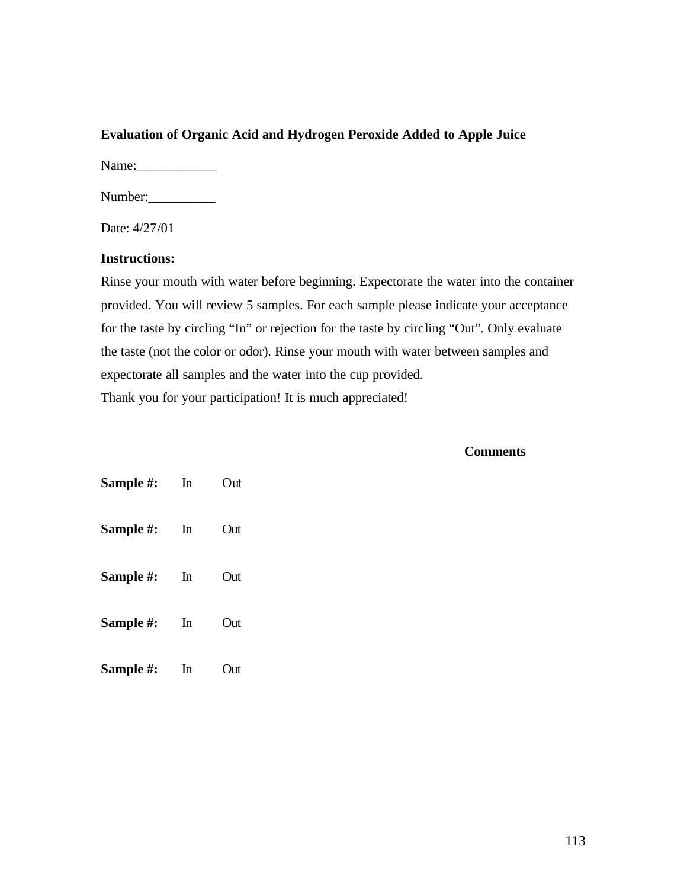**Evaluation of Organic Acid and Hydrogen Peroxide Added to Apple Juice**

Name:____________

Number:__________

Date: 4/27/01

**Instructions:**

Rinse your mouth with water before beginning. Expectorate the water into the container provided. You will review 5 samples. For each sample please indicate your acceptance for the taste by circling “In” or rejection for the taste by circling “Out”. Only evaluate the taste (not the color or odor). Rinse your mouth with water between samples and expectorate all samples and the water into the cup provided.
Thank you for your participation! It is much appreciated!

| | | | **Comments** |
|---|---|---|---|
| **Sample #:** | In | Out | |
| **Sample #:** | In | Out | |
| **Sample #:** | In | Out | |
| **Sample #:** | In | Out | |
| **Sample #:** | In | Out | |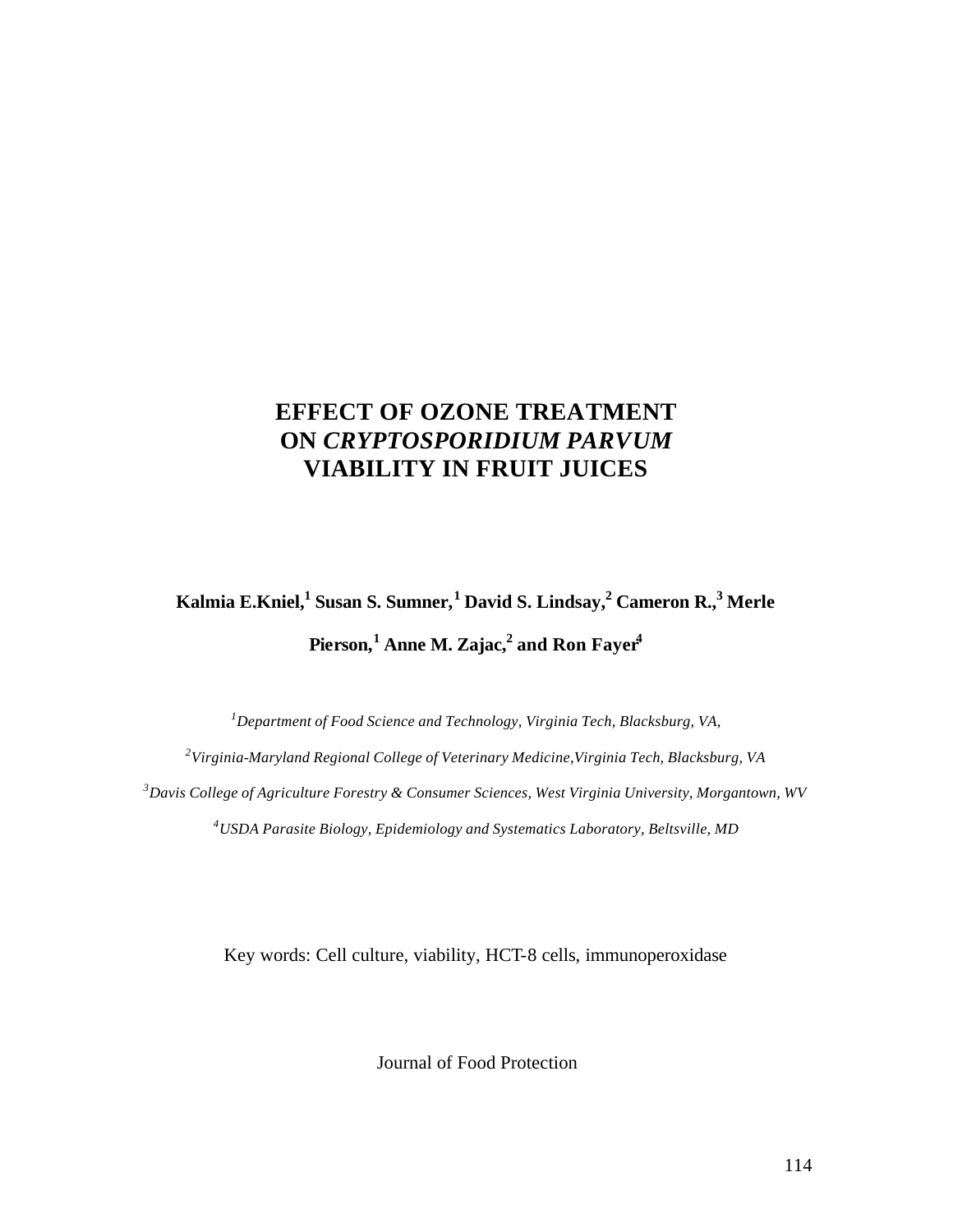# EFFECT OF OZONE TREATMENT ON *CRYPTOSPORIDIUM PARVUM* VIABILITY IN FRUIT JUICES

**Kalmia E.Kniel,[1] Susan S. Sumner,[1] David S. Lindsay,[2] Cameron R.,[3] Merle Pierson,[1] Anne M. Zajac,[2] and Ron Fayer[4]**

[1]*Department of Food Science and Technology, Virginia Tech, Blacksburg, VA,*

[2]*Virginia-Maryland Regional College of Veterinary Medicine,Virginia Tech, Blacksburg, VA*

[3]*Davis College of Agriculture Forestry & Consumer Sciences, West Virginia University, Morgantown, WV*

[4]*USDA Parasite Biology, Epidemiology and Systematics Laboratory, Beltsville, MD*

Key words: Cell culture, viability, HCT-8 cells, immunoperoxidase

Journal of Food Protection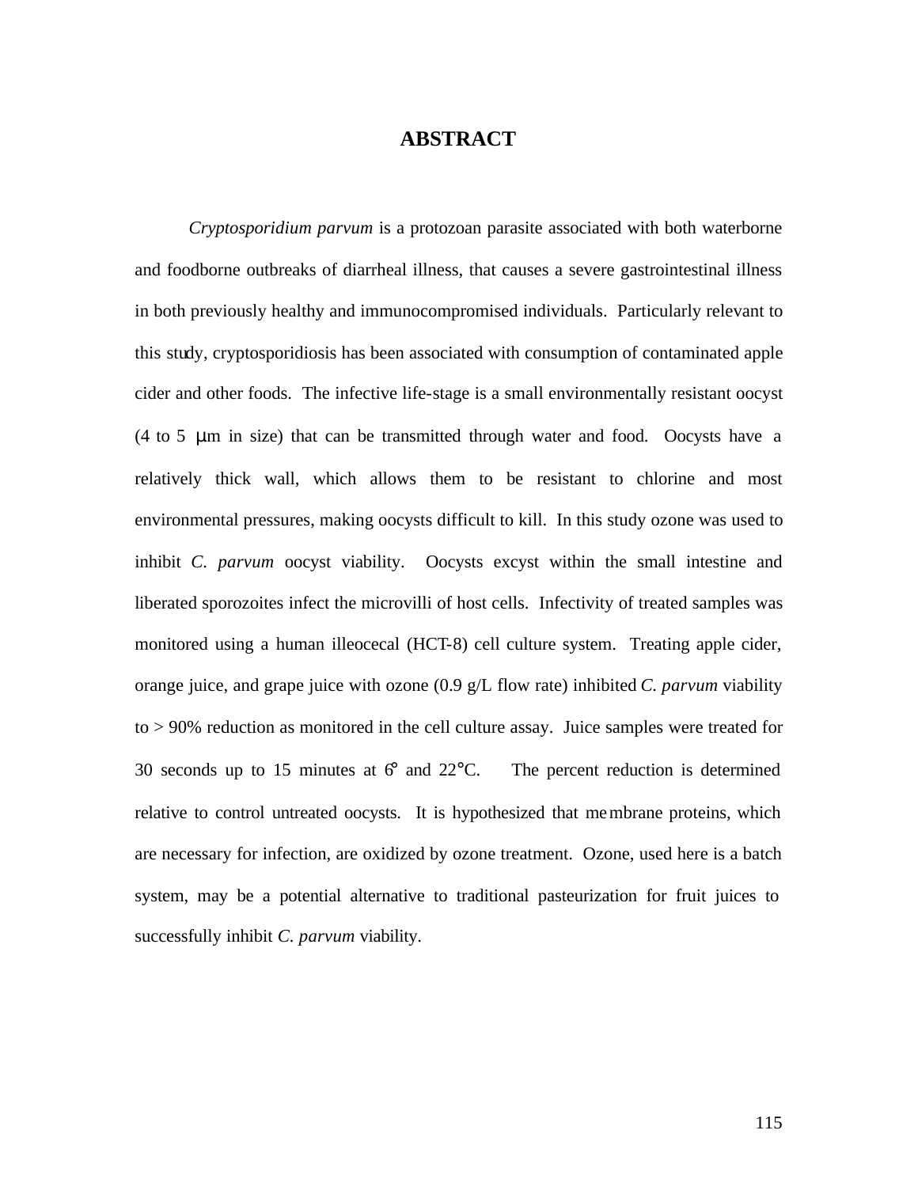# ABSTRACT

*Cryptosporidium parvum* is a protozoan parasite associated with both waterborne and foodborne outbreaks of diarrheal illness, that causes a severe gastrointestinal illness in both previously healthy and immunocompromised individuals. Particularly relevant to this study, cryptosporidiosis has been associated with consumption of contaminated apple cider and other foods. The infective life-stage is a small environmentally resistant oocyst (4 to 5 μm in size) that can be transmitted through water and food. Oocysts have a relatively thick wall, which allows them to be resistant to chlorine and most environmental pressures, making oocysts difficult to kill. In this study ozone was used to inhibit *C. parvum* oocyst viability. Oocysts excyst within the small intestine and liberated sporozoites infect the microvilli of host cells. Infectivity of treated samples was monitored using a human illeocecal (HCT-8) cell culture system. Treating apple cider, orange juice, and grape juice with ozone (0.9 g/L flow rate) inhibited *C. parvum* viability to > 90% reduction as monitored in the cell culture assay. Juice samples were treated for 30 seconds up to 15 minutes at 6° and 22°C. The percent reduction is determined relative to control untreated oocysts. It is hypothesized that membrane proteins, which are necessary for infection, are oxidized by ozone treatment. Ozone, used here is a batch system, may be a potential alternative to traditional pasteurization for fruit juices to successfully inhibit *C. parvum* viability.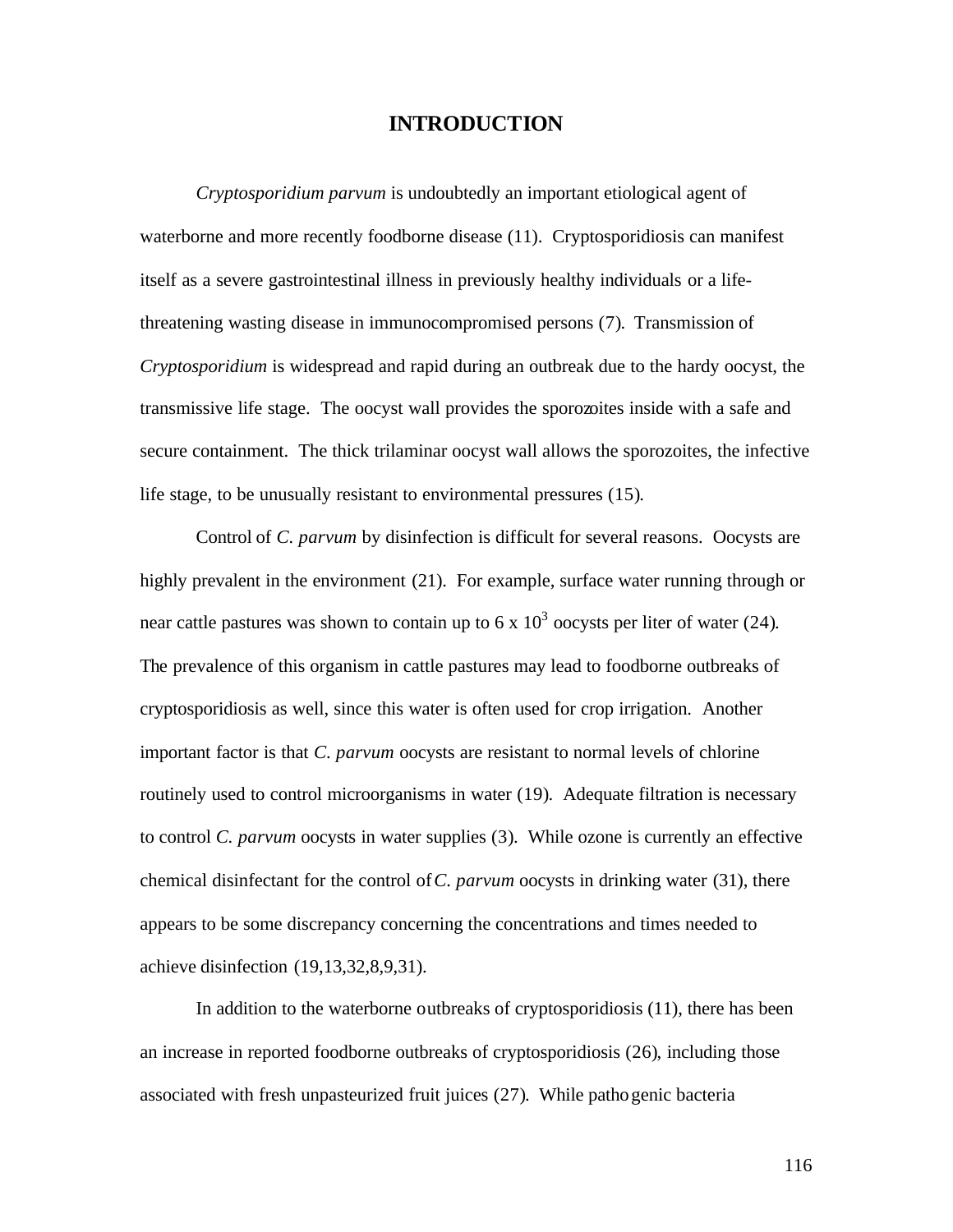# INTRODUCTION

*Cryptosporidium parvum* is undoubtedly an important etiological agent of waterborne and more recently foodborne disease (11). Cryptosporidiosis can manifest itself as a severe gastrointestinal illness in previously healthy individuals or a life-threatening wasting disease in immunocompromised persons (7). Transmission of *Cryptosporidium* is widespread and rapid during an outbreak due to the hardy oocyst, the transmissive life stage. The oocyst wall provides the sporozoites inside with a safe and secure containment. The thick trilaminar oocyst wall allows the sporozoites, the infective life stage, to be unusually resistant to environmental pressures (15).

Control of *C. parvum* by disinfection is difficult for several reasons. Oocysts are highly prevalent in the environment (21). For example, surface water running through or near cattle pastures was shown to contain up to $6 \times 10^3$ oocysts per liter of water (24). The prevalence of this organism in cattle pastures may lead to foodborne outbreaks of cryptosporidiosis as well, since this water is often used for crop irrigation. Another important factor is that *C. parvum* oocysts are resistant to normal levels of chlorine routinely used to control microorganisms in water (19). Adequate filtration is necessary to control *C. parvum* oocysts in water supplies (3). While ozone is currently an effective chemical disinfectant for the control of *C. parvum* oocysts in drinking water (31), there appears to be some discrepancy concerning the concentrations and times needed to achieve disinfection (19,13,32,8,9,31).

In addition to the waterborne outbreaks of cryptosporidiosis (11), there has been an increase in reported foodborne outbreaks of cryptosporidiosis (26), including those associated with fresh unpasteurized fruit juices (27). While pathogenic bacteria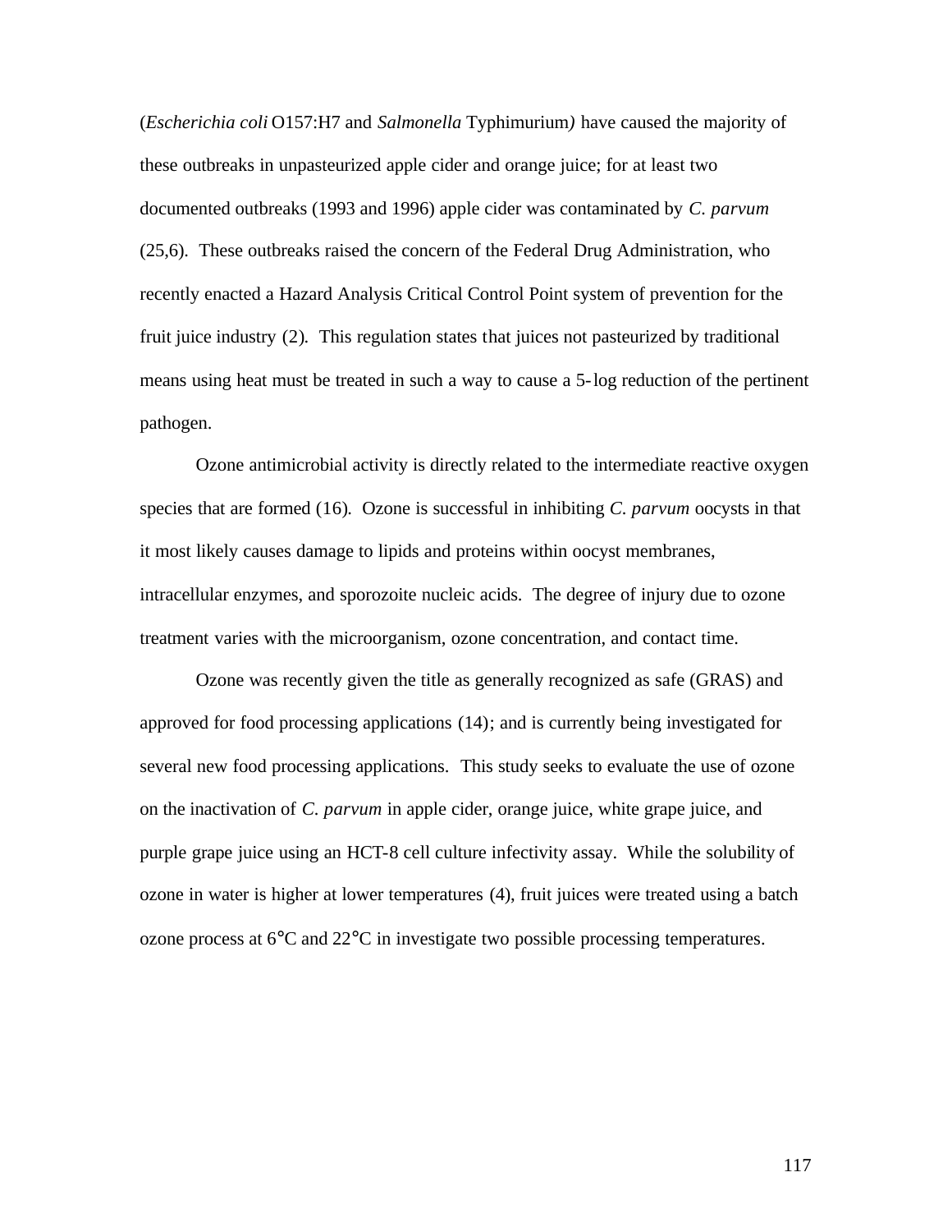(*Escherichia coli* O157:H7 and *Salmonella* Typhimurium*)* have caused the majority of these outbreaks in unpasteurized apple cider and orange juice; for at least two documented outbreaks (1993 and 1996) apple cider was contaminated by *C. parvum* (25,6). These outbreaks raised the concern of the Federal Drug Administration, who recently enacted a Hazard Analysis Critical Control Point system of prevention for the fruit juice industry (2). This regulation states that juices not pasteurized by traditional means using heat must be treated in such a way to cause a 5-log reduction of the pertinent pathogen.

Ozone antimicrobial activity is directly related to the intermediate reactive oxygen species that are formed (16). Ozone is successful in inhibiting *C. parvum* oocysts in that it most likely causes damage to lipids and proteins within oocyst membranes, intracellular enzymes, and sporozoite nucleic acids. The degree of injury due to ozone treatment varies with the microorganism, ozone concentration, and contact time.

Ozone was recently given the title as generally recognized as safe (GRAS) and approved for food processing applications (14); and is currently being investigated for several new food processing applications. This study seeks to evaluate the use of ozone on the inactivation of *C. parvum* in apple cider, orange juice, white grape juice, and purple grape juice using an HCT-8 cell culture infectivity assay. While the solubility of ozone in water is higher at lower temperatures (4), fruit juices were treated using a batch ozone process at 6°C and 22°C in investigate two possible processing temperatures.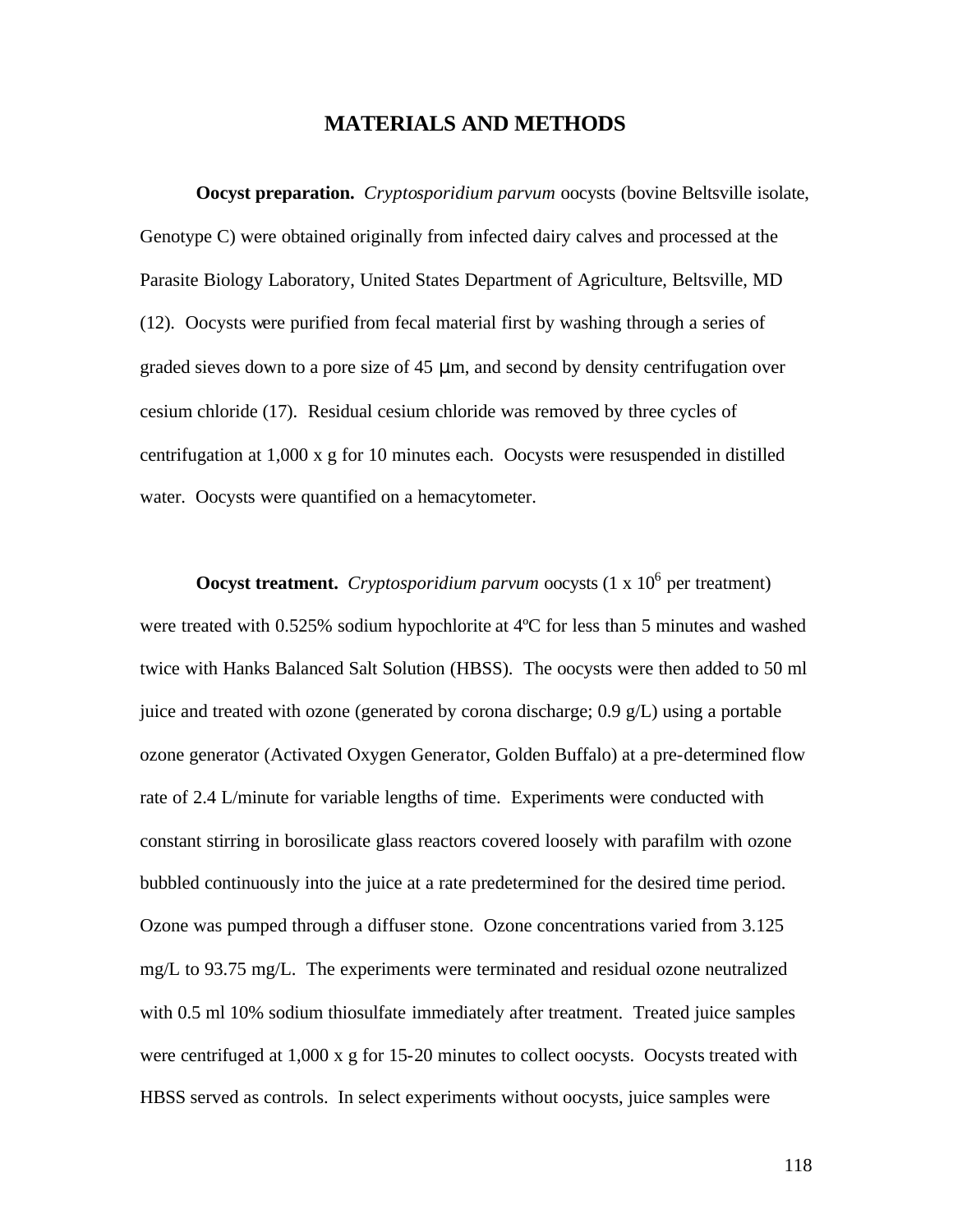## MATERIALS AND METHODS

**Oocyst preparation.** *Cryptosporidium parvum* oocysts (bovine Beltsville isolate, Genotype C) were obtained originally from infected dairy calves and processed at the Parasite Biology Laboratory, United States Department of Agriculture, Beltsville, MD (12). Oocysts were purified from fecal material first by washing through a series of graded sieves down to a pore size of 45 μm, and second by density centrifugation over cesium chloride (17). Residual cesium chloride was removed by three cycles of centrifugation at 1,000 x g for 10 minutes each. Oocysts were resuspended in distilled water. Oocysts were quantified on a hemacytometer.

**Oocyst treatment.** *Cryptosporidium parvum* oocysts ($1 \times 10^6$ per treatment) were treated with 0.525% sodium hypochlorite at 4ºC for less than 5 minutes and washed twice with Hanks Balanced Salt Solution (HBSS). The oocysts were then added to 50 ml juice and treated with ozone (generated by corona discharge; 0.9 g/L) using a portable ozone generator (Activated Oxygen Generator, Golden Buffalo) at a pre-determined flow rate of 2.4 L/minute for variable lengths of time. Experiments were conducted with constant stirring in borosilicate glass reactors covered loosely with parafilm with ozone bubbled continuously into the juice at a rate predetermined for the desired time period. Ozone was pumped through a diffuser stone. Ozone concentrations varied from 3.125 mg/L to 93.75 mg/L. The experiments were terminated and residual ozone neutralized with 0.5 ml 10% sodium thiosulfate immediately after treatment. Treated juice samples were centrifuged at 1,000 x g for 15-20 minutes to collect oocysts. Oocysts treated with HBSS served as controls. In select experiments without oocysts, juice samples were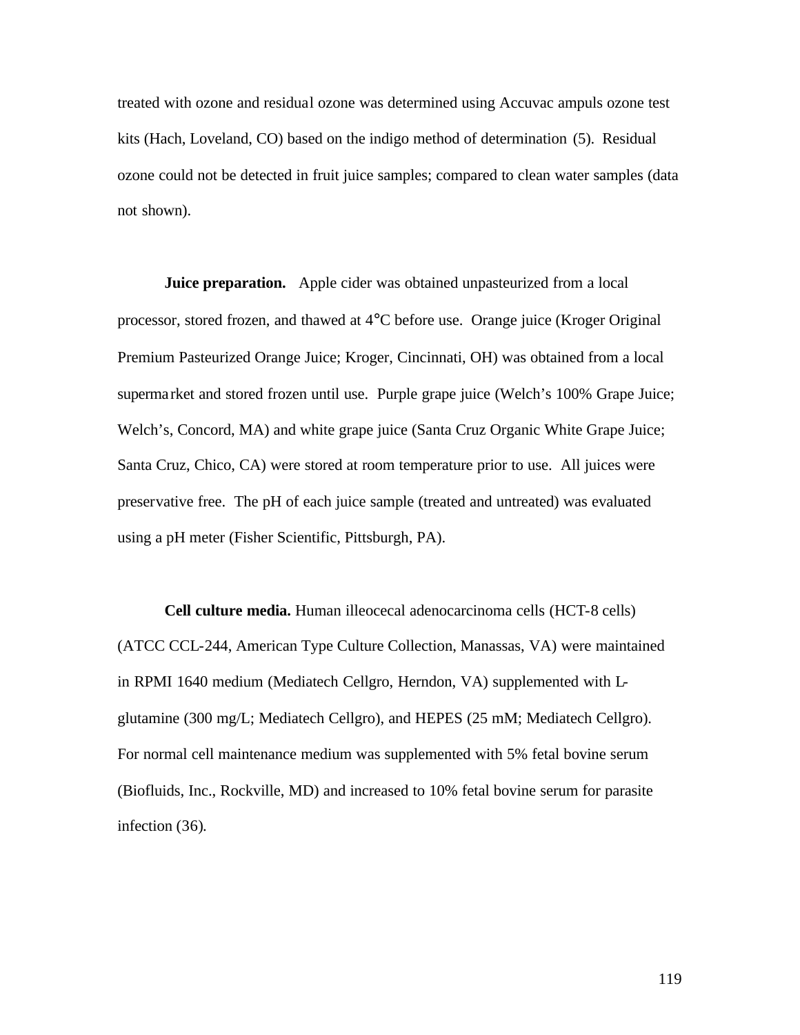treated with ozone and residual ozone was determined using Accuvac ampuls ozone test kits (Hach, Loveland, CO) based on the indigo method of determination (5). Residual ozone could not be detected in fruit juice samples; compared to clean water samples (data not shown).

**Juice preparation.** Apple cider was obtained unpasteurized from a local processor, stored frozen, and thawed at 4°C before use. Orange juice (Kroger Original Premium Pasteurized Orange Juice; Kroger, Cincinnati, OH) was obtained from a local supermarket and stored frozen until use. Purple grape juice (Welch's 100% Grape Juice; Welch's, Concord, MA) and white grape juice (Santa Cruz Organic White Grape Juice; Santa Cruz, Chico, CA) were stored at room temperature prior to use. All juices were preservative free. The pH of each juice sample (treated and untreated) was evaluated using a pH meter (Fisher Scientific, Pittsburgh, PA).

**Cell culture media.** Human illeocecal adenocarcinoma cells (HCT-8 cells) (ATCC CCL-244, American Type Culture Collection, Manassas, VA) were maintained in RPMI 1640 medium (Mediatech Cellgro, Herndon, VA) supplemented with L-glutamine (300 mg/L; Mediatech Cellgro), and HEPES (25 mM; Mediatech Cellgro). For normal cell maintenance medium was supplemented with 5% fetal bovine serum (Biofluids, Inc., Rockville, MD) and increased to 10% fetal bovine serum for parasite infection (36).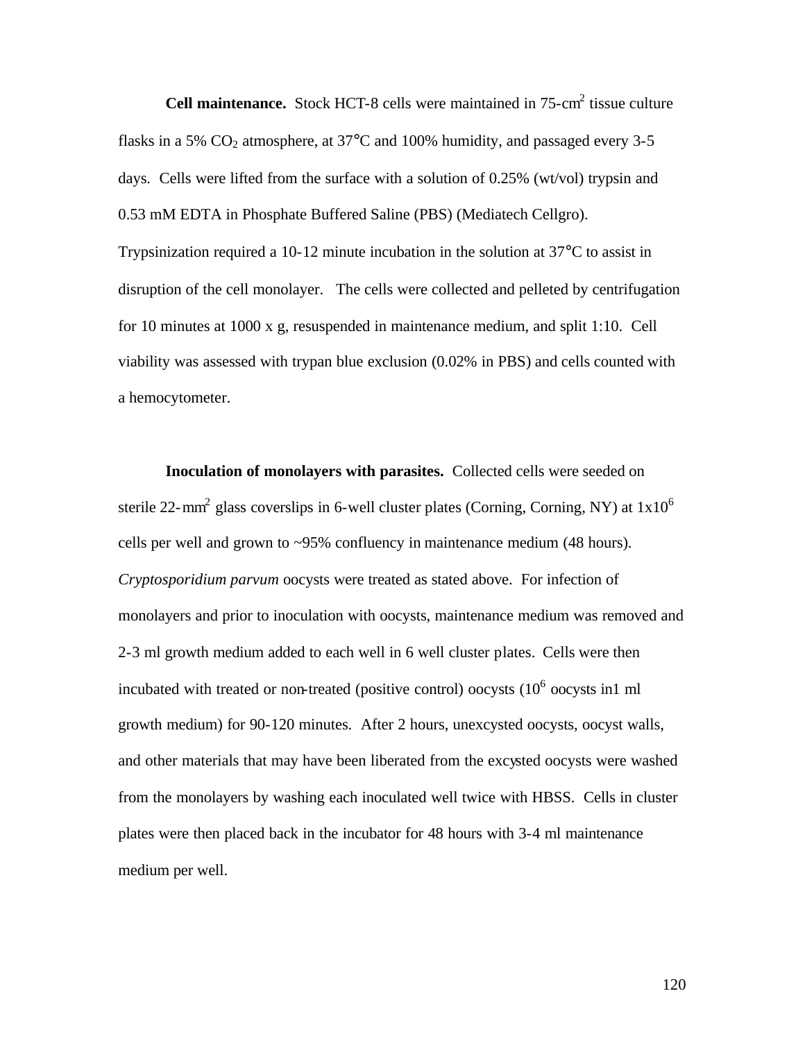**Cell maintenance.** Stock HCT-8 cells were maintained in 75-cm$^2$ tissue culture flasks in a 5% $CO_2$ atmosphere, at 37°C and 100% humidity, and passaged every 3-5 days. Cells were lifted from the surface with a solution of 0.25% (wt/vol) trypsin and 0.53 mM EDTA in Phosphate Buffered Saline (PBS) (Mediatech Cellgro). Trypsinization required a 10-12 minute incubation in the solution at 37°C to assist in disruption of the cell monolayer. The cells were collected and pelleted by centrifugation for 10 minutes at 1000 x g, resuspended in maintenance medium, and split 1:10. Cell viability was assessed with trypan blue exclusion (0.02% in PBS) and cells counted with a hemocytometer.

**Inoculation of monolayers with parasites.** Collected cells were seeded on sterile 22-mm$^2$ glass coverslips in 6-well cluster plates (Corning, Corning, NY) at $1x10^6$ cells per well and grown to ~95% confluency in maintenance medium (48 hours). *Cryptosporidium parvum* oocysts were treated as stated above. For infection of monolayers and prior to inoculation with oocysts, maintenance medium was removed and 2-3 ml growth medium added to each well in 6 well cluster plates. Cells were then incubated with treated or non-treated (positive control) oocysts ($10^6$ oocysts in1 ml growth medium) for 90-120 minutes. After 2 hours, unexcysted oocysts, oocyst walls, and other materials that may have been liberated from the excysted oocysts were washed from the monolayers by washing each inoculated well twice with HBSS. Cells in cluster plates were then placed back in the incubator for 48 hours with 3-4 ml maintenance medium per well.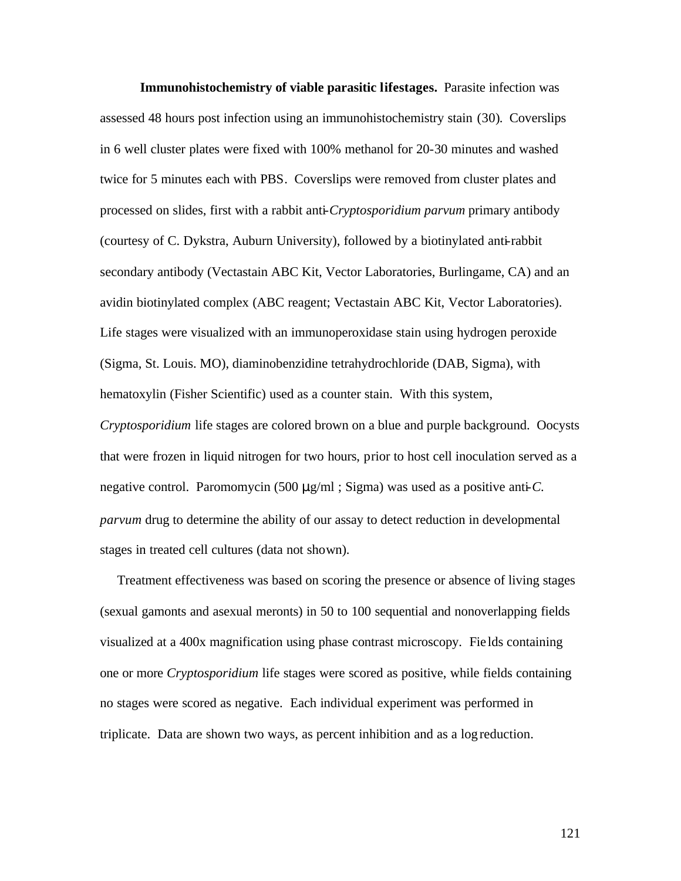**Immunohistochemistry of viable parasitic lifestages.** Parasite infection was assessed 48 hours post infection using an immunohistochemistry stain (30). Coverslips in 6 well cluster plates were fixed with 100% methanol for 20-30 minutes and washed twice for 5 minutes each with PBS. Coverslips were removed from cluster plates and processed on slides, first with a rabbit anti-*Cryptosporidium parvum* primary antibody (courtesy of C. Dykstra, Auburn University), followed by a biotinylated anti-rabbit secondary antibody (Vectastain ABC Kit, Vector Laboratories, Burlingame, CA) and an avidin biotinylated complex (ABC reagent; Vectastain ABC Kit, Vector Laboratories). Life stages were visualized with an immunoperoxidase stain using hydrogen peroxide (Sigma, St. Louis. MO), diaminobenzidine tetrahydrochloride (DAB, Sigma), with hematoxylin (Fisher Scientific) used as a counter stain. With this system, *Cryptosporidium* life stages are colored brown on a blue and purple background. Oocysts that were frozen in liquid nitrogen for two hours, prior to host cell inoculation served as a negative control. Paromomycin (500 μg/ml ; Sigma) was used as a positive anti-*C. parvum* drug to determine the ability of our assay to detect reduction in developmental stages in treated cell cultures (data not shown).

Treatment effectiveness was based on scoring the presence or absence of living stages (sexual gamonts and asexual meronts) in 50 to 100 sequential and nonoverlapping fields visualized at a 400x magnification using phase contrast microscopy. Fields containing one or more *Cryptosporidium* life stages were scored as positive, while fields containing no stages were scored as negative. Each individual experiment was performed in triplicate. Data are shown two ways, as percent inhibition and as a log reduction.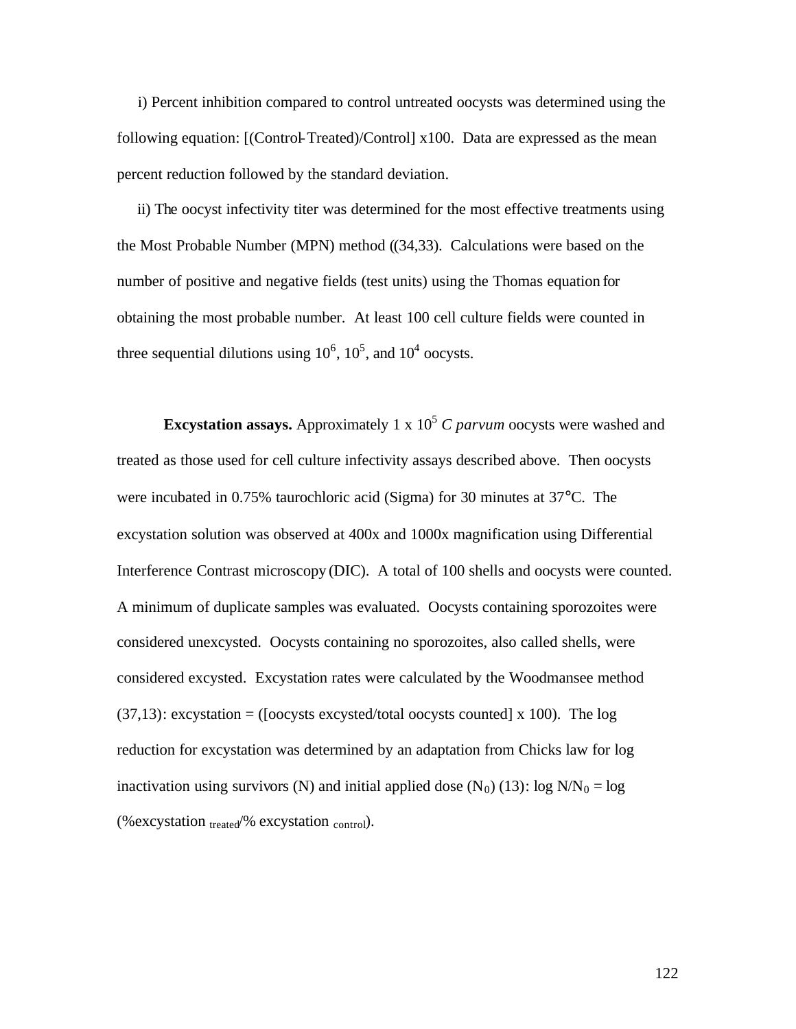i) Percent inhibition compared to control untreated oocysts was determined using the following equation: [(Control-Treated)/Control] x100. Data are expressed as the mean percent reduction followed by the standard deviation.

ii) The oocyst infectivity titer was determined for the most effective treatments using the Most Probable Number (MPN) method ((34,33). Calculations were based on the number of positive and negative fields (test units) using the Thomas equation for obtaining the most probable number. At least 100 cell culture fields were counted in three sequential dilutions using $10^6$, $10^5$, and $10^4$ oocysts.

**Excystation assays.** Approximately 1 x $10^5$ *C parvum* oocysts were washed and treated as those used for cell culture infectivity assays described above. Then oocysts were incubated in 0.75% taurochloric acid (Sigma) for 30 minutes at 37°C. The excystation solution was observed at 400x and 1000x magnification using Differential Interference Contrast microscopy (DIC). A total of 100 shells and oocysts were counted. A minimum of duplicate samples was evaluated. Oocysts containing sporozoites were considered unexcysted. Oocysts containing no sporozoites, also called shells, were considered excysted. Excystation rates were calculated by the Woodmansee method (37,13): excystation = ([oocysts excysted/total oocysts counted] x 100). The log reduction for excystation was determined by an adaptation from Chicks law for log inactivation using survivors (N) and initial applied dose ($N_0$) (13): $\log N/N_0 = \log$ ($\%\text{excystation}_{\text{treated}}/\%\text{ excystation}_{\text{control}}$).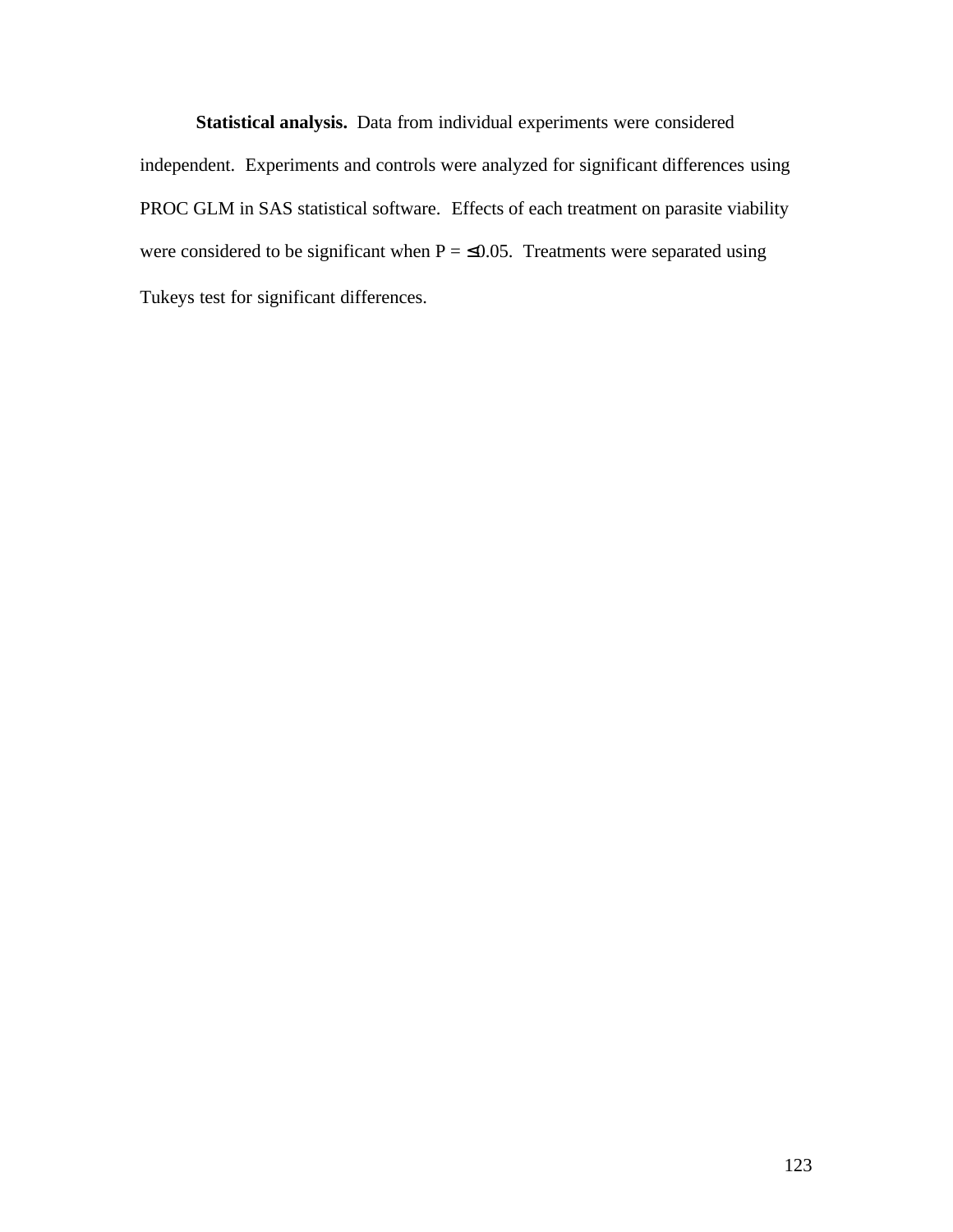**Statistical analysis.** Data from individual experiments were considered independent. Experiments and controls were analyzed for significant differences using PROC GLM in SAS statistical software. Effects of each treatment on parasite viability were considered to be significant when $P = \leq 0.05$. Treatments were separated using Tukeys test for significant differences.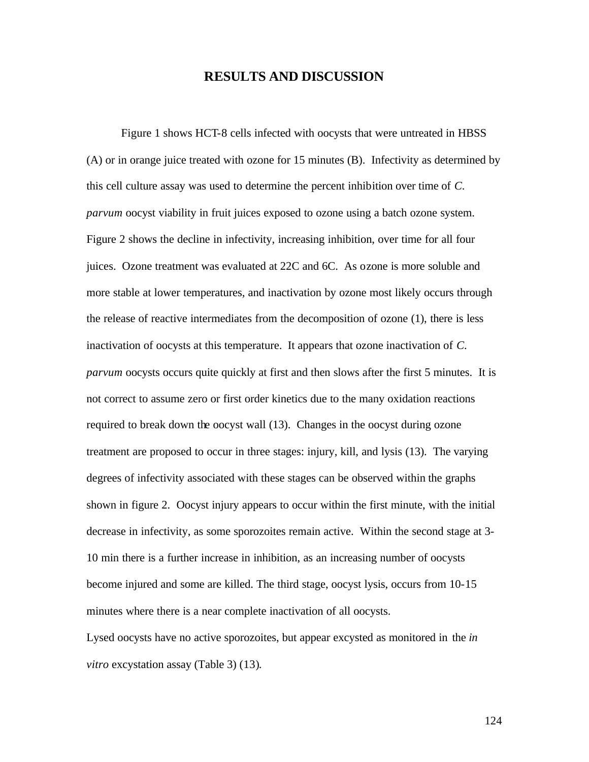# RESULTS AND DISCUSSION

Figure 1 shows HCT-8 cells infected with oocysts that were untreated in HBSS (A) or in orange juice treated with ozone for 15 minutes (B). Infectivity as determined by this cell culture assay was used to determine the percent inhibition over time of *C. parvum* oocyst viability in fruit juices exposed to ozone using a batch ozone system. Figure 2 shows the decline in infectivity, increasing inhibition, over time for all four juices. Ozone treatment was evaluated at 22C and 6C. As ozone is more soluble and more stable at lower temperatures, and inactivation by ozone most likely occurs through the release of reactive intermediates from the decomposition of ozone (1), there is less inactivation of oocysts at this temperature. It appears that ozone inactivation of *C. parvum* oocysts occurs quite quickly at first and then slows after the first 5 minutes. It is not correct to assume zero or first order kinetics due to the many oxidation reactions required to break down the oocyst wall (13). Changes in the oocyst during ozone treatment are proposed to occur in three stages: injury, kill, and lysis (13). The varying degrees of infectivity associated with these stages can be observed within the graphs shown in figure 2. Oocyst injury appears to occur within the first minute, with the initial decrease in infectivity, as some sporozoites remain active. Within the second stage at 3-10 min there is a further increase in inhibition, as an increasing number of oocysts become injured and some are killed. The third stage, oocyst lysis, occurs from 10-15 minutes where there is a near complete inactivation of all oocysts.

Lysed oocysts have no active sporozoites, but appear excysted as monitored in the *in vitro* excystation assay (Table 3) (13).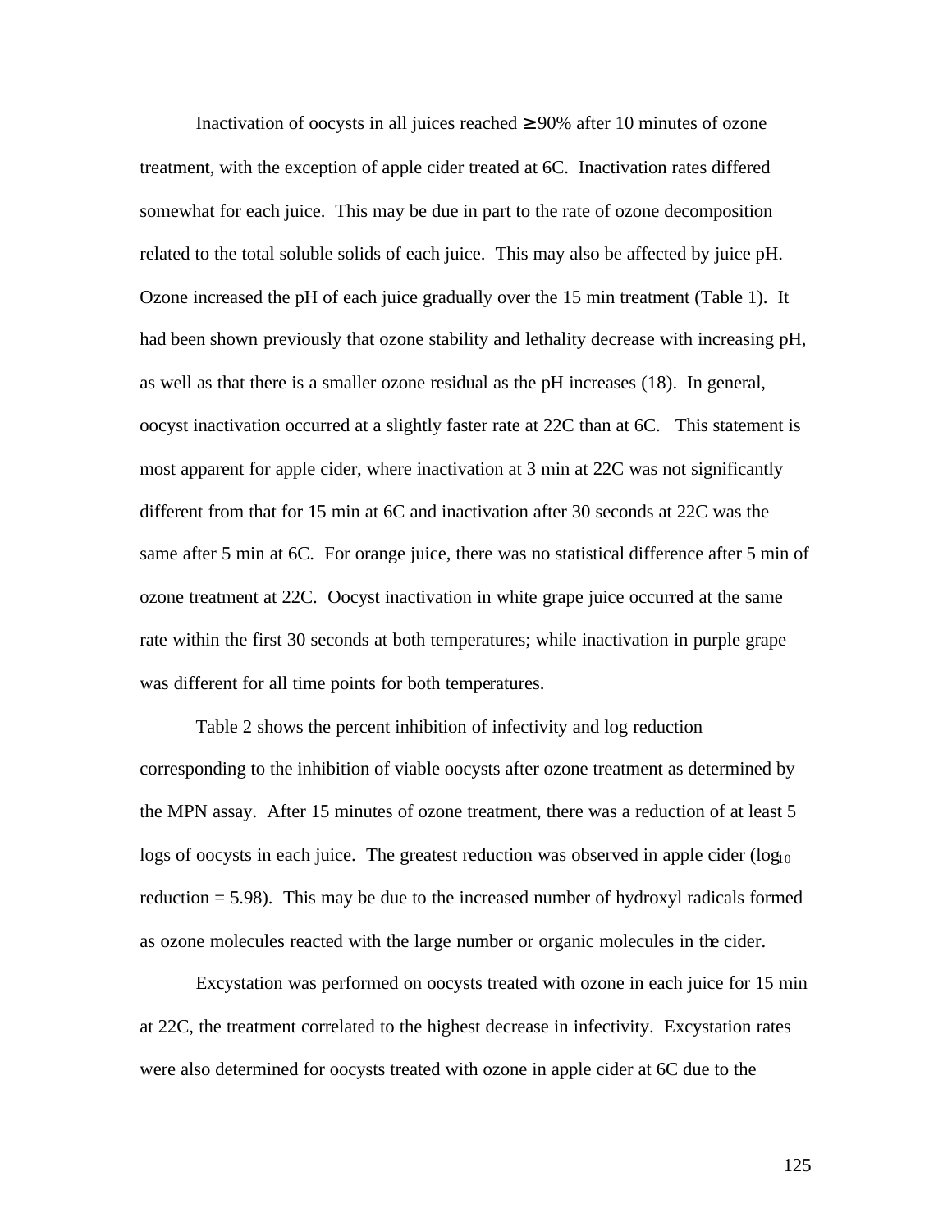Inactivation of oocysts in all juices reached ≥ 90% after 10 minutes of ozone treatment, with the exception of apple cider treated at 6C. Inactivation rates differed somewhat for each juice. This may be due in part to the rate of ozone decomposition related to the total soluble solids of each juice. This may also be affected by juice pH. Ozone increased the pH of each juice gradually over the 15 min treatment (Table 1). It had been shown previously that ozone stability and lethality decrease with increasing pH, as well as that there is a smaller ozone residual as the pH increases (18). In general, oocyst inactivation occurred at a slightly faster rate at 22C than at 6C. This statement is most apparent for apple cider, where inactivation at 3 min at 22C was not significantly different from that for 15 min at 6C and inactivation after 30 seconds at 22C was the same after 5 min at 6C. For orange juice, there was no statistical difference after 5 min of ozone treatment at 22C. Oocyst inactivation in white grape juice occurred at the same rate within the first 30 seconds at both temperatures; while inactivation in purple grape was different for all time points for both temperatures.

Table 2 shows the percent inhibition of infectivity and log reduction corresponding to the inhibition of viable oocysts after ozone treatment as determined by the MPN assay. After 15 minutes of ozone treatment, there was a reduction of at least 5 logs of oocysts in each juice. The greatest reduction was observed in apple cider ($\log_{10}$ reduction = 5.98). This may be due to the increased number of hydroxyl radicals formed as ozone molecules reacted with the large number or organic molecules in the cider.

Excystation was performed on oocysts treated with ozone in each juice for 15 min at 22C, the treatment correlated to the highest decrease in infectivity. Excystation rates were also determined for oocysts treated with ozone in apple cider at 6C due to the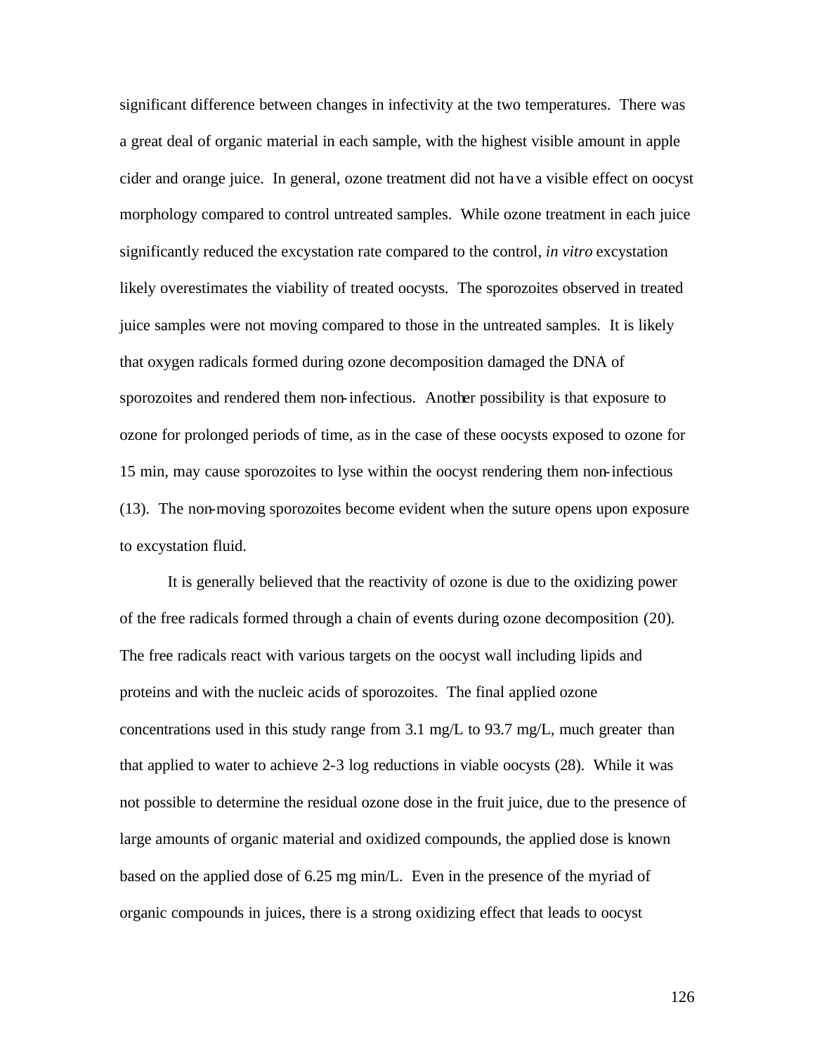significant difference between changes in infectivity at the two temperatures. There was a great deal of organic material in each sample, with the highest visible amount in apple cider and orange juice. In general, ozone treatment did not have a visible effect on oocyst morphology compared to control untreated samples. While ozone treatment in each juice significantly reduced the excystation rate compared to the control, *in vitro* excystation likely overestimates the viability of treated oocysts. The sporozoites observed in treated juice samples were not moving compared to those in the untreated samples. It is likely that oxygen radicals formed during ozone decomposition damaged the DNA of sporozoites and rendered them non-infectious. Another possibility is that exposure to ozone for prolonged periods of time, as in the case of these oocysts exposed to ozone for 15 min, may cause sporozoites to lyse within the oocyst rendering them non-infectious (13). The non-moving sporozoites become evident when the suture opens upon exposure to excystation fluid.

It is generally believed that the reactivity of ozone is due to the oxidizing power of the free radicals formed through a chain of events during ozone decomposition (20). The free radicals react with various targets on the oocyst wall including lipids and proteins and with the nucleic acids of sporozoites. The final applied ozone concentrations used in this study range from 3.1 mg/L to 93.7 mg/L, much greater than that applied to water to achieve 2-3 log reductions in viable oocysts (28). While it was not possible to determine the residual ozone dose in the fruit juice, due to the presence of large amounts of organic material and oxidized compounds, the applied dose is known based on the applied dose of 6.25 mg min/L. Even in the presence of the myriad of organic compounds in juices, there is a strong oxidizing effect that leads to oocyst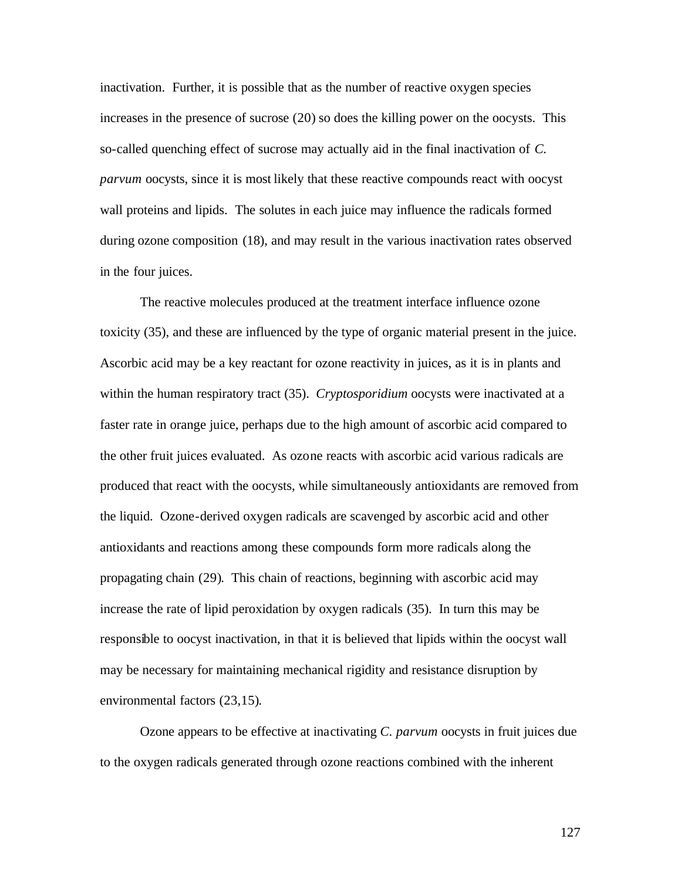inactivation. Further, it is possible that as the number of reactive oxygen species increases in the presence of sucrose (20) so does the killing power on the oocysts. This so-called quenching effect of sucrose may actually aid in the final inactivation of *C. parvum* oocysts, since it is most likely that these reactive compounds react with oocyst wall proteins and lipids. The solutes in each juice may influence the radicals formed during ozone composition (18), and may result in the various inactivation rates observed in the four juices.

The reactive molecules produced at the treatment interface influence ozone toxicity (35), and these are influenced by the type of organic material present in the juice. Ascorbic acid may be a key reactant for ozone reactivity in juices, as it is in plants and within the human respiratory tract (35). *Cryptosporidium* oocysts were inactivated at a faster rate in orange juice, perhaps due to the high amount of ascorbic acid compared to the other fruit juices evaluated. As ozone reacts with ascorbic acid various radicals are produced that react with the oocysts, while simultaneously antioxidants are removed from the liquid. Ozone-derived oxygen radicals are scavenged by ascorbic acid and other antioxidants and reactions among these compounds form more radicals along the propagating chain (29). This chain of reactions, beginning with ascorbic acid may increase the rate of lipid peroxidation by oxygen radicals (35). In turn this may be responsible to oocyst inactivation, in that it is believed that lipids within the oocyst wall may be necessary for maintaining mechanical rigidity and resistance disruption by environmental factors (23,15).

Ozone appears to be effective at inactivating *C. parvum* oocysts in fruit juices due to the oxygen radicals generated through ozone reactions combined with the inherent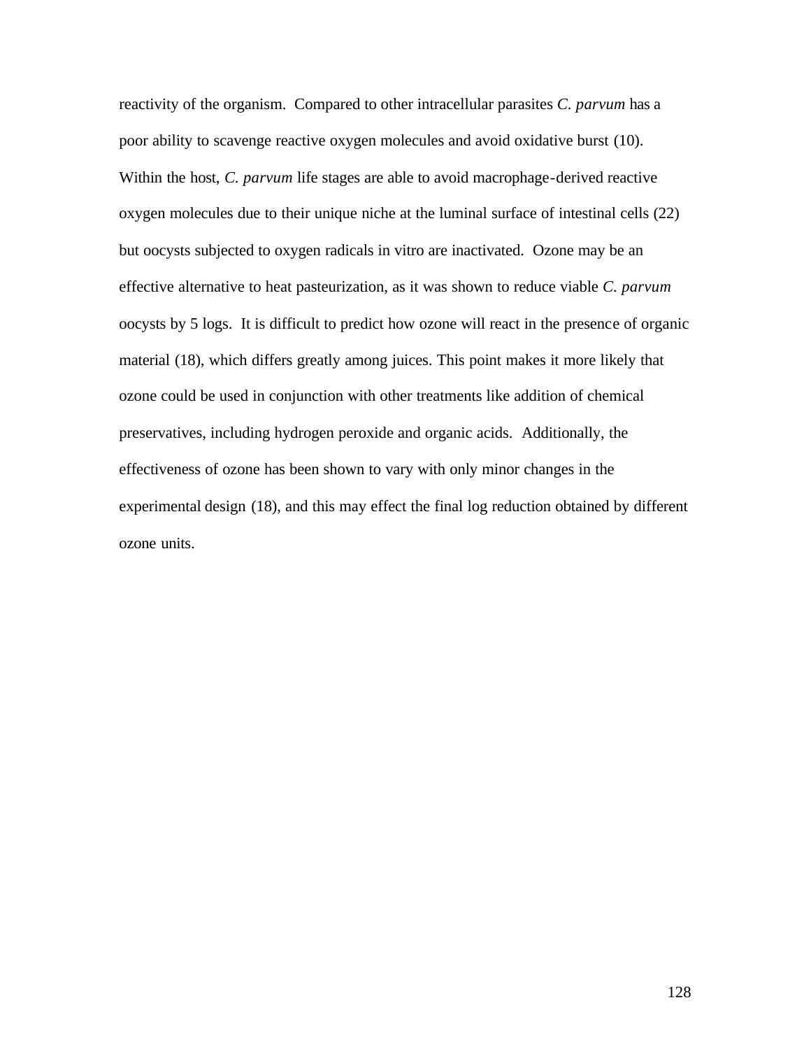reactivity of the organism. Compared to other intracellular parasites *C. parvum* has a poor ability to scavenge reactive oxygen molecules and avoid oxidative burst (10). Within the host, *C. parvum* life stages are able to avoid macrophage-derived reactive oxygen molecules due to their unique niche at the luminal surface of intestinal cells (22) but oocysts subjected to oxygen radicals in vitro are inactivated. Ozone may be an effective alternative to heat pasteurization, as it was shown to reduce viable *C. parvum* oocysts by 5 logs. It is difficult to predict how ozone will react in the presence of organic material (18), which differs greatly among juices. This point makes it more likely that ozone could be used in conjunction with other treatments like addition of chemical preservatives, including hydrogen peroxide and organic acids. Additionally, the effectiveness of ozone has been shown to vary with only minor changes in the experimental design (18), and this may effect the final log reduction obtained by different ozone units.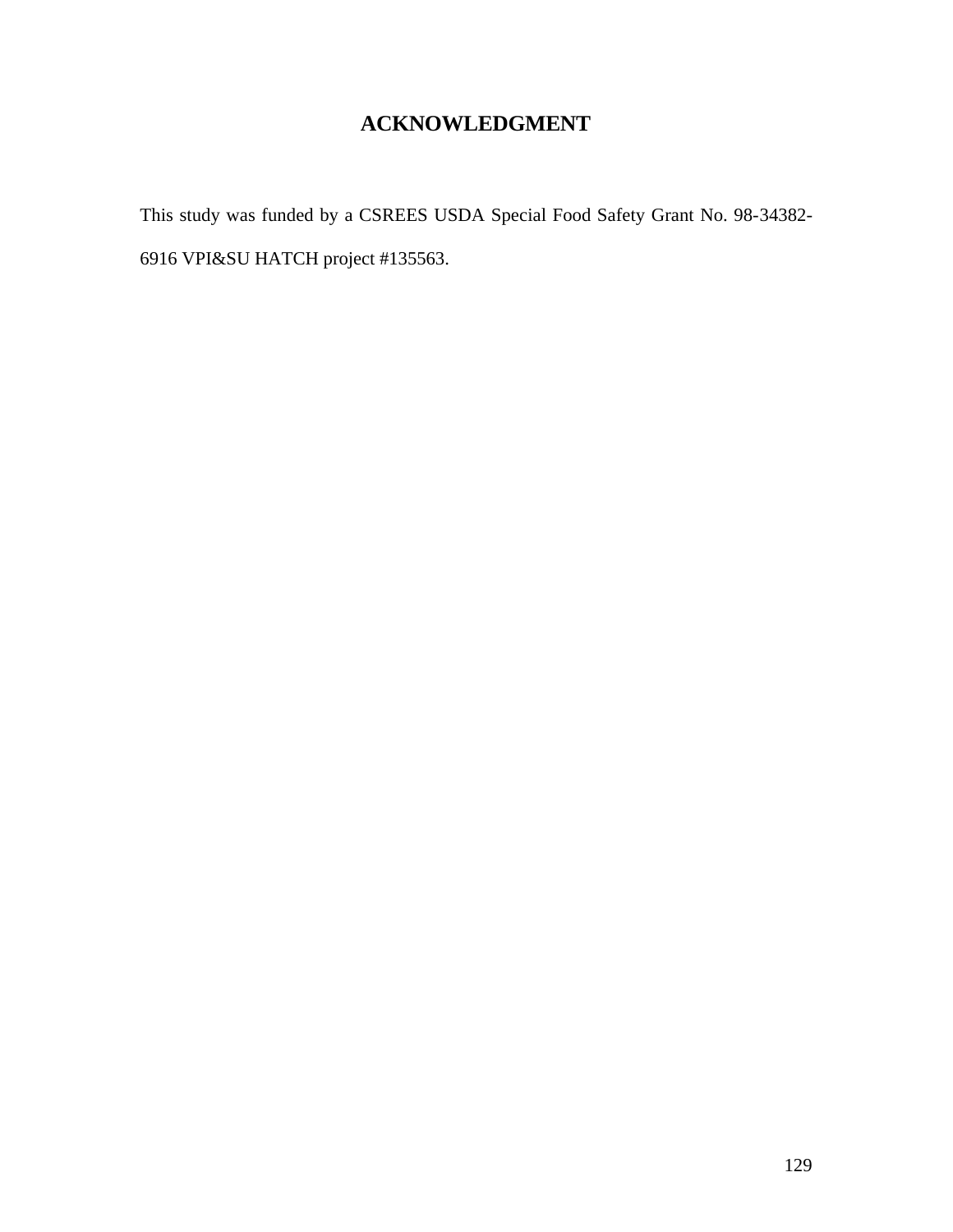# ACKNOWLEDGMENT

This study was funded by a CSREES USDA Special Food Safety Grant No. 98-34382-6916 VPI&SU HATCH project #135563.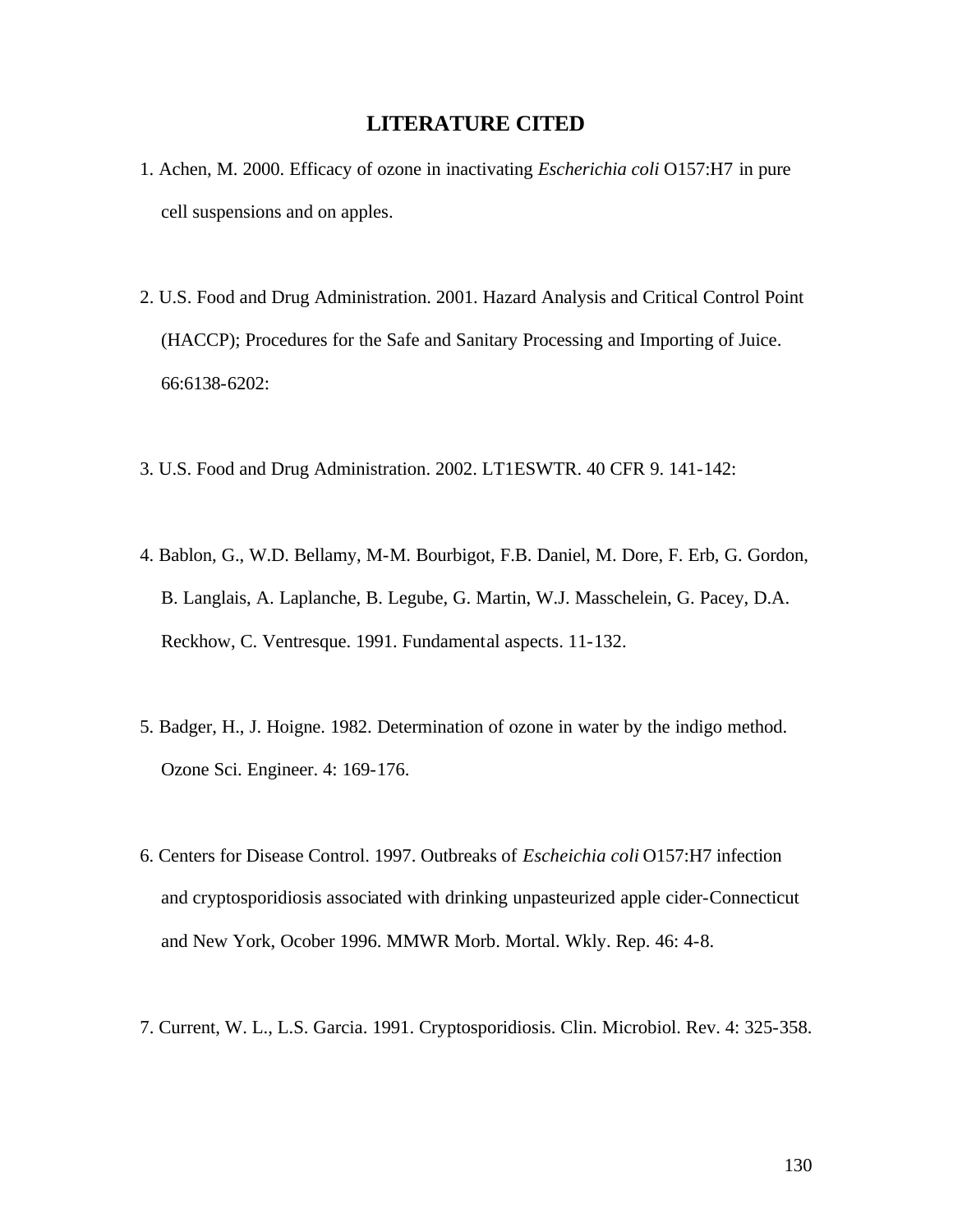# LITERATURE CITED

1. Achen, M. 2000. Efficacy of ozone in inactivating *Escherichia coli* O157:H7 in pure cell suspensions and on apples.

2. U.S. Food and Drug Administration. 2001. Hazard Analysis and Critical Control Point (HACCP); Procedures for the Safe and Sanitary Processing and Importing of Juice. 66:6138-6202:

3. U.S. Food and Drug Administration. 2002. LT1ESWTR. 40 CFR 9. 141-142:

4. Bablon, G., W.D. Bellamy, M-M. Bourbigot, F.B. Daniel, M. Dore, F. Erb, G. Gordon, B. Langlais, A. Laplanche, B. Legube, G. Martin, W.J. Masschelein, G. Pacey, D.A. Reckhow, C. Ventresque. 1991. Fundamental aspects. 11-132.

5. Badger, H., J. Hoigne. 1982. Determination of ozone in water by the indigo method. Ozone Sci. Engineer. 4: 169-176.

6. Centers for Disease Control. 1997. Outbreaks of *Escheichia coli* O157:H7 infection and cryptosporidiosis associated with drinking unpasteurized apple cider-Connecticut and New York, Ocober 1996. MMWR Morb. Mortal. Wkly. Rep. 46: 4-8.

7. Current, W. L., L.S. Garcia. 1991. Cryptosporidiosis. Clin. Microbiol. Rev. 4: 325-358.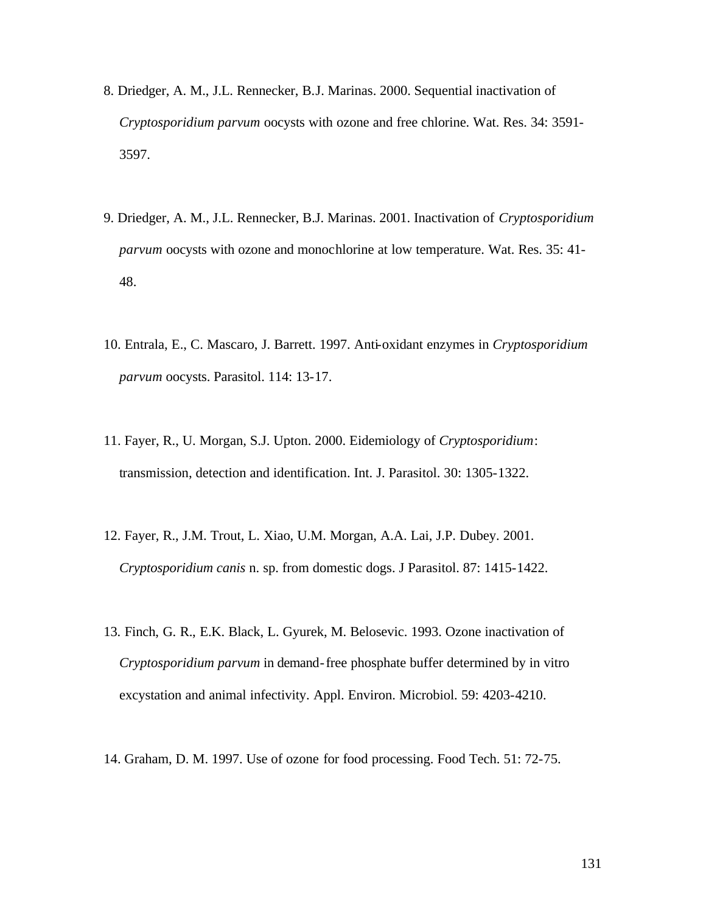8. Driedger, A. M., J.L. Rennecker, B.J. Marinas. 2000. Sequential inactivation of *Cryptosporidium parvum* oocysts with ozone and free chlorine. Wat. Res. 34: 3591-3597.

9. Driedger, A. M., J.L. Rennecker, B.J. Marinas. 2001. Inactivation of *Cryptosporidium parvum* oocysts with ozone and monochlorine at low temperature. Wat. Res. 35: 41-48.

10. Entrala, E., C. Mascaro, J. Barrett. 1997. Anti-oxidant enzymes in *Cryptosporidium parvum* oocysts. Parasitol. 114: 13-17.

11. Fayer, R., U. Morgan, S.J. Upton. 2000. Eidemiology of *Cryptosporidium*: transmission, detection and identification. Int. J. Parasitol. 30: 1305-1322.

12. Fayer, R., J.M. Trout, L. Xiao, U.M. Morgan, A.A. Lai, J.P. Dubey. 2001. *Cryptosporidium canis* n. sp. from domestic dogs. J Parasitol. 87: 1415-1422.

13. Finch, G. R., E.K. Black, L. Gyurek, M. Belosevic. 1993. Ozone inactivation of *Cryptosporidium parvum* in demand-free phosphate buffer determined by in vitro excystation and animal infectivity. Appl. Environ. Microbiol. 59: 4203-4210.

14. Graham, D. M. 1997. Use of ozone for food processing. Food Tech. 51: 72-75.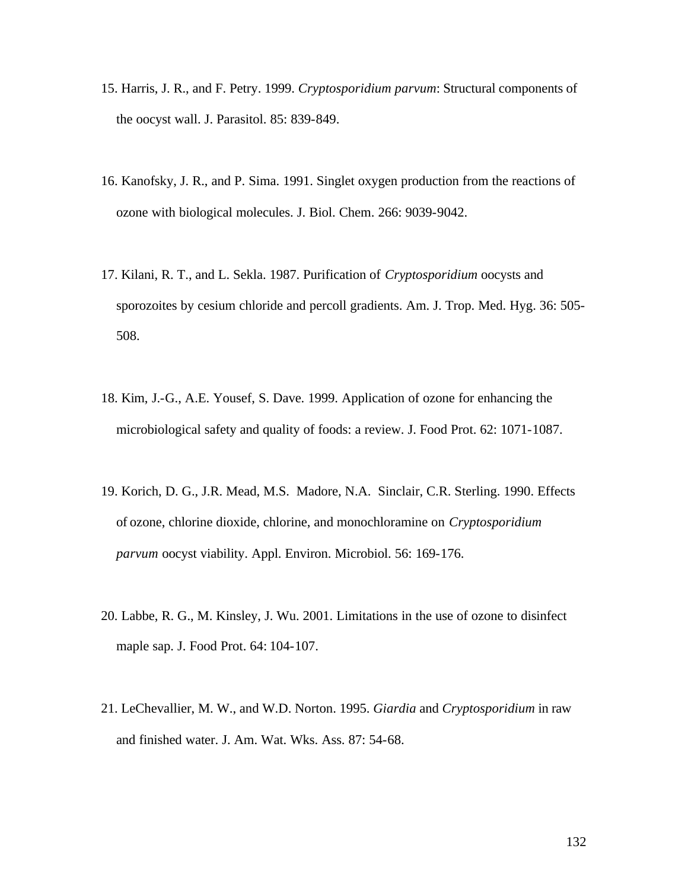15. Harris, J. R., and F. Petry. 1999. *Cryptosporidium parvum*: Structural components of the oocyst wall. J. Parasitol. 85: 839-849.

16. Kanofsky, J. R., and P. Sima. 1991. Singlet oxygen production from the reactions of ozone with biological molecules. J. Biol. Chem. 266: 9039-9042.

17. Kilani, R. T., and L. Sekla. 1987. Purification of *Cryptosporidium* oocysts and sporozoites by cesium chloride and percoll gradients. Am. J. Trop. Med. Hyg. 36: 505-508.

18. Kim, J.-G., A.E. Yousef, S. Dave. 1999. Application of ozone for enhancing the microbiological safety and quality of foods: a review. J. Food Prot. 62: 1071-1087.

19. Korich, D. G., J.R. Mead, M.S. Madore, N.A. Sinclair, C.R. Sterling. 1990. Effects of ozone, chlorine dioxide, chlorine, and monochloramine on *Cryptosporidium parvum* oocyst viability. Appl. Environ. Microbiol. 56: 169-176.

20. Labbe, R. G., M. Kinsley, J. Wu. 2001. Limitations in the use of ozone to disinfect maple sap. J. Food Prot. 64: 104-107.

21. LeChevallier, M. W., and W.D. Norton. 1995. *Giardia* and *Cryptosporidium* in raw and finished water. J. Am. Wat. Wks. Ass. 87: 54-68.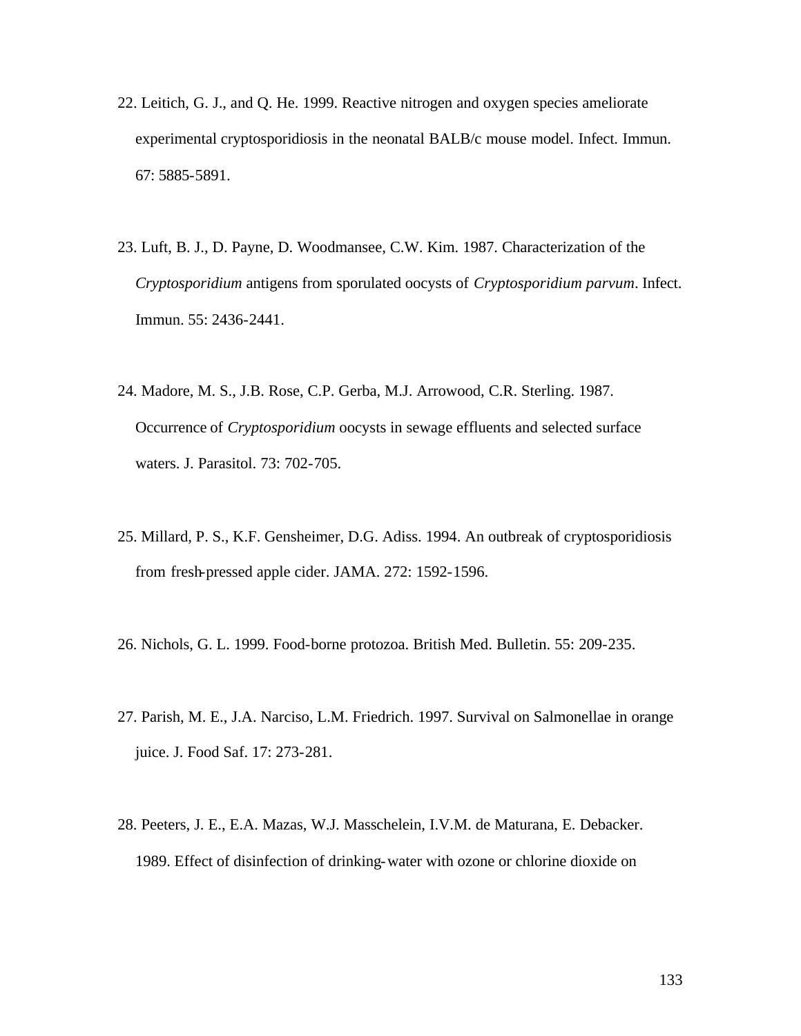22. Leitich, G. J., and Q. He. 1999. Reactive nitrogen and oxygen species ameliorate experimental cryptosporidiosis in the neonatal BALB/c mouse model. Infect. Immun. 67: 5885-5891.

23. Luft, B. J., D. Payne, D. Woodmansee, C.W. Kim. 1987. Characterization of the *Cryptosporidium* antigens from sporulated oocysts of *Cryptosporidium parvum*. Infect. Immun. 55: 2436-2441.

24. Madore, M. S., J.B. Rose, C.P. Gerba, M.J. Arrowood, C.R. Sterling. 1987. Occurrence of *Cryptosporidium* oocysts in sewage effluents and selected surface waters. J. Parasitol. 73: 702-705.

25. Millard, P. S., K.F. Gensheimer, D.G. Adiss. 1994. An outbreak of cryptosporidiosis from fresh-pressed apple cider. JAMA. 272: 1592-1596.

26. Nichols, G. L. 1999. Food-borne protozoa. British Med. Bulletin. 55: 209-235.

27. Parish, M. E., J.A. Narciso, L.M. Friedrich. 1997. Survival on Salmonellae in orange juice. J. Food Saf. 17: 273-281.

28. Peeters, J. E., E.A. Mazas, W.J. Masschelein, I.V.M. de Maturana, E. Debacker. 1989. Effect of disinfection of drinking-water with ozone or chlorine dioxide on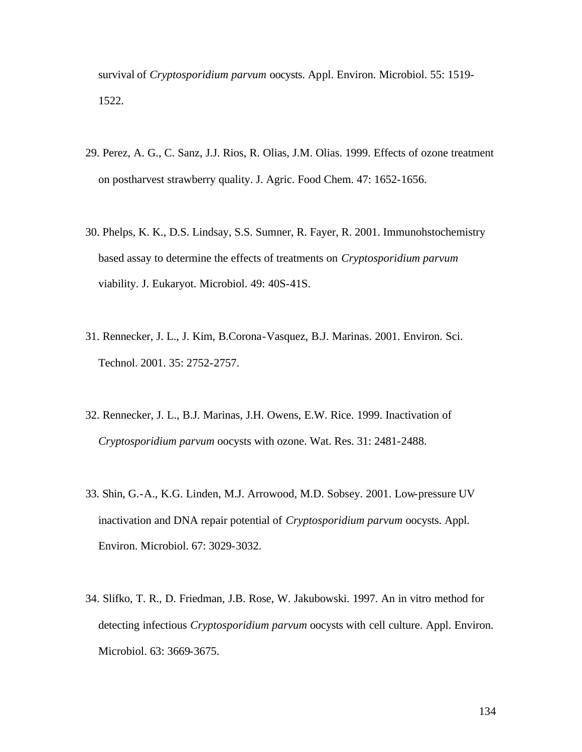survival of *Cryptosporidium parvum* oocysts. Appl. Environ. Microbiol. 55: 1519-1522.

29. Perez, A. G., C. Sanz, J.J. Rios, R. Olias, J.M. Olias. 1999. Effects of ozone treatment on postharvest strawberry quality. J. Agric. Food Chem. 47: 1652-1656.

30. Phelps, K. K., D.S. Lindsay, S.S. Sumner, R. Fayer, R. 2001. Immunohstochemistry based assay to determine the effects of treatments on *Cryptosporidium parvum* viability. J. Eukaryot. Microbiol. 49: 40S-41S.

31. Rennecker, J. L., J. Kim, B.Corona-Vasquez, B.J. Marinas. 2001. Environ. Sci. Technol. 2001. 35: 2752-2757.

32. Rennecker, J. L., B.J. Marinas, J.H. Owens, E.W. Rice. 1999. Inactivation of *Cryptosporidium parvum* oocysts with ozone. Wat. Res. 31: 2481-2488.

33. Shin, G.-A., K.G. Linden, M.J. Arrowood, M.D. Sobsey. 2001. Low-pressure UV inactivation and DNA repair potential of *Cryptosporidium parvum* oocysts. Appl. Environ. Microbiol. 67: 3029-3032.

34. Slifko, T. R., D. Friedman, J.B. Rose, W. Jakubowski. 1997. An in vitro method for detecting infectious *Cryptosporidium parvum* oocysts with cell culture. Appl. Environ. Microbiol. 63: 3669-3675.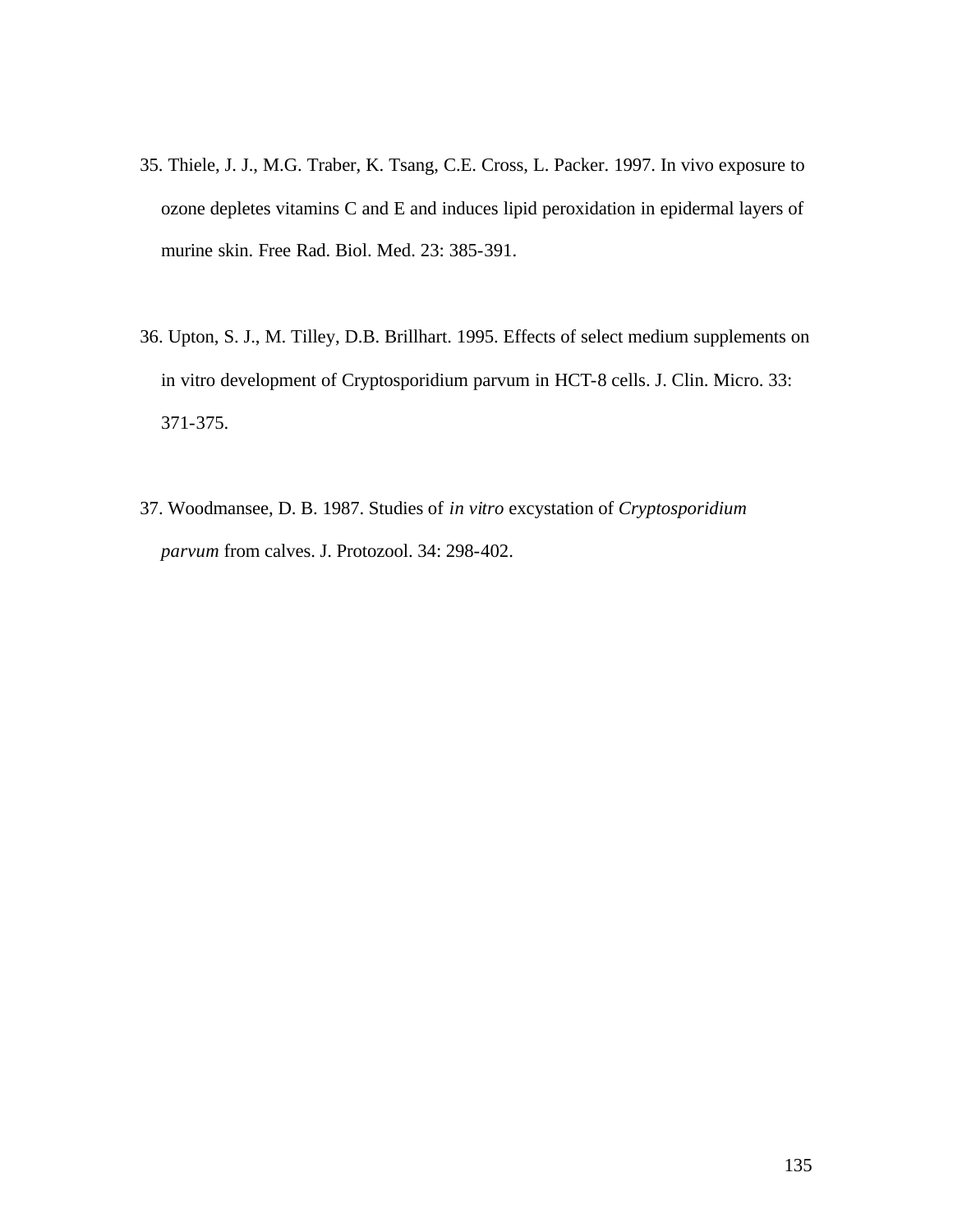35. Thiele, J. J., M.G. Traber, K. Tsang, C.E. Cross, L. Packer. 1997. In vivo exposure to ozone depletes vitamins C and E and induces lipid peroxidation in epidermal layers of murine skin. Free Rad. Biol. Med. 23: 385-391.

36. Upton, S. J., M. Tilley, D.B. Brillhart. 1995. Effects of select medium supplements on in vitro development of Cryptosporidium parvum in HCT-8 cells. J. Clin. Micro. 33: 371-375.

37. Woodmansee, D. B. 1987. Studies of *in vitro* excystation of *Cryptosporidium parvum* from calves. J. Protozool. 34: 298-402.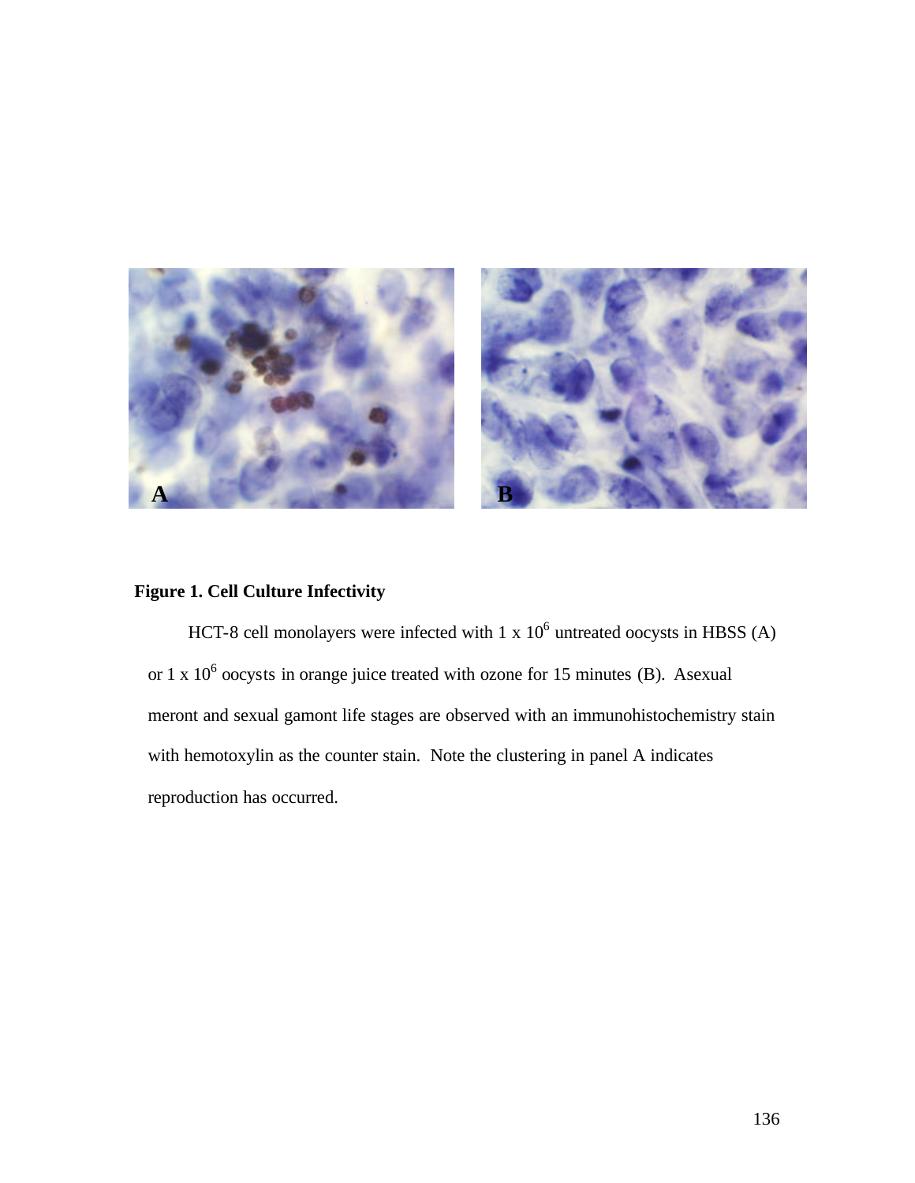**Figure 1. Cell Culture Infectivity**

HCT-8 cell monolayers were infected with 1 x $10^6$ untreated oocysts in HBSS (A) or 1 x $10^6$ oocysts in orange juice treated with ozone for 15 minutes (B). Asexual meront and sexual gamont life stages are observed with an immunohistochemistry stain with hemotoxylin as the counter stain. Note the clustering in panel A indicates reproduction has occurred.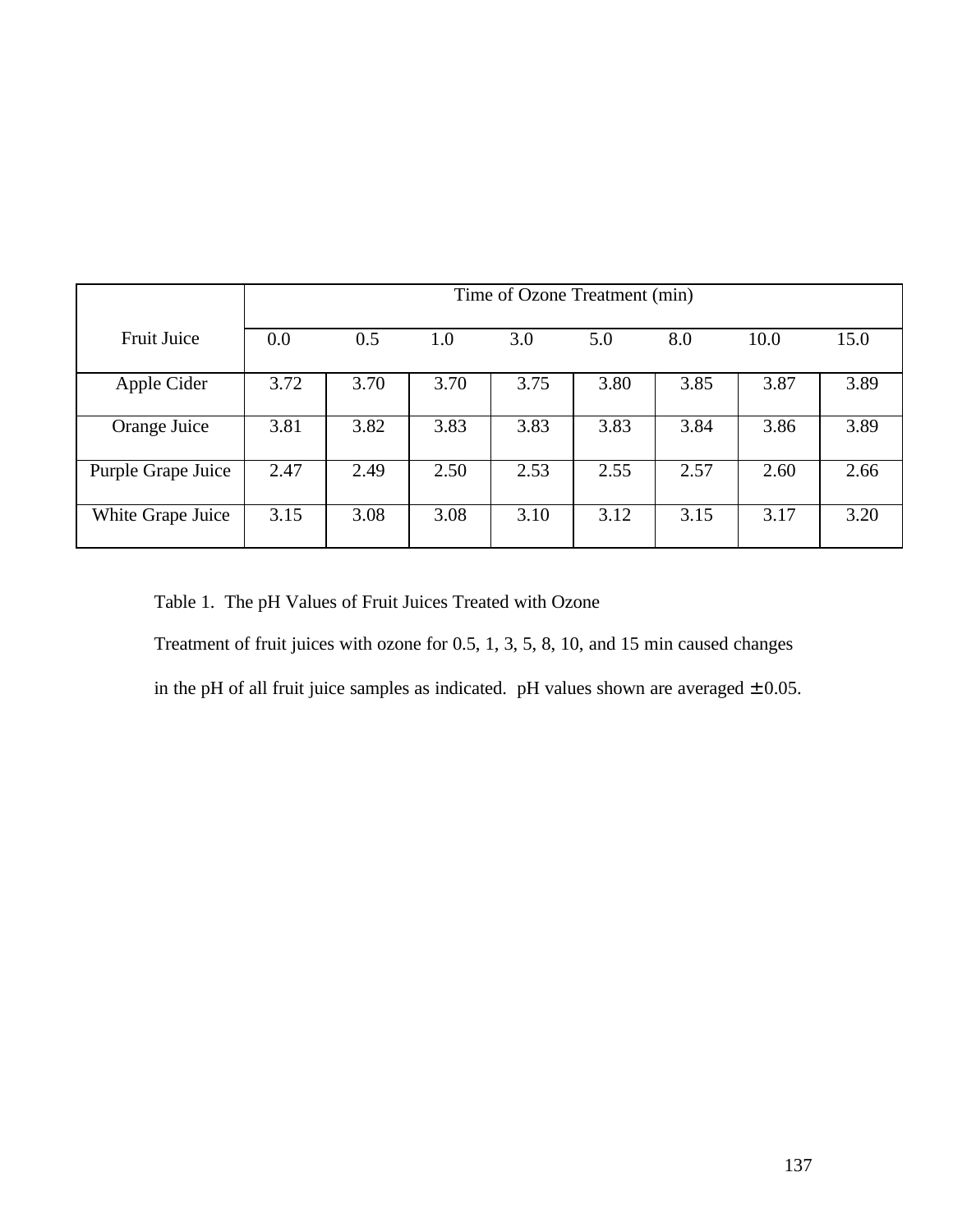| Fruit Juice | Time of Ozone Treatment (min) | | | | | | | |
|---|---|---|---|---|---|---|---|---|
| | 0.0 | 0.5 | 1.0 | 3.0 | 5.0 | 8.0 | 10.0 | 15.0 |
| Apple Cider | 3.72 | 3.70 | 3.70 | 3.75 | 3.80 | 3.85 | 3.87 | 3.89 |
| Orange Juice | 3.81 | 3.82 | 3.83 | 3.83 | 3.83 | 3.84 | 3.86 | 3.89 |
| Purple Grape Juice | 2.47 | 2.49 | 2.50 | 2.53 | 2.55 | 2.57 | 2.60 | 2.66 |
| White Grape Juice | 3.15 | 3.08 | 3.08 | 3.10 | 3.12 | 3.15 | 3.17 | 3.20 |

Table 1. The pH Values of Fruit Juices Treated with Ozone

Treatment of fruit juices with ozone for 0.5, 1, 3, 5, 8, 10, and 15 min caused changes in the pH of all fruit juice samples as indicated. pH values shown are averaged $\pm$ 0.05.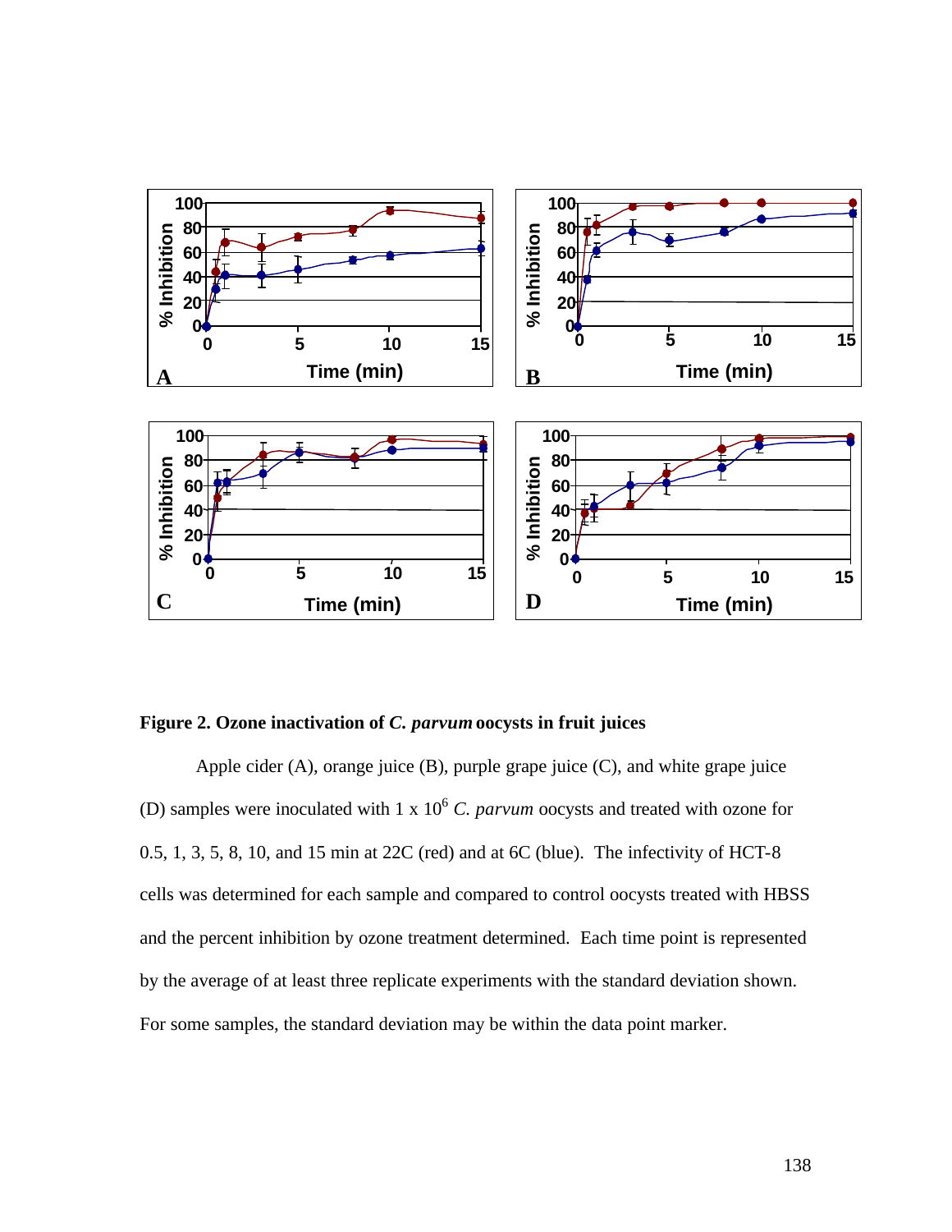**Figure 2. Ozone inactivation of *C. parvum* oocysts in fruit juices**

Apple cider (A), orange juice (B), purple grape juice (C), and white grape juice (D) samples were inoculated with 1 x $10^6$ *C. parvum* oocysts and treated with ozone for 0.5, 1, 3, 5, 8, 10, and 15 min at 22C (red) and at 6C (blue). The infectivity of HCT-8 cells was determined for each sample and compared to control oocysts treated with HBSS and the percent inhibition by ozone treatment determined. Each time point is represented by the average of at least three replicate experiments with the standard deviation shown. For some samples, the standard deviation may be within the data point marker.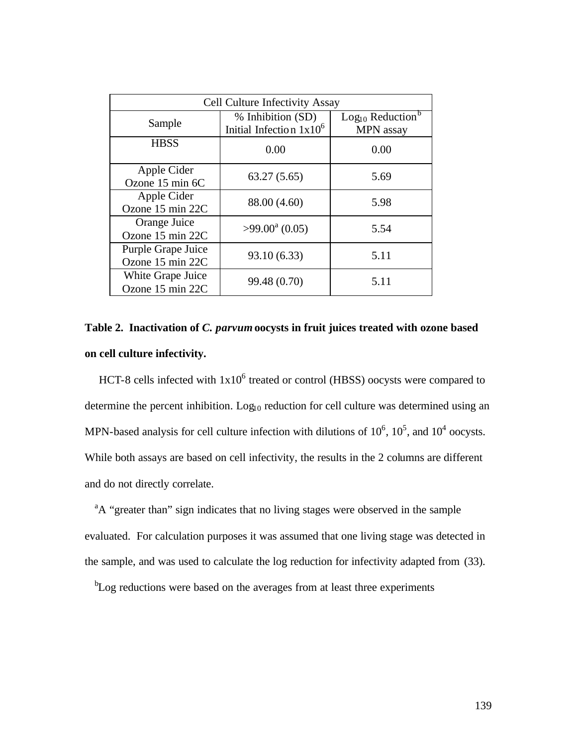| Cell Culture Infectivity Assay | | |
|---|---|---|
| Sample | % Inhibition (SD) Initial Infection $1x10^6$ | $Log_{10}$ Reduction[b] MPN assay |
| HBSS | 0.00 | 0.00 |
| Apple Cider Ozone 15 min 6C | 63.27 (5.65) | 5.69 |
| Apple Cider Ozone 15 min 22C | 88.00 (4.60) | 5.98 |
| Orange Juice Ozone 15 min 22C | >99.00[a] (0.05) | 5.54 |
| Purple Grape Juice Ozone 15 min 22C | 93.10 (6.33) | 5.11 |
| White Grape Juice Ozone 15 min 22C | 99.48 (0.70) | 5.11 |

**Table 2. Inactivation of *C. parvum* oocysts in fruit juices treated with ozone based on cell culture infectivity.**

HCT-8 cells infected with $1x10^6$ treated or control (HBSS) oocysts were compared to determine the percent inhibition. $Log_{10}$ reduction for cell culture was determined using an MPN-based analysis for cell culture infection with dilutions of $10^6$, $10^5$, and $10^4$ oocysts. While both assays are based on cell infectivity, the results in the 2 columns are different and do not directly correlate.

[a]A "greater than" sign indicates that no living stages were observed in the sample evaluated. For calculation purposes it was assumed that one living stage was detected in the sample, and was used to calculate the log reduction for infectivity adapted from (33).

[b]Log reductions were based on the averages from at least three experiments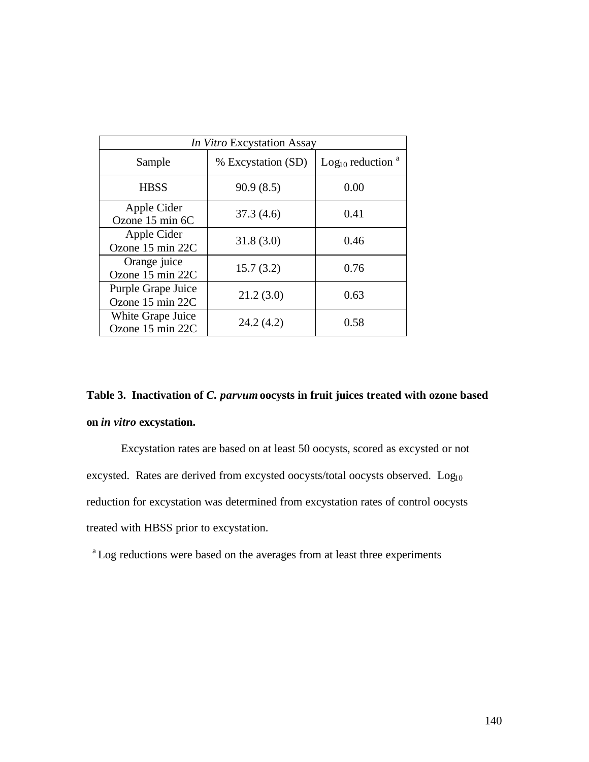| *In Vitro* Excystation Assay | | |
|---|---|---|
| Sample | % Excystation (SD) | $Log_{10}$ reduction [a] |
| HBSS | 90.9 (8.5) | 0.00 |
| Apple Cider Ozone 15 min 6C | 37.3 (4.6) | 0.41 |
| Apple Cider Ozone 15 min 22C | 31.8 (3.0) | 0.46 |
| Orange juice Ozone 15 min 22C | 15.7 (3.2) | 0.76 |
| Purple Grape Juice Ozone 15 min 22C | 21.2 (3.0) | 0.63 |
| White Grape Juice Ozone 15 min 22C | 24.2 (4.2) | 0.58 |

**Table 3. Inactivation of *C. parvum* oocysts in fruit juices treated with ozone based on *in vitro* excystation.**

Excystation rates are based on at least 50 oocysts, scored as excysted or not excysted. Rates are derived from excysted oocysts/total oocysts observed. $Log_{10}$ reduction for excystation was determined from excystation rates of control oocysts treated with HBSS prior to excystation.

[a] Log reductions were based on the averages from at least three experiments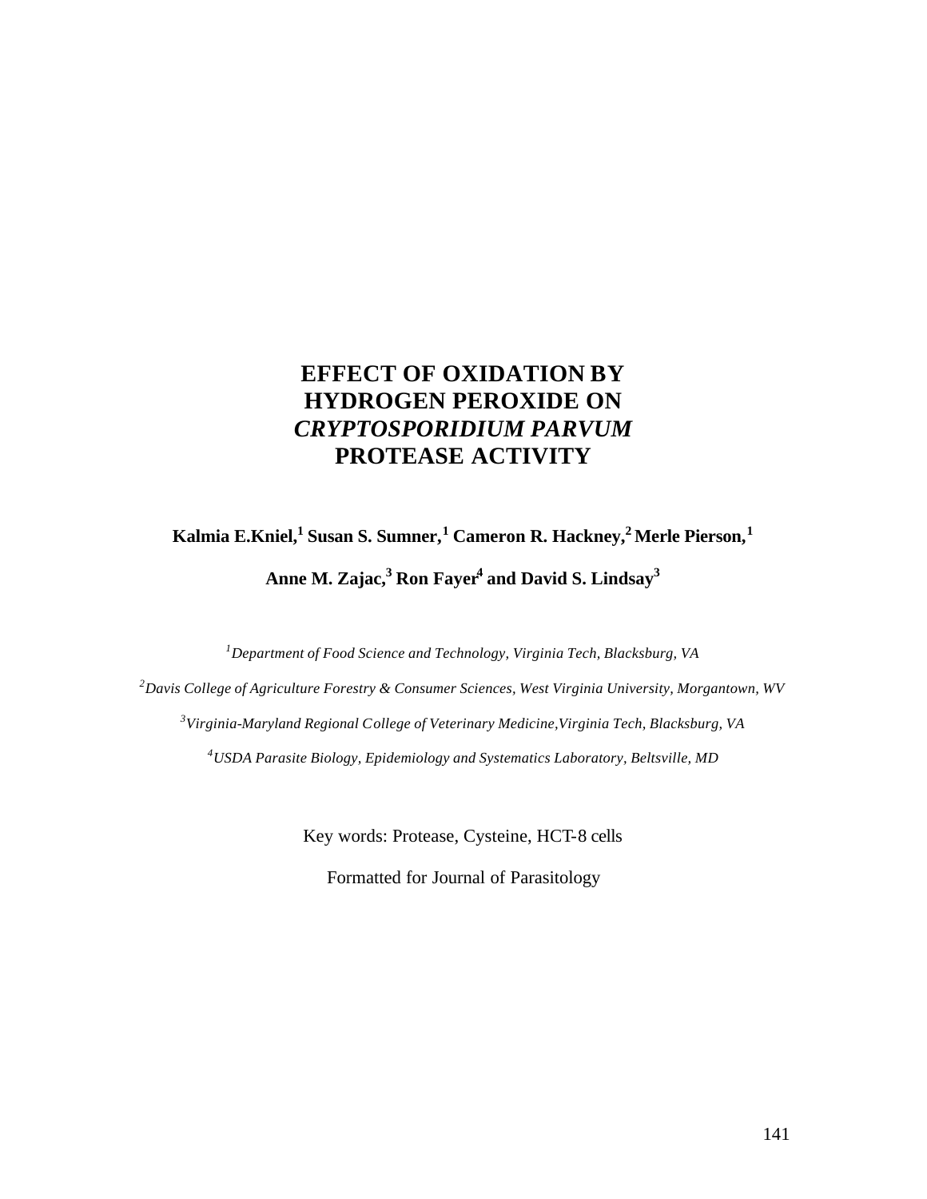# EFFECT OF OXIDATION BY HYDROGEN PEROXIDE ON *CRYPTOSPORIDIUM PARVUM* PROTEASE ACTIVITY

**Kalmia E.Kniel,[1] Susan S. Sumner,[1] Cameron R. Hackney,[2] Merle Pierson,[1]**

**Anne M. Zajac,[3] Ron Fayer[4] and David S. Lindsay[3]**

[1] *Department of Food Science and Technology, Virginia Tech, Blacksburg, VA*

[2] *Davis College of Agriculture Forestry & Consumer Sciences, West Virginia University, Morgantown, WV*

[3] *Virginia-Maryland Regional College of Veterinary Medicine, Virginia Tech, Blacksburg, VA*

[4] *USDA Parasite Biology, Epidemiology and Systematics Laboratory, Beltsville, MD*

Key words: Protease, Cysteine, HCT-8 cells

Formatted for Journal of Parasitology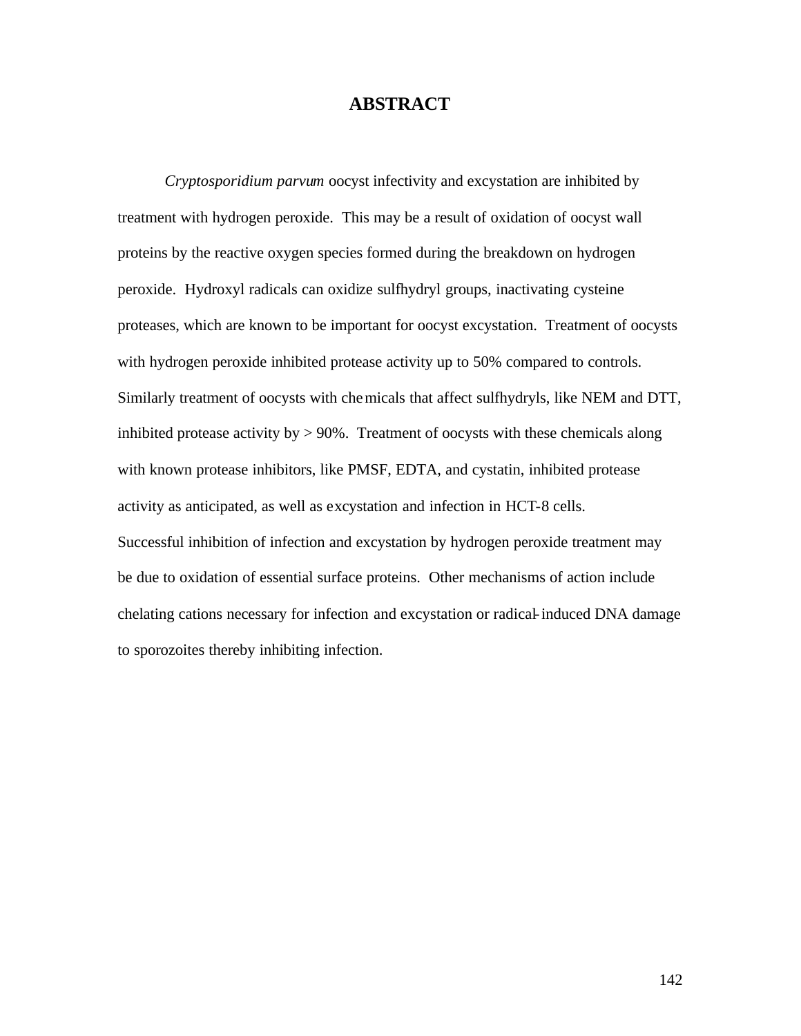# ABSTRACT

*Cryptosporidium parvum* oocyst infectivity and excystation are inhibited by treatment with hydrogen peroxide. This may be a result of oxidation of oocyst wall proteins by the reactive oxygen species formed during the breakdown on hydrogen peroxide. Hydroxyl radicals can oxidize sulfhydryl groups, inactivating cysteine proteases, which are known to be important for oocyst excystation. Treatment of oocysts with hydrogen peroxide inhibited protease activity up to 50% compared to controls. Similarly treatment of oocysts with chemicals that affect sulfhydryls, like NEM and DTT, inhibited protease activity by > 90%. Treatment of oocysts with these chemicals along with known protease inhibitors, like PMSF, EDTA, and cystatin, inhibited protease activity as anticipated, as well as excystation and infection in HCT-8 cells. Successful inhibition of infection and excystation by hydrogen peroxide treatment may be due to oxidation of essential surface proteins. Other mechanisms of action include chelating cations necessary for infection and excystation or radical-induced DNA damage to sporozoites thereby inhibiting infection.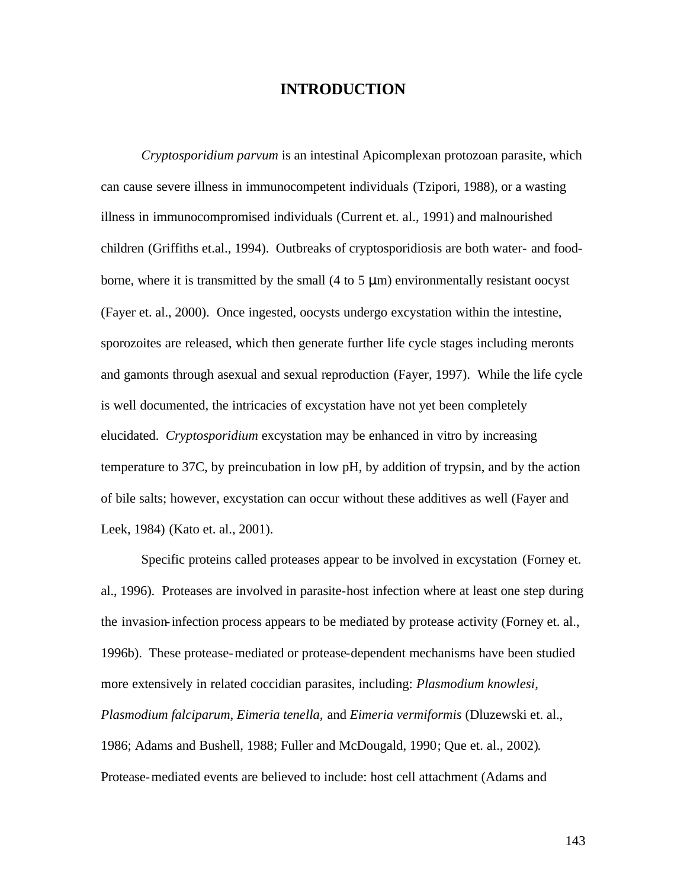# INTRODUCTION

*Cryptosporidium parvum* is an intestinal Apicomplexan protozoan parasite, which can cause severe illness in immunocompetent individuals (Tzipori, 1988), or a wasting illness in immunocompromised individuals (Current et. al., 1991) and malnourished children (Griffiths et.al., 1994). Outbreaks of cryptosporidiosis are both water- and food-borne, where it is transmitted by the small (4 to 5 μm) environmentally resistant oocyst (Fayer et. al., 2000). Once ingested, oocysts undergo excystation within the intestine, sporozoites are released, which then generate further life cycle stages including meronts and gamonts through asexual and sexual reproduction (Fayer, 1997). While the life cycle is well documented, the intricacies of excystation have not yet been completely elucidated. *Cryptosporidium* excystation may be enhanced in vitro by increasing temperature to 37C, by preincubation in low pH, by addition of trypsin, and by the action of bile salts; however, excystation can occur without these additives as well (Fayer and Leek, 1984) (Kato et. al., 2001).

Specific proteins called proteases appear to be involved in excystation (Forney et. al., 1996). Proteases are involved in parasite-host infection where at least one step during the invasion-infection process appears to be mediated by protease activity (Forney et. al., 1996b). These protease-mediated or protease-dependent mechanisms have been studied more extensively in related coccidian parasites, including: *Plasmodium knowlesi, Plasmodium falciparum, Eimeria tenella,* and *Eimeria vermiformis* (Dluzewski et. al., 1986; Adams and Bushell, 1988; Fuller and McDougald, 1990; Que et. al., 2002). Protease-mediated events are believed to include: host cell attachment (Adams and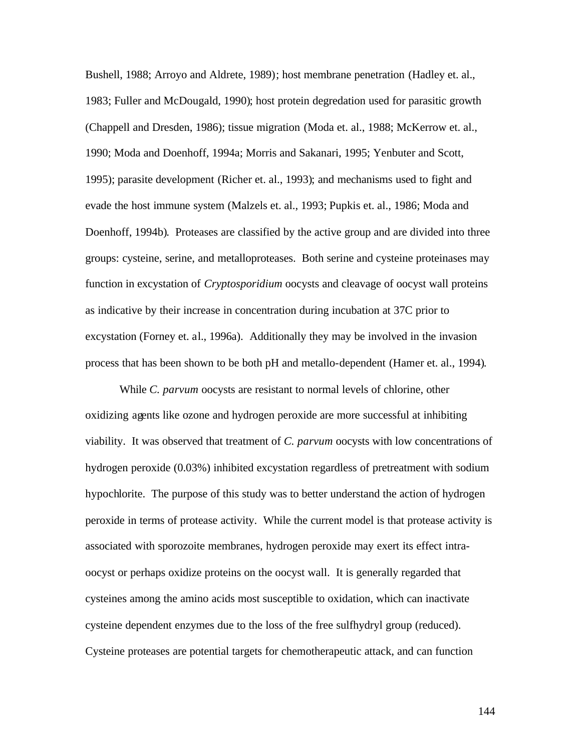Bushell, 1988; Arroyo and Aldrete, 1989); host membrane penetration (Hadley et. al., 1983; Fuller and McDougald, 1990); host protein degredation used for parasitic growth (Chappell and Dresden, 1986); tissue migration (Moda et. al., 1988; McKerrow et. al., 1990; Moda and Doenhoff, 1994a; Morris and Sakanari, 1995; Yenbuter and Scott, 1995); parasite development (Richer et. al., 1993); and mechanisms used to fight and evade the host immune system (Malzels et. al., 1993; Pupkis et. al., 1986; Moda and Doenhoff, 1994b). Proteases are classified by the active group and are divided into three groups: cysteine, serine, and metalloproteases. Both serine and cysteine proteinases may function in excystation of *Cryptosporidium* oocysts and cleavage of oocyst wall proteins as indicative by their increase in concentration during incubation at 37C prior to excystation (Forney et. al., 1996a). Additionally they may be involved in the invasion process that has been shown to be both pH and metallo-dependent (Hamer et. al., 1994).

While *C. parvum* oocysts are resistant to normal levels of chlorine, other oxidizing agents like ozone and hydrogen peroxide are more successful at inhibiting viability. It was observed that treatment of *C. parvum* oocysts with low concentrations of hydrogen peroxide (0.03%) inhibited excystation regardless of pretreatment with sodium hypochlorite. The purpose of this study was to better understand the action of hydrogen peroxide in terms of protease activity. While the current model is that protease activity is associated with sporozoite membranes, hydrogen peroxide may exert its effect intra-oocyst or perhaps oxidize proteins on the oocyst wall. It is generally regarded that cysteines among the amino acids most susceptible to oxidation, which can inactivate cysteine dependent enzymes due to the loss of the free sulfhydryl group (reduced). Cysteine proteases are potential targets for chemotherapeutic attack, and can function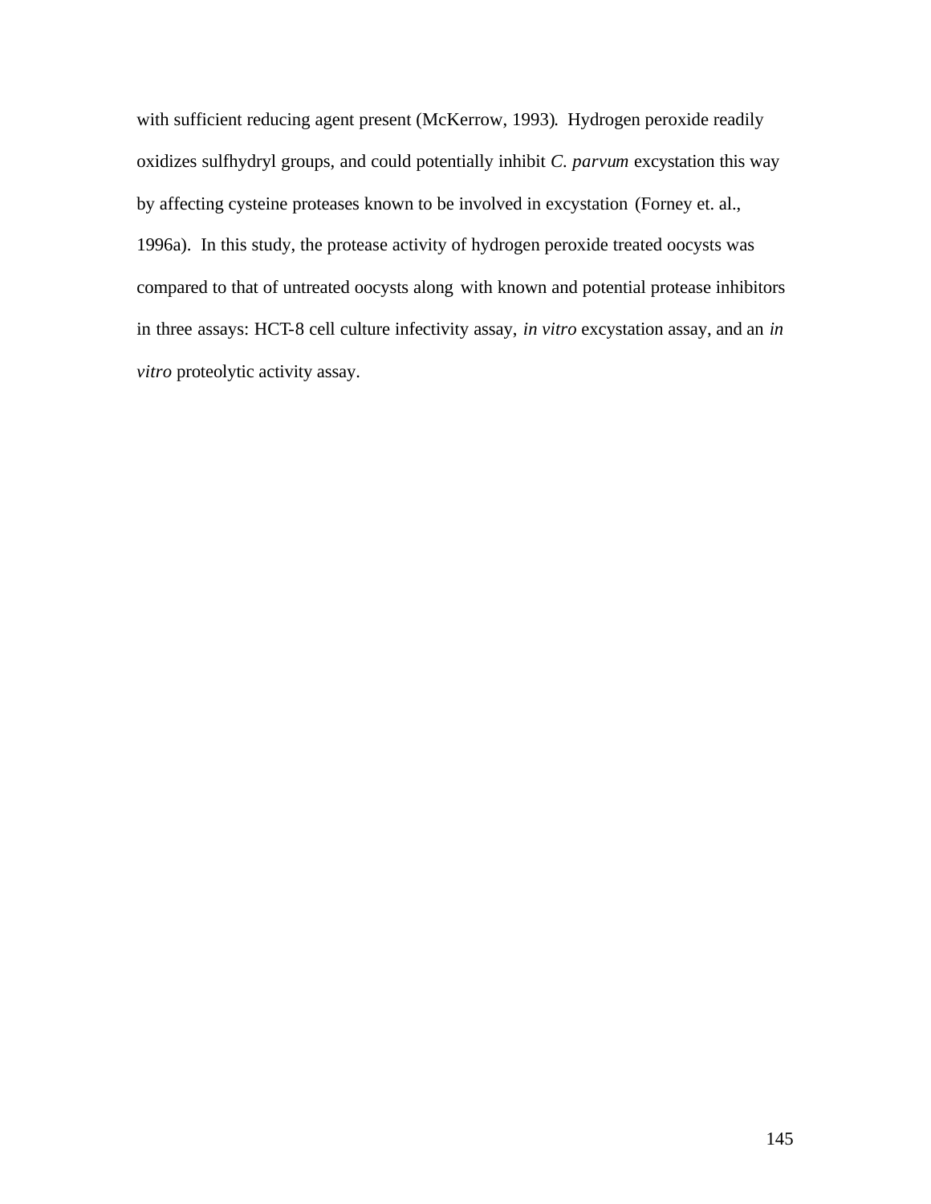with sufficient reducing agent present (McKerrow, 1993). Hydrogen peroxide readily oxidizes sulfhydryl groups, and could potentially inhibit *C. parvum* excystation this way by affecting cysteine proteases known to be involved in excystation (Forney et. al., 1996a). In this study, the protease activity of hydrogen peroxide treated oocysts was compared to that of untreated oocysts along with known and potential protease inhibitors in three assays: HCT-8 cell culture infectivity assay, *in vitro* excystation assay, and an *in vitro* proteolytic activity assay.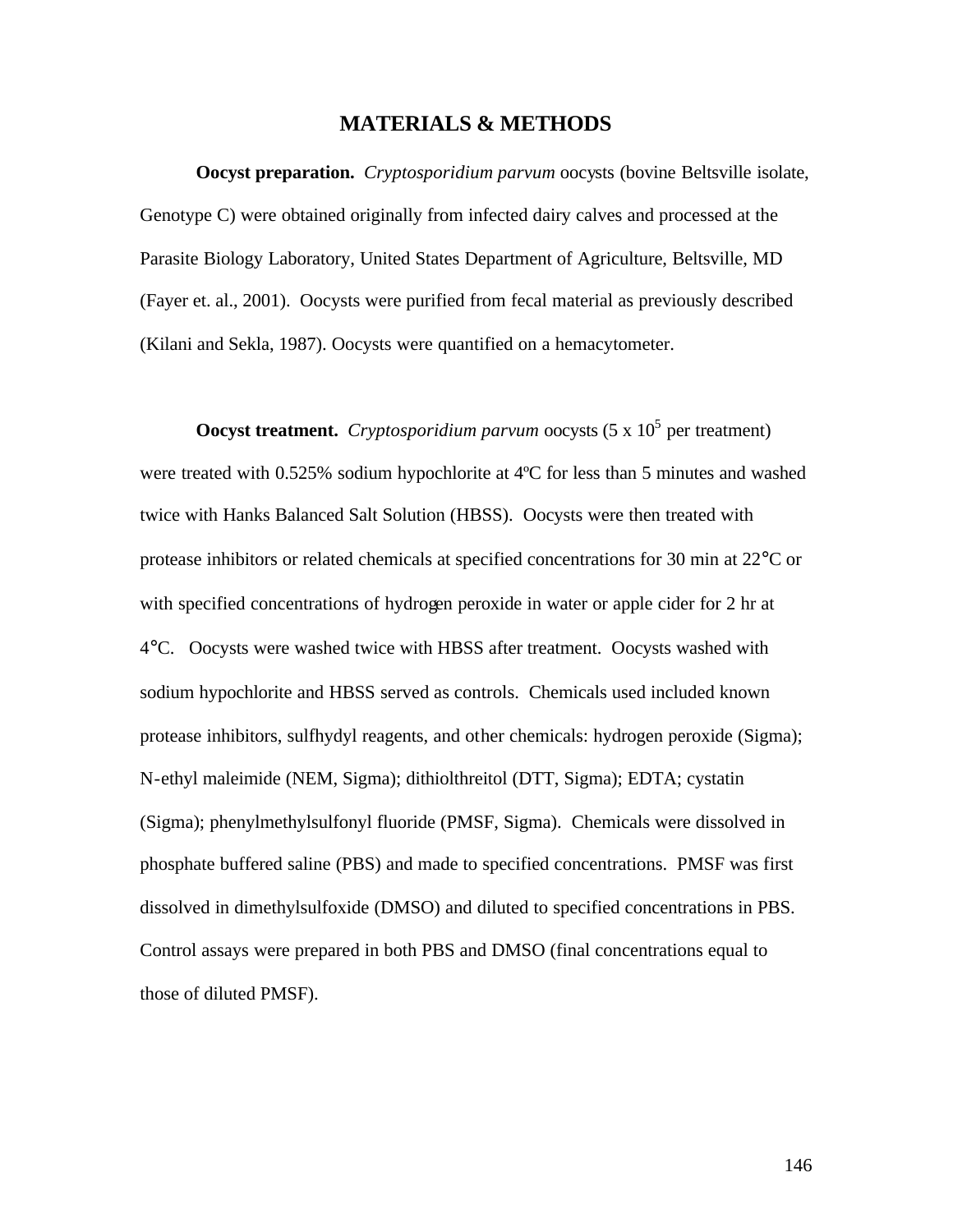# MATERIALS & METHODS

**Oocyst preparation.** *Cryptosporidium parvum* oocysts (bovine Beltsville isolate, Genotype C) were obtained originally from infected dairy calves and processed at the Parasite Biology Laboratory, United States Department of Agriculture, Beltsville, MD (Fayer et. al., 2001). Oocysts were purified from fecal material as previously described (Kilani and Sekla, 1987). Oocysts were quantified on a hemacytometer.

**Oocyst treatment.** *Cryptosporidium parvum* oocysts ($5 \times 10^5$ per treatment) were treated with 0.525% sodium hypochlorite at 4ºC for less than 5 minutes and washed twice with Hanks Balanced Salt Solution (HBSS). Oocysts were then treated with protease inhibitors or related chemicals at specified concentrations for 30 min at 22°C or with specified concentrations of hydrogen peroxide in water or apple cider for 2 hr at 4°C. Oocysts were washed twice with HBSS after treatment. Oocysts washed with sodium hypochlorite and HBSS served as controls. Chemicals used included known protease inhibitors, sulfhydyl reagents, and other chemicals: hydrogen peroxide (Sigma); N-ethyl maleimide (NEM, Sigma); dithiolthreitol (DTT, Sigma); EDTA; cystatin (Sigma); phenylmethylsulfonyl fluoride (PMSF, Sigma). Chemicals were dissolved in phosphate buffered saline (PBS) and made to specified concentrations. PMSF was first dissolved in dimethylsulfoxide (DMSO) and diluted to specified concentrations in PBS. Control assays were prepared in both PBS and DMSO (final concentrations equal to those of diluted PMSF).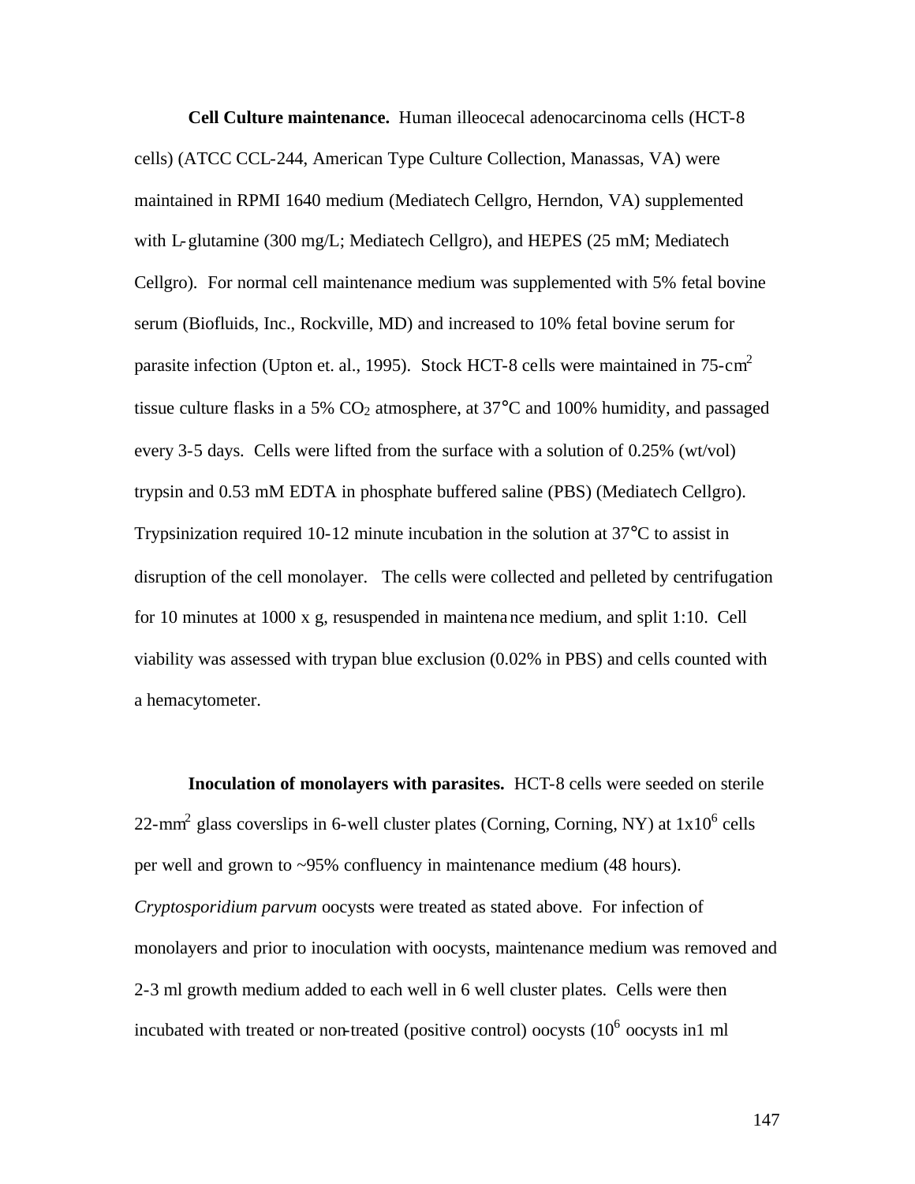**Cell Culture maintenance.** Human illeocecal adenocarcinoma cells (HCT-8 cells) (ATCC CCL-244, American Type Culture Collection, Manassas, VA) were maintained in RPMI 1640 medium (Mediatech Cellgro, Herndon, VA) supplemented with L-glutamine (300 mg/L; Mediatech Cellgro), and HEPES (25 mM; Mediatech Cellgro). For normal cell maintenance medium was supplemented with 5% fetal bovine serum (Biofluids, Inc., Rockville, MD) and increased to 10% fetal bovine serum for parasite infection (Upton et. al., 1995). Stock HCT-8 cells were maintained in 75-$cm^2$ tissue culture flasks in a 5% $CO_2$ atmosphere, at 37°C and 100% humidity, and passaged every 3-5 days. Cells were lifted from the surface with a solution of 0.25% (wt/vol) trypsin and 0.53 mM EDTA in phosphate buffered saline (PBS) (Mediatech Cellgro). Trypsinization required 10-12 minute incubation in the solution at 37°C to assist in disruption of the cell monolayer. The cells were collected and pelleted by centrifugation for 10 minutes at 1000 x g, resuspended in maintenance medium, and split 1:10. Cell viability was assessed with trypan blue exclusion (0.02% in PBS) and cells counted with a hemacytometer.

**Inoculation of monolayers with parasites.** HCT-8 cells were seeded on sterile 22-$mm^2$ glass coverslips in 6-well cluster plates (Corning, Corning, NY) at $1x10^6$ cells per well and grown to ~95% confluency in maintenance medium (48 hours). *Cryptosporidium parvum* oocysts were treated as stated above. For infection of monolayers and prior to inoculation with oocysts, maintenance medium was removed and 2-3 ml growth medium added to each well in 6 well cluster plates. Cells were then incubated with treated or non-treated (positive control) oocysts ($10^6$ oocysts in1 ml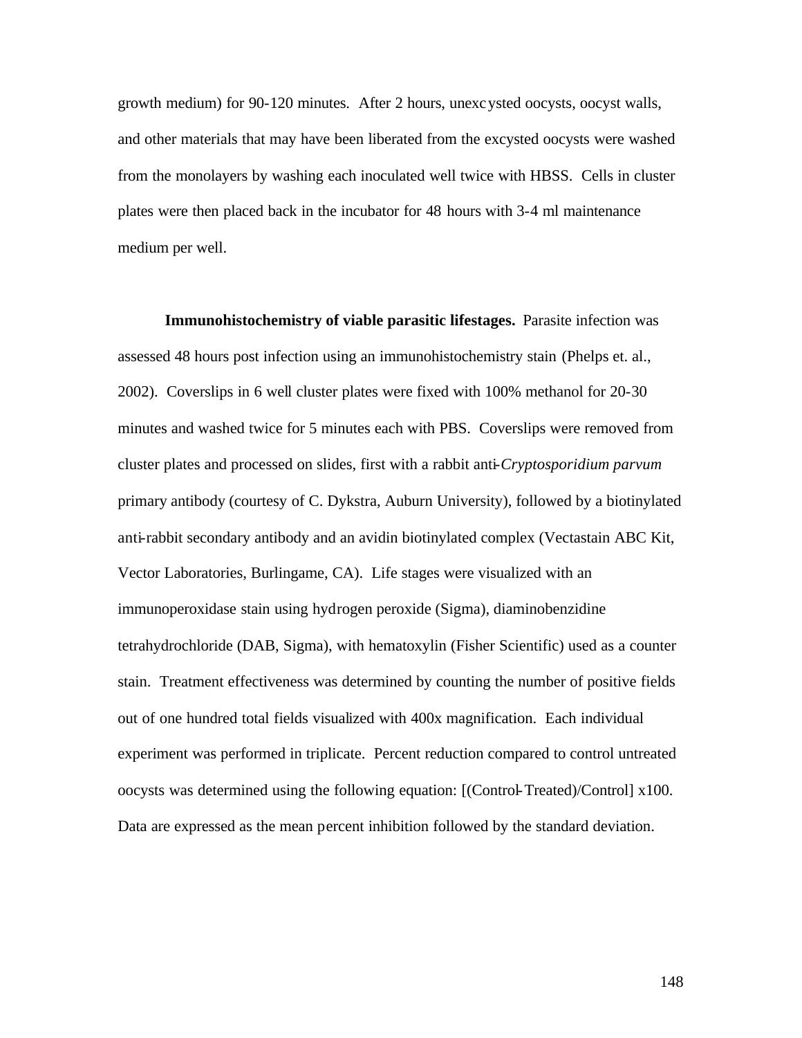growth medium) for 90-120 minutes. After 2 hours, unexcysted oocysts, oocyst walls, and other materials that may have been liberated from the excysted oocysts were washed from the monolayers by washing each inoculated well twice with HBSS. Cells in cluster plates were then placed back in the incubator for 48 hours with 3-4 ml maintenance medium per well.

**Immunohistochemistry of viable parasitic lifestages.** Parasite infection was assessed 48 hours post infection using an immunohistochemistry stain (Phelps et. al., 2002). Coverslips in 6 well cluster plates were fixed with 100% methanol for 20-30 minutes and washed twice for 5 minutes each with PBS. Coverslips were removed from cluster plates and processed on slides, first with a rabbit anti-*Cryptosporidium parvum* primary antibody (courtesy of C. Dykstra, Auburn University), followed by a biotinylated anti-rabbit secondary antibody and an avidin biotinylated complex (Vectastain ABC Kit, Vector Laboratories, Burlingame, CA). Life stages were visualized with an immunoperoxidase stain using hydrogen peroxide (Sigma), diaminobenzidine tetrahydrochloride (DAB, Sigma), with hematoxylin (Fisher Scientific) used as a counter stain. Treatment effectiveness was determined by counting the number of positive fields out of one hundred total fields visualized with 400x magnification. Each individual experiment was performed in triplicate. Percent reduction compared to control untreated oocysts was determined using the following equation: [(Control-Treated)/Control] x100. Data are expressed as the mean percent inhibition followed by the standard deviation.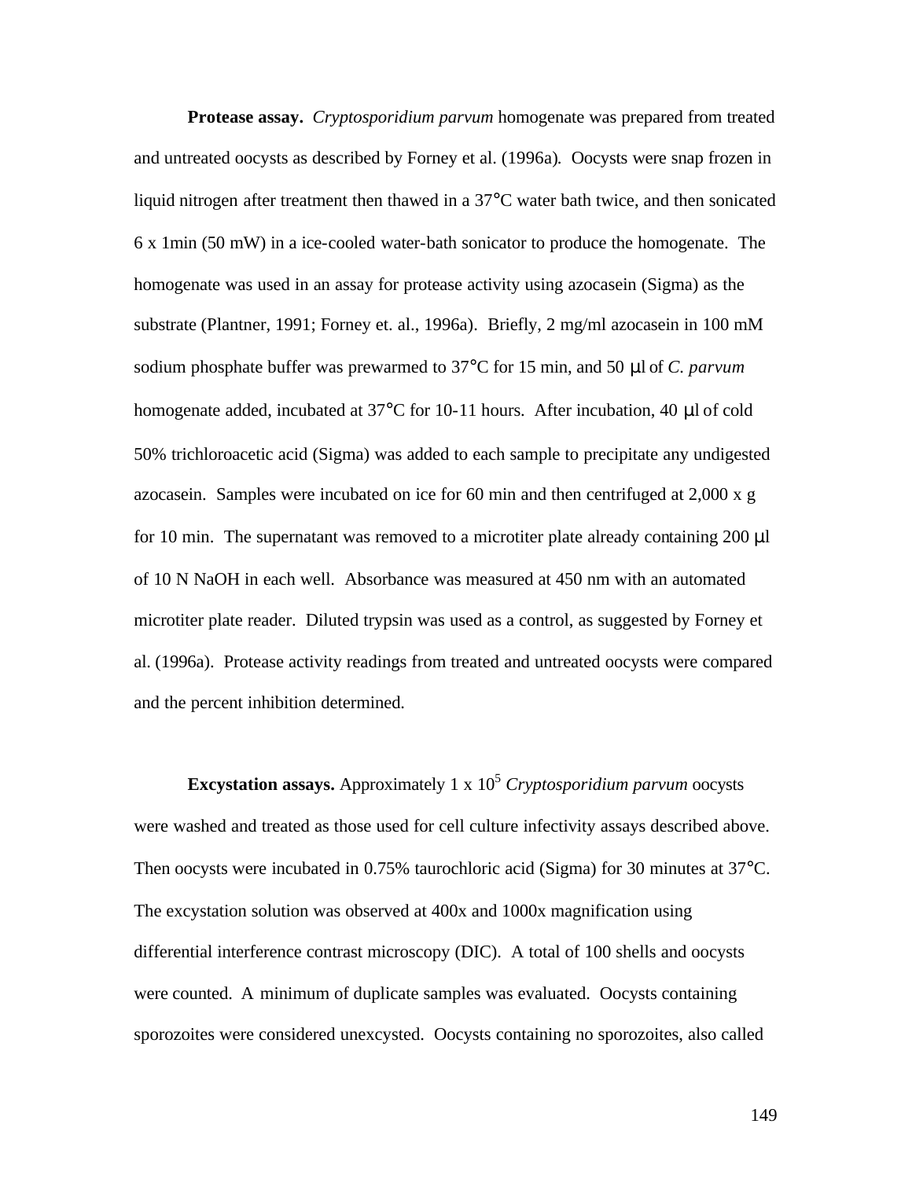**Protease assay.** *Cryptosporidium parvum* homogenate was prepared from treated and untreated oocysts as described by Forney et al. (1996a). Oocysts were snap frozen in liquid nitrogen after treatment then thawed in a 37°C water bath twice, and then sonicated 6 x 1min (50 mW) in a ice-cooled water-bath sonicator to produce the homogenate. The homogenate was used in an assay for protease activity using azocasein (Sigma) as the substrate (Plantner, 1991; Forney et. al., 1996a). Briefly, 2 mg/ml azocasein in 100 mM sodium phosphate buffer was prewarmed to 37°C for 15 min, and 50 µl of *C. parvum* homogenate added, incubated at 37°C for 10-11 hours. After incubation, 40 µl of cold 50% trichloroacetic acid (Sigma) was added to each sample to precipitate any undigested azocasein. Samples were incubated on ice for 60 min and then centrifuged at 2,000 x g for 10 min. The supernatant was removed to a microtiter plate already containing 200 µl of 10 N NaOH in each well. Absorbance was measured at 450 nm with an automated microtiter plate reader. Diluted trypsin was used as a control, as suggested by Forney et al. (1996a). Protease activity readings from treated and untreated oocysts were compared and the percent inhibition determined.

**Excystation assays.** Approximately 1 x $10^5$ *Cryptosporidium parvum* oocysts were washed and treated as those used for cell culture infectivity assays described above. Then oocysts were incubated in 0.75% taurochloric acid (Sigma) for 30 minutes at 37°C. The excystation solution was observed at 400x and 1000x magnification using differential interference contrast microscopy (DIC). A total of 100 shells and oocysts were counted. A minimum of duplicate samples was evaluated. Oocysts containing sporozoites were considered unexcysted. Oocysts containing no sporozoites, also called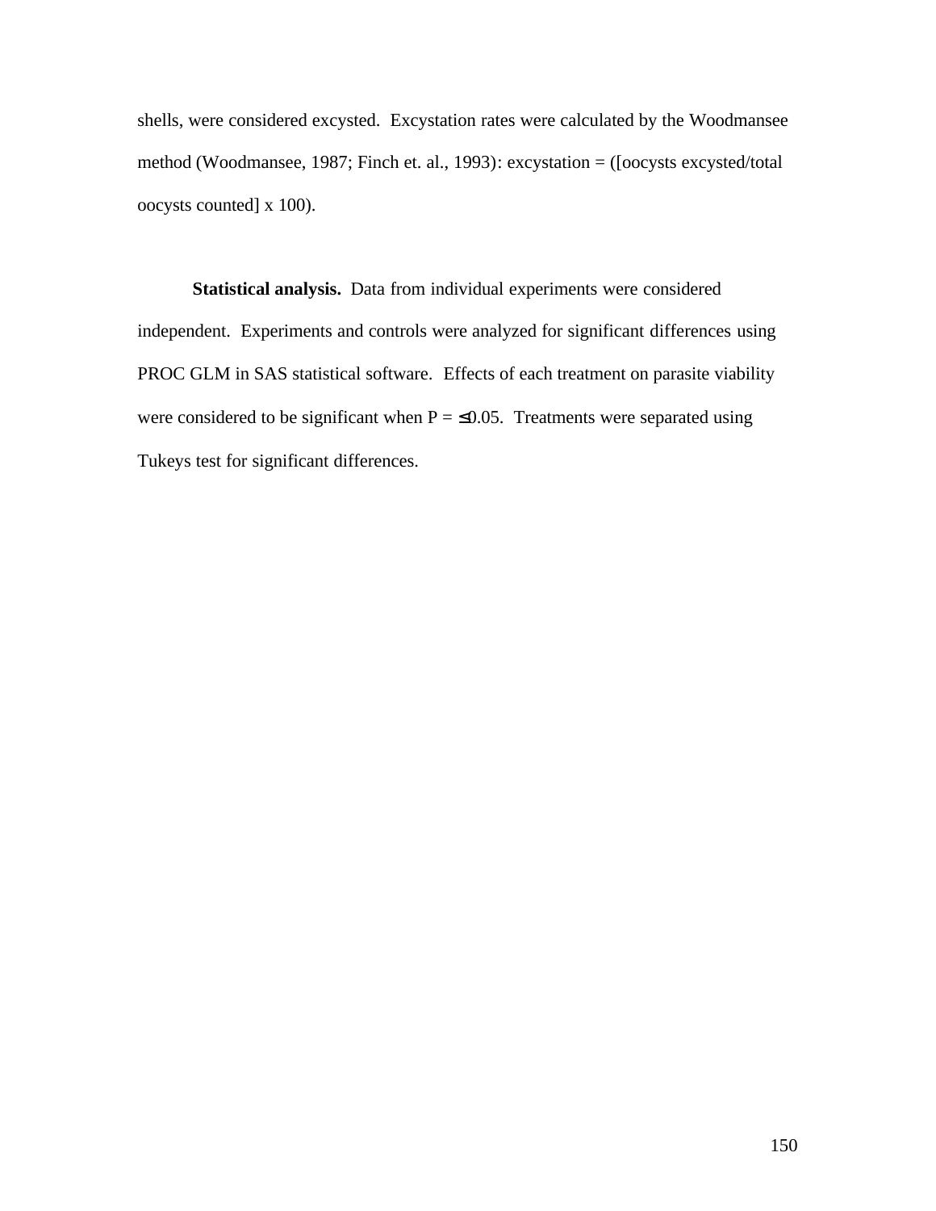shells, were considered excysted. Excystation rates were calculated by the Woodmansee method (Woodmansee, 1987; Finch et. al., 1993): excystation = ([oocysts excysted/total oocysts counted] x 100).

**Statistical analysis.** Data from individual experiments were considered independent. Experiments and controls were analyzed for significant differences using PROC GLM in SAS statistical software. Effects of each treatment on parasite viability were considered to be significant when $P = \leq 0.05$. Treatments were separated using Tukeys test for significant differences.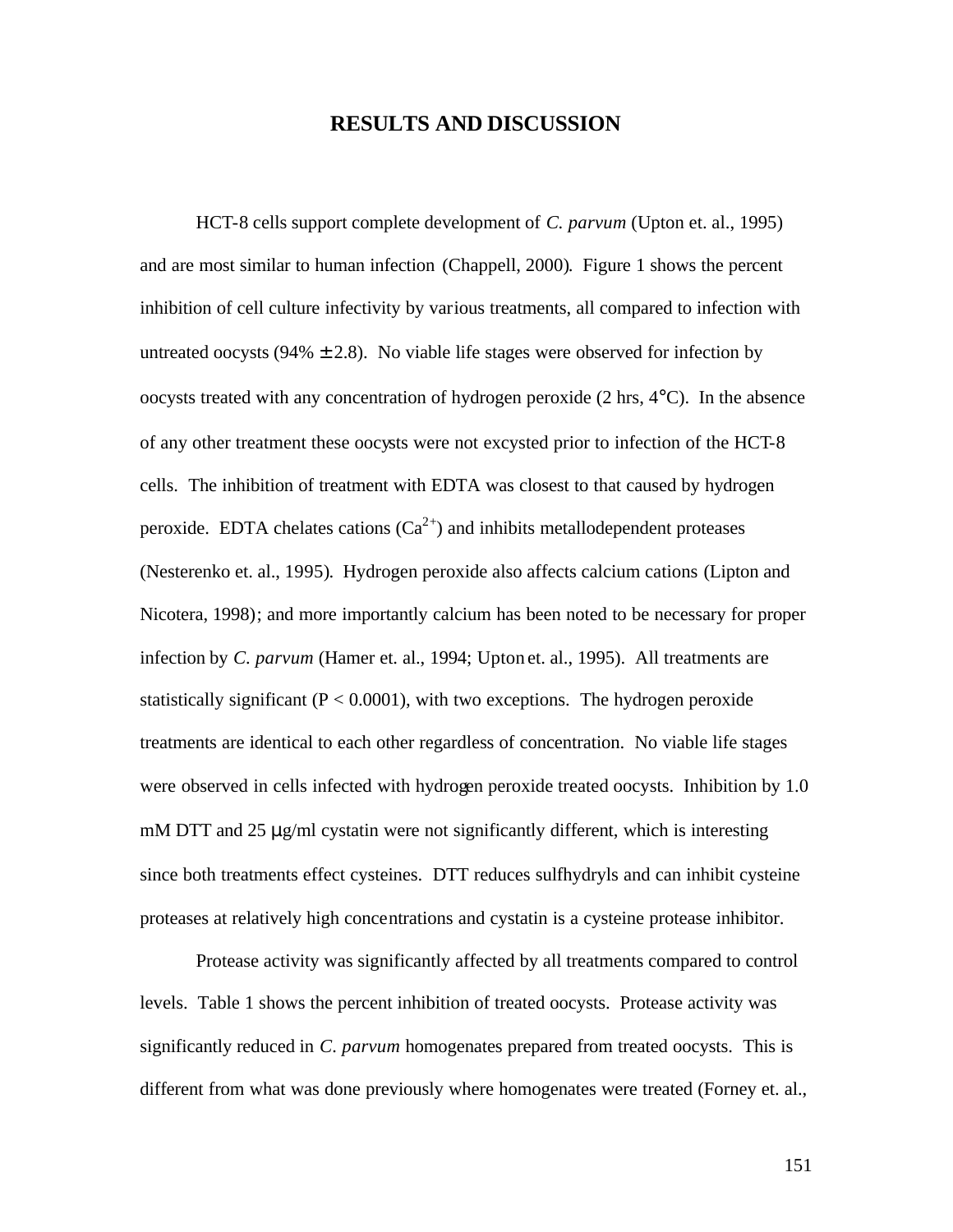# RESULTS AND DISCUSSION

HCT-8 cells support complete development of *C. parvum* (Upton et. al., 1995) and are most similar to human infection (Chappell, 2000). Figure 1 shows the percent inhibition of cell culture infectivity by various treatments, all compared to infection with untreated oocysts (94% ± 2.8). No viable life stages were observed for infection by oocysts treated with any concentration of hydrogen peroxide (2 hrs, 4°C). In the absence of any other treatment these oocysts were not excysted prior to infection of the HCT-8 cells. The inhibition of treatment with EDTA was closest to that caused by hydrogen peroxide. EDTA chelates cations ($Ca^{2+}$) and inhibits metallodependent proteases (Nesterenko et. al., 1995). Hydrogen peroxide also affects calcium cations (Lipton and Nicotera, 1998); and more importantly calcium has been noted to be necessary for proper infection by *C. parvum* (Hamer et. al., 1994; Upton et. al., 1995). All treatments are statistically significant ($P < 0.0001$), with two exceptions. The hydrogen peroxide treatments are identical to each other regardless of concentration. No viable life stages were observed in cells infected with hydrogen peroxide treated oocysts. Inhibition by 1.0 mM DTT and 25 µg/ml cystatin were not significantly different, which is interesting since both treatments effect cysteines. DTT reduces sulfhydryls and can inhibit cysteine proteases at relatively high concentrations and cystatin is a cysteine protease inhibitor.

Protease activity was significantly affected by all treatments compared to control levels. Table 1 shows the percent inhibition of treated oocysts. Protease activity was significantly reduced in *C. parvum* homogenates prepared from treated oocysts. This is different from what was done previously where homogenates were treated (Forney et. al.,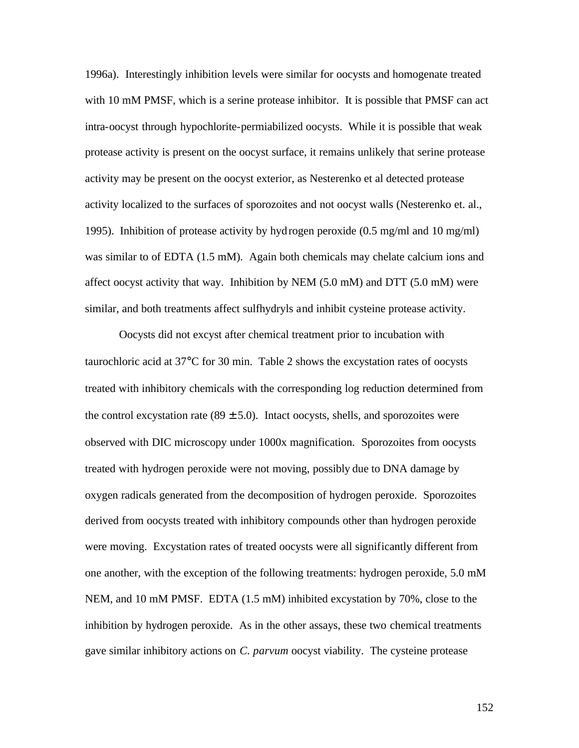1996a). Interestingly inhibition levels were similar for oocysts and homogenate treated with 10 mM PMSF, which is a serine protease inhibitor. It is possible that PMSF can act intra-oocyst through hypochlorite-permiabilized oocysts. While it is possible that weak protease activity is present on the oocyst surface, it remains unlikely that serine protease activity may be present on the oocyst exterior, as Nesterenko et al detected protease activity localized to the surfaces of sporozoites and not oocyst walls (Nesterenko et. al., 1995). Inhibition of protease activity by hydrogen peroxide (0.5 mg/ml and 10 mg/ml) was similar to of EDTA (1.5 mM). Again both chemicals may chelate calcium ions and affect oocyst activity that way. Inhibition by NEM (5.0 mM) and DTT (5.0 mM) were similar, and both treatments affect sulfhydryls and inhibit cysteine protease activity.

Oocysts did not excyst after chemical treatment prior to incubation with taurochloric acid at 37°C for 30 min. Table 2 shows the excystation rates of oocysts treated with inhibitory chemicals with the corresponding log reduction determined from the control excystation rate (89 ± 5.0). Intact oocysts, shells, and sporozoites were observed with DIC microscopy under 1000x magnification. Sporozoites from oocysts treated with hydrogen peroxide were not moving, possibly due to DNA damage by oxygen radicals generated from the decomposition of hydrogen peroxide. Sporozoites derived from oocysts treated with inhibitory compounds other than hydrogen peroxide were moving. Excystation rates of treated oocysts were all significantly different from one another, with the exception of the following treatments: hydrogen peroxide, 5.0 mM NEM, and 10 mM PMSF. EDTA (1.5 mM) inhibited excystation by 70%, close to the inhibition by hydrogen peroxide. As in the other assays, these two chemical treatments gave similar inhibitory actions on *C. parvum* oocyst viability. The cysteine protease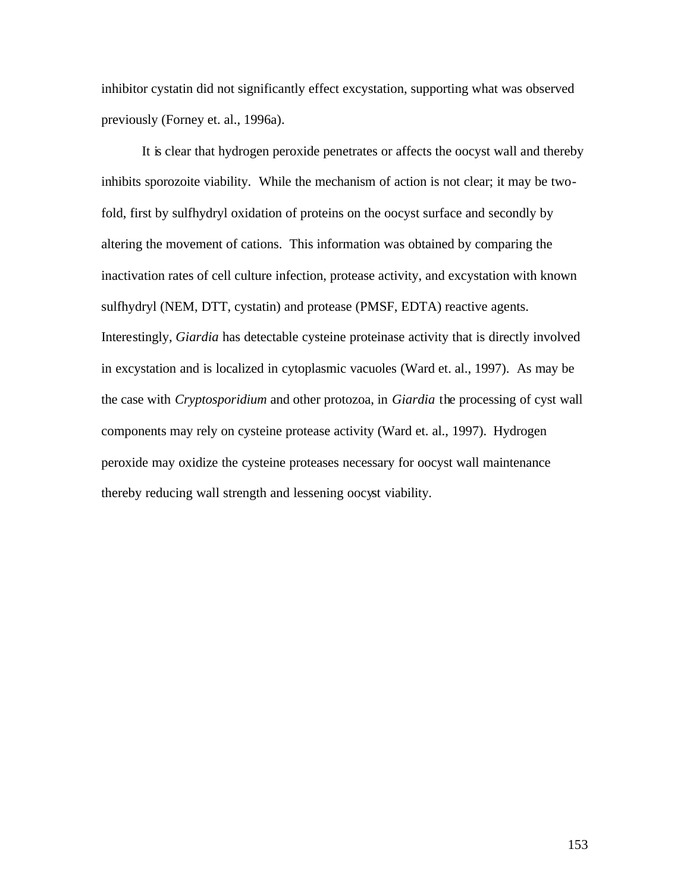inhibitor cystatin did not significantly effect excystation, supporting what was observed previously (Forney et. al., 1996a).

It is clear that hydrogen peroxide penetrates or affects the oocyst wall and thereby inhibits sporozoite viability. While the mechanism of action is not clear; it may be two-fold, first by sulfhydryl oxidation of proteins on the oocyst surface and secondly by altering the movement of cations. This information was obtained by comparing the inactivation rates of cell culture infection, protease activity, and excystation with known sulfhydryl (NEM, DTT, cystatin) and protease (PMSF, EDTA) reactive agents. Interestingly, *Giardia* has detectable cysteine proteinase activity that is directly involved in excystation and is localized in cytoplasmic vacuoles (Ward et. al., 1997). As may be the case with *Cryptosporidium* and other protozoa, in *Giardia* the processing of cyst wall components may rely on cysteine protease activity (Ward et. al., 1997). Hydrogen peroxide may oxidize the cysteine proteases necessary for oocyst wall maintenance thereby reducing wall strength and lessening oocyst viability.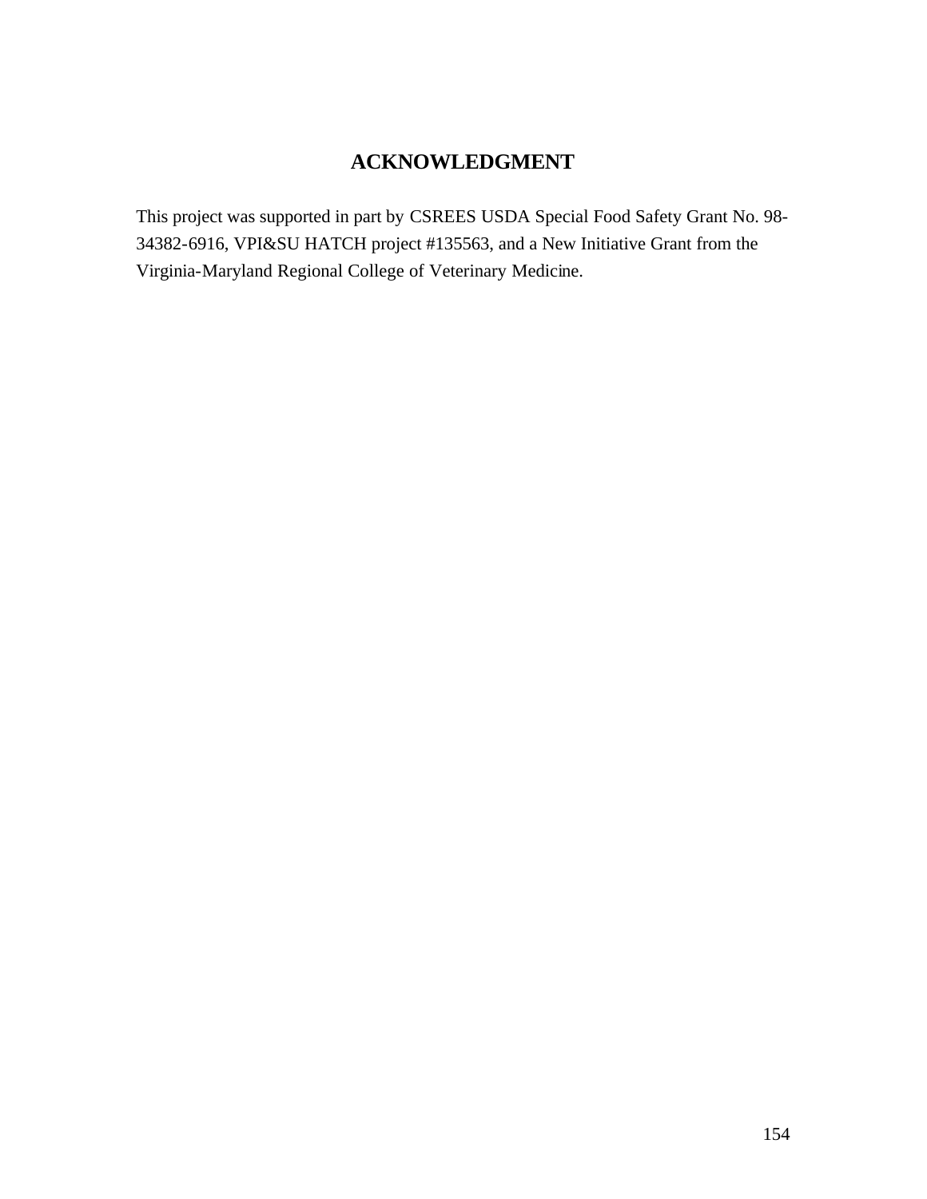# ACKNOWLEDGMENT

This project was supported in part by CSREES USDA Special Food Safety Grant No. 98-34382-6916, VPI&SU HATCH project #135563, and a New Initiative Grant from the Virginia-Maryland Regional College of Veterinary Medicine.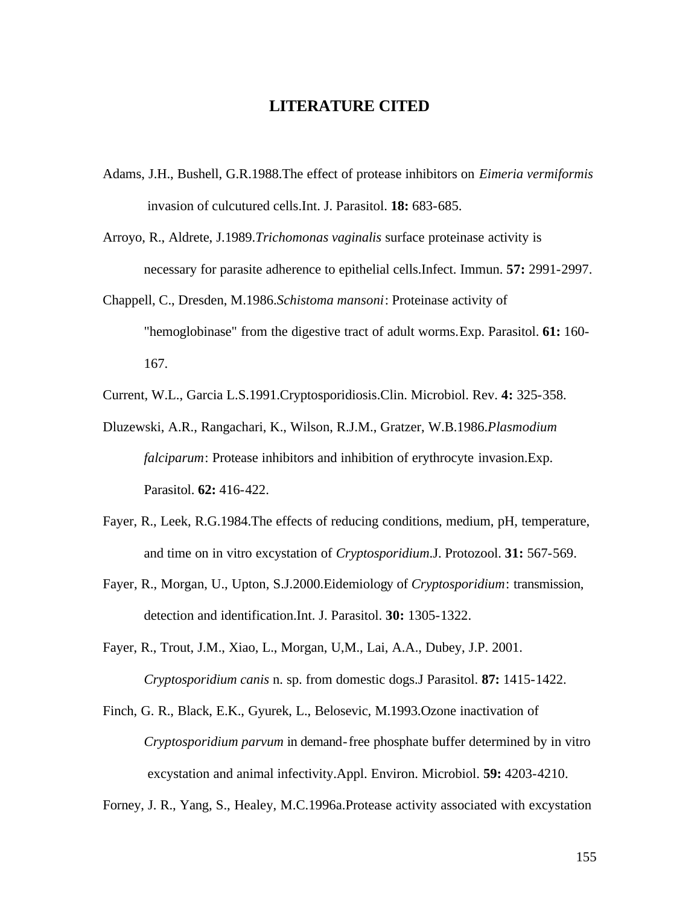# LITERATURE CITED

Adams, J.H., Bushell, G.R.1988.The effect of protease inhibitors on *Eimeria vermiformis* invasion of culcutured cells.Int. J. Parasitol. **18:** 683-685.

Arroyo, R., Aldrete, J.1989.*Trichomonas vaginalis* surface proteinase activity is necessary for parasite adherence to epithelial cells.Infect. Immun. **57:** 2991-2997.

Chappell, C., Dresden, M.1986.*Schistoma mansoni*: Proteinase activity of "hemoglobinase" from the digestive tract of adult worms.Exp. Parasitol. **61:** 160-167.

Current, W.L., Garcia L.S.1991.Cryptosporidiosis.Clin. Microbiol. Rev. **4:** 325-358.

Dluzewski, A.R., Rangachari, K., Wilson, R.J.M., Gratzer, W.B.1986.*Plasmodium falciparum*: Protease inhibitors and inhibition of erythrocyte invasion.Exp. Parasitol. **62:** 416-422.

Fayer, R., Leek, R.G.1984.The effects of reducing conditions, medium, pH, temperature, and time on in vitro excystation of *Cryptosporidium*.J. Protozool. **31:** 567-569.

Fayer, R., Morgan, U., Upton, S.J.2000.Eidemiology of *Cryptosporidium*: transmission, detection and identification.Int. J. Parasitol. **30:** 1305-1322.

Fayer, R., Trout, J.M., Xiao, L., Morgan, U,M., Lai, A.A., Dubey, J.P. 2001. *Cryptosporidium canis* n. sp. from domestic dogs.J Parasitol. **87:** 1415-1422.

Finch, G. R., Black, E.K., Gyurek, L., Belosevic, M.1993.Ozone inactivation of *Cryptosporidium parvum* in demand-free phosphate buffer determined by in vitro excystation and animal infectivity.Appl. Environ. Microbiol. **59:** 4203-4210.

Forney, J. R., Yang, S., Healey, M.C.1996a.Protease activity associated with excystation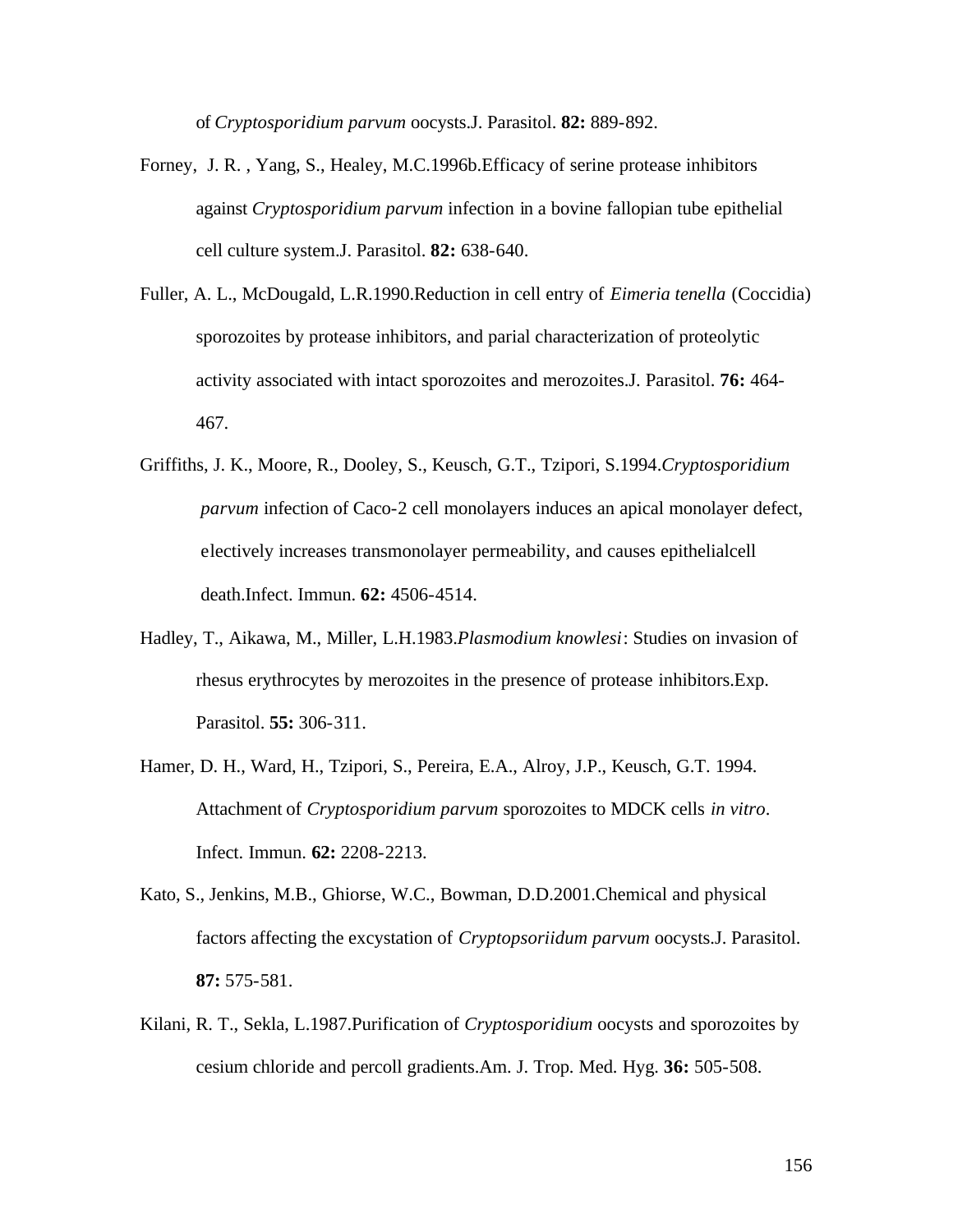of *Cryptosporidium parvum* oocysts.J. Parasitol. **82:** 889-892.

Forney, J. R. , Yang, S., Healey, M.C.1996b.Efficacy of serine protease inhibitors against *Cryptosporidium parvum* infection in a bovine fallopian tube epithelial cell culture system.J. Parasitol. **82:** 638-640.

Fuller, A. L., McDougald, L.R.1990.Reduction in cell entry of *Eimeria tenella* (Coccidia) sporozoites by protease inhibitors, and parial characterization of proteolytic activity associated with intact sporozoites and merozoites.J. Parasitol. **76:** 464-467.

Griffiths, J. K., Moore, R., Dooley, S., Keusch, G.T., Tzipori, S.1994.*Cryptosporidium parvum* infection of Caco-2 cell monolayers induces an apical monolayer defect, electively increases transmonolayer permeability, and causes epithelialcell death.Infect. Immun. **62:** 4506-4514.

Hadley, T., Aikawa, M., Miller, L.H.1983.*Plasmodium knowlesi*: Studies on invasion of rhesus erythrocytes by merozoites in the presence of protease inhibitors.Exp. Parasitol. **55:** 306-311.

Hamer, D. H., Ward, H., Tzipori, S., Pereira, E.A., Alroy, J.P., Keusch, G.T. 1994. Attachment of *Cryptosporidium parvum* sporozoites to MDCK cells *in vitro*. Infect. Immun. **62:** 2208-2213.

Kato, S., Jenkins, M.B., Ghiorse, W.C., Bowman, D.D.2001.Chemical and physical factors affecting the excystation of *Cryptopsoriidum parvum* oocysts.J. Parasitol. **87:** 575-581.

Kilani, R. T., Sekla, L.1987.Purification of *Cryptosporidium* oocysts and sporozoites by cesium chloride and percoll gradients.Am. J. Trop. Med. Hyg. **36:** 505-508.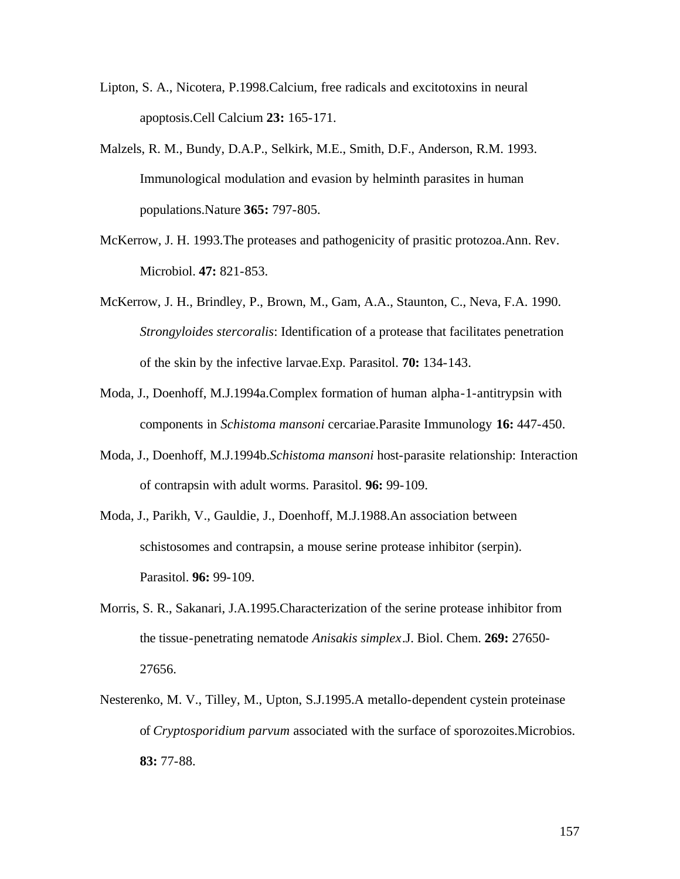Lipton, S. A., Nicotera, P.1998.Calcium, free radicals and excitotoxins in neural apoptosis.Cell Calcium **23:** 165-171.

Malzels, R. M., Bundy, D.A.P., Selkirk, M.E., Smith, D.F., Anderson, R.M. 1993. Immunological modulation and evasion by helminth parasites in human populations.Nature **365:** 797-805.

McKerrow, J. H. 1993.The proteases and pathogenicity of prasitic protozoa.Ann. Rev. Microbiol. **47:** 821-853.

McKerrow, J. H., Brindley, P., Brown, M., Gam, A.A., Staunton, C., Neva, F.A. 1990. *Strongyloides stercoralis*: Identification of a protease that facilitates penetration of the skin by the infective larvae.Exp. Parasitol. **70:** 134-143.

Moda, J., Doenhoff, M.J.1994a.Complex formation of human alpha-1-antitrypsin with components in *Schistoma mansoni* cercariae.Parasite Immunology **16:** 447-450.

Moda, J., Doenhoff, M.J.1994b.*Schistoma mansoni* host-parasite relationship: Interaction of contrapsin with adult worms. Parasitol. **96:** 99-109.

Moda, J., Parikh, V., Gauldie, J., Doenhoff, M.J.1988.An association between schistosomes and contrapsin, a mouse serine protease inhibitor (serpin). Parasitol. **96:** 99-109.

Morris, S. R., Sakanari, J.A.1995.Characterization of the serine protease inhibitor from the tissue-penetrating nematode *Anisakis simplex*.J. Biol. Chem. **269:** 27650-27656.

Nesterenko, M. V., Tilley, M., Upton, S.J.1995.A metallo-dependent cystein proteinase of *Cryptosporidium parvum* associated with the surface of sporozoites.Microbios. **83:** 77-88.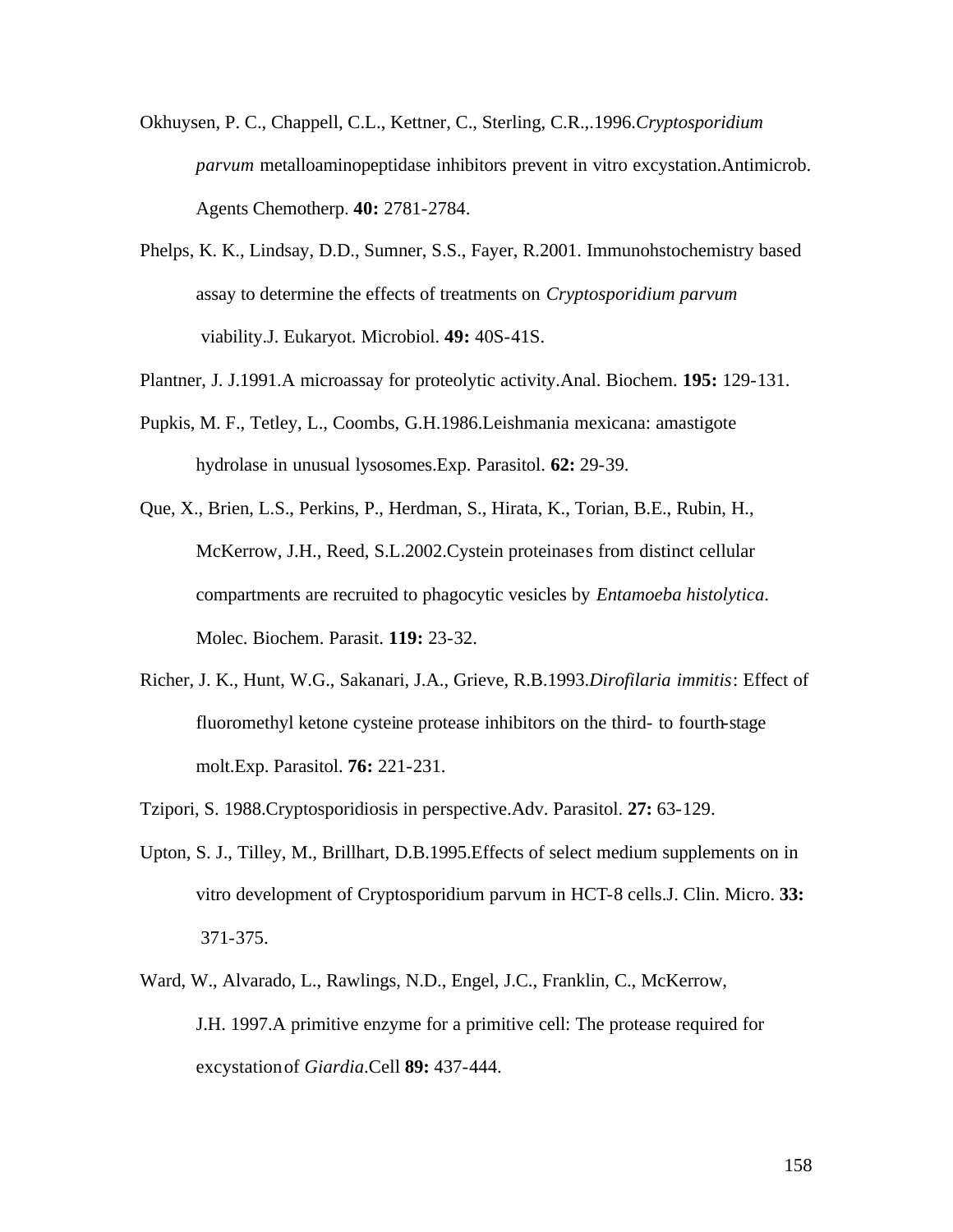Okhuysen, P. C., Chappell, C.L., Kettner, C., Sterling, C.R.,.1996.*Cryptosporidium parvum* metalloaminopeptidase inhibitors prevent in vitro excystation.Antimicrob. Agents Chemotherp. **40:** 2781-2784.

Phelps, K. K., Lindsay, D.D., Sumner, S.S., Fayer, R.2001. Immunohstochemistry based assay to determine the effects of treatments on *Cryptosporidium parvum* viability.J. Eukaryot. Microbiol. **49:** 40S-41S.

Plantner, J. J.1991.A microassay for proteolytic activity.Anal. Biochem. **195:** 129-131.

Pupkis, M. F., Tetley, L., Coombs, G.H.1986.Leishmania mexicana: amastigote hydrolase in unusual lysosomes.Exp. Parasitol. **62:** 29-39.

Que, X., Brien, L.S., Perkins, P., Herdman, S., Hirata, K., Torian, B.E., Rubin, H., McKerrow, J.H., Reed, S.L.2002.Cystein proteinases from distinct cellular compartments are recruited to phagocytic vesicles by *Entamoeba histolytica*. Molec. Biochem. Parasit. **119:** 23-32.

Richer, J. K., Hunt, W.G., Sakanari, J.A., Grieve, R.B.1993.*Dirofilaria immitis*: Effect of fluoromethyl ketone cysteine protease inhibitors on the third- to fourth-stage molt.Exp. Parasitol. **76:** 221-231.

Tzipori, S. 1988.Cryptosporidiosis in perspective.Adv. Parasitol. **27:** 63-129.

Upton, S. J., Tilley, M., Brillhart, D.B.1995.Effects of select medium supplements on in vitro development of Cryptosporidium parvum in HCT-8 cells.J. Clin. Micro. **33:** 371-375.

Ward, W., Alvarado, L., Rawlings, N.D., Engel, J.C., Franklin, C., McKerrow, J.H. 1997.A primitive enzyme for a primitive cell: The protease required for excystation of *Giardia*.Cell **89:** 437-444.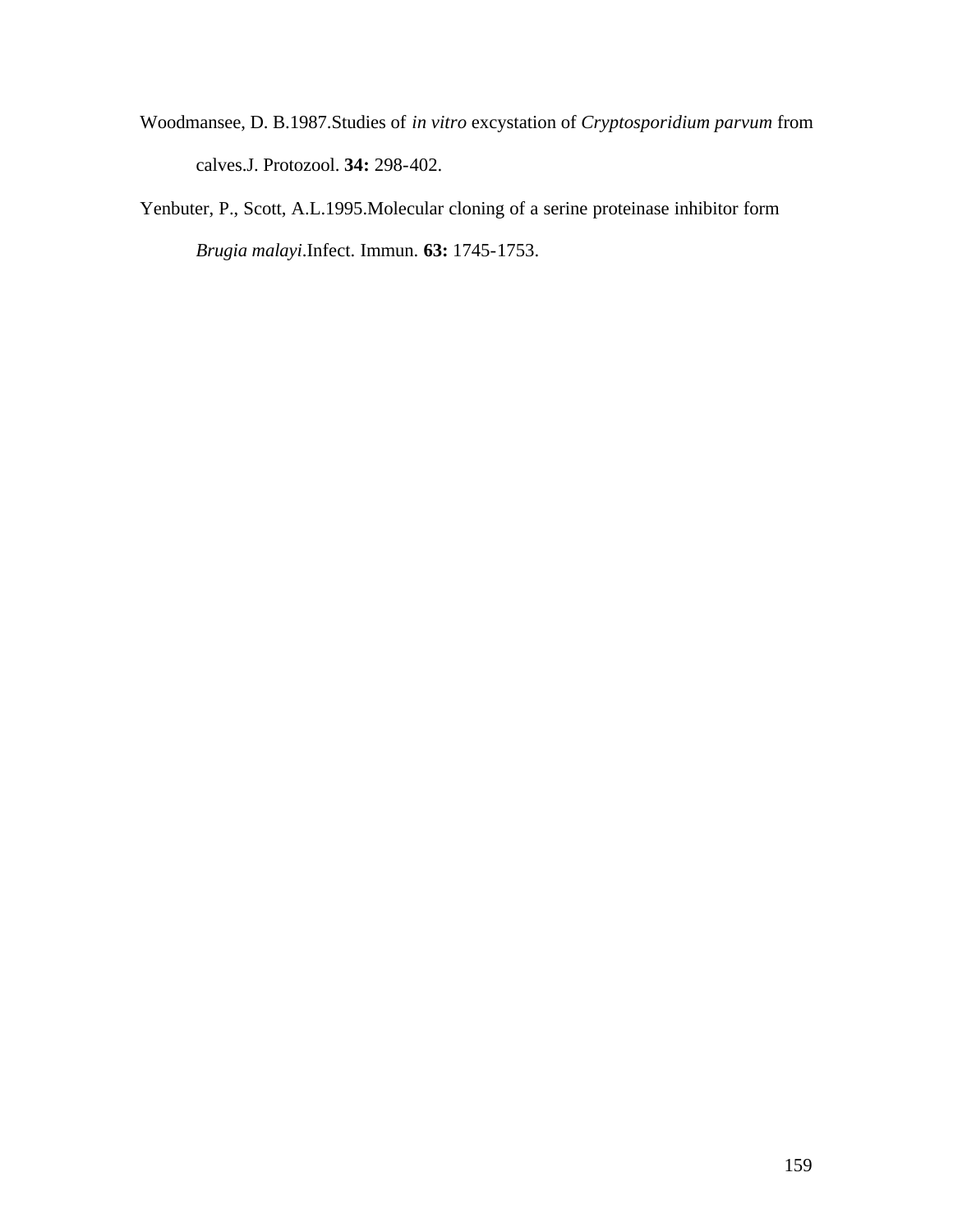Woodmansee, D. B.1987.Studies of *in vitro* excystation of *Cryptosporidium parvum* from calves.J. Protozool. **34:** 298-402.

Yenbuter, P., Scott, A.L.1995.Molecular cloning of a serine proteinase inhibitor form *Brugia malayi*.Infect. Immun. **63:** 1745-1753.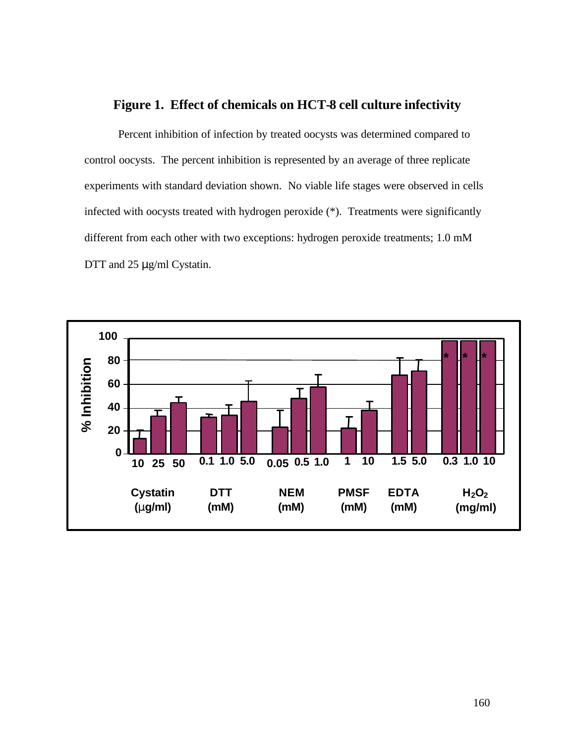## Figure 1. Effect of chemicals on HCT-8 cell culture infectivity

Percent inhibition of infection by treated oocysts was determined compared to control oocysts. The percent inhibition is represented by an average of three replicate experiments with standard deviation shown. No viable life stages were observed in cells infected with oocysts treated with hydrogen peroxide (*). Treatments were significantly different from each other with two exceptions: hydrogen peroxide treatments; 1.0 mM DTT and 25 μg/ml Cystatin.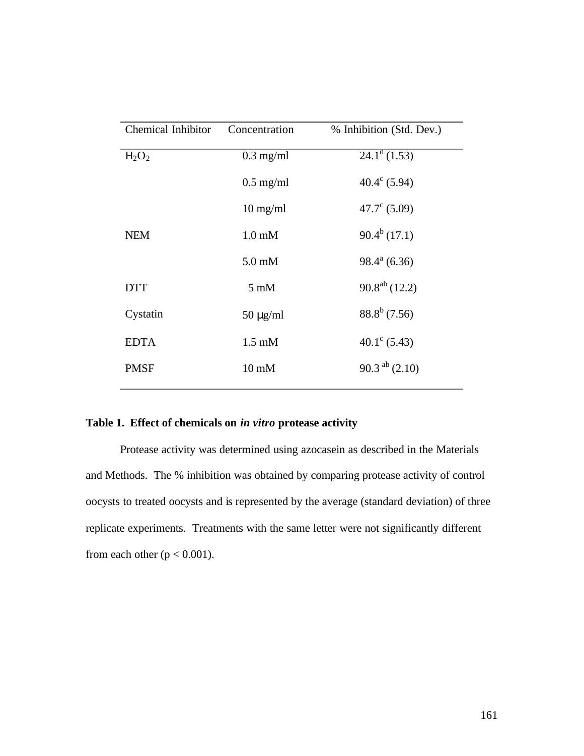| Chemical Inhibitor | Concentration | % Inhibition (Std. Dev.) |
|---|---|---|
| $H_2O_2$ | 0.3 mg/ml | $24.1^{d}$ (1.53) |
| | 0.5 mg/ml | $40.4^{c}$ (5.94) |
| | 10 mg/ml | $47.7^{c}$ (5.09) |
| NEM | 1.0 mM | $90.4^{b}$ (17.1) |
| | 5.0 mM | $98.4^{a}$ (6.36) |
| DTT | 5 mM | $90.8^{ab}$ (12.2) |
| Cystatin | 50 μg/ml | $88.8^{b}$ (7.56) |
| EDTA | 1.5 mM | $40.1^{c}$ (5.43) |
| PMSF | 10 mM | $90.3^{ab}$ (2.10) |

**Table 1. Effect of chemicals on *in vitro* protease activity**

Protease activity was determined using azocasein as described in the Materials and Methods. The % inhibition was obtained by comparing protease activity of control oocysts to treated oocysts and is represented by the average (standard deviation) of three replicate experiments. Treatments with the same letter were not significantly different from each other ($p < 0.001$).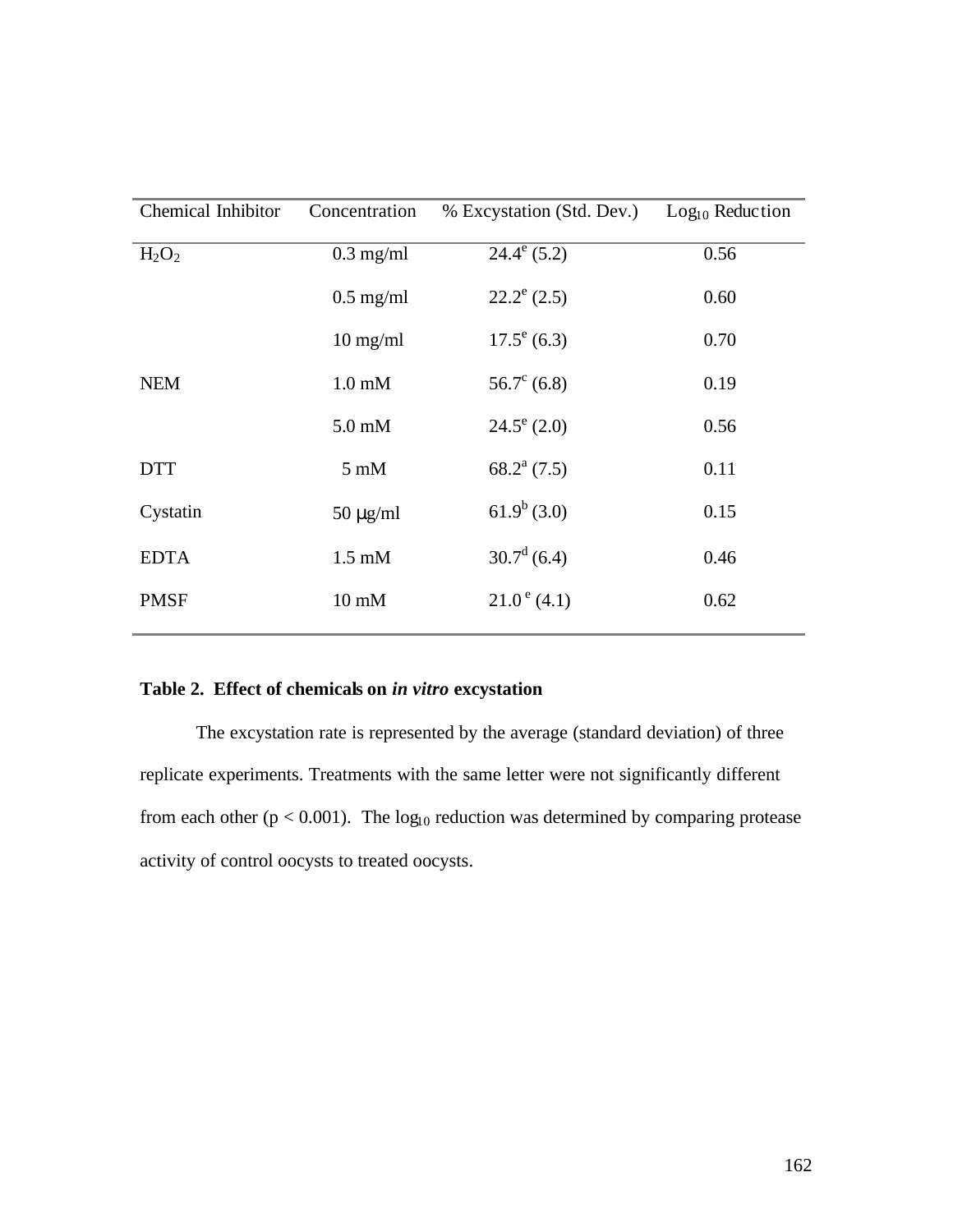| Chemical Inhibitor | Concentration | % Excystation (Std. Dev.) | $Log_{10}$ Reduction |
|---|---|---|---|
| $H_2O_2$ | 0.3 mg/ml | $24.4^e$ (5.2) | 0.56 |
| | 0.5 mg/ml | $22.2^e$ (2.5) | 0.60 |
| | 10 mg/ml | $17.5^e$ (6.3) | 0.70 |
| NEM | 1.0 mM | $56.7^c$ (6.8) | 0.19 |
| | 5.0 mM | $24.5^e$ (2.0) | 0.56 |
| DTT | 5 mM | $68.2^a$ (7.5) | 0.11 |
| Cystatin | 50 μg/ml | $61.9^b$ (3.0) | 0.15 |
| EDTA | 1.5 mM | $30.7^d$ (6.4) | 0.46 |
| PMSF | 10 mM | $21.0^e$ (4.1) | 0.62 |

**Table 2. Effect of chemicals on *in vitro* excystation**

The excystation rate is represented by the average (standard deviation) of three replicate experiments. Treatments with the same letter were not significantly different from each other ($p < 0.001$). The $\log_{10}$ reduction was determined by comparing protease activity of control oocysts to treated oocysts.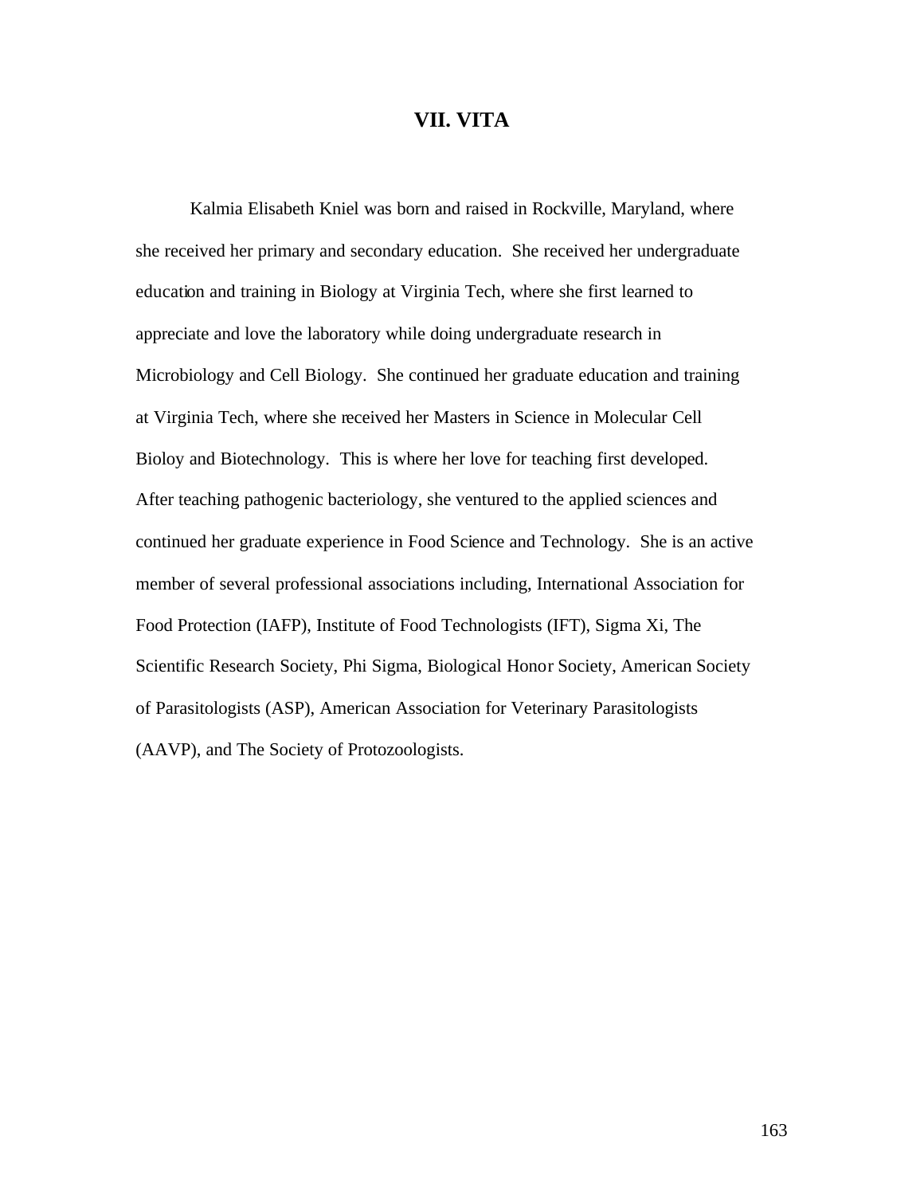# VII. VITA

Kalmia Elisabeth Kniel was born and raised in Rockville, Maryland, where she received her primary and secondary education. She received her undergraduate education and training in Biology at Virginia Tech, where she first learned to appreciate and love the laboratory while doing undergraduate research in Microbiology and Cell Biology. She continued her graduate education and training at Virginia Tech, where she received her Masters in Science in Molecular Cell Bioloy and Biotechnology. This is where her love for teaching first developed. After teaching pathogenic bacteriology, she ventured to the applied sciences and continued her graduate experience in Food Science and Technology. She is an active member of several professional associations including, International Association for Food Protection (IAFP), Institute of Food Technologists (IFT), Sigma Xi, The Scientific Research Society, Phi Sigma, Biological Honor Society, American Society of Parasitologists (ASP), American Association for Veterinary Parasitologists (AAVP), and The Society of Protozoologists.